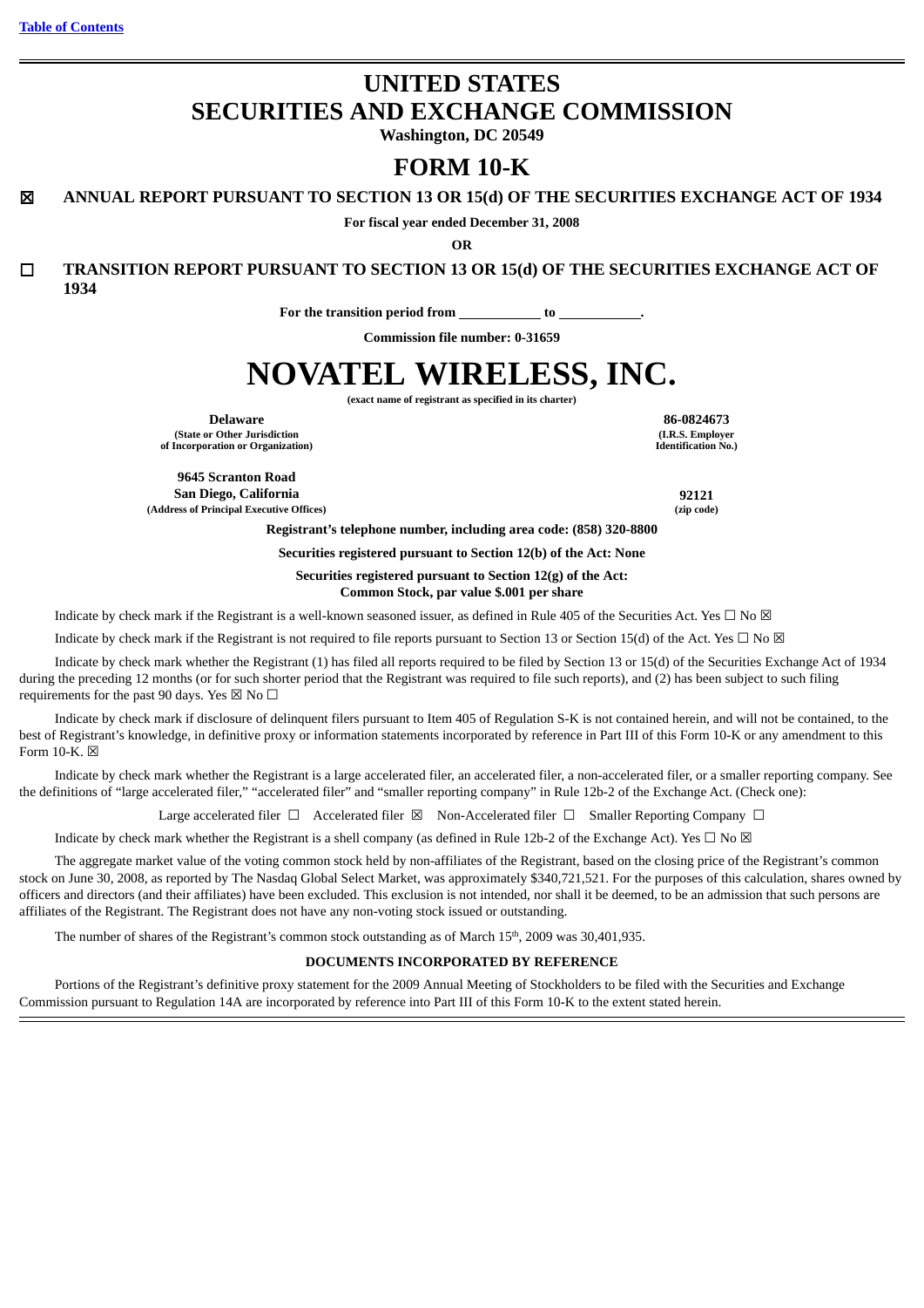[Table of Contents]

# UNITED STATES
# SECURITIES AND EXCHANGE COMMISSION

**Washington, DC 20549**

# FORM 10-K

☒ **ANNUAL REPORT PURSUANT TO SECTION 13 OR 15(d) OF THE SECURITIES EXCHANGE ACT OF 1934**

**For fiscal year ended December 31, 2008**

**OR**

☐ **TRANSITION REPORT PURSUANT TO SECTION 13 OR 15(d) OF THE SECURITIES EXCHANGE ACT OF 1934**

**For the transition period from \_\_\_\_\_\_\_\_\_\_ to \_\_\_\_\_\_\_\_\_\_.**

**Commission file number: 0-31659**

# NOVATEL WIRELESS, INC.

**(exact name of registrant as specified in its charter)**

| | |
|---|---|
| **Delaware** | **86-0824673** |
| **(State or Other Jurisdiction of Incorporation or Organization)** | **(I.R.S. Employer Identification No.)** |
| **9645 Scranton Road San Diego, California** | **92121** |
| **(Address of Principal Executive Offices)** | **(zip code)** |

**Registrant's telephone number, including area code: (858) 320-8800**

**Securities registered pursuant to Section 12(b) of the Act: None**

**Securities registered pursuant to Section 12(g) of the Act: Common Stock, par value $.001 per share**

Indicate by check mark if the Registrant is a well-known seasoned issuer, as defined in Rule 405 of the Securities Act. Yes ☐ No ☒

Indicate by check mark if the Registrant is not required to file reports pursuant to Section 13 or Section 15(d) of the Act. Yes ☐ No ☒

Indicate by check mark whether the Registrant (1) has filed all reports required to be filed by Section 13 or 15(d) of the Securities Exchange Act of 1934 during the preceding 12 months (or for such shorter period that the Registrant was required to file such reports), and (2) has been subject to such filing requirements for the past 90 days. Yes ☒ No ☐

Indicate by check mark if disclosure of delinquent filers pursuant to Item 405 of Regulation S-K is not contained herein, and will not be contained, to the best of Registrant's knowledge, in definitive proxy or information statements incorporated by reference in Part III of this Form 10-K or any amendment to this Form 10-K. ☒

Indicate by check mark whether the Registrant is a large accelerated filer, an accelerated filer, a non-accelerated filer, or a smaller reporting company. See the definitions of "large accelerated filer," "accelerated filer" and "smaller reporting company" in Rule 12b-2 of the Exchange Act. (Check one):

Large accelerated filer ☐ Accelerated filer ☒ Non-Accelerated filer ☐ Smaller Reporting Company ☐

Indicate by check mark whether the Registrant is a shell company (as defined in Rule 12b-2 of the Exchange Act). Yes ☐ No ☒

The aggregate market value of the voting common stock held by non-affiliates of the Registrant, based on the closing price of the Registrant's common stock on June 30, 2008, as reported by The Nasdaq Global Select Market, was approximately $340,721,521. For the purposes of this calculation, shares owned by officers and directors (and their affiliates) have been excluded. This exclusion is not intended, nor shall it be deemed, to be an admission that such persons are affiliates of the Registrant. The Registrant does not have any non-voting stock issued or outstanding.

The number of shares of the Registrant's common stock outstanding as of March 15th, 2009 was 30,401,935.

**DOCUMENTS INCORPORATED BY REFERENCE**

Portions of the Registrant's definitive proxy statement for the 2009 Annual Meeting of Stockholders to be filed with the Securities and Exchange Commission pursuant to Regulation 14A are incorporated by reference into Part III of this Form 10-K to the extent stated herein.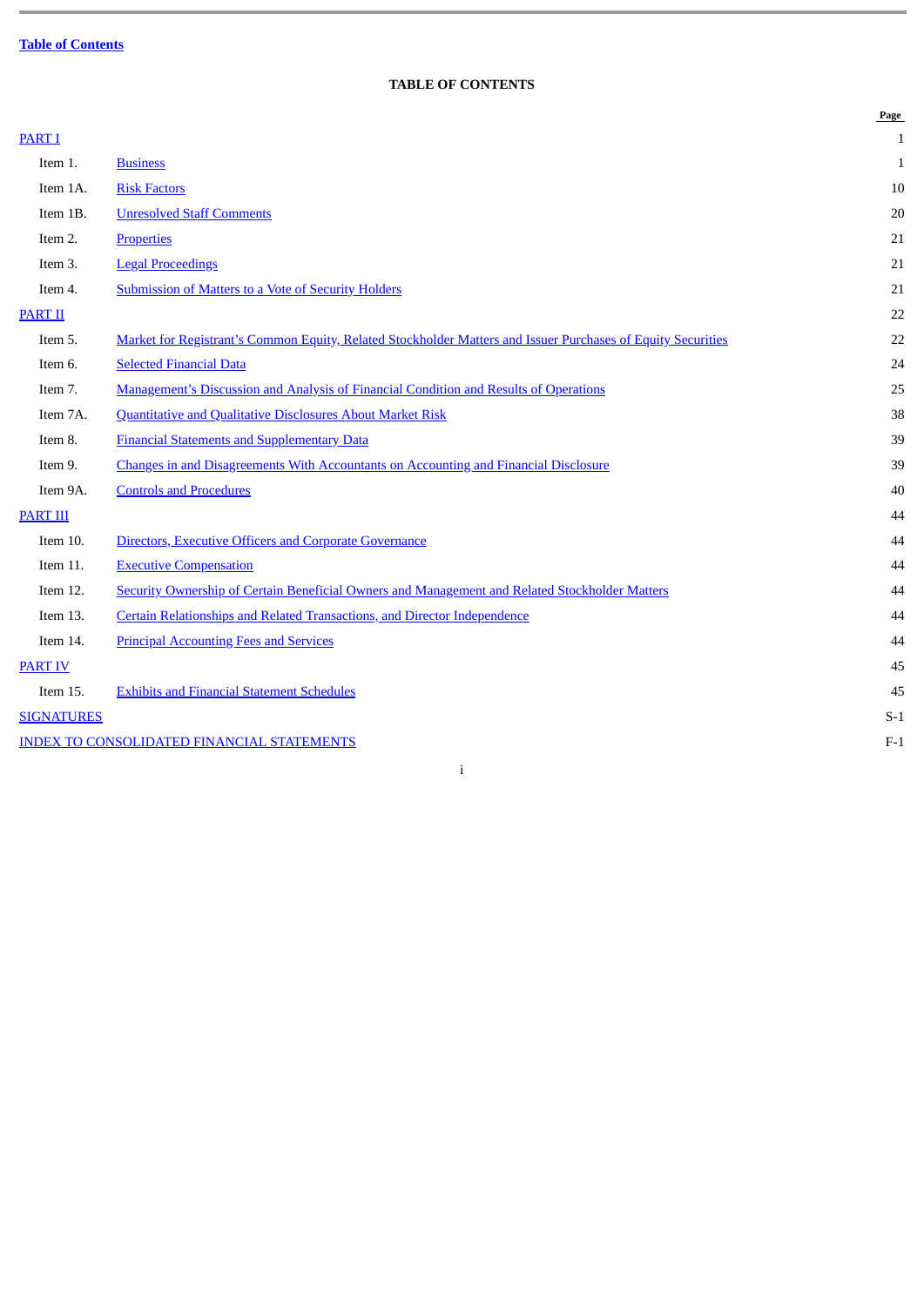Table of Contents

**TABLE OF CONTENTS**

| | | Page |
|---|---|---|
| PART I | | 1 |
| Item 1. | Business | 1 |
| Item 1A. | Risk Factors | 10 |
| Item 1B. | Unresolved Staff Comments | 20 |
| Item 2. | Properties | 21 |
| Item 3. | Legal Proceedings | 21 |
| Item 4. | Submission of Matters to a Vote of Security Holders | 21 |
| PART II | | 22 |
| Item 5. | Market for Registrant's Common Equity, Related Stockholder Matters and Issuer Purchases of Equity Securities | 22 |
| Item 6. | Selected Financial Data | 24 |
| Item 7. | Management's Discussion and Analysis of Financial Condition and Results of Operations | 25 |
| Item 7A. | Quantitative and Qualitative Disclosures About Market Risk | 38 |
| Item 8. | Financial Statements and Supplementary Data | 39 |
| Item 9. | Changes in and Disagreements With Accountants on Accounting and Financial Disclosure | 39 |
| Item 9A. | Controls and Procedures | 40 |
| PART III | | 44 |
| Item 10. | Directors, Executive Officers and Corporate Governance | 44 |
| Item 11. | Executive Compensation | 44 |
| Item 12. | Security Ownership of Certain Beneficial Owners and Management and Related Stockholder Matters | 44 |
| Item 13. | Certain Relationships and Related Transactions, and Director Independence | 44 |
| Item 14. | Principal Accounting Fees and Services | 44 |
| PART IV | | 45 |
| Item 15. | Exhibits and Financial Statement Schedules | 45 |
| SIGNATURES | | S-1 |
| INDEX TO CONSOLIDATED FINANCIAL STATEMENTS | | F-1 |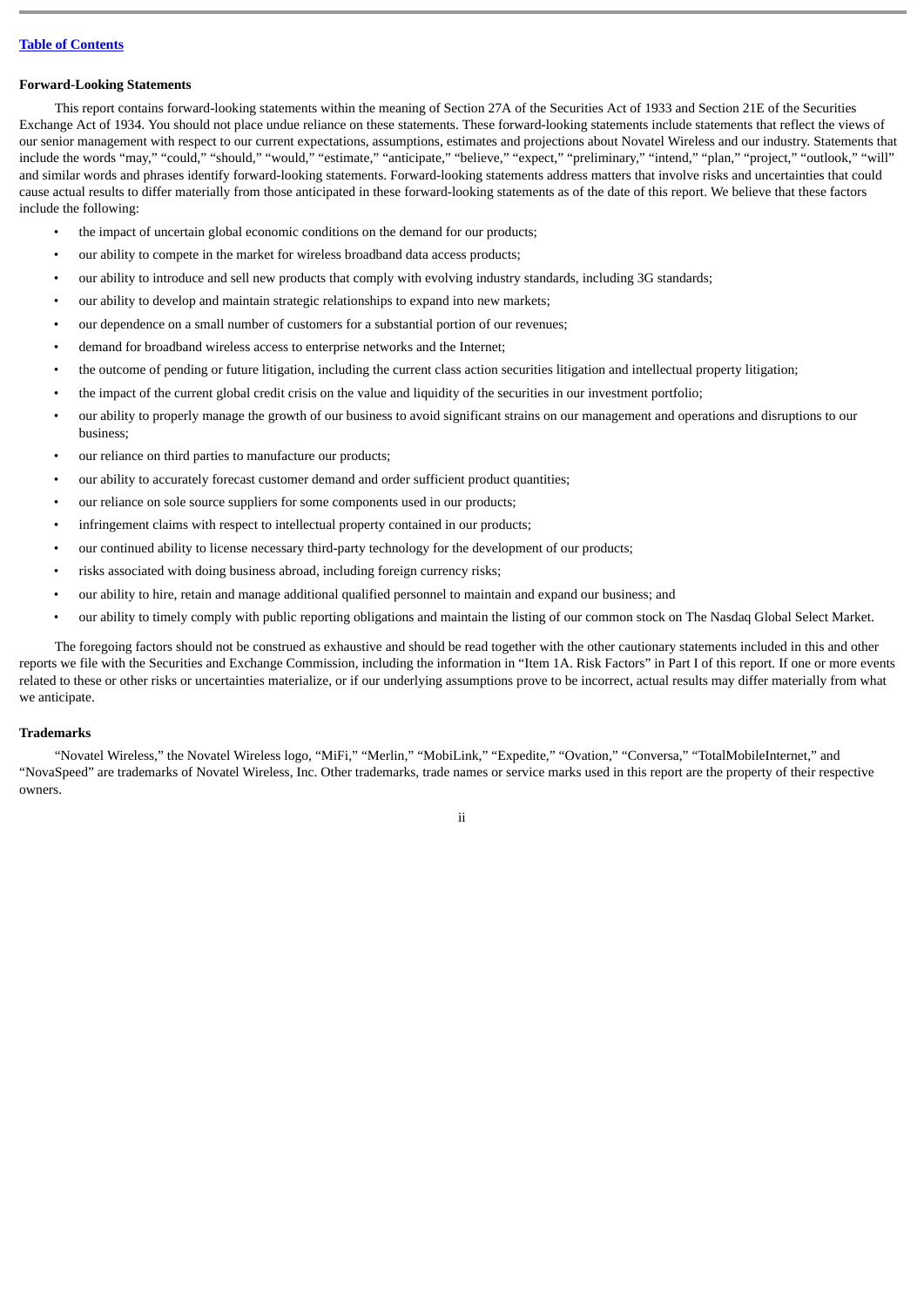**Forward-Looking Statements**

This report contains forward-looking statements within the meaning of Section 27A of the Securities Act of 1933 and Section 21E of the Securities Exchange Act of 1934. You should not place undue reliance on these statements. These forward-looking statements include statements that reflect the views of our senior management with respect to our current expectations, assumptions, estimates and projections about Novatel Wireless and our industry. Statements that include the words "may," "could," "should," "would," "estimate," "anticipate," "believe," "expect," "preliminary," "intend," "plan," "project," "outlook," "will" and similar words and phrases identify forward-looking statements. Forward-looking statements address matters that involve risks and uncertainties that could cause actual results to differ materially from those anticipated in these forward-looking statements as of the date of this report. We believe that these factors include the following:

- the impact of uncertain global economic conditions on the demand for our products;
- our ability to compete in the market for wireless broadband data access products;
- our ability to introduce and sell new products that comply with evolving industry standards, including 3G standards;
- our ability to develop and maintain strategic relationships to expand into new markets;
- our dependence on a small number of customers for a substantial portion of our revenues;
- demand for broadband wireless access to enterprise networks and the Internet;
- the outcome of pending or future litigation, including the current class action securities litigation and intellectual property litigation;
- the impact of the current global credit crisis on the value and liquidity of the securities in our investment portfolio;
- our ability to properly manage the growth of our business to avoid significant strains on our management and operations and disruptions to our business;
- our reliance on third parties to manufacture our products;
- our ability to accurately forecast customer demand and order sufficient product quantities;
- our reliance on sole source suppliers for some components used in our products;
- infringement claims with respect to intellectual property contained in our products;
- our continued ability to license necessary third-party technology for the development of our products;
- risks associated with doing business abroad, including foreign currency risks;
- our ability to hire, retain and manage additional qualified personnel to maintain and expand our business; and
- our ability to timely comply with public reporting obligations and maintain the listing of our common stock on The Nasdaq Global Select Market.

The foregoing factors should not be construed as exhaustive and should be read together with the other cautionary statements included in this and other reports we file with the Securities and Exchange Commission, including the information in "Item 1A. Risk Factors" in Part I of this report. If one or more events related to these or other risks or uncertainties materialize, or if our underlying assumptions prove to be incorrect, actual results may differ materially from what we anticipate.

**Trademarks**

"Novatel Wireless," the Novatel Wireless logo, "MiFi," "Merlin," "MobiLink," "Expedite," "Ovation," "Conversa," "TotalMobileInternet," and "NovaSpeed" are trademarks of Novatel Wireless, Inc. Other trademarks, trade names or service marks used in this report are the property of their respective owners.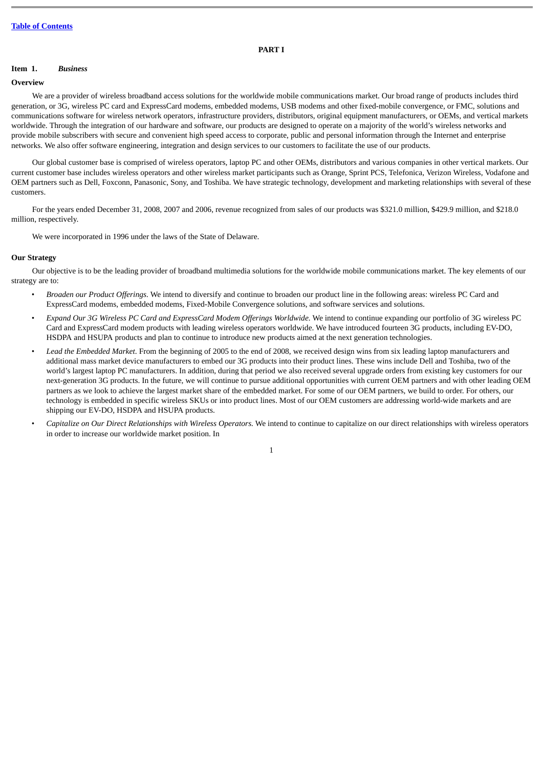# PART I

## Item 1. *Business*

### Overview

We are a provider of wireless broadband access solutions for the worldwide mobile communications market. Our broad range of products includes third generation, or 3G, wireless PC card and ExpressCard modems, embedded modems, USB modems and other fixed-mobile convergence, or FMC, solutions and communications software for wireless network operators, infrastructure providers, distributors, original equipment manufacturers, or OEMs, and vertical markets worldwide. Through the integration of our hardware and software, our products are designed to operate on a majority of the world's wireless networks and provide mobile subscribers with secure and convenient high speed access to corporate, public and personal information through the Internet and enterprise networks. We also offer software engineering, integration and design services to our customers to facilitate the use of our products.

Our global customer base is comprised of wireless operators, laptop PC and other OEMs, distributors and various companies in other vertical markets. Our current customer base includes wireless operators and other wireless market participants such as Orange, Sprint PCS, Telefonica, Verizon Wireless, Vodafone and OEM partners such as Dell, Foxconn, Panasonic, Sony, and Toshiba. We have strategic technology, development and marketing relationships with several of these customers.

For the years ended December 31, 2008, 2007 and 2006, revenue recognized from sales of our products was $321.0 million, $429.9 million, and $218.0 million, respectively.

We were incorporated in 1996 under the laws of the State of Delaware.

### Our Strategy

Our objective is to be the leading provider of broadband multimedia solutions for the worldwide mobile communications market. The key elements of our strategy are to:

- *Broaden our Product Offerings.* We intend to diversify and continue to broaden our product line in the following areas: wireless PC Card and ExpressCard modems, embedded modems, Fixed-Mobile Convergence solutions, and software services and solutions.
- *Expand Our 3G Wireless PC Card and ExpressCard Modem Offerings Worldwide.* We intend to continue expanding our portfolio of 3G wireless PC Card and ExpressCard modem products with leading wireless operators worldwide. We have introduced fourteen 3G products, including EV-DO, HSDPA and HSUPA products and plan to continue to introduce new products aimed at the next generation technologies.
- *Lead the Embedded Market*. From the beginning of 2005 to the end of 2008, we received design wins from six leading laptop manufacturers and additional mass market device manufacturers to embed our 3G products into their product lines. These wins include Dell and Toshiba, two of the world's largest laptop PC manufacturers. In addition, during that period we also received several upgrade orders from existing key customers for our next-generation 3G products. In the future, we will continue to pursue additional opportunities with current OEM partners and with other leading OEM partners as we look to achieve the largest market share of the embedded market. For some of our OEM partners, we build to order. For others, our technology is embedded in specific wireless SKUs or into product lines. Most of our OEM customers are addressing world-wide markets and are shipping our EV-DO, HSDPA and HSUPA products.
- *Capitalize on Our Direct Relationships with Wireless Operators.* We intend to continue to capitalize on our direct relationships with wireless operators in order to increase our worldwide market position. In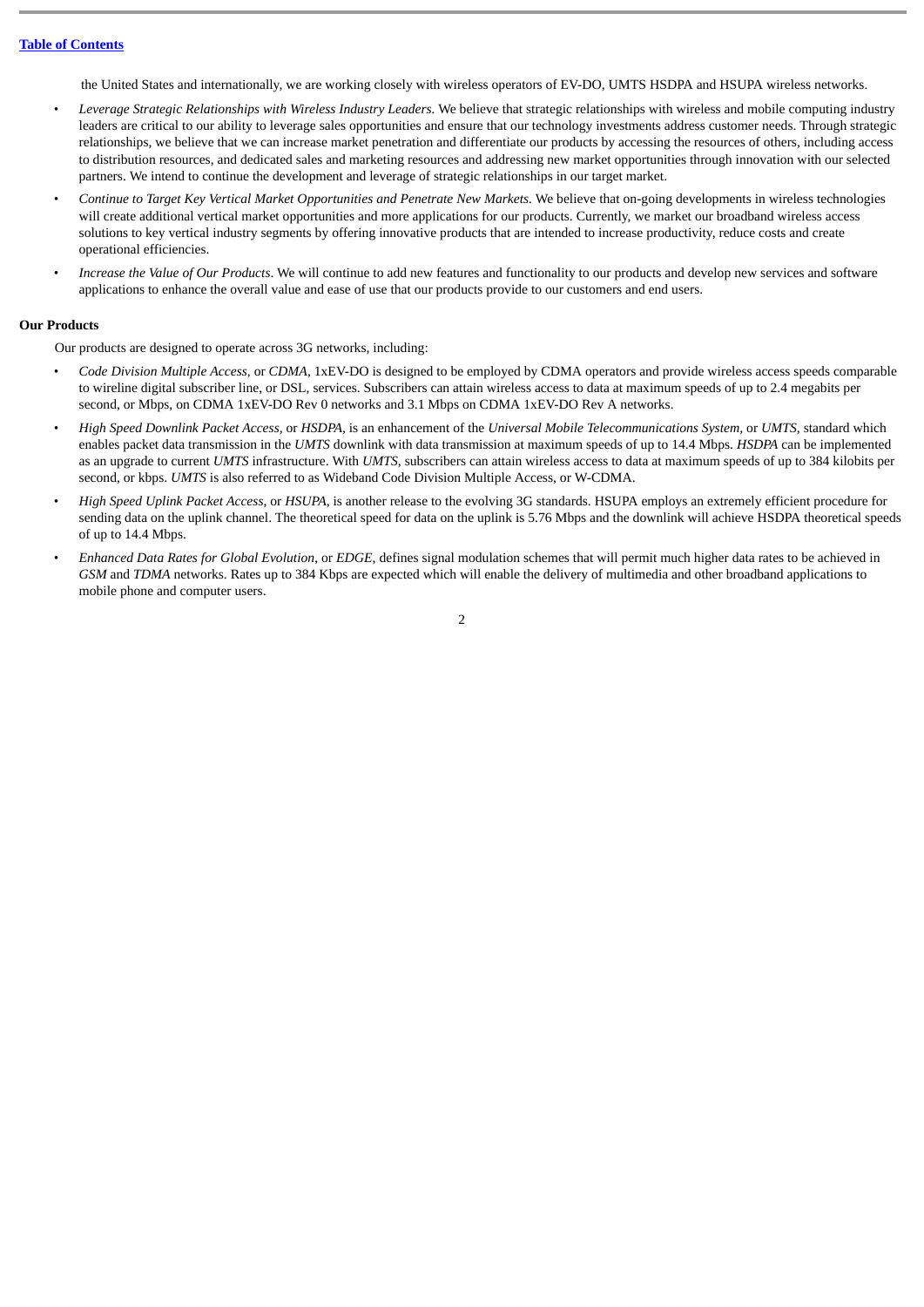the United States and internationally, we are working closely with wireless operators of EV-DO, UMTS HSDPA and HSUPA wireless networks.

- *Leverage Strategic Relationships with Wireless Industry Leaders.* We believe that strategic relationships with wireless and mobile computing industry leaders are critical to our ability to leverage sales opportunities and ensure that our technology investments address customer needs. Through strategic relationships, we believe that we can increase market penetration and differentiate our products by accessing the resources of others, including access to distribution resources, and dedicated sales and marketing resources and addressing new market opportunities through innovation with our selected partners. We intend to continue the development and leverage of strategic relationships in our target market.
- *Continue to Target Key Vertical Market Opportunities and Penetrate New Markets.* We believe that on-going developments in wireless technologies will create additional vertical market opportunities and more applications for our products. Currently, we market our broadband wireless access solutions to key vertical industry segments by offering innovative products that are intended to increase productivity, reduce costs and create operational efficiencies.
- *Increase the Value of Our Products.* We will continue to add new features and functionality to our products and develop new services and software applications to enhance the overall value and ease of use that our products provide to our customers and end users.

**Our Products**

Our products are designed to operate across 3G networks, including:

- *Code Division Multiple Access*, or *CDMA*, 1xEV-DO is designed to be employed by CDMA operators and provide wireless access speeds comparable to wireline digital subscriber line, or DSL, services. Subscribers can attain wireless access to data at maximum speeds of up to 2.4 megabits per second, or Mbps, on CDMA 1xEV-DO Rev 0 networks and 3.1 Mbps on CDMA 1xEV-DO Rev A networks.
- *High Speed Downlink Packet Access*, or *HSDPA*, is an enhancement of the *Universal Mobile Telecommunications System*, or *UMTS*, standard which enables packet data transmission in the *UMTS* downlink with data transmission at maximum speeds of up to 14.4 Mbps. *HSDPA* can be implemented as an upgrade to current *UMTS* infrastructure. With *UMTS*, subscribers can attain wireless access to data at maximum speeds of up to 384 kilobits per second, or kbps. *UMTS* is also referred to as Wideband Code Division Multiple Access, or W-CDMA.
- *High Speed Uplink Packet Access*, or *HSUPA*, is another release to the evolving 3G standards. HSUPA employs an extremely efficient procedure for sending data on the uplink channel. The theoretical speed for data on the uplink is 5.76 Mbps and the downlink will achieve HSDPA theoretical speeds of up to 14.4 Mbps.
- *Enhanced Data Rates for Global Evolution*, or *EDGE*, defines signal modulation schemes that will permit much higher data rates to be achieved in *GSM* and *TDMA* networks. Rates up to 384 Kbps are expected which will enable the delivery of multimedia and other broadband applications to mobile phone and computer users.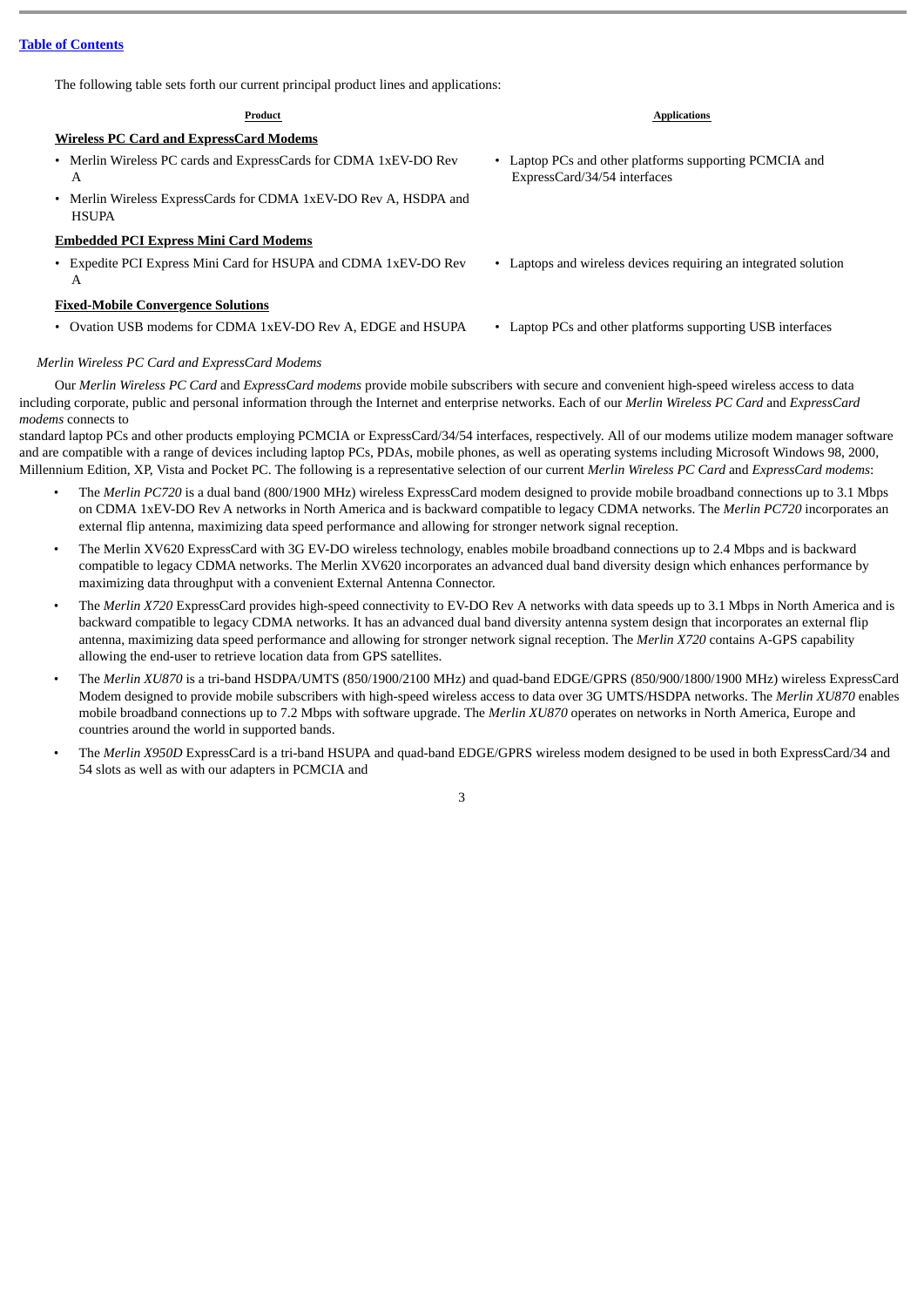[Table of Contents](#)

The following table sets forth our current principal product lines and applications:

| Product | Applications |
| --- | --- |
| **Wireless PC Card and ExpressCard Modems** | |
| • Merlin Wireless PC cards and ExpressCards for CDMA 1xEV-DO Rev A | • Laptop PCs and other platforms supporting PCMCIA and ExpressCard/34/54 interfaces |
| • Merlin Wireless ExpressCards for CDMA 1xEV-DO Rev A, HSDPA and HSUPA | |
| **Embedded PCI Express Mini Card Modems** | |
| • Expedite PCI Express Mini Card for HSUPA and CDMA 1xEV-DO Rev A | • Laptops and wireless devices requiring an integrated solution |
| **Fixed-Mobile Convergence Solutions** | |
| • Ovation USB modems for CDMA 1xEV-DO Rev A, EDGE and HSUPA | • Laptop PCs and other platforms supporting USB interfaces |

*Merlin Wireless PC Card and ExpressCard Modems*

Our *Merlin Wireless PC Card* and *ExpressCard modems* provide mobile subscribers with secure and convenient high-speed wireless access to data including corporate, public and personal information through the Internet and enterprise networks. Each of our *Merlin Wireless PC Card* and *ExpressCard modems* connects to standard laptop PCs and other products employing PCMCIA or ExpressCard/34/54 interfaces, respectively. All of our modems utilize modem manager software and are compatible with a range of devices including laptop PCs, PDAs, mobile phones, as well as operating systems including Microsoft Windows 98, 2000, Millennium Edition, XP, Vista and Pocket PC. The following is a representative selection of our current *Merlin Wireless PC Card* and *ExpressCard modems*:

- The *Merlin PC720* is a dual band (800/1900 MHz) wireless ExpressCard modem designed to provide mobile broadband connections up to 3.1 Mbps on CDMA 1xEV-DO Rev A networks in North America and is backward compatible to legacy CDMA networks. The *Merlin PC720* incorporates an external flip antenna, maximizing data speed performance and allowing for stronger network signal reception.
- The Merlin XV620 ExpressCard with 3G EV-DO wireless technology, enables mobile broadband connections up to 2.4 Mbps and is backward compatible to legacy CDMA networks. The Merlin XV620 incorporates an advanced dual band diversity design which enhances performance by maximizing data throughput with a convenient External Antenna Connector.
- The *Merlin X720* ExpressCard provides high-speed connectivity to EV-DO Rev A networks with data speeds up to 3.1 Mbps in North America and is backward compatible to legacy CDMA networks. It has an advanced dual band diversity antenna system design that incorporates an external flip antenna, maximizing data speed performance and allowing for stronger network signal reception. The *Merlin X720* contains A-GPS capability allowing the end-user to retrieve location data from GPS satellites.
- The *Merlin XU870* is a tri-band HSDPA/UMTS (850/1900/2100 MHz) and quad-band EDGE/GPRS (850/900/1800/1900 MHz) wireless ExpressCard Modem designed to provide mobile subscribers with high-speed wireless access to data over 3G UMTS/HSDPA networks. The *Merlin XU870* enables mobile broadband connections up to 7.2 Mbps with software upgrade. The *Merlin XU870* operates on networks in North America, Europe and countries around the world in supported bands.
- The *Merlin X950D* ExpressCard is a tri-band HSUPA and quad-band EDGE/GPRS wireless modem designed to be used in both ExpressCard/34 and 54 slots as well as with our adapters in PCMCIA and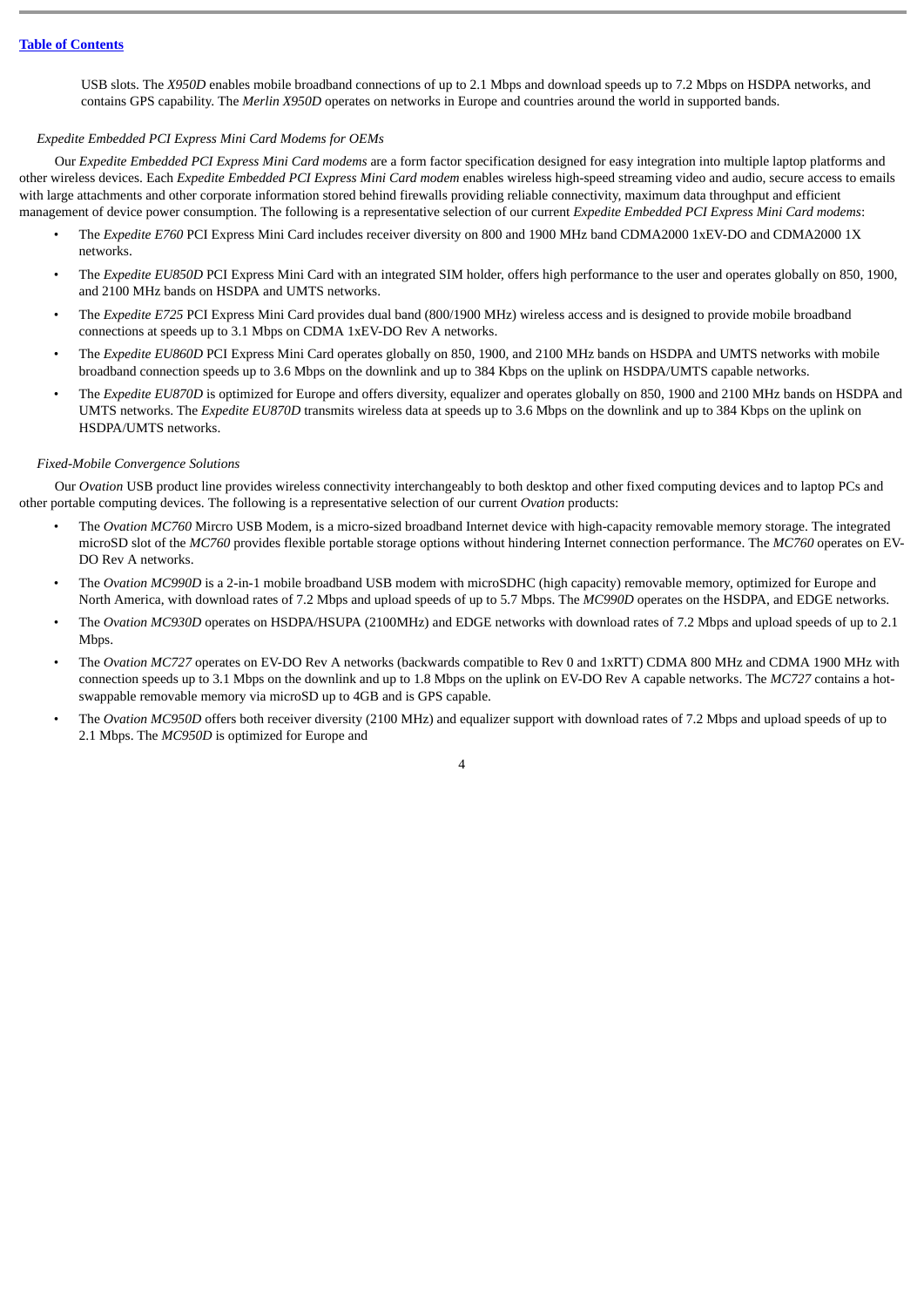USB slots. The *X950D* enables mobile broadband connections of up to 2.1 Mbps and download speeds up to 7.2 Mbps on HSDPA networks, and contains GPS capability. The *Merlin X950D* operates on networks in Europe and countries around the world in supported bands.

*Expedite Embedded PCI Express Mini Card Modems for OEMs*

Our *Expedite Embedded PCI Express Mini Card modems* are a form factor specification designed for easy integration into multiple laptop platforms and other wireless devices. Each *Expedite Embedded PCI Express Mini Card modem* enables wireless high-speed streaming video and audio, secure access to emails with large attachments and other corporate information stored behind firewalls providing reliable connectivity, maximum data throughput and efficient management of device power consumption. The following is a representative selection of our current *Expedite Embedded PCI Express Mini Card modems*:

- The *Expedite E760* PCI Express Mini Card includes receiver diversity on 800 and 1900 MHz band CDMA2000 1xEV-DO and CDMA2000 1X networks.
- The *Expedite EU850D* PCI Express Mini Card with an integrated SIM holder, offers high performance to the user and operates globally on 850, 1900, and 2100 MHz bands on HSDPA and UMTS networks.
- The *Expedite E725* PCI Express Mini Card provides dual band (800/1900 MHz) wireless access and is designed to provide mobile broadband connections at speeds up to 3.1 Mbps on CDMA 1xEV-DO Rev A networks.
- The *Expedite EU860D* PCI Express Mini Card operates globally on 850, 1900, and 2100 MHz bands on HSDPA and UMTS networks with mobile broadband connection speeds up to 3.6 Mbps on the downlink and up to 384 Kbps on the uplink on HSDPA/UMTS capable networks.
- The *Expedite EU870D* is optimized for Europe and offers diversity, equalizer and operates globally on 850, 1900 and 2100 MHz bands on HSDPA and UMTS networks. The *Expedite EU870D* transmits wireless data at speeds up to 3.6 Mbps on the downlink and up to 384 Kbps on the uplink on HSDPA/UMTS networks.

*Fixed-Mobile Convergence Solutions*

Our *Ovation* USB product line provides wireless connectivity interchangeably to both desktop and other fixed computing devices and to laptop PCs and other portable computing devices. The following is a representative selection of our current *Ovation* products:

- The *Ovation MC760* Mircro USB Modem, is a micro-sized broadband Internet device with high-capacity removable memory storage. The integrated microSD slot of the *MC760* provides flexible portable storage options without hindering Internet connection performance. The *MC760* operates on EV-DO Rev A networks.
- The *Ovation MC990D* is a 2-in-1 mobile broadband USB modem with microSDHC (high capacity) removable memory, optimized for Europe and North America, with download rates of 7.2 Mbps and upload speeds of up to 5.7 Mbps. The *MC990D* operates on the HSDPA, and EDGE networks.
- The *Ovation MC930D* operates on HSDPA/HSUPA (2100MHz) and EDGE networks with download rates of 7.2 Mbps and upload speeds of up to 2.1 Mbps.
- The *Ovation MC727* operates on EV-DO Rev A networks (backwards compatible to Rev 0 and 1xRTT) CDMA 800 MHz and CDMA 1900 MHz with connection speeds up to 3.1 Mbps on the downlink and up to 1.8 Mbps on the uplink on EV-DO Rev A capable networks. The *MC727* contains a hot-swappable removable memory via microSD up to 4GB and is GPS capable.
- The *Ovation MC950D* offers both receiver diversity (2100 MHz) and equalizer support with download rates of 7.2 Mbps and upload speeds of up to 2.1 Mbps. The *MC950D* is optimized for Europe and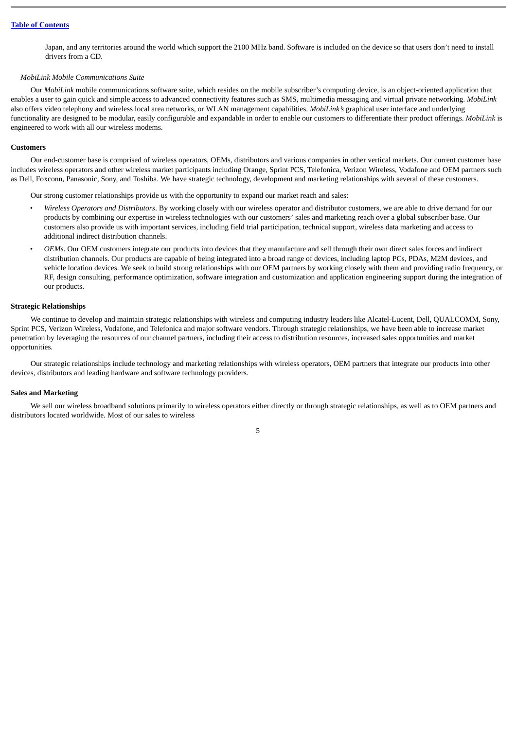Japan, and any territories around the world which support the 2100 MHz band. Software is included on the device so that users don't need to install drivers from a CD.

*MobiLink Mobile Communications Suite*

Our *MobiLink* mobile communications software suite, which resides on the mobile subscriber's computing device, is an object-oriented application that enables a user to gain quick and simple access to advanced connectivity features such as SMS, multimedia messaging and virtual private networking. *MobiLink* also offers video telephony and wireless local area networks, or WLAN management capabilities. *MobiLink's* graphical user interface and underlying functionality are designed to be modular, easily configurable and expandable in order to enable our customers to differentiate their product offerings. *MobiLink* is engineered to work with all our wireless modems.

**Customers**

Our end-customer base is comprised of wireless operators, OEMs, distributors and various companies in other vertical markets. Our current customer base includes wireless operators and other wireless market participants including Orange, Sprint PCS, Telefonica, Verizon Wireless, Vodafone and OEM partners such as Dell, Foxconn, Panasonic, Sony, and Toshiba. We have strategic technology, development and marketing relationships with several of these customers.

Our strong customer relationships provide us with the opportunity to expand our market reach and sales:

- *Wireless Operators and Distributors*. By working closely with our wireless operator and distributor customers, we are able to drive demand for our products by combining our expertise in wireless technologies with our customers' sales and marketing reach over a global subscriber base. Our customers also provide us with important services, including field trial participation, technical support, wireless data marketing and access to additional indirect distribution channels.
- *OEMs*. Our OEM customers integrate our products into devices that they manufacture and sell through their own direct sales forces and indirect distribution channels. Our products are capable of being integrated into a broad range of devices, including laptop PCs, PDAs, M2M devices, and vehicle location devices. We seek to build strong relationships with our OEM partners by working closely with them and providing radio frequency, or RF, design consulting, performance optimization, software integration and customization and application engineering support during the integration of our products.

**Strategic Relationships**

We continue to develop and maintain strategic relationships with wireless and computing industry leaders like Alcatel-Lucent, Dell, QUALCOMM, Sony, Sprint PCS, Verizon Wireless, Vodafone, and Telefonica and major software vendors. Through strategic relationships, we have been able to increase market penetration by leveraging the resources of our channel partners, including their access to distribution resources, increased sales opportunities and market opportunities.

Our strategic relationships include technology and marketing relationships with wireless operators, OEM partners that integrate our products into other devices, distributors and leading hardware and software technology providers.

**Sales and Marketing**

We sell our wireless broadband solutions primarily to wireless operators either directly or through strategic relationships, as well as to OEM partners and distributors located worldwide. Most of our sales to wireless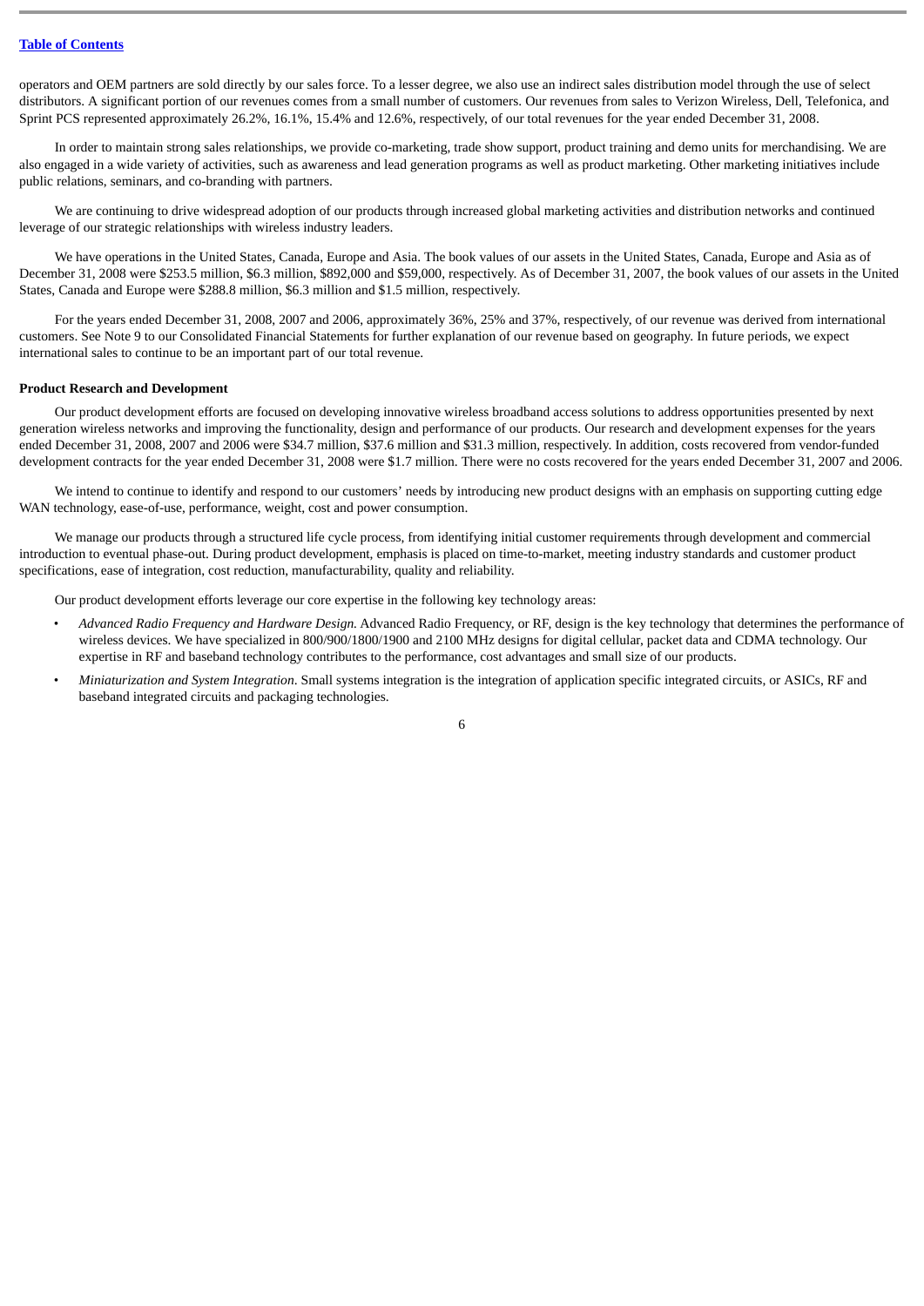operators and OEM partners are sold directly by our sales force. To a lesser degree, we also use an indirect sales distribution model through the use of select distributors. A significant portion of our revenues comes from a small number of customers. Our revenues from sales to Verizon Wireless, Dell, Telefonica, and Sprint PCS represented approximately 26.2%, 16.1%, 15.4% and 12.6%, respectively, of our total revenues for the year ended December 31, 2008.

In order to maintain strong sales relationships, we provide co-marketing, trade show support, product training and demo units for merchandising. We are also engaged in a wide variety of activities, such as awareness and lead generation programs as well as product marketing. Other marketing initiatives include public relations, seminars, and co-branding with partners.

We are continuing to drive widespread adoption of our products through increased global marketing activities and distribution networks and continued leverage of our strategic relationships with wireless industry leaders.

We have operations in the United States, Canada, Europe and Asia. The book values of our assets in the United States, Canada, Europe and Asia as of December 31, 2008 were $253.5 million, $6.3 million, $892,000 and $59,000, respectively. As of December 31, 2007, the book values of our assets in the United States, Canada and Europe were $288.8 million, $6.3 million and $1.5 million, respectively.

For the years ended December 31, 2008, 2007 and 2006, approximately 36%, 25% and 37%, respectively, of our revenue was derived from international customers. See Note 9 to our Consolidated Financial Statements for further explanation of our revenue based on geography. In future periods, we expect international sales to continue to be an important part of our total revenue.

**Product Research and Development**

Our product development efforts are focused on developing innovative wireless broadband access solutions to address opportunities presented by next generation wireless networks and improving the functionality, design and performance of our products. Our research and development expenses for the years ended December 31, 2008, 2007 and 2006 were $34.7 million, $37.6 million and $31.3 million, respectively. In addition, costs recovered from vendor-funded development contracts for the year ended December 31, 2008 were $1.7 million. There were no costs recovered for the years ended December 31, 2007 and 2006.

We intend to continue to identify and respond to our customers' needs by introducing new product designs with an emphasis on supporting cutting edge WAN technology, ease-of-use, performance, weight, cost and power consumption.

We manage our products through a structured life cycle process, from identifying initial customer requirements through development and commercial introduction to eventual phase-out. During product development, emphasis is placed on time-to-market, meeting industry standards and customer product specifications, ease of integration, cost reduction, manufacturability, quality and reliability.

Our product development efforts leverage our core expertise in the following key technology areas:

- *Advanced Radio Frequency and Hardware Design.* Advanced Radio Frequency, or RF, design is the key technology that determines the performance of wireless devices. We have specialized in 800/900/1800/1900 and 2100 MHz designs for digital cellular, packet data and CDMA technology. Our expertise in RF and baseband technology contributes to the performance, cost advantages and small size of our products.
- *Miniaturization and System Integration*. Small systems integration is the integration of application specific integrated circuits, or ASICs, RF and baseband integrated circuits and packaging technologies.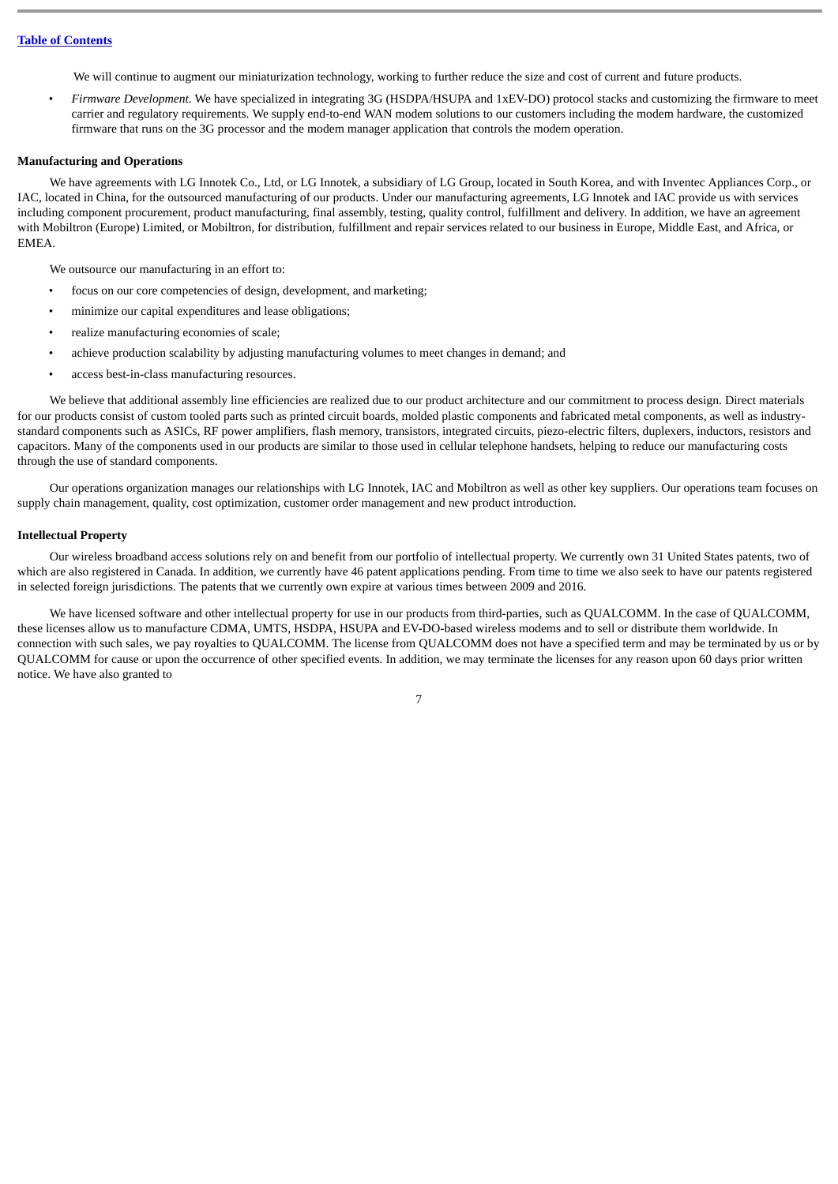We will continue to augment our miniaturization technology, working to further reduce the size and cost of current and future products.

- *Firmware Development.* We have specialized in integrating 3G (HSDPA/HSUPA and 1xEV-DO) protocol stacks and customizing the firmware to meet carrier and regulatory requirements. We supply end-to-end WAN modem solutions to our customers including the modem hardware, the customized firmware that runs on the 3G processor and the modem manager application that controls the modem operation.

**Manufacturing and Operations**

We have agreements with LG Innotek Co., Ltd, or LG Innotek, a subsidiary of LG Group, located in South Korea, and with Inventec Appliances Corp., or IAC, located in China, for the outsourced manufacturing of our products. Under our manufacturing agreements, LG Innotek and IAC provide us with services including component procurement, product manufacturing, final assembly, testing, quality control, fulfillment and delivery. In addition, we have an agreement with Mobiltron (Europe) Limited, or Mobiltron, for distribution, fulfillment and repair services related to our business in Europe, Middle East, and Africa, or EMEA.

We outsource our manufacturing in an effort to:

- focus on our core competencies of design, development, and marketing;
- minimize our capital expenditures and lease obligations;
- realize manufacturing economies of scale;
- achieve production scalability by adjusting manufacturing volumes to meet changes in demand; and
- access best-in-class manufacturing resources.

We believe that additional assembly line efficiencies are realized due to our product architecture and our commitment to process design. Direct materials for our products consist of custom tooled parts such as printed circuit boards, molded plastic components and fabricated metal components, as well as industry-standard components such as ASICs, RF power amplifiers, flash memory, transistors, integrated circuits, piezo-electric filters, duplexers, inductors, resistors and capacitors. Many of the components used in our products are similar to those used in cellular telephone handsets, helping to reduce our manufacturing costs through the use of standard components.

Our operations organization manages our relationships with LG Innotek, IAC and Mobiltron as well as other key suppliers. Our operations team focuses on supply chain management, quality, cost optimization, customer order management and new product introduction.

**Intellectual Property**

Our wireless broadband access solutions rely on and benefit from our portfolio of intellectual property. We currently own 31 United States patents, two of which are also registered in Canada. In addition, we currently have 46 patent applications pending. From time to time we also seek to have our patents registered in selected foreign jurisdictions. The patents that we currently own expire at various times between 2009 and 2016.

We have licensed software and other intellectual property for use in our products from third-parties, such as QUALCOMM. In the case of QUALCOMM, these licenses allow us to manufacture CDMA, UMTS, HSDPA, HSUPA and EV-DO-based wireless modems and to sell or distribute them worldwide. In connection with such sales, we pay royalties to QUALCOMM. The license from QUALCOMM does not have a specified term and may be terminated by us or by QUALCOMM for cause or upon the occurrence of other specified events. In addition, we may terminate the licenses for any reason upon 60 days prior written notice. We have also granted to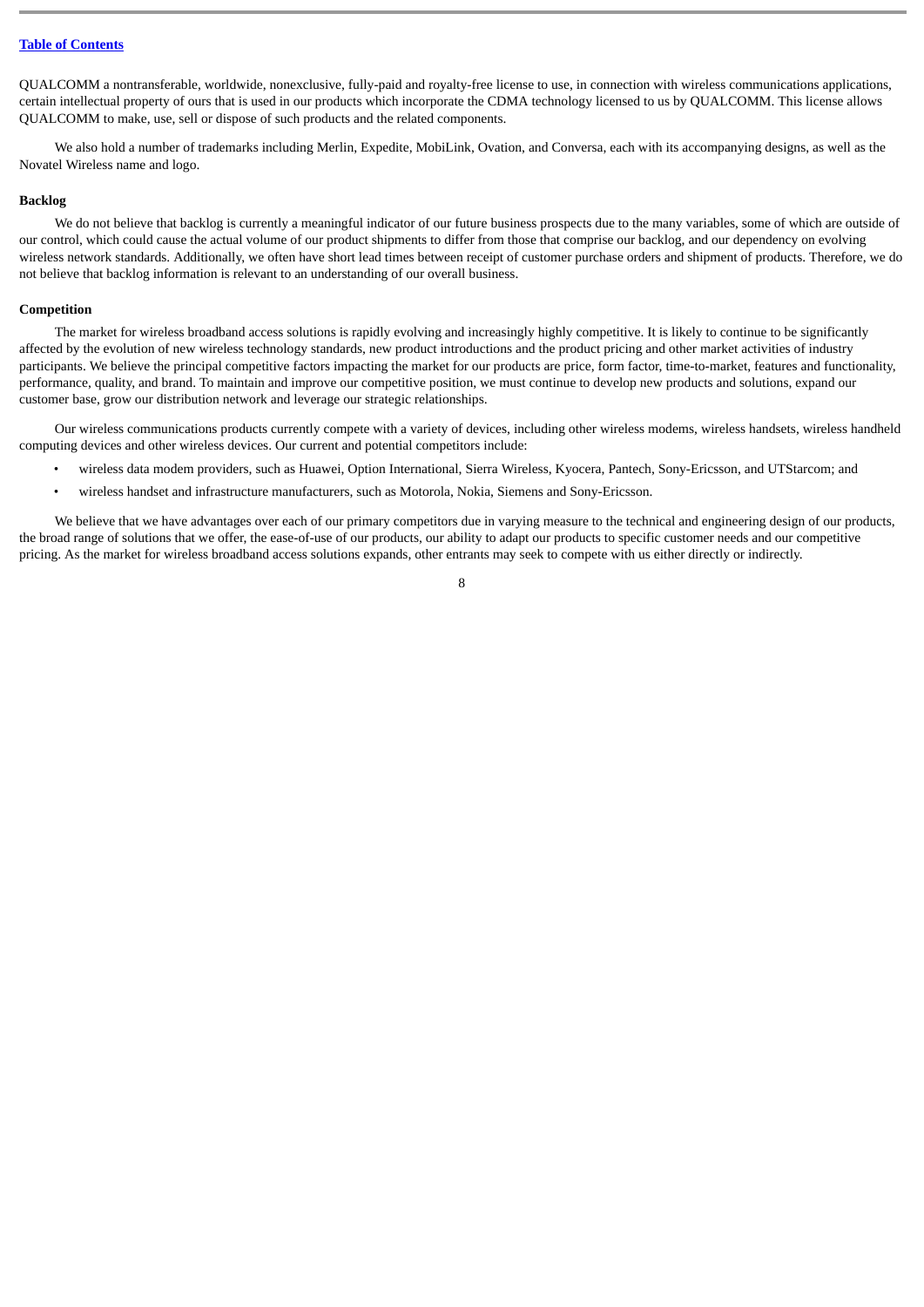QUALCOMM a nontransferable, worldwide, nonexclusive, fully-paid and royalty-free license to use, in connection with wireless communications applications, certain intellectual property of ours that is used in our products which incorporate the CDMA technology licensed to us by QUALCOMM. This license allows QUALCOMM to make, use, sell or dispose of such products and the related components.

We also hold a number of trademarks including Merlin, Expedite, MobiLink, Ovation, and Conversa, each with its accompanying designs, as well as the Novatel Wireless name and logo.

**Backlog**

We do not believe that backlog is currently a meaningful indicator of our future business prospects due to the many variables, some of which are outside of our control, which could cause the actual volume of our product shipments to differ from those that comprise our backlog, and our dependency on evolving wireless network standards. Additionally, we often have short lead times between receipt of customer purchase orders and shipment of products. Therefore, we do not believe that backlog information is relevant to an understanding of our overall business.

**Competition**

The market for wireless broadband access solutions is rapidly evolving and increasingly highly competitive. It is likely to continue to be significantly affected by the evolution of new wireless technology standards, new product introductions and the product pricing and other market activities of industry participants. We believe the principal competitive factors impacting the market for our products are price, form factor, time-to-market, features and functionality, performance, quality, and brand. To maintain and improve our competitive position, we must continue to develop new products and solutions, expand our customer base, grow our distribution network and leverage our strategic relationships.

Our wireless communications products currently compete with a variety of devices, including other wireless modems, wireless handsets, wireless handheld computing devices and other wireless devices. Our current and potential competitors include:

- wireless data modem providers, such as Huawei, Option International, Sierra Wireless, Kyocera, Pantech, Sony-Ericsson, and UTStarcom; and
- wireless handset and infrastructure manufacturers, such as Motorola, Nokia, Siemens and Sony-Ericsson.

We believe that we have advantages over each of our primary competitors due in varying measure to the technical and engineering design of our products, the broad range of solutions that we offer, the ease-of-use of our products, our ability to adapt our products to specific customer needs and our competitive pricing. As the market for wireless broadband access solutions expands, other entrants may seek to compete with us either directly or indirectly.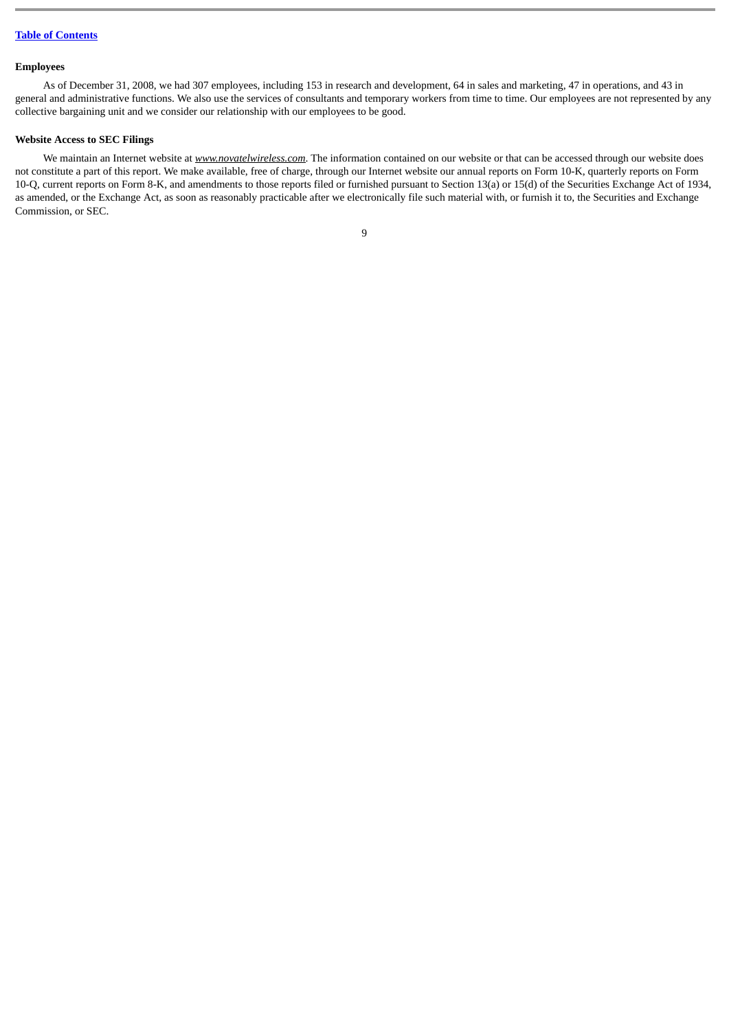### Employees

As of December 31, 2008, we had 307 employees, including 153 in research and development, 64 in sales and marketing, 47 in operations, and 43 in general and administrative functions. We also use the services of consultants and temporary workers from time to time. Our employees are not represented by any collective bargaining unit and we consider our relationship with our employees to be good.

### Website Access to SEC Filings

We maintain an Internet website at *www.novatelwireless.com*. The information contained on our website or that can be accessed through our website does not constitute a part of this report. We make available, free of charge, through our Internet website our annual reports on Form 10-K, quarterly reports on Form 10-Q, current reports on Form 8-K, and amendments to those reports filed or furnished pursuant to Section 13(a) or 15(d) of the Securities Exchange Act of 1934, as amended, or the Exchange Act, as soon as reasonably practicable after we electronically file such material with, or furnish it to, the Securities and Exchange Commission, or SEC.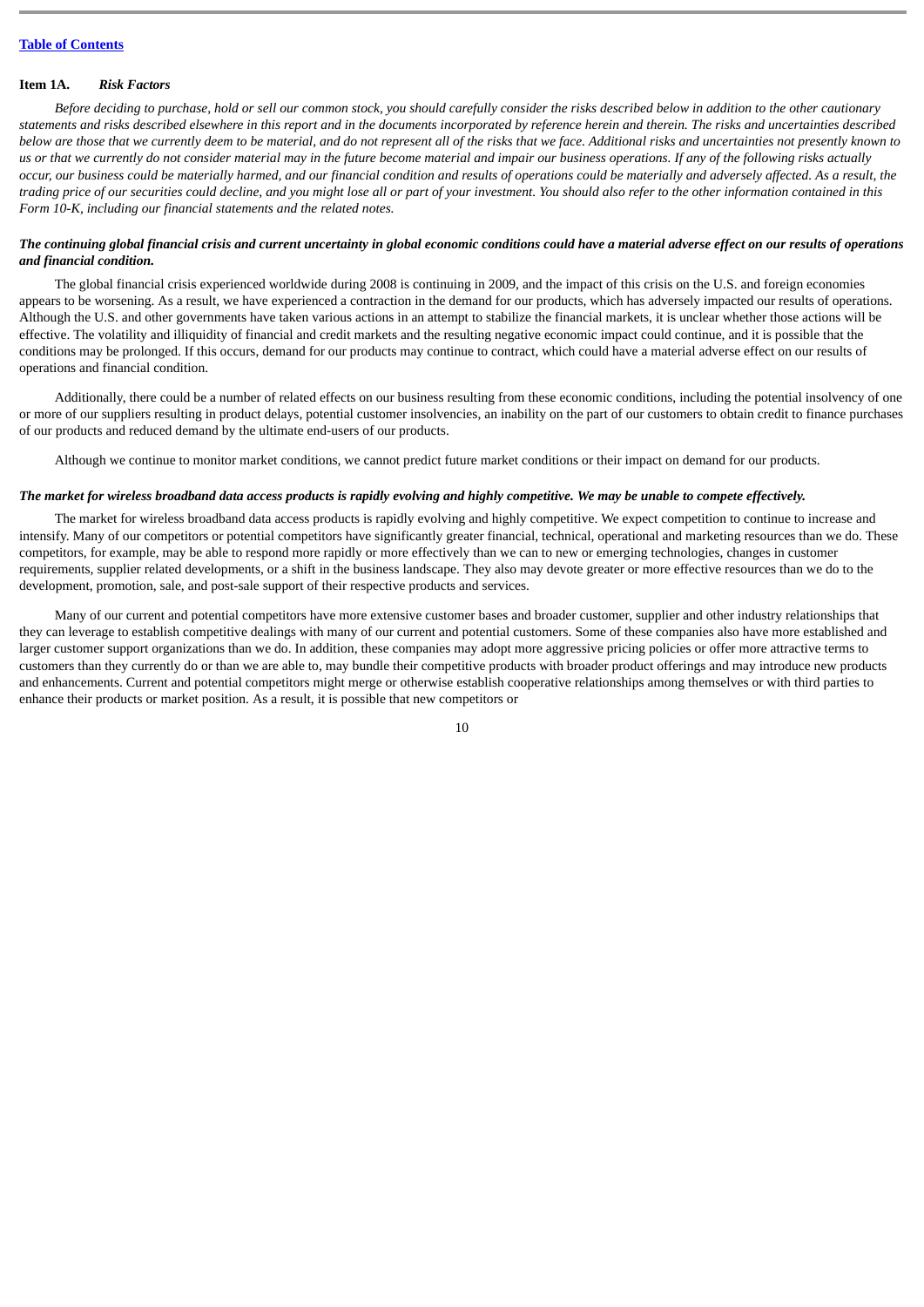## Item 1A. *Risk Factors*

*Before deciding to purchase, hold or sell our common stock, you should carefully consider the risks described below in addition to the other cautionary statements and risks described elsewhere in this report and in the documents incorporated by reference herein and therein. The risks and uncertainties described below are those that we currently deem to be material, and do not represent all of the risks that we face. Additional risks and uncertainties not presently known to us or that we currently do not consider material may in the future become material and impair our business operations. If any of the following risks actually occur, our business could be materially harmed, and our financial condition and results of operations could be materially and adversely affected. As a result, the trading price of our securities could decline, and you might lose all or part of your investment. You should also refer to the other information contained in this Form 10-K, including our financial statements and the related notes.*

***The continuing global financial crisis and current uncertainty in global economic conditions could have a material adverse effect on our results of operations and financial condition.***

The global financial crisis experienced worldwide during 2008 is continuing in 2009, and the impact of this crisis on the U.S. and foreign economies appears to be worsening. As a result, we have experienced a contraction in the demand for our products, which has adversely impacted our results of operations. Although the U.S. and other governments have taken various actions in an attempt to stabilize the financial markets, it is unclear whether those actions will be effective. The volatility and illiquidity of financial and credit markets and the resulting negative economic impact could continue, and it is possible that the conditions may be prolonged. If this occurs, demand for our products may continue to contract, which could have a material adverse effect on our results of operations and financial condition.

Additionally, there could be a number of related effects on our business resulting from these economic conditions, including the potential insolvency of one or more of our suppliers resulting in product delays, potential customer insolvencies, an inability on the part of our customers to obtain credit to finance purchases of our products and reduced demand by the ultimate end-users of our products.

Although we continue to monitor market conditions, we cannot predict future market conditions or their impact on demand for our products.

***The market for wireless broadband data access products is rapidly evolving and highly competitive. We may be unable to compete effectively.***

The market for wireless broadband data access products is rapidly evolving and highly competitive. We expect competition to continue to increase and intensify. Many of our competitors or potential competitors have significantly greater financial, technical, operational and marketing resources than we do. These competitors, for example, may be able to respond more rapidly or more effectively than we can to new or emerging technologies, changes in customer requirements, supplier related developments, or a shift in the business landscape. They also may devote greater or more effective resources than we do to the development, promotion, sale, and post-sale support of their respective products and services.

Many of our current and potential competitors have more extensive customer bases and broader customer, supplier and other industry relationships that they can leverage to establish competitive dealings with many of our current and potential customers. Some of these companies also have more established and larger customer support organizations than we do. In addition, these companies may adopt more aggressive pricing policies or offer more attractive terms to customers than they currently do or than we are able to, may bundle their competitive products with broader product offerings and may introduce new products and enhancements. Current and potential competitors might merge or otherwise establish cooperative relationships among themselves or with third parties to enhance their products or market position. As a result, it is possible that new competitors or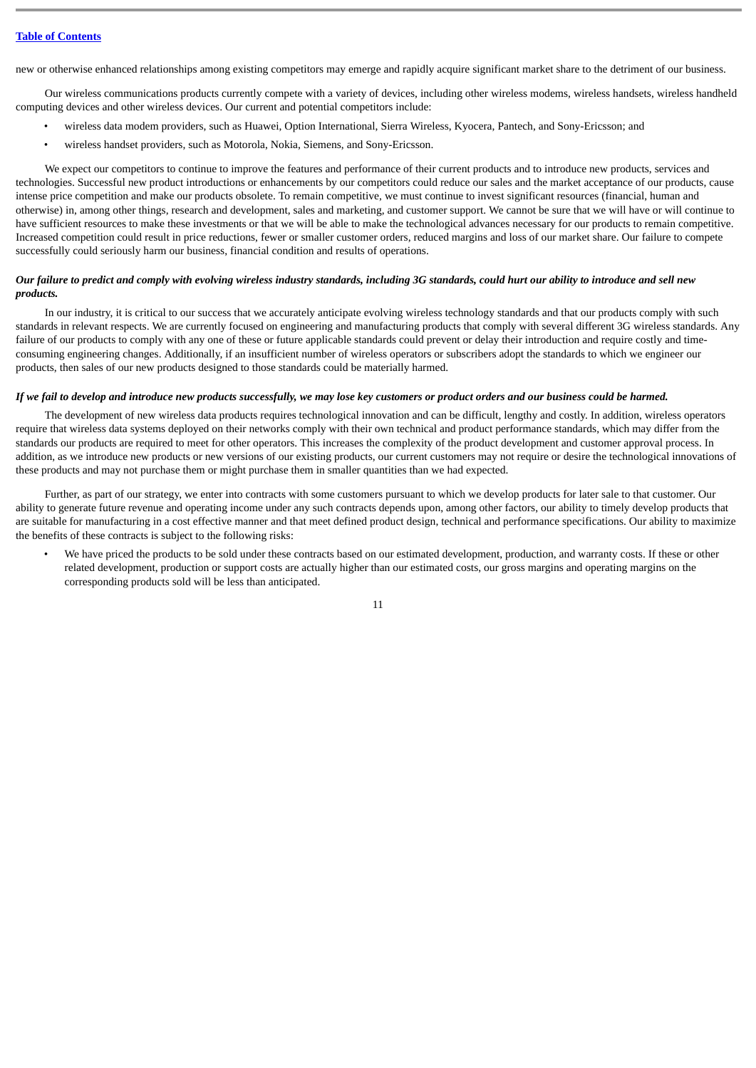new or otherwise enhanced relationships among existing competitors may emerge and rapidly acquire significant market share to the detriment of our business.

Our wireless communications products currently compete with a variety of devices, including other wireless modems, wireless handsets, wireless handheld computing devices and other wireless devices. Our current and potential competitors include:

- wireless data modem providers, such as Huawei, Option International, Sierra Wireless, Kyocera, Pantech, and Sony-Ericsson; and
- wireless handset providers, such as Motorola, Nokia, Siemens, and Sony-Ericsson.

We expect our competitors to continue to improve the features and performance of their current products and to introduce new products, services and technologies. Successful new product introductions or enhancements by our competitors could reduce our sales and the market acceptance of our products, cause intense price competition and make our products obsolete. To remain competitive, we must continue to invest significant resources (financial, human and otherwise) in, among other things, research and development, sales and marketing, and customer support. We cannot be sure that we will have or will continue to have sufficient resources to make these investments or that we will be able to make the technological advances necessary for our products to remain competitive. Increased competition could result in price reductions, fewer or smaller customer orders, reduced margins and loss of our market share. Our failure to compete successfully could seriously harm our business, financial condition and results of operations.

***Our failure to predict and comply with evolving wireless industry standards, including 3G standards, could hurt our ability to introduce and sell new products.***

In our industry, it is critical to our success that we accurately anticipate evolving wireless technology standards and that our products comply with such standards in relevant respects. We are currently focused on engineering and manufacturing products that comply with several different 3G wireless standards. Any failure of our products to comply with any one of these or future applicable standards could prevent or delay their introduction and require costly and time-consuming engineering changes. Additionally, if an insufficient number of wireless operators or subscribers adopt the standards to which we engineer our products, then sales of our new products designed to those standards could be materially harmed.

***If we fail to develop and introduce new products successfully, we may lose key customers or product orders and our business could be harmed.***

The development of new wireless data products requires technological innovation and can be difficult, lengthy and costly. In addition, wireless operators require that wireless data systems deployed on their networks comply with their own technical and product performance standards, which may differ from the standards our products are required to meet for other operators. This increases the complexity of the product development and customer approval process. In addition, as we introduce new products or new versions of our existing products, our current customers may not require or desire the technological innovations of these products and may not purchase them or might purchase them in smaller quantities than we had expected.

Further, as part of our strategy, we enter into contracts with some customers pursuant to which we develop products for later sale to that customer. Our ability to generate future revenue and operating income under any such contracts depends upon, among other factors, our ability to timely develop products that are suitable for manufacturing in a cost effective manner and that meet defined product design, technical and performance specifications. Our ability to maximize the benefits of these contracts is subject to the following risks:

- We have priced the products to be sold under these contracts based on our estimated development, production, and warranty costs. If these or other related development, production or support costs are actually higher than our estimated costs, our gross margins and operating margins on the corresponding products sold will be less than anticipated.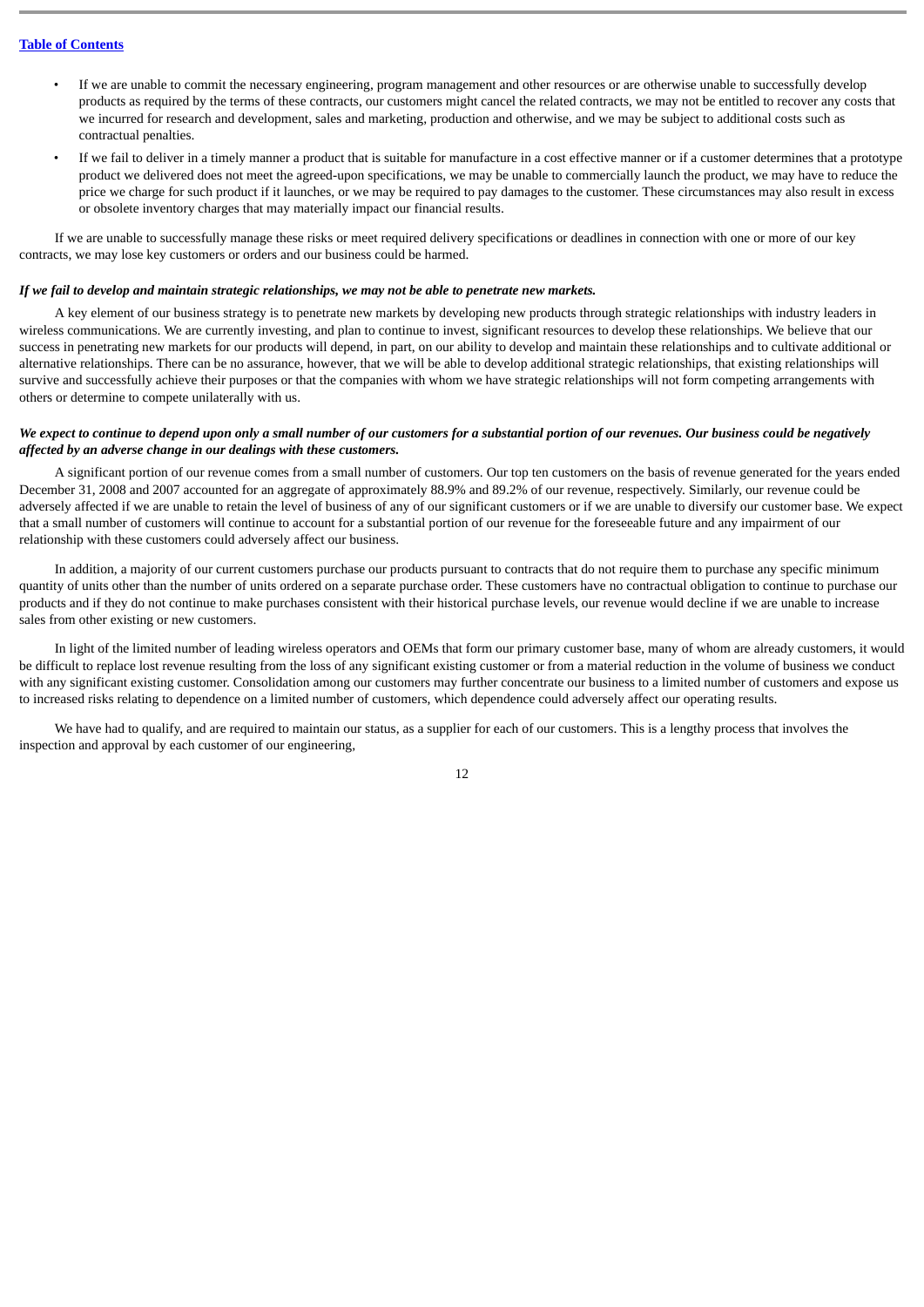- If we are unable to commit the necessary engineering, program management and other resources or are otherwise unable to successfully develop products as required by the terms of these contracts, our customers might cancel the related contracts, we may not be entitled to recover any costs that we incurred for research and development, sales and marketing, production and otherwise, and we may be subject to additional costs such as contractual penalties.
- If we fail to deliver in a timely manner a product that is suitable for manufacture in a cost effective manner or if a customer determines that a prototype product we delivered does not meet the agreed-upon specifications, we may be unable to commercially launch the product, we may have to reduce the price we charge for such product if it launches, or we may be required to pay damages to the customer. These circumstances may also result in excess or obsolete inventory charges that may materially impact our financial results.

If we are unable to successfully manage these risks or meet required delivery specifications or deadlines in connection with one or more of our key contracts, we may lose key customers or orders and our business could be harmed.

***If we fail to develop and maintain strategic relationships, we may not be able to penetrate new markets.***

A key element of our business strategy is to penetrate new markets by developing new products through strategic relationships with industry leaders in wireless communications. We are currently investing, and plan to continue to invest, significant resources to develop these relationships. We believe that our success in penetrating new markets for our products will depend, in part, on our ability to develop and maintain these relationships and to cultivate additional or alternative relationships. There can be no assurance, however, that we will be able to develop additional strategic relationships, that existing relationships will survive and successfully achieve their purposes or that the companies with whom we have strategic relationships will not form competing arrangements with others or determine to compete unilaterally with us.

***We expect to continue to depend upon only a small number of our customers for a substantial portion of our revenues. Our business could be negatively affected by an adverse change in our dealings with these customers.***

A significant portion of our revenue comes from a small number of customers. Our top ten customers on the basis of revenue generated for the years ended December 31, 2008 and 2007 accounted for an aggregate of approximately 88.9% and 89.2% of our revenue, respectively. Similarly, our revenue could be adversely affected if we are unable to retain the level of business of any of our significant customers or if we are unable to diversify our customer base. We expect that a small number of customers will continue to account for a substantial portion of our revenue for the foreseeable future and any impairment of our relationship with these customers could adversely affect our business.

In addition, a majority of our current customers purchase our products pursuant to contracts that do not require them to purchase any specific minimum quantity of units other than the number of units ordered on a separate purchase order. These customers have no contractual obligation to continue to purchase our products and if they do not continue to make purchases consistent with their historical purchase levels, our revenue would decline if we are unable to increase sales from other existing or new customers.

In light of the limited number of leading wireless operators and OEMs that form our primary customer base, many of whom are already customers, it would be difficult to replace lost revenue resulting from the loss of any significant existing customer or from a material reduction in the volume of business we conduct with any significant existing customer. Consolidation among our customers may further concentrate our business to a limited number of customers and expose us to increased risks relating to dependence on a limited number of customers, which dependence could adversely affect our operating results.

We have had to qualify, and are required to maintain our status, as a supplier for each of our customers. This is a lengthy process that involves the inspection and approval by each customer of our engineering,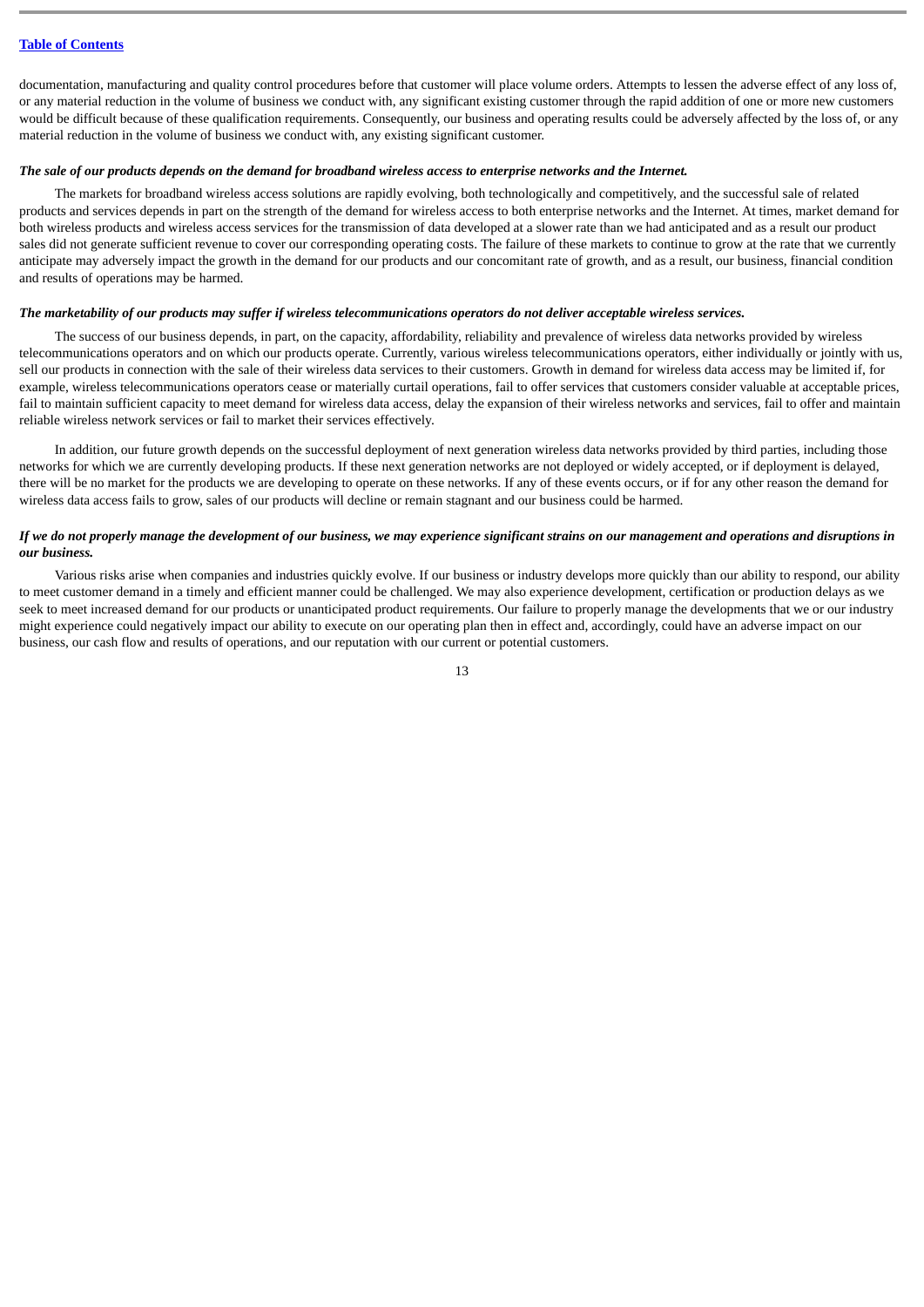documentation, manufacturing and quality control procedures before that customer will place volume orders. Attempts to lessen the adverse effect of any loss of, or any material reduction in the volume of business we conduct with, any significant existing customer through the rapid addition of one or more new customers would be difficult because of these qualification requirements. Consequently, our business and operating results could be adversely affected by the loss of, or any material reduction in the volume of business we conduct with, any existing significant customer.

***The sale of our products depends on the demand for broadband wireless access to enterprise networks and the Internet.***

The markets for broadband wireless access solutions are rapidly evolving, both technologically and competitively, and the successful sale of related products and services depends in part on the strength of the demand for wireless access to both enterprise networks and the Internet. At times, market demand for both wireless products and wireless access services for the transmission of data developed at a slower rate than we had anticipated and as a result our product sales did not generate sufficient revenue to cover our corresponding operating costs. The failure of these markets to continue to grow at the rate that we currently anticipate may adversely impact the growth in the demand for our products and our concomitant rate of growth, and as a result, our business, financial condition and results of operations may be harmed.

***The marketability of our products may suffer if wireless telecommunications operators do not deliver acceptable wireless services.***

The success of our business depends, in part, on the capacity, affordability, reliability and prevalence of wireless data networks provided by wireless telecommunications operators and on which our products operate. Currently, various wireless telecommunications operators, either individually or jointly with us, sell our products in connection with the sale of their wireless data services to their customers. Growth in demand for wireless data access may be limited if, for example, wireless telecommunications operators cease or materially curtail operations, fail to offer services that customers consider valuable at acceptable prices, fail to maintain sufficient capacity to meet demand for wireless data access, delay the expansion of their wireless networks and services, fail to offer and maintain reliable wireless network services or fail to market their services effectively.

In addition, our future growth depends on the successful deployment of next generation wireless data networks provided by third parties, including those networks for which we are currently developing products. If these next generation networks are not deployed or widely accepted, or if deployment is delayed, there will be no market for the products we are developing to operate on these networks. If any of these events occurs, or if for any other reason the demand for wireless data access fails to grow, sales of our products will decline or remain stagnant and our business could be harmed.

***If we do not properly manage the development of our business, we may experience significant strains on our management and operations and disruptions in our business.***

Various risks arise when companies and industries quickly evolve. If our business or industry develops more quickly than our ability to respond, our ability to meet customer demand in a timely and efficient manner could be challenged. We may also experience development, certification or production delays as we seek to meet increased demand for our products or unanticipated product requirements. Our failure to properly manage the developments that we or our industry might experience could negatively impact our ability to execute on our operating plan then in effect and, accordingly, could have an adverse impact on our business, our cash flow and results of operations, and our reputation with our current or potential customers.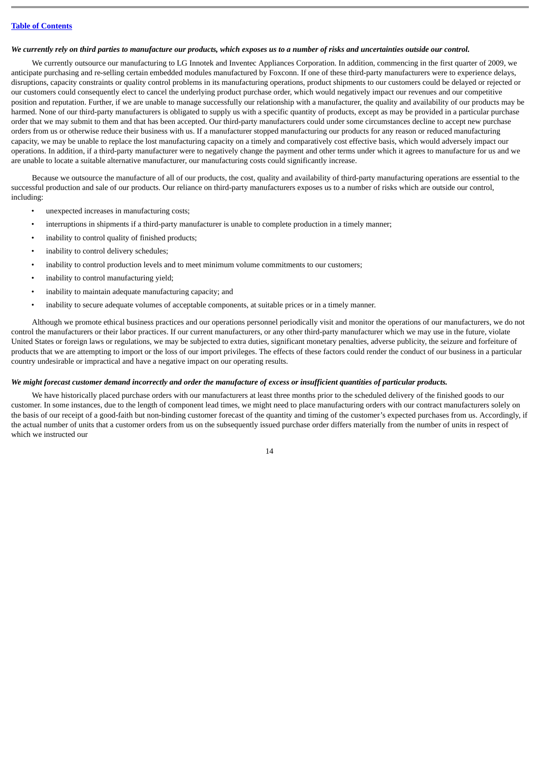*We currently rely on third parties to manufacture our products, which exposes us to a number of risks and uncertainties outside our control.*

We currently outsource our manufacturing to LG Innotek and Inventec Appliances Corporation. In addition, commencing in the first quarter of 2009, we anticipate purchasing and re-selling certain embedded modules manufactured by Foxconn. If one of these third-party manufacturers were to experience delays, disruptions, capacity constraints or quality control problems in its manufacturing operations, product shipments to our customers could be delayed or rejected or our customers could consequently elect to cancel the underlying product purchase order, which would negatively impact our revenues and our competitive position and reputation. Further, if we are unable to manage successfully our relationship with a manufacturer, the quality and availability of our products may be harmed. None of our third-party manufacturers is obligated to supply us with a specific quantity of products, except as may be provided in a particular purchase order that we may submit to them and that has been accepted. Our third-party manufacturers could under some circumstances decline to accept new purchase orders from us or otherwise reduce their business with us. If a manufacturer stopped manufacturing our products for any reason or reduced manufacturing capacity, we may be unable to replace the lost manufacturing capacity on a timely and comparatively cost effective basis, which would adversely impact our operations. In addition, if a third-party manufacturer were to negatively change the payment and other terms under which it agrees to manufacture for us and we are unable to locate a suitable alternative manufacturer, our manufacturing costs could significantly increase.

Because we outsource the manufacture of all of our products, the cost, quality and availability of third-party manufacturing operations are essential to the successful production and sale of our products. Our reliance on third-party manufacturers exposes us to a number of risks which are outside our control, including:

- unexpected increases in manufacturing costs;
- interruptions in shipments if a third-party manufacturer is unable to complete production in a timely manner;
- inability to control quality of finished products;
- inability to control delivery schedules;
- inability to control production levels and to meet minimum volume commitments to our customers;
- inability to control manufacturing yield;
- inability to maintain adequate manufacturing capacity; and
- inability to secure adequate volumes of acceptable components, at suitable prices or in a timely manner.

Although we promote ethical business practices and our operations personnel periodically visit and monitor the operations of our manufacturers, we do not control the manufacturers or their labor practices. If our current manufacturers, or any other third-party manufacturer which we may use in the future, violate United States or foreign laws or regulations, we may be subjected to extra duties, significant monetary penalties, adverse publicity, the seizure and forfeiture of products that we are attempting to import or the loss of our import privileges. The effects of these factors could render the conduct of our business in a particular country undesirable or impractical and have a negative impact on our operating results.

*We might forecast customer demand incorrectly and order the manufacture of excess or insufficient quantities of particular products.*

We have historically placed purchase orders with our manufacturers at least three months prior to the scheduled delivery of the finished goods to our customer. In some instances, due to the length of component lead times, we might need to place manufacturing orders with our contract manufacturers solely on the basis of our receipt of a good-faith but non-binding customer forecast of the quantity and timing of the customer's expected purchases from us. Accordingly, if the actual number of units that a customer orders from us on the subsequently issued purchase order differs materially from the number of units in respect of which we instructed our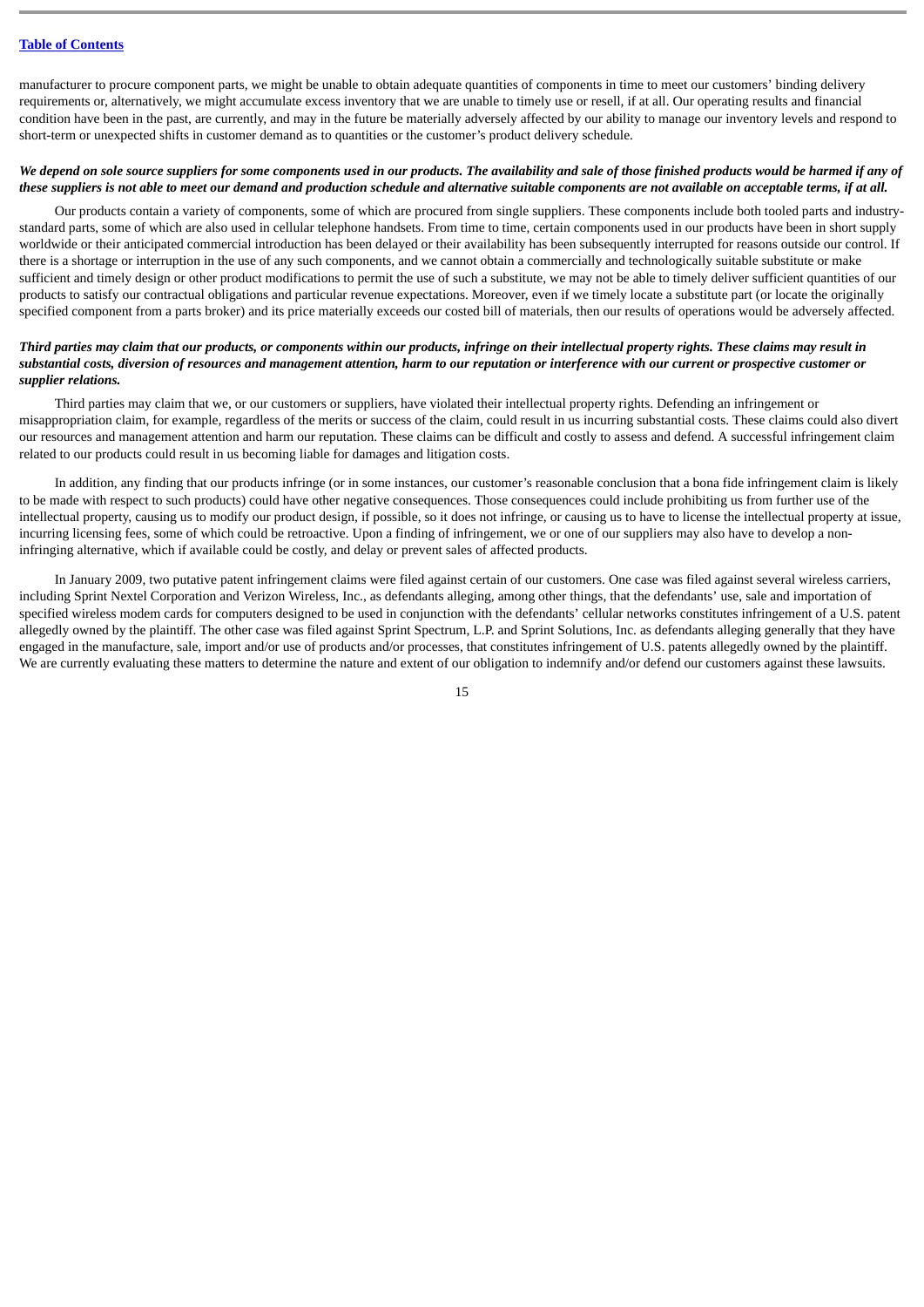manufacturer to procure component parts, we might be unable to obtain adequate quantities of components in time to meet our customers' binding delivery requirements or, alternatively, we might accumulate excess inventory that we are unable to timely use or resell, if at all. Our operating results and financial condition have been in the past, are currently, and may in the future be materially adversely affected by our ability to manage our inventory levels and respond to short-term or unexpected shifts in customer demand as to quantities or the customer's product delivery schedule.

***We depend on sole source suppliers for some components used in our products. The availability and sale of those finished products would be harmed if any of these suppliers is not able to meet our demand and production schedule and alternative suitable components are not available on acceptable terms, if at all.***

Our products contain a variety of components, some of which are procured from single suppliers. These components include both tooled parts and industry-standard parts, some of which are also used in cellular telephone handsets. From time to time, certain components used in our products have been in short supply worldwide or their anticipated commercial introduction has been delayed or their availability has been subsequently interrupted for reasons outside our control. If there is a shortage or interruption in the use of any such components, and we cannot obtain a commercially and technologically suitable substitute or make sufficient and timely design or other product modifications to permit the use of such a substitute, we may not be able to timely deliver sufficient quantities of our products to satisfy our contractual obligations and particular revenue expectations. Moreover, even if we timely locate a substitute part (or locate the originally specified component from a parts broker) and its price materially exceeds our costed bill of materials, then our results of operations would be adversely affected.

***Third parties may claim that our products, or components within our products, infringe on their intellectual property rights. These claims may result in substantial costs, diversion of resources and management attention, harm to our reputation or interference with our current or prospective customer or supplier relations.***

Third parties may claim that we, or our customers or suppliers, have violated their intellectual property rights. Defending an infringement or misappropriation claim, for example, regardless of the merits or success of the claim, could result in us incurring substantial costs. These claims could also divert our resources and management attention and harm our reputation. These claims can be difficult and costly to assess and defend. A successful infringement claim related to our products could result in us becoming liable for damages and litigation costs.

In addition, any finding that our products infringe (or in some instances, our customer's reasonable conclusion that a bona fide infringement claim is likely to be made with respect to such products) could have other negative consequences. Those consequences could include prohibiting us from further use of the intellectual property, causing us to modify our product design, if possible, so it does not infringe, or causing us to have to license the intellectual property at issue, incurring licensing fees, some of which could be retroactive. Upon a finding of infringement, we or one of our suppliers may also have to develop a non-infringing alternative, which if available could be costly, and delay or prevent sales of affected products.

In January 2009, two putative patent infringement claims were filed against certain of our customers. One case was filed against several wireless carriers, including Sprint Nextel Corporation and Verizon Wireless, Inc., as defendants alleging, among other things, that the defendants' use, sale and importation of specified wireless modem cards for computers designed to be used in conjunction with the defendants' cellular networks constitutes infringement of a U.S. patent allegedly owned by the plaintiff. The other case was filed against Sprint Spectrum, L.P. and Sprint Solutions, Inc. as defendants alleging generally that they have engaged in the manufacture, sale, import and/or use of products and/or processes, that constitutes infringement of U.S. patents allegedly owned by the plaintiff. We are currently evaluating these matters to determine the nature and extent of our obligation to indemnify and/or defend our customers against these lawsuits.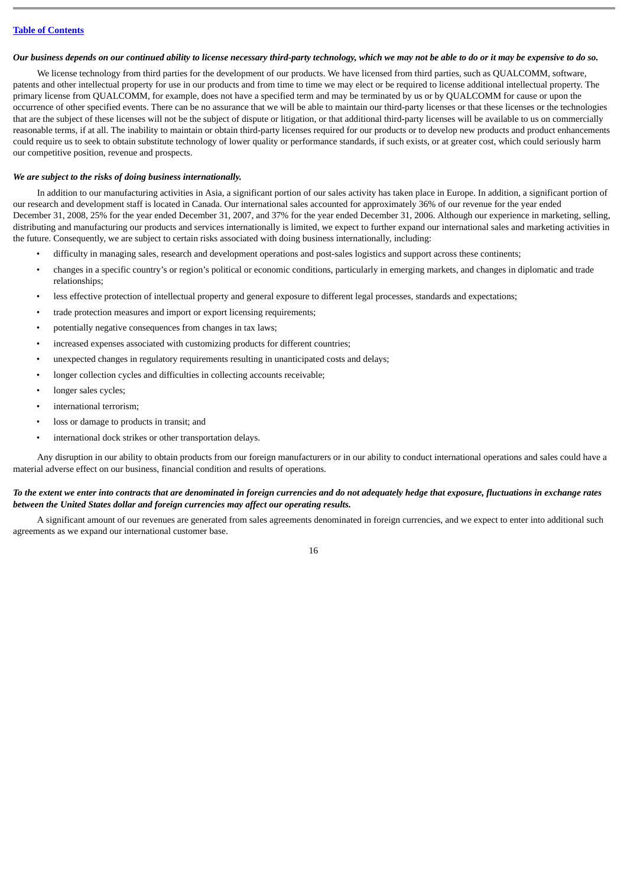***Our business depends on our continued ability to license necessary third-party technology, which we may not be able to do or it may be expensive to do so.***

We license technology from third parties for the development of our products. We have licensed from third parties, such as QUALCOMM, software, patents and other intellectual property for use in our products and from time to time we may elect or be required to license additional intellectual property. The primary license from QUALCOMM, for example, does not have a specified term and may be terminated by us or by QUALCOMM for cause or upon the occurrence of other specified events. There can be no assurance that we will be able to maintain our third-party licenses or that these licenses or the technologies that are the subject of these licenses will not be the subject of dispute or litigation, or that additional third-party licenses will be available to us on commercially reasonable terms, if at all. The inability to maintain or obtain third-party licenses required for our products or to develop new products and product enhancements could require us to seek to obtain substitute technology of lower quality or performance standards, if such exists, or at greater cost, which could seriously harm our competitive position, revenue and prospects.

***We are subject to the risks of doing business internationally.***

In addition to our manufacturing activities in Asia, a significant portion of our sales activity has taken place in Europe. In addition, a significant portion of our research and development staff is located in Canada. Our international sales accounted for approximately 36% of our revenue for the year ended December 31, 2008, 25% for the year ended December 31, 2007, and 37% for the year ended December 31, 2006. Although our experience in marketing, selling, distributing and manufacturing our products and services internationally is limited, we expect to further expand our international sales and marketing activities in the future. Consequently, we are subject to certain risks associated with doing business internationally, including:

- difficulty in managing sales, research and development operations and post-sales logistics and support across these continents;
- changes in a specific country's or region's political or economic conditions, particularly in emerging markets, and changes in diplomatic and trade relationships;
- less effective protection of intellectual property and general exposure to different legal processes, standards and expectations;
- trade protection measures and import or export licensing requirements;
- potentially negative consequences from changes in tax laws;
- increased expenses associated with customizing products for different countries;
- unexpected changes in regulatory requirements resulting in unanticipated costs and delays;
- longer collection cycles and difficulties in collecting accounts receivable;
- longer sales cycles;
- international terrorism;
- loss or damage to products in transit; and
- international dock strikes or other transportation delays.

Any disruption in our ability to obtain products from our foreign manufacturers or in our ability to conduct international operations and sales could have a material adverse effect on our business, financial condition and results of operations.

***To the extent we enter into contracts that are denominated in foreign currencies and do not adequately hedge that exposure, fluctuations in exchange rates between the United States dollar and foreign currencies may affect our operating results.***

A significant amount of our revenues are generated from sales agreements denominated in foreign currencies, and we expect to enter into additional such agreements as we expand our international customer base.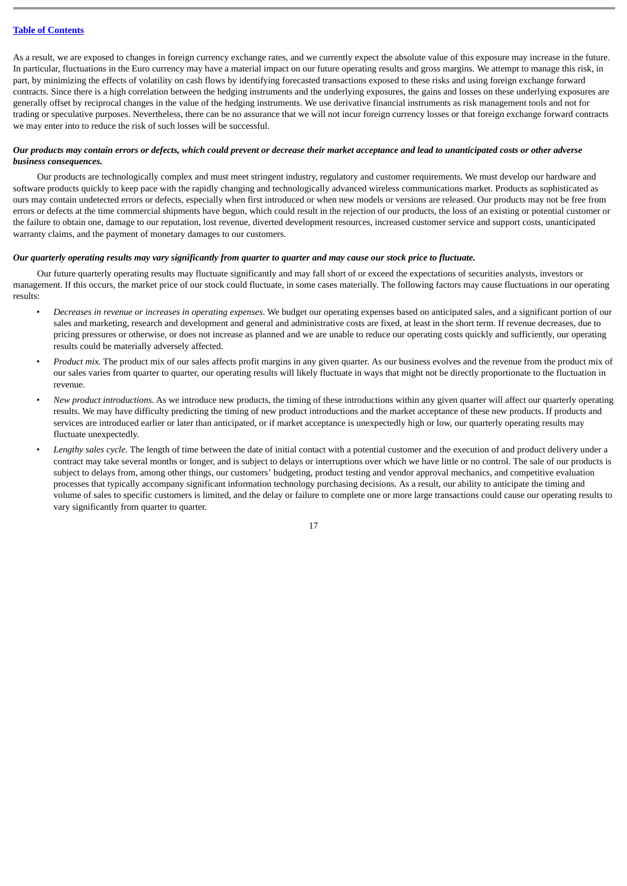As a result, we are exposed to changes in foreign currency exchange rates, and we currently expect the absolute value of this exposure may increase in the future. In particular, fluctuations in the Euro currency may have a material impact on our future operating results and gross margins. We attempt to manage this risk, in part, by minimizing the effects of volatility on cash flows by identifying forecasted transactions exposed to these risks and using foreign exchange forward contracts. Since there is a high correlation between the hedging instruments and the underlying exposures, the gains and losses on these underlying exposures are generally offset by reciprocal changes in the value of the hedging instruments. We use derivative financial instruments as risk management tools and not for trading or speculative purposes. Nevertheless, there can be no assurance that we will not incur foreign currency losses or that foreign exchange forward contracts we may enter into to reduce the risk of such losses will be successful.

***Our products may contain errors or defects, which could prevent or decrease their market acceptance and lead to unanticipated costs or other adverse business consequences.***

Our products are technologically complex and must meet stringent industry, regulatory and customer requirements. We must develop our hardware and software products quickly to keep pace with the rapidly changing and technologically advanced wireless communications market. Products as sophisticated as ours may contain undetected errors or defects, especially when first introduced or when new models or versions are released. Our products may not be free from errors or defects at the time commercial shipments have begun, which could result in the rejection of our products, the loss of an existing or potential customer or the failure to obtain one, damage to our reputation, lost revenue, diverted development resources, increased customer service and support costs, unanticipated warranty claims, and the payment of monetary damages to our customers.

***Our quarterly operating results may vary significantly from quarter to quarter and may cause our stock price to fluctuate.***

Our future quarterly operating results may fluctuate significantly and may fall short of or exceed the expectations of securities analysts, investors or management. If this occurs, the market price of our stock could fluctuate, in some cases materially. The following factors may cause fluctuations in our operating results:

- *Decreases in revenue or increases in operating expenses.* We budget our operating expenses based on anticipated sales, and a significant portion of our sales and marketing, research and development and general and administrative costs are fixed, at least in the short term. If revenue decreases, due to pricing pressures or otherwise, or does not increase as planned and we are unable to reduce our operating costs quickly and sufficiently, our operating results could be materially adversely affected.
- *Product mix.* The product mix of our sales affects profit margins in any given quarter. As our business evolves and the revenue from the product mix of our sales varies from quarter to quarter, our operating results will likely fluctuate in ways that might not be directly proportionate to the fluctuation in revenue.
- *New product introductions.* As we introduce new products, the timing of these introductions within any given quarter will affect our quarterly operating results. We may have difficulty predicting the timing of new product introductions and the market acceptance of these new products. If products and services are introduced earlier or later than anticipated, or if market acceptance is unexpectedly high or low, our quarterly operating results may fluctuate unexpectedly.
- *Lengthy sales cycle.* The length of time between the date of initial contact with a potential customer and the execution of and product delivery under a contract may take several months or longer, and is subject to delays or interruptions over which we have little or no control. The sale of our products is subject to delays from, among other things, our customers' budgeting, product testing and vendor approval mechanics, and competitive evaluation processes that typically accompany significant information technology purchasing decisions. As a result, our ability to anticipate the timing and volume of sales to specific customers is limited, and the delay or failure to complete one or more large transactions could cause our operating results to vary significantly from quarter to quarter.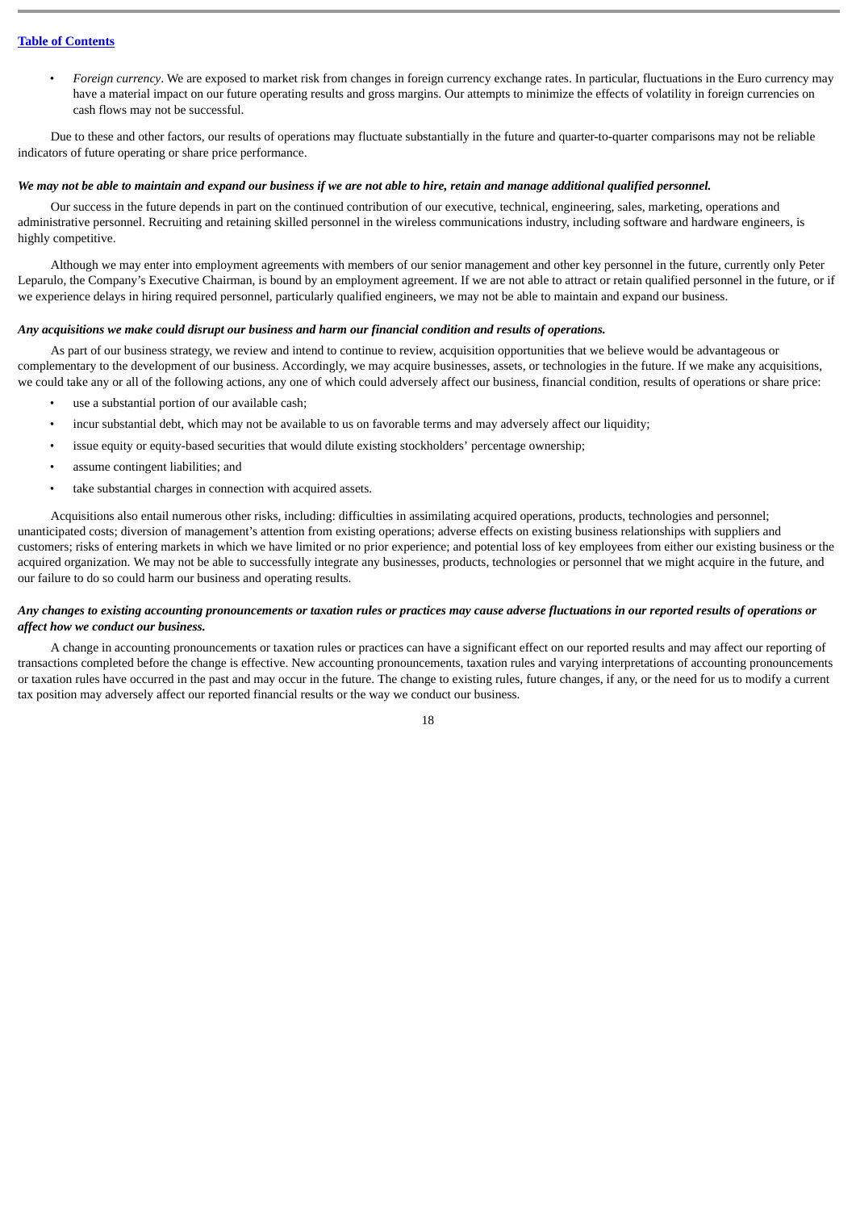- *Foreign currency*. We are exposed to market risk from changes in foreign currency exchange rates. In particular, fluctuations in the Euro currency may have a material impact on our future operating results and gross margins. Our attempts to minimize the effects of volatility in foreign currencies on cash flows may not be successful.

Due to these and other factors, our results of operations may fluctuate substantially in the future and quarter-to-quarter comparisons may not be reliable indicators of future operating or share price performance.

***We may not be able to maintain and expand our business if we are not able to hire, retain and manage additional qualified personnel.***

Our success in the future depends in part on the continued contribution of our executive, technical, engineering, sales, marketing, operations and administrative personnel. Recruiting and retaining skilled personnel in the wireless communications industry, including software and hardware engineers, is highly competitive.

Although we may enter into employment agreements with members of our senior management and other key personnel in the future, currently only Peter Leparulo, the Company's Executive Chairman, is bound by an employment agreement. If we are not able to attract or retain qualified personnel in the future, or if we experience delays in hiring required personnel, particularly qualified engineers, we may not be able to maintain and expand our business.

***Any acquisitions we make could disrupt our business and harm our financial condition and results of operations.***

As part of our business strategy, we review and intend to continue to review, acquisition opportunities that we believe would be advantageous or complementary to the development of our business. Accordingly, we may acquire businesses, assets, or technologies in the future. If we make any acquisitions, we could take any or all of the following actions, any one of which could adversely affect our business, financial condition, results of operations or share price:

- use a substantial portion of our available cash;
- incur substantial debt, which may not be available to us on favorable terms and may adversely affect our liquidity;
- issue equity or equity-based securities that would dilute existing stockholders' percentage ownership;
- assume contingent liabilities; and
- take substantial charges in connection with acquired assets.

Acquisitions also entail numerous other risks, including: difficulties in assimilating acquired operations, products, technologies and personnel; unanticipated costs; diversion of management's attention from existing operations; adverse effects on existing business relationships with suppliers and customers; risks of entering markets in which we have limited or no prior experience; and potential loss of key employees from either our existing business or the acquired organization. We may not be able to successfully integrate any businesses, products, technologies or personnel that we might acquire in the future, and our failure to do so could harm our business and operating results.

***Any changes to existing accounting pronouncements or taxation rules or practices may cause adverse fluctuations in our reported results of operations or affect how we conduct our business.***

A change in accounting pronouncements or taxation rules or practices can have a significant effect on our reported results and may affect our reporting of transactions completed before the change is effective. New accounting pronouncements, taxation rules and varying interpretations of accounting pronouncements or taxation rules have occurred in the past and may occur in the future. The change to existing rules, future changes, if any, or the need for us to modify a current tax position may adversely affect our reported financial results or the way we conduct our business.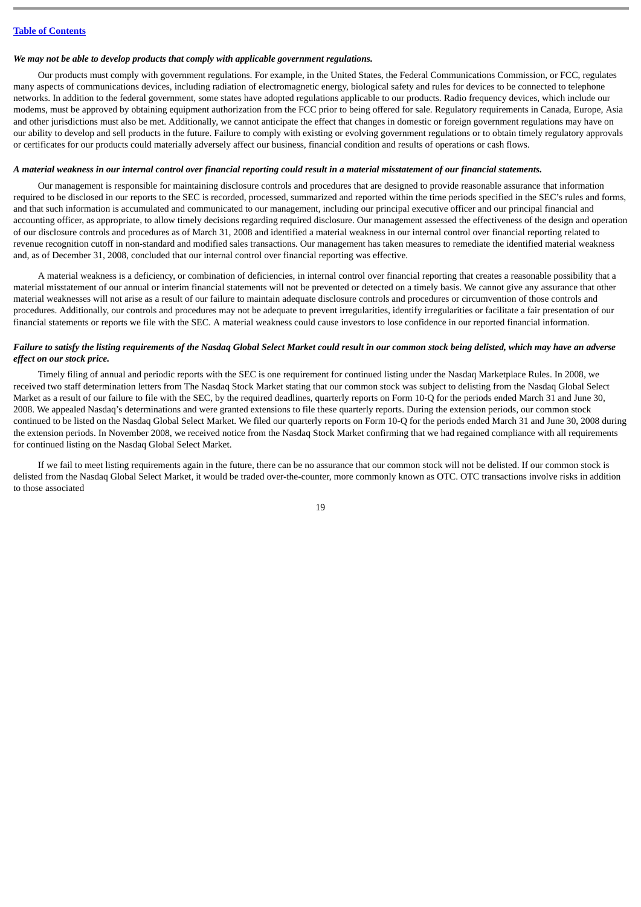*We may not be able to develop products that comply with applicable government regulations.*

Our products must comply with government regulations. For example, in the United States, the Federal Communications Commission, or FCC, regulates many aspects of communications devices, including radiation of electromagnetic energy, biological safety and rules for devices to be connected to telephone networks. In addition to the federal government, some states have adopted regulations applicable to our products. Radio frequency devices, which include our modems, must be approved by obtaining equipment authorization from the FCC prior to being offered for sale. Regulatory requirements in Canada, Europe, Asia and other jurisdictions must also be met. Additionally, we cannot anticipate the effect that changes in domestic or foreign government regulations may have on our ability to develop and sell products in the future. Failure to comply with existing or evolving government regulations or to obtain timely regulatory approvals or certificates for our products could materially adversely affect our business, financial condition and results of operations or cash flows.

*A material weakness in our internal control over financial reporting could result in a material misstatement of our financial statements.*

Our management is responsible for maintaining disclosure controls and procedures that are designed to provide reasonable assurance that information required to be disclosed in our reports to the SEC is recorded, processed, summarized and reported within the time periods specified in the SEC's rules and forms, and that such information is accumulated and communicated to our management, including our principal executive officer and our principal financial and accounting officer, as appropriate, to allow timely decisions regarding required disclosure. Our management assessed the effectiveness of the design and operation of our disclosure controls and procedures as of March 31, 2008 and identified a material weakness in our internal control over financial reporting related to revenue recognition cutoff in non-standard and modified sales transactions. Our management has taken measures to remediate the identified material weakness and, as of December 31, 2008, concluded that our internal control over financial reporting was effective.

A material weakness is a deficiency, or combination of deficiencies, in internal control over financial reporting that creates a reasonable possibility that a material misstatement of our annual or interim financial statements will not be prevented or detected on a timely basis. We cannot give any assurance that other material weaknesses will not arise as a result of our failure to maintain adequate disclosure controls and procedures or circumvention of those controls and procedures. Additionally, our controls and procedures may not be adequate to prevent irregularities, identify irregularities or facilitate a fair presentation of our financial statements or reports we file with the SEC. A material weakness could cause investors to lose confidence in our reported financial information.

*Failure to satisfy the listing requirements of the Nasdaq Global Select Market could result in our common stock being delisted, which may have an adverse effect on our stock price.*

Timely filing of annual and periodic reports with the SEC is one requirement for continued listing under the Nasdaq Marketplace Rules. In 2008, we received two staff determination letters from The Nasdaq Stock Market stating that our common stock was subject to delisting from the Nasdaq Global Select Market as a result of our failure to file with the SEC, by the required deadlines, quarterly reports on Form 10-Q for the periods ended March 31 and June 30, 2008. We appealed Nasdaq's determinations and were granted extensions to file these quarterly reports. During the extension periods, our common stock continued to be listed on the Nasdaq Global Select Market. We filed our quarterly reports on Form 10-Q for the periods ended March 31 and June 30, 2008 during the extension periods. In November 2008, we received notice from the Nasdaq Stock Market confirming that we had regained compliance with all requirements for continued listing on the Nasdaq Global Select Market.

If we fail to meet listing requirements again in the future, there can be no assurance that our common stock will not be delisted. If our common stock is delisted from the Nasdaq Global Select Market, it would be traded over-the-counter, more commonly known as OTC. OTC transactions involve risks in addition to those associated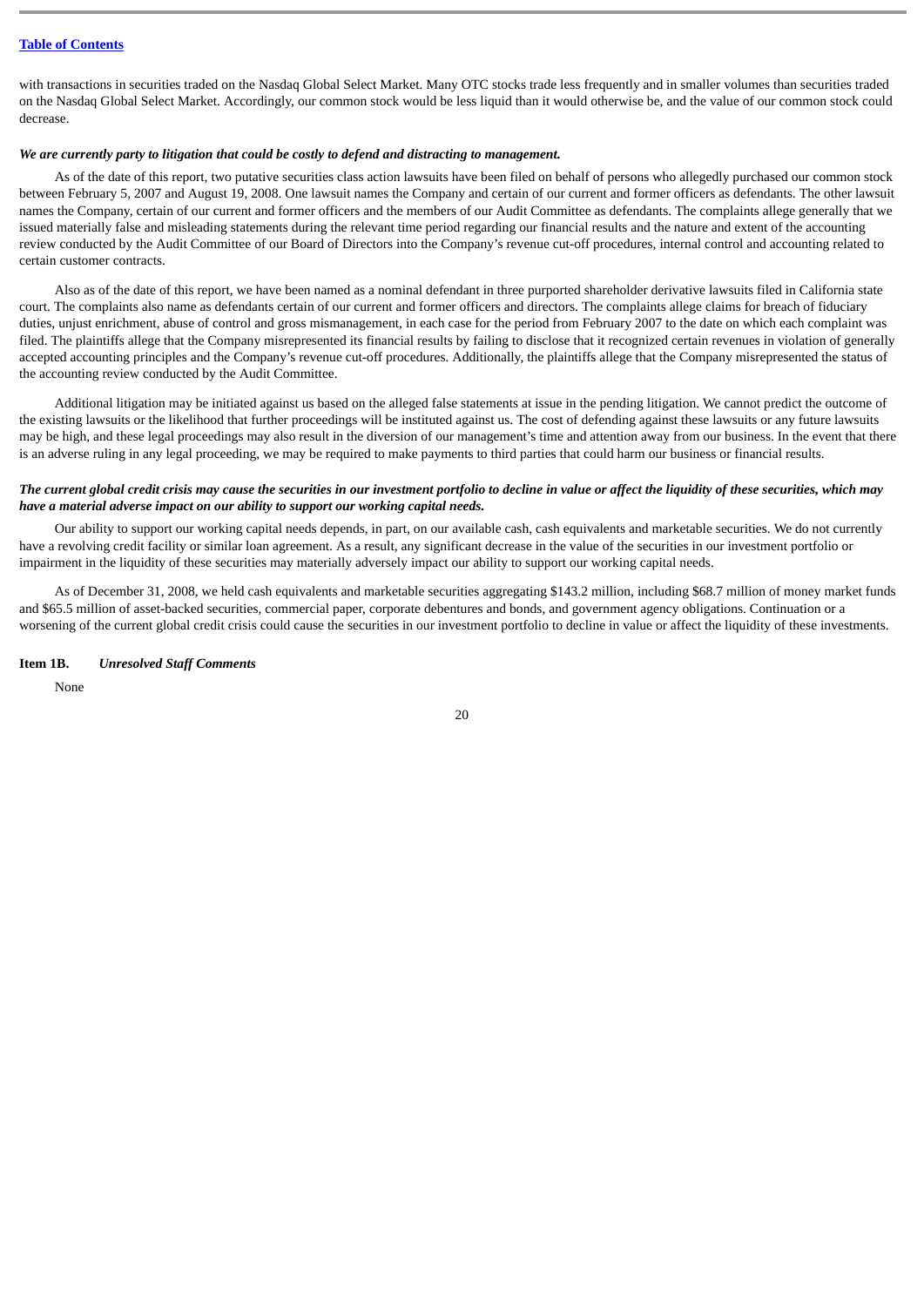with transactions in securities traded on the Nasdaq Global Select Market. Many OTC stocks trade less frequently and in smaller volumes than securities traded on the Nasdaq Global Select Market. Accordingly, our common stock would be less liquid than it would otherwise be, and the value of our common stock could decrease.

***We are currently party to litigation that could be costly to defend and distracting to management.***

As of the date of this report, two putative securities class action lawsuits have been filed on behalf of persons who allegedly purchased our common stock between February 5, 2007 and August 19, 2008. One lawsuit names the Company and certain of our current and former officers as defendants. The other lawsuit names the Company, certain of our current and former officers and the members of our Audit Committee as defendants. The complaints allege generally that we issued materially false and misleading statements during the relevant time period regarding our financial results and the nature and extent of the accounting review conducted by the Audit Committee of our Board of Directors into the Company's revenue cut-off procedures, internal control and accounting related to certain customer contracts.

Also as of the date of this report, we have been named as a nominal defendant in three purported shareholder derivative lawsuits filed in California state court. The complaints also name as defendants certain of our current and former officers and directors. The complaints allege claims for breach of fiduciary duties, unjust enrichment, abuse of control and gross mismanagement, in each case for the period from February 2007 to the date on which each complaint was filed. The plaintiffs allege that the Company misrepresented its financial results by failing to disclose that it recognized certain revenues in violation of generally accepted accounting principles and the Company's revenue cut-off procedures. Additionally, the plaintiffs allege that the Company misrepresented the status of the accounting review conducted by the Audit Committee.

Additional litigation may be initiated against us based on the alleged false statements at issue in the pending litigation. We cannot predict the outcome of the existing lawsuits or the likelihood that further proceedings will be instituted against us. The cost of defending against these lawsuits or any future lawsuits may be high, and these legal proceedings may also result in the diversion of our management's time and attention away from our business. In the event that there is an adverse ruling in any legal proceeding, we may be required to make payments to third parties that could harm our business or financial results.

***The current global credit crisis may cause the securities in our investment portfolio to decline in value or affect the liquidity of these securities, which may have a material adverse impact on our ability to support our working capital needs.***

Our ability to support our working capital needs depends, in part, on our available cash, cash equivalents and marketable securities. We do not currently have a revolving credit facility or similar loan agreement. As a result, any significant decrease in the value of the securities in our investment portfolio or impairment in the liquidity of these securities may materially adversely impact our ability to support our working capital needs.

As of December 31, 2008, we held cash equivalents and marketable securities aggregating $143.2 million, including $68.7 million of money market funds and $65.5 million of asset-backed securities, commercial paper, corporate debentures and bonds, and government agency obligations. Continuation or a worsening of the current global credit crisis could cause the securities in our investment portfolio to decline in value or affect the liquidity of these investments.

**Item 1B.** ***Unresolved Staff Comments***

None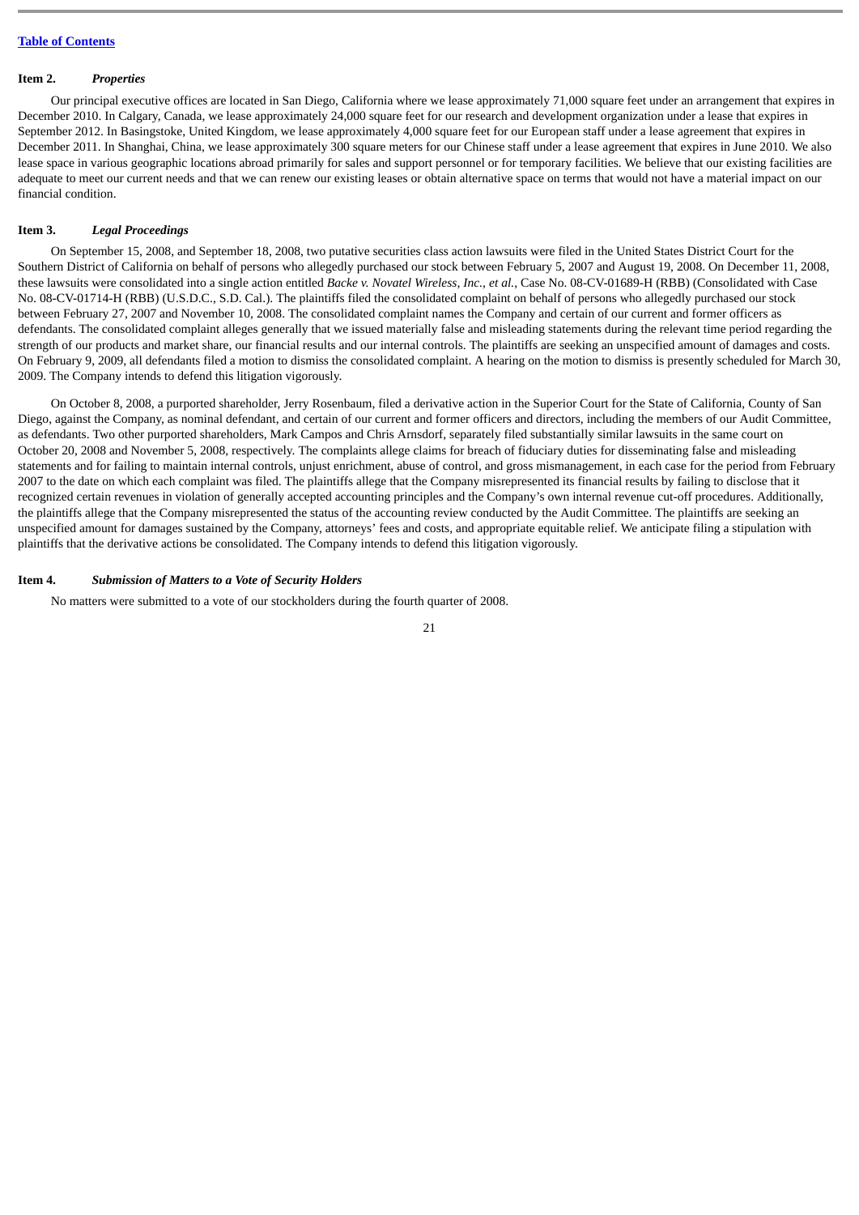### Item 2. *Properties*

Our principal executive offices are located in San Diego, California where we lease approximately 71,000 square feet under an arrangement that expires in December 2010. In Calgary, Canada, we lease approximately 24,000 square feet for our research and development organization under a lease that expires in September 2012. In Basingstoke, United Kingdom, we lease approximately 4,000 square feet for our European staff under a lease agreement that expires in December 2011. In Shanghai, China, we lease approximately 300 square meters for our Chinese staff under a lease agreement that expires in June 2010. We also lease space in various geographic locations abroad primarily for sales and support personnel or for temporary facilities. We believe that our existing facilities are adequate to meet our current needs and that we can renew our existing leases or obtain alternative space on terms that would not have a material impact on our financial condition.

### Item 3. *Legal Proceedings*

On September 15, 2008, and September 18, 2008, two putative securities class action lawsuits were filed in the United States District Court for the Southern District of California on behalf of persons who allegedly purchased our stock between February 5, 2007 and August 19, 2008. On December 11, 2008, these lawsuits were consolidated into a single action entitled *Backe v. Novatel Wireless, Inc., et al.*, Case No. 08-CV-01689-H (RBB) (Consolidated with Case No. 08-CV-01714-H (RBB) (U.S.D.C., S.D. Cal.). The plaintiffs filed the consolidated complaint on behalf of persons who allegedly purchased our stock between February 27, 2007 and November 10, 2008. The consolidated complaint names the Company and certain of our current and former officers as defendants. The consolidated complaint alleges generally that we issued materially false and misleading statements during the relevant time period regarding the strength of our products and market share, our financial results and our internal controls. The plaintiffs are seeking an unspecified amount of damages and costs. On February 9, 2009, all defendants filed a motion to dismiss the consolidated complaint. A hearing on the motion to dismiss is presently scheduled for March 30, 2009. The Company intends to defend this litigation vigorously.

On October 8, 2008, a purported shareholder, Jerry Rosenbaum, filed a derivative action in the Superior Court for the State of California, County of San Diego, against the Company, as nominal defendant, and certain of our current and former officers and directors, including the members of our Audit Committee, as defendants. Two other purported shareholders, Mark Campos and Chris Arnsdorf, separately filed substantially similar lawsuits in the same court on October 20, 2008 and November 5, 2008, respectively. The complaints allege claims for breach of fiduciary duties for disseminating false and misleading statements and for failing to maintain internal controls, unjust enrichment, abuse of control, and gross mismanagement, in each case for the period from February 2007 to the date on which each complaint was filed. The plaintiffs allege that the Company misrepresented its financial results by failing to disclose that it recognized certain revenues in violation of generally accepted accounting principles and the Company's own internal revenue cut-off procedures. Additionally, the plaintiffs allege that the Company misrepresented the status of the accounting review conducted by the Audit Committee. The plaintiffs are seeking an unspecified amount for damages sustained by the Company, attorneys' fees and costs, and appropriate equitable relief. We anticipate filing a stipulation with plaintiffs that the derivative actions be consolidated. The Company intends to defend this litigation vigorously.

### Item 4. *Submission of Matters to a Vote of Security Holders*

No matters were submitted to a vote of our stockholders during the fourth quarter of 2008.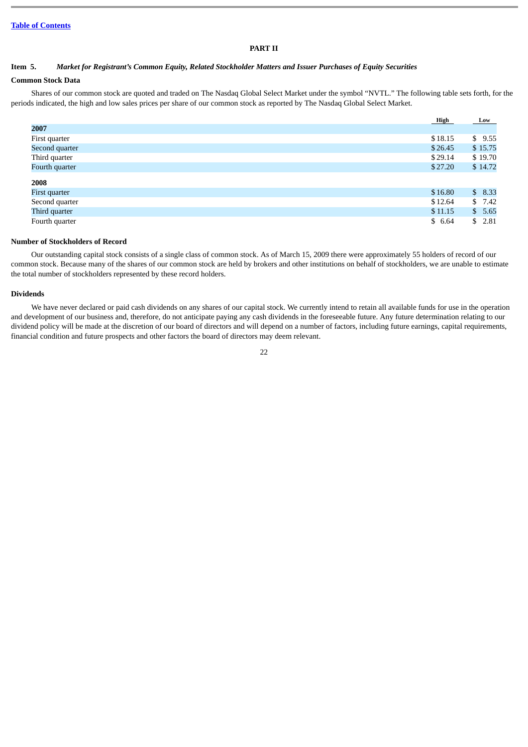[Table of Contents](#)

# PART II

## Item 5. *Market for Registrant's Common Equity, Related Stockholder Matters and Issuer Purchases of Equity Securities*

### Common Stock Data

Shares of our common stock are quoted and traded on The Nasdaq Global Select Market under the symbol "NVTL." The following table sets forth, for the periods indicated, the high and low sales prices per share of our common stock as reported by The Nasdaq Global Select Market.

| | High | Low |
|---|---|---|
| **2007** | | |
| First quarter | $18.15 | $ 9.55 |
| Second quarter | $26.45 | $ 15.75 |
| Third quarter | $29.14 | $ 19.70 |
| Fourth quarter | $27.20 | $ 14.72 |
| **2008** | | |
| First quarter | $16.80 | $ 8.33 |
| Second quarter | $12.64 | $ 7.42 |
| Third quarter | $11.15 | $ 5.65 |
| Fourth quarter | $ 6.64 | $ 2.81 |

### Number of Stockholders of Record

Our outstanding capital stock consists of a single class of common stock. As of March 15, 2009 there were approximately 55 holders of record of our common stock. Because many of the shares of our common stock are held by brokers and other institutions on behalf of stockholders, we are unable to estimate the total number of stockholders represented by these record holders.

### Dividends

We have never declared or paid cash dividends on any shares of our capital stock. We currently intend to retain all available funds for use in the operation and development of our business and, therefore, do not anticipate paying any cash dividends in the foreseeable future. Any future determination relating to our dividend policy will be made at the discretion of our board of directors and will depend on a number of factors, including future earnings, capital requirements, financial condition and future prospects and other factors the board of directors may deem relevant.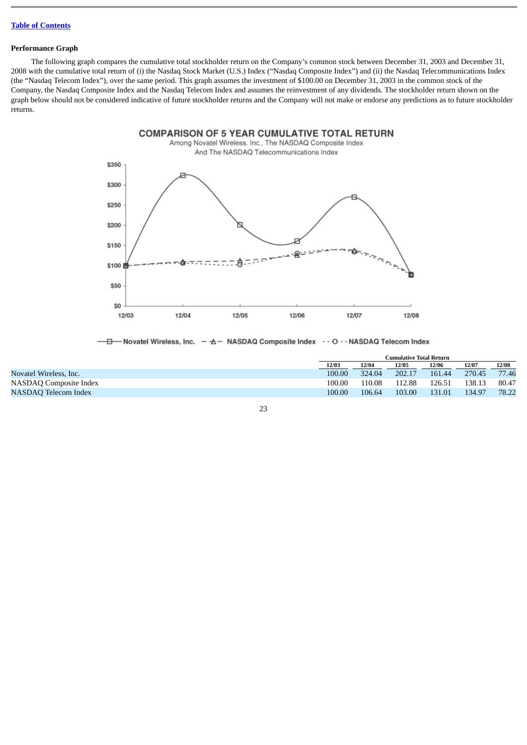[Table of Contents](#)

**Performance Graph**

The following graph compares the cumulative total stockholder return on the Company's common stock between December 31, 2003 and December 31, 2008 with the cumulative total return of (i) the Nasdaq Stock Market (U.S.) Index ("Nasdaq Composite Index") and (ii) the Nasdaq Telecommunications Index (the "Nasdaq Telecom Index"), over the same period. This graph assumes the investment of $100.00 on December 31, 2003 in the common stock of the Company, the Nasdaq Composite Index and the Nasdaq Telecom Index and assumes the reinvestment of any dividends. The stockholder return shown on the graph below should not be considered indicative of future stockholder returns and the Company will not make or endorse any predictions as to future stockholder returns.

COMPARISON OF 5 YEAR CUMULATIVE TOTAL RETURN
Among Novatel Wireless, Inc., The NASDAQ Composite Index
And The NASDAQ Telecommunications Index

$350
$300
$250
$200
$150
$100
$50
$0

12/03
12/04
12/05
12/06
12/07
12/08

Novatel Wireless, Inc.
NASDAQ Composite Index
NASDAQ Telecom Index

| | Cumulative Total Return | | | | | |
|---|---|---|---|---|---|---|
| | 12/03 | 12/04 | 12/05 | 12/06 | 12/07 | 12/08 |
| Novatel Wireless, Inc. | 100.00 | 324.04 | 202.17 | 161.44 | 270.45 | 77.46 |
| NASDAQ Composite Index | 100.00 | 110.08 | 112.88 | 126.51 | 138.13 | 80.47 |
| NASDAQ Telecom Index | 100.00 | 106.64 | 103.00 | 131.01 | 134.97 | 78.22 |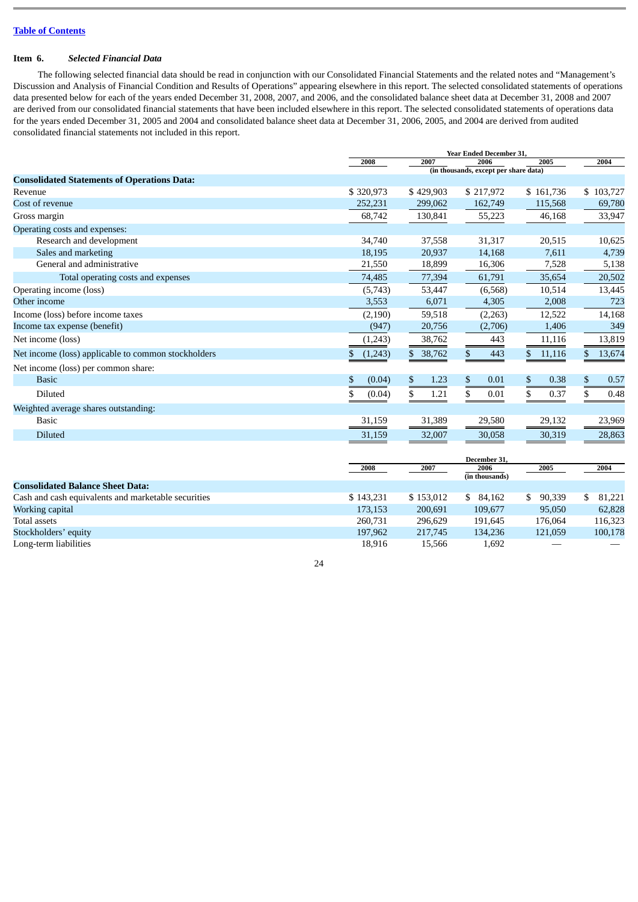[Table of Contents](#)

## Item 6. *Selected Financial Data*

The following selected financial data should be read in conjunction with our Consolidated Financial Statements and the related notes and "Management's Discussion and Analysis of Financial Condition and Results of Operations" appearing elsewhere in this report. The selected consolidated statements of operations data presented below for each of the years ended December 31, 2008, 2007, and 2006, and the consolidated balance sheet data at December 31, 2008 and 2007 are derived from our consolidated financial statements that have been included elsewhere in this report. The selected consolidated statements of operations data for the years ended December 31, 2005 and 2004 and consolidated balance sheet data at December 31, 2006, 2005, and 2004 are derived from audited consolidated financial statements not included in this report.

| | Year Ended December 31, | | | | |
|---|---|---|---|---|---|
| | 2008 | 2007 | 2006 | 2005 | 2004 |
| | (in thousands, except per share data) | | | | |
| **Consolidated Statements of Operations Data:** | | | | | |
| Revenue | $ 320,973 | $ 429,903 | $ 217,972 | $ 161,736 | $ 103,727 |
| Cost of revenue | 252,231 | 299,062 | 162,749 | 115,568 | 69,780 |
| Gross margin | 68,742 | 130,841 | 55,223 | 46,168 | 33,947 |
| Operating costs and expenses: | | | | | |
| Research and development | 34,740 | 37,558 | 31,317 | 20,515 | 10,625 |
| Sales and marketing | 18,195 | 20,937 | 14,168 | 7,611 | 4,739 |
| General and administrative | 21,550 | 18,899 | 16,306 | 7,528 | 5,138 |
| Total operating costs and expenses | 74,485 | 77,394 | 61,791 | 35,654 | 20,502 |
| Operating income (loss) | (5,743) | 53,447 | (6,568) | 10,514 | 13,445 |
| Other income | 3,553 | 6,071 | 4,305 | 2,008 | 723 |
| Income (loss) before income taxes | (2,190) | 59,518 | (2,263) | 12,522 | 14,168 |
| Income tax expense (benefit) | (947) | 20,756 | (2,706) | 1,406 | 349 |
| Net income (loss) | (1,243) | 38,762 | 443 | 11,116 | 13,819 |
| Net income (loss) applicable to common stockholders | $ (1,243) | $ 38,762 | $ 443 | $ 11,116 | $ 13,674 |
| Net income (loss) per common share: | | | | | |
| Basic | $ (0.04) | $ 1.23 | $ 0.01 | $ 0.38 | $ 0.57 |
| Diluted | $ (0.04) | $ 1.21 | $ 0.01 | $ 0.37 | $ 0.48 |
| Weighted average shares outstanding: | | | | | |
| Basic | 31,159 | 31,389 | 29,580 | 29,132 | 23,969 |
| Diluted | 31,159 | 32,007 | 30,058 | 30,319 | 28,863 |

| | December 31, | | | | |
|---|---|---|---|---|---|
| | 2008 | 2007 | 2006 | 2005 | 2004 |
| | (in thousands) | | | | |
| **Consolidated Balance Sheet Data:** | | | | | |
| Cash and cash equivalents and marketable securities | $ 143,231 | $ 153,012 | $ 84,162 | $ 90,339 | $ 81,221 |
| Working capital | 173,153 | 200,691 | 109,677 | 95,050 | 62,828 |
| Total assets | 260,731 | 296,629 | 191,645 | 176,064 | 116,323 |
| Stockholders' equity | 197,962 | 217,745 | 134,236 | 121,059 | 100,178 |
| Long-term liabilities | 18,916 | 15,566 | 1,692 | — | — |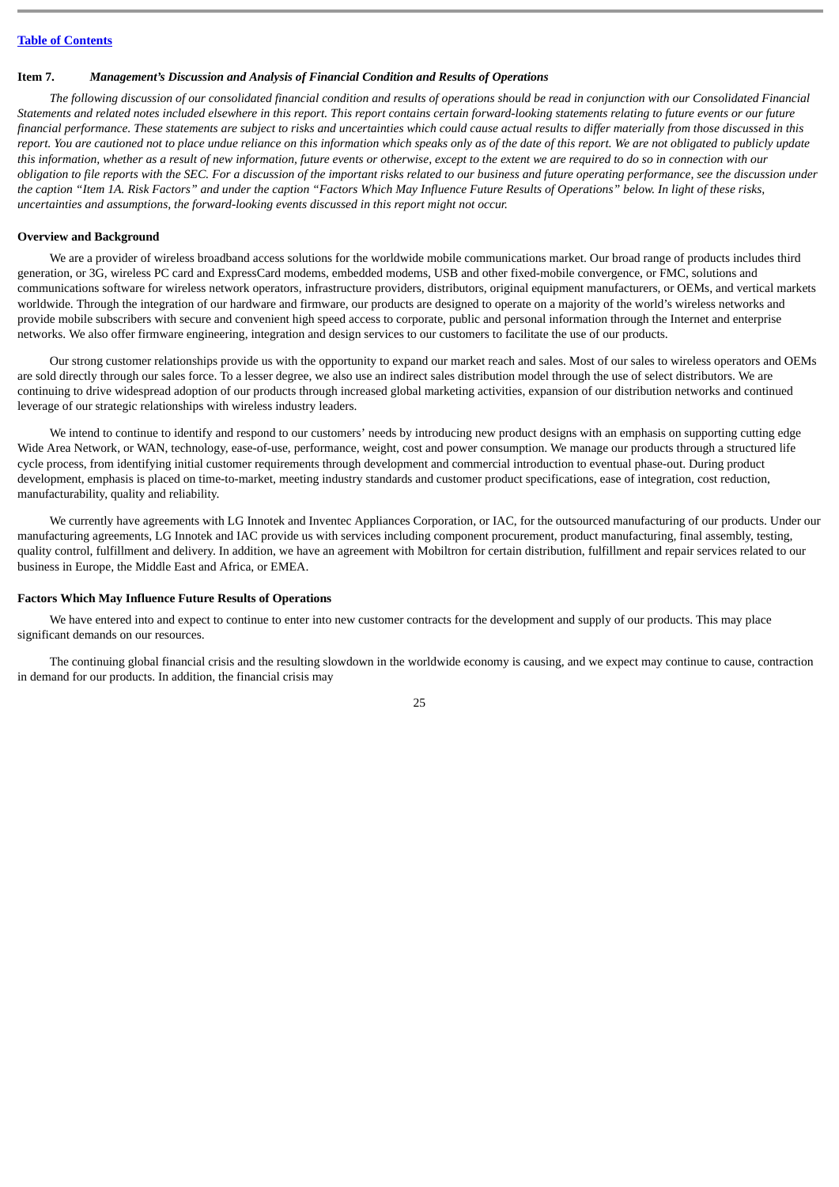## Item 7. *Management's Discussion and Analysis of Financial Condition and Results of Operations*

*The following discussion of our consolidated financial condition and results of operations should be read in conjunction with our Consolidated Financial Statements and related notes included elsewhere in this report. This report contains certain forward-looking statements relating to future events or our future financial performance. These statements are subject to risks and uncertainties which could cause actual results to differ materially from those discussed in this report. You are cautioned not to place undue reliance on this information which speaks only as of the date of this report. We are not obligated to publicly update this information, whether as a result of new information, future events or otherwise, except to the extent we are required to do so in connection with our obligation to file reports with the SEC. For a discussion of the important risks related to our business and future operating performance, see the discussion under the caption "Item 1A. Risk Factors" and under the caption "Factors Which May Influence Future Results of Operations" below. In light of these risks, uncertainties and assumptions, the forward-looking events discussed in this report might not occur.*

### Overview and Background

We are a provider of wireless broadband access solutions for the worldwide mobile communications market. Our broad range of products includes third generation, or 3G, wireless PC card and ExpressCard modems, embedded modems, USB and other fixed-mobile convergence, or FMC, solutions and communications software for wireless network operators, infrastructure providers, distributors, original equipment manufacturers, or OEMs, and vertical markets worldwide. Through the integration of our hardware and firmware, our products are designed to operate on a majority of the world's wireless networks and provide mobile subscribers with secure and convenient high speed access to corporate, public and personal information through the Internet and enterprise networks. We also offer firmware engineering, integration and design services to our customers to facilitate the use of our products.

Our strong customer relationships provide us with the opportunity to expand our market reach and sales. Most of our sales to wireless operators and OEMs are sold directly through our sales force. To a lesser degree, we also use an indirect sales distribution model through the use of select distributors. We are continuing to drive widespread adoption of our products through increased global marketing activities, expansion of our distribution networks and continued leverage of our strategic relationships with wireless industry leaders.

We intend to continue to identify and respond to our customers' needs by introducing new product designs with an emphasis on supporting cutting edge Wide Area Network, or WAN, technology, ease-of-use, performance, weight, cost and power consumption. We manage our products through a structured life cycle process, from identifying initial customer requirements through development and commercial introduction to eventual phase-out. During product development, emphasis is placed on time-to-market, meeting industry standards and customer product specifications, ease of integration, cost reduction, manufacturability, quality and reliability.

We currently have agreements with LG Innotek and Inventec Appliances Corporation, or IAC, for the outsourced manufacturing of our products. Under our manufacturing agreements, LG Innotek and IAC provide us with services including component procurement, product manufacturing, final assembly, testing, quality control, fulfillment and delivery. In addition, we have an agreement with Mobiltron for certain distribution, fulfillment and repair services related to our business in Europe, the Middle East and Africa, or EMEA.

### Factors Which May Influence Future Results of Operations

We have entered into and expect to continue to enter into new customer contracts for the development and supply of our products. This may place significant demands on our resources.

The continuing global financial crisis and the resulting slowdown in the worldwide economy is causing, and we expect may continue to cause, contraction in demand for our products. In addition, the financial crisis may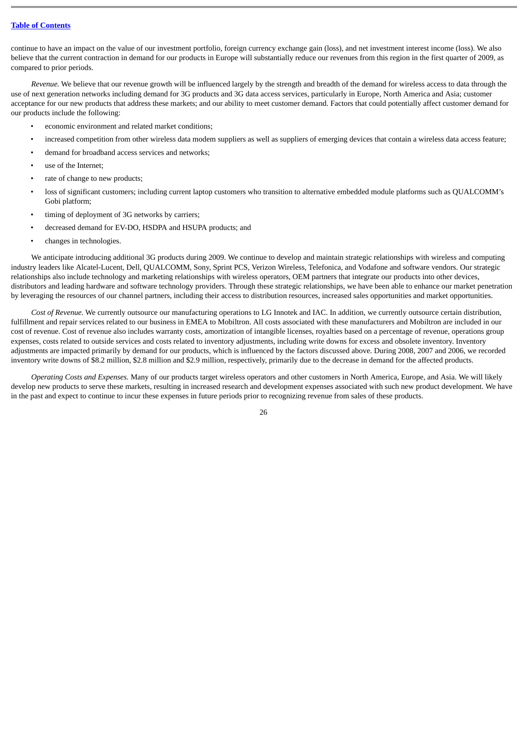continue to have an impact on the value of our investment portfolio, foreign currency exchange gain (loss), and net investment interest income (loss). We also believe that the current contraction in demand for our products in Europe will substantially reduce our revenues from this region in the first quarter of 2009, as compared to prior periods.

*Revenue.* We believe that our revenue growth will be influenced largely by the strength and breadth of the demand for wireless access to data through the use of next generation networks including demand for 3G products and 3G data access services, particularly in Europe, North America and Asia; customer acceptance for our new products that address these markets; and our ability to meet customer demand. Factors that could potentially affect customer demand for our products include the following:

- economic environment and related market conditions;
- increased competition from other wireless data modem suppliers as well as suppliers of emerging devices that contain a wireless data access feature;
- demand for broadband access services and networks;
- use of the Internet;
- rate of change to new products;
- loss of significant customers; including current laptop customers who transition to alternative embedded module platforms such as QUALCOMM's Gobi platform;
- timing of deployment of 3G networks by carriers;
- decreased demand for EV-DO, HSDPA and HSUPA products; and
- changes in technologies.

We anticipate introducing additional 3G products during 2009. We continue to develop and maintain strategic relationships with wireless and computing industry leaders like Alcatel-Lucent, Dell, QUALCOMM, Sony, Sprint PCS, Verizon Wireless, Telefonica, and Vodafone and software vendors. Our strategic relationships also include technology and marketing relationships with wireless operators, OEM partners that integrate our products into other devices, distributors and leading hardware and software technology providers. Through these strategic relationships, we have been able to enhance our market penetration by leveraging the resources of our channel partners, including their access to distribution resources, increased sales opportunities and market opportunities.

*Cost of Revenue.* We currently outsource our manufacturing operations to LG Innotek and IAC. In addition, we currently outsource certain distribution, fulfillment and repair services related to our business in EMEA to Mobiltron. All costs associated with these manufacturers and Mobiltron are included in our cost of revenue. Cost of revenue also includes warranty costs, amortization of intangible licenses, royalties based on a percentage of revenue, operations group expenses, costs related to outside services and costs related to inventory adjustments, including write downs for excess and obsolete inventory. Inventory adjustments are impacted primarily by demand for our products, which is influenced by the factors discussed above. During 2008, 2007 and 2006, we recorded inventory write downs of $8.2 million, $2.8 million and $2.9 million, respectively, primarily due to the decrease in demand for the affected products.

*Operating Costs and Expenses.* Many of our products target wireless operators and other customers in North America, Europe, and Asia. We will likely develop new products to serve these markets, resulting in increased research and development expenses associated with such new product development. We have in the past and expect to continue to incur these expenses in future periods prior to recognizing revenue from sales of these products.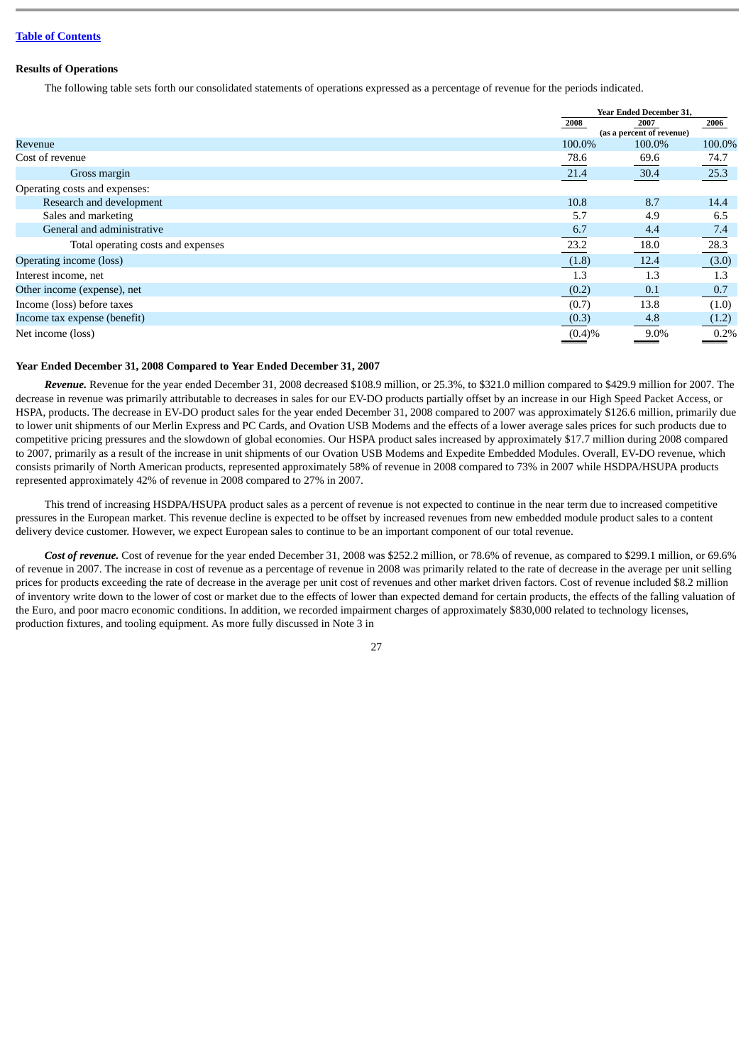[Table of Contents](#)

### Results of Operations

The following table sets forth our consolidated statements of operations expressed as a percentage of revenue for the periods indicated.

| | Year Ended December 31, | | |
|---|---|---|---|
| | 2008 | 2007 | 2006 |
| | (as a percent of revenue) | | |
| Revenue | 100.0% | 100.0% | 100.0% |
| Cost of revenue | 78.6 | 69.6 | 74.7 |
| Gross margin | 21.4 | 30.4 | 25.3 |
| Operating costs and expenses: | | | |
| Research and development | 10.8 | 8.7 | 14.4 |
| Sales and marketing | 5.7 | 4.9 | 6.5 |
| General and administrative | 6.7 | 4.4 | 7.4 |
| Total operating costs and expenses | 23.2 | 18.0 | 28.3 |
| Operating income (loss) | (1.8) | 12.4 | (3.0) |
| Interest income, net | 1.3 | 1.3 | 1.3 |
| Other income (expense), net | (0.2) | 0.1 | 0.7 |
| Income (loss) before taxes | (0.7) | 13.8 | (1.0) |
| Income tax expense (benefit) | (0.3) | 4.8 | (1.2) |
| Net income (loss) | (0.4)% | 9.0% | 0.2% |

### Year Ended December 31, 2008 Compared to Year Ended December 31, 2007

***Revenue.*** Revenue for the year ended December 31, 2008 decreased $108.9 million, or 25.3%, to $321.0 million compared to $429.9 million for 2007. The decrease in revenue was primarily attributable to decreases in sales for our EV-DO products partially offset by an increase in our High Speed Packet Access, or HSPA, products. The decrease in EV-DO product sales for the year ended December 31, 2008 compared to 2007 was approximately $126.6 million, primarily due to lower unit shipments of our Merlin Express and PC Cards, and Ovation USB Modems and the effects of a lower average sales prices for such products due to competitive pricing pressures and the slowdown of global economies. Our HSPA product sales increased by approximately $17.7 million during 2008 compared to 2007, primarily as a result of the increase in unit shipments of our Ovation USB Modems and Expedite Embedded Modules. Overall, EV-DO revenue, which consists primarily of North American products, represented approximately 58% of revenue in 2008 compared to 73% in 2007 while HSDPA/HSUPA products represented approximately 42% of revenue in 2008 compared to 27% in 2007.

This trend of increasing HSDPA/HSUPA product sales as a percent of revenue is not expected to continue in the near term due to increased competitive pressures in the European market. This revenue decline is expected to be offset by increased revenues from new embedded module product sales to a content delivery device customer. However, we expect European sales to continue to be an important component of our total revenue.

***Cost of revenue.*** Cost of revenue for the year ended December 31, 2008 was $252.2 million, or 78.6% of revenue, as compared to $299.1 million, or 69.6% of revenue in 2007. The increase in cost of revenue as a percentage of revenue in 2008 was primarily related to the rate of decrease in the average per unit selling prices for products exceeding the rate of decrease in the average per unit cost of revenues and other market driven factors. Cost of revenue included $8.2 million of inventory write down to the lower of cost or market due to the effects of lower than expected demand for certain products, the effects of the falling valuation of the Euro, and poor macro economic conditions. In addition, we recorded impairment charges of approximately $830,000 related to technology licenses, production fixtures, and tooling equipment. As more fully discussed in Note 3 in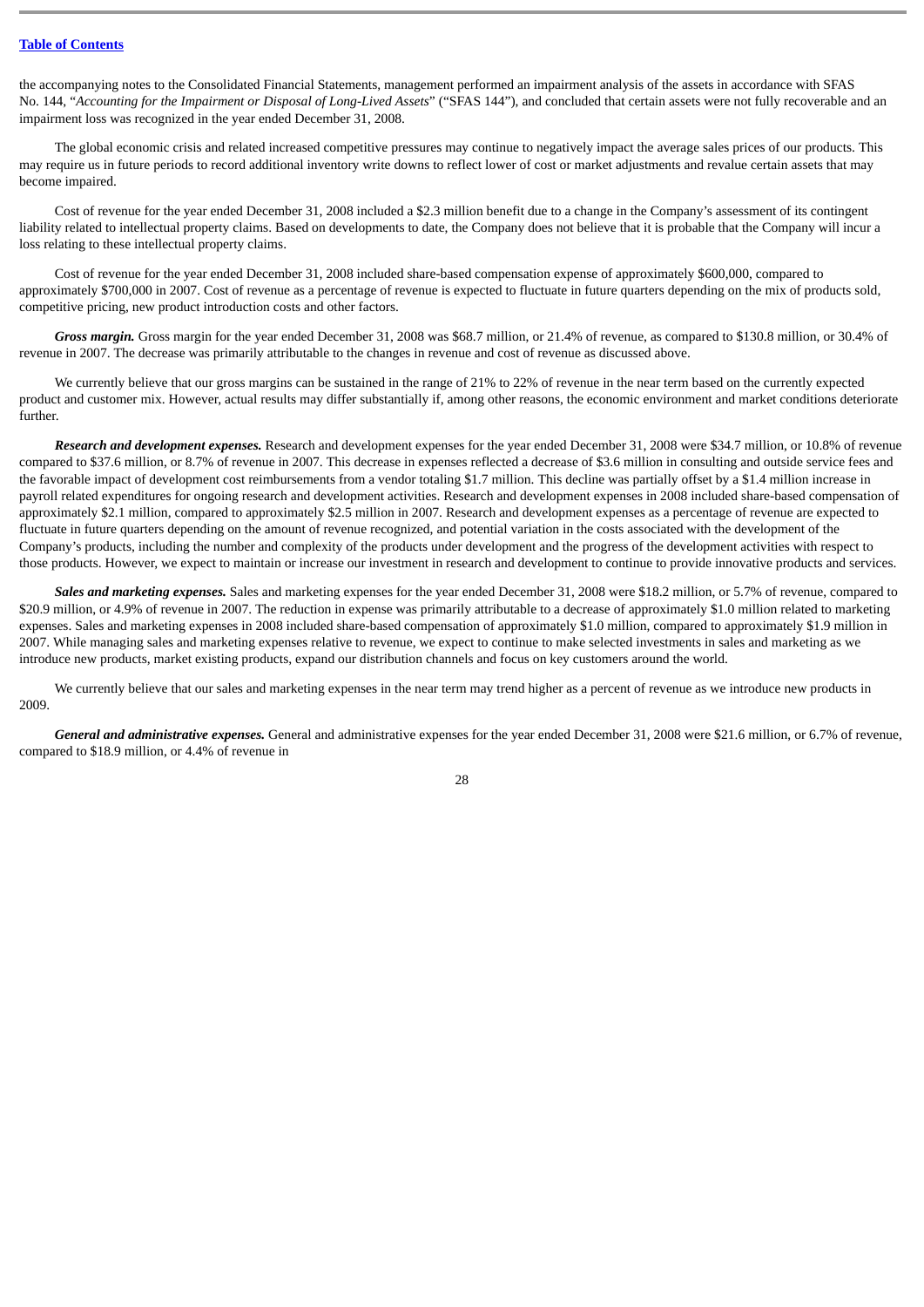the accompanying notes to the Consolidated Financial Statements, management performed an impairment analysis of the assets in accordance with SFAS No. 144, "*Accounting for the Impairment or Disposal of Long-Lived Assets*" ("SFAS 144"), and concluded that certain assets were not fully recoverable and an impairment loss was recognized in the year ended December 31, 2008.

The global economic crisis and related increased competitive pressures may continue to negatively impact the average sales prices of our products. This may require us in future periods to record additional inventory write downs to reflect lower of cost or market adjustments and revalue certain assets that may become impaired.

Cost of revenue for the year ended December 31, 2008 included a $2.3 million benefit due to a change in the Company's assessment of its contingent liability related to intellectual property claims. Based on developments to date, the Company does not believe that it is probable that the Company will incur a loss relating to these intellectual property claims.

Cost of revenue for the year ended December 31, 2008 included share-based compensation expense of approximately $600,000, compared to approximately $700,000 in 2007. Cost of revenue as a percentage of revenue is expected to fluctuate in future quarters depending on the mix of products sold, competitive pricing, new product introduction costs and other factors.

***Gross margin.*** Gross margin for the year ended December 31, 2008 was $68.7 million, or 21.4% of revenue, as compared to $130.8 million, or 30.4% of revenue in 2007. The decrease was primarily attributable to the changes in revenue and cost of revenue as discussed above.

We currently believe that our gross margins can be sustained in the range of 21% to 22% of revenue in the near term based on the currently expected product and customer mix. However, actual results may differ substantially if, among other reasons, the economic environment and market conditions deteriorate further.

***Research and development expenses.*** Research and development expenses for the year ended December 31, 2008 were $34.7 million, or 10.8% of revenue compared to $37.6 million, or 8.7% of revenue in 2007. This decrease in expenses reflected a decrease of $3.6 million in consulting and outside service fees and the favorable impact of development cost reimbursements from a vendor totaling $1.7 million. This decline was partially offset by a $1.4 million increase in payroll related expenditures for ongoing research and development activities. Research and development expenses in 2008 included share-based compensation of approximately $2.1 million, compared to approximately $2.5 million in 2007. Research and development expenses as a percentage of revenue are expected to fluctuate in future quarters depending on the amount of revenue recognized, and potential variation in the costs associated with the development of the Company's products, including the number and complexity of the products under development and the progress of the development activities with respect to those products. However, we expect to maintain or increase our investment in research and development to continue to provide innovative products and services.

***Sales and marketing expenses.*** Sales and marketing expenses for the year ended December 31, 2008 were $18.2 million, or 5.7% of revenue, compared to $20.9 million, or 4.9% of revenue in 2007. The reduction in expense was primarily attributable to a decrease of approximately $1.0 million related to marketing expenses. Sales and marketing expenses in 2008 included share-based compensation of approximately $1.0 million, compared to approximately $1.9 million in 2007. While managing sales and marketing expenses relative to revenue, we expect to continue to make selected investments in sales and marketing as we introduce new products, market existing products, expand our distribution channels and focus on key customers around the world.

We currently believe that our sales and marketing expenses in the near term may trend higher as a percent of revenue as we introduce new products in 2009.

***General and administrative expenses.*** General and administrative expenses for the year ended December 31, 2008 were $21.6 million, or 6.7% of revenue, compared to $18.9 million, or 4.4% of revenue in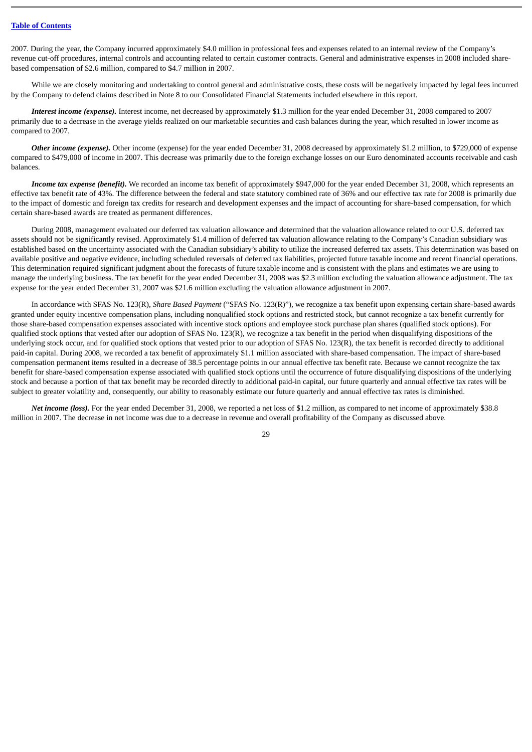2007. During the year, the Company incurred approximately $4.0 million in professional fees and expenses related to an internal review of the Company's revenue cut-off procedures, internal controls and accounting related to certain customer contracts. General and administrative expenses in 2008 included share-based compensation of $2.6 million, compared to $4.7 million in 2007.

While we are closely monitoring and undertaking to control general and administrative costs, these costs will be negatively impacted by legal fees incurred by the Company to defend claims described in Note 8 to our Consolidated Financial Statements included elsewhere in this report.

***Interest income (expense).*** Interest income, net decreased by approximately $1.3 million for the year ended December 31, 2008 compared to 2007 primarily due to a decrease in the average yields realized on our marketable securities and cash balances during the year, which resulted in lower income as compared to 2007.

***Other income (expense).*** Other income (expense) for the year ended December 31, 2008 decreased by approximately $1.2 million, to $729,000 of expense compared to $479,000 of income in 2007. This decrease was primarily due to the foreign exchange losses on our Euro denominated accounts receivable and cash balances.

***Income tax expense (benefit).*** We recorded an income tax benefit of approximately $947,000 for the year ended December 31, 2008, which represents an effective tax benefit rate of 43%. The difference between the federal and state statutory combined rate of 36% and our effective tax rate for 2008 is primarily due to the impact of domestic and foreign tax credits for research and development expenses and the impact of accounting for share-based compensation, for which certain share-based awards are treated as permanent differences.

During 2008, management evaluated our deferred tax valuation allowance and determined that the valuation allowance related to our U.S. deferred tax assets should not be significantly revised. Approximately $1.4 million of deferred tax valuation allowance relating to the Company's Canadian subsidiary was established based on the uncertainty associated with the Canadian subsidiary's ability to utilize the increased deferred tax assets. This determination was based on available positive and negative evidence, including scheduled reversals of deferred tax liabilities, projected future taxable income and recent financial operations. This determination required significant judgment about the forecasts of future taxable income and is consistent with the plans and estimates we are using to manage the underlying business. The tax benefit for the year ended December 31, 2008 was $2.3 million excluding the valuation allowance adjustment. The tax expense for the year ended December 31, 2007 was $21.6 million excluding the valuation allowance adjustment in 2007.

In accordance with SFAS No. 123(R), *Share Based Payment* ("SFAS No. 123(R)"), we recognize a tax benefit upon expensing certain share-based awards granted under equity incentive compensation plans, including nonqualified stock options and restricted stock, but cannot recognize a tax benefit currently for those share-based compensation expenses associated with incentive stock options and employee stock purchase plan shares (qualified stock options). For qualified stock options that vested after our adoption of SFAS No. 123(R), we recognize a tax benefit in the period when disqualifying dispositions of the underlying stock occur, and for qualified stock options that vested prior to our adoption of SFAS No. 123(R), the tax benefit is recorded directly to additional paid-in capital. During 2008, we recorded a tax benefit of approximately $1.1 million associated with share-based compensation. The impact of share-based compensation permanent items resulted in a decrease of 38.5 percentage points in our annual effective tax benefit rate. Because we cannot recognize the tax benefit for share-based compensation expense associated with qualified stock options until the occurrence of future disqualifying dispositions of the underlying stock and because a portion of that tax benefit may be recorded directly to additional paid-in capital, our future quarterly and annual effective tax rates will be subject to greater volatility and, consequently, our ability to reasonably estimate our future quarterly and annual effective tax rates is diminished.

***Net income (loss).*** For the year ended December 31, 2008, we reported a net loss of $1.2 million, as compared to net income of approximately $38.8 million in 2007. The decrease in net income was due to a decrease in revenue and overall profitability of the Company as discussed above.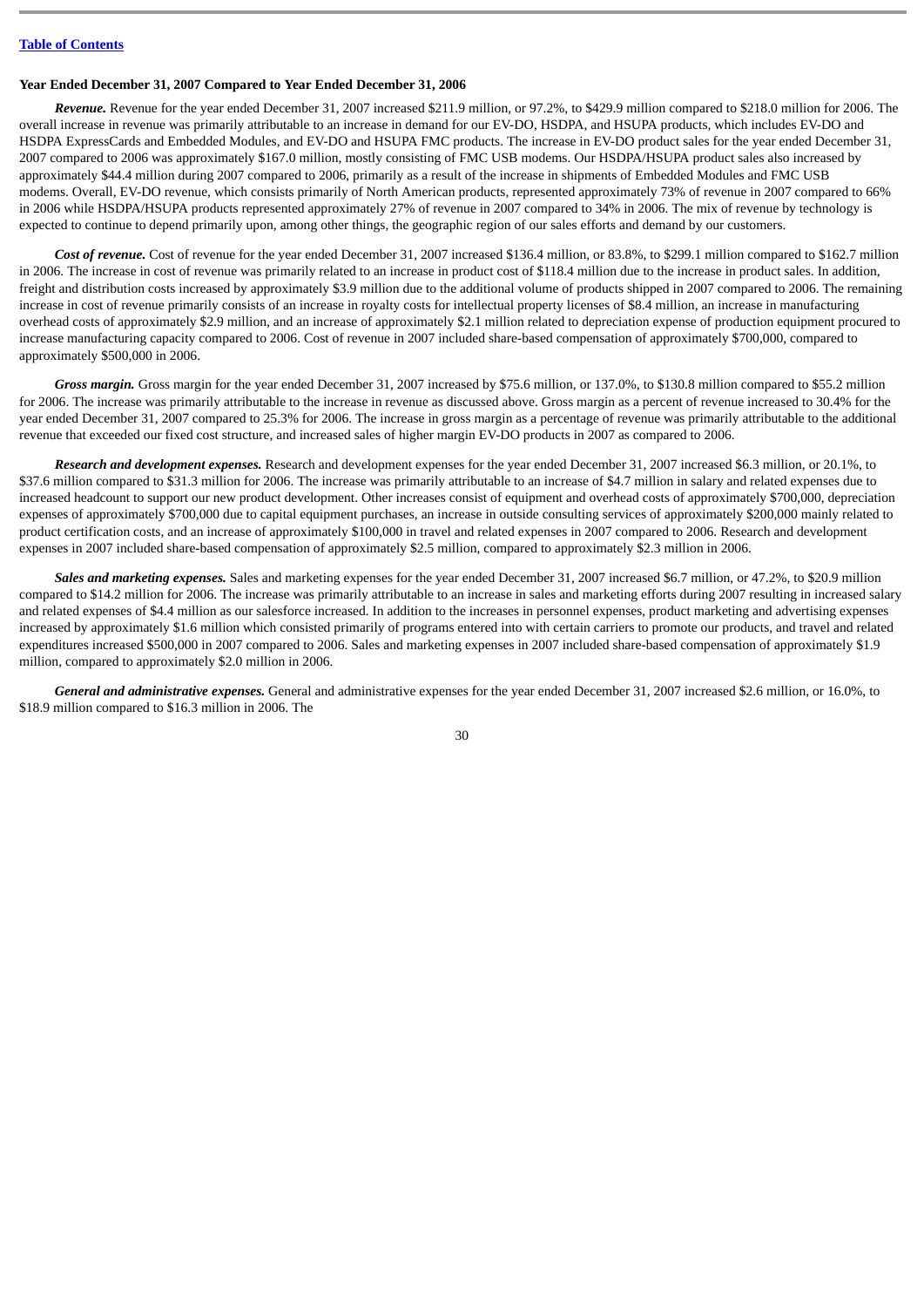**Year Ended December 31, 2007 Compared to Year Ended December 31, 2006**

***Revenue.*** Revenue for the year ended December 31, 2007 increased $211.9 million, or 97.2%, to $429.9 million compared to $218.0 million for 2006. The overall increase in revenue was primarily attributable to an increase in demand for our EV-DO, HSDPA, and HSUPA products, which includes EV-DO and HSDPA ExpressCards and Embedded Modules, and EV-DO and HSUPA FMC products. The increase in EV-DO product sales for the year ended December 31, 2007 compared to 2006 was approximately $167.0 million, mostly consisting of FMC USB modems. Our HSDPA/HSUPA product sales also increased by approximately $44.4 million during 2007 compared to 2006, primarily as a result of the increase in shipments of Embedded Modules and FMC USB modems. Overall, EV-DO revenue, which consists primarily of North American products, represented approximately 73% of revenue in 2007 compared to 66% in 2006 while HSDPA/HSUPA products represented approximately 27% of revenue in 2007 compared to 34% in 2006. The mix of revenue by technology is expected to continue to depend primarily upon, among other things, the geographic region of our sales efforts and demand by our customers.

***Cost of revenue.*** Cost of revenue for the year ended December 31, 2007 increased $136.4 million, or 83.8%, to $299.1 million compared to $162.7 million in 2006. The increase in cost of revenue was primarily related to an increase in product cost of $118.4 million due to the increase in product sales. In addition, freight and distribution costs increased by approximately $3.9 million due to the additional volume of products shipped in 2007 compared to 2006. The remaining increase in cost of revenue primarily consists of an increase in royalty costs for intellectual property licenses of $8.4 million, an increase in manufacturing overhead costs of approximately $2.9 million, and an increase of approximately $2.1 million related to depreciation expense of production equipment procured to increase manufacturing capacity compared to 2006. Cost of revenue in 2007 included share-based compensation of approximately $700,000, compared to approximately $500,000 in 2006.

***Gross margin.*** Gross margin for the year ended December 31, 2007 increased by $75.6 million, or 137.0%, to $130.8 million compared to $55.2 million for 2006. The increase was primarily attributable to the increase in revenue as discussed above. Gross margin as a percent of revenue increased to 30.4% for the year ended December 31, 2007 compared to 25.3% for 2006. The increase in gross margin as a percentage of revenue was primarily attributable to the additional revenue that exceeded our fixed cost structure, and increased sales of higher margin EV-DO products in 2007 as compared to 2006.

***Research and development expenses.*** Research and development expenses for the year ended December 31, 2007 increased $6.3 million, or 20.1%, to $37.6 million compared to $31.3 million for 2006. The increase was primarily attributable to an increase of $4.7 million in salary and related expenses due to increased headcount to support our new product development. Other increases consist of equipment and overhead costs of approximately $700,000, depreciation expenses of approximately $700,000 due to capital equipment purchases, an increase in outside consulting services of approximately $200,000 mainly related to product certification costs, and an increase of approximately $100,000 in travel and related expenses in 2007 compared to 2006. Research and development expenses in 2007 included share-based compensation of approximately $2.5 million, compared to approximately $2.3 million in 2006.

***Sales and marketing expenses.*** Sales and marketing expenses for the year ended December 31, 2007 increased $6.7 million, or 47.2%, to $20.9 million compared to $14.2 million for 2006. The increase was primarily attributable to an increase in sales and marketing efforts during 2007 resulting in increased salary and related expenses of $4.4 million as our salesforce increased. In addition to the increases in personnel expenses, product marketing and advertising expenses increased by approximately $1.6 million which consisted primarily of programs entered into with certain carriers to promote our products, and travel and related expenditures increased $500,000 in 2007 compared to 2006. Sales and marketing expenses in 2007 included share-based compensation of approximately $1.9 million, compared to approximately $2.0 million in 2006.

***General and administrative expenses.*** General and administrative expenses for the year ended December 31, 2007 increased $2.6 million, or 16.0%, to $18.9 million compared to $16.3 million in 2006. The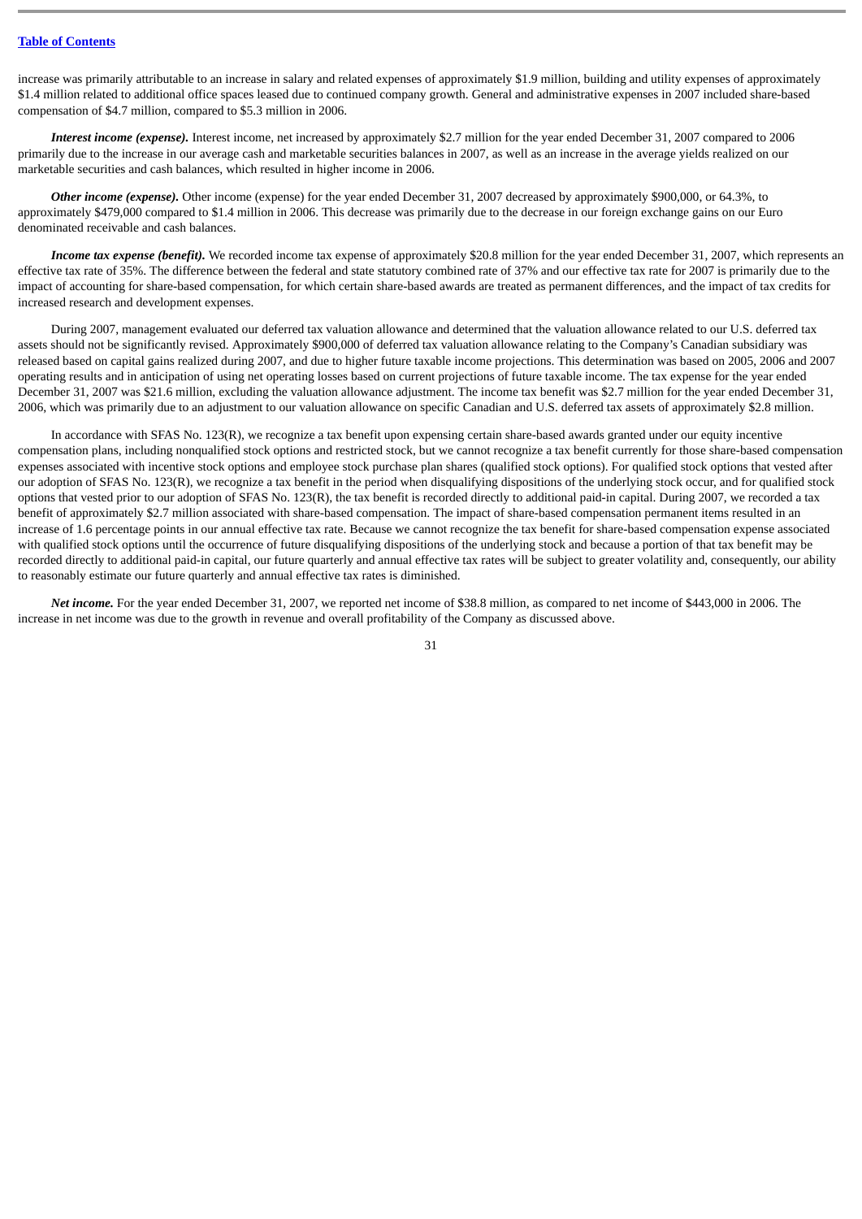increase was primarily attributable to an increase in salary and related expenses of approximately $1.9 million, building and utility expenses of approximately $1.4 million related to additional office spaces leased due to continued company growth. General and administrative expenses in 2007 included share-based compensation of $4.7 million, compared to $5.3 million in 2006.

***Interest income (expense).*** Interest income, net increased by approximately $2.7 million for the year ended December 31, 2007 compared to 2006 primarily due to the increase in our average cash and marketable securities balances in 2007, as well as an increase in the average yields realized on our marketable securities and cash balances, which resulted in higher income in 2006.

***Other income (expense).*** Other income (expense) for the year ended December 31, 2007 decreased by approximately $900,000, or 64.3%, to approximately $479,000 compared to $1.4 million in 2006. This decrease was primarily due to the decrease in our foreign exchange gains on our Euro denominated receivable and cash balances.

***Income tax expense (benefit).*** We recorded income tax expense of approximately $20.8 million for the year ended December 31, 2007, which represents an effective tax rate of 35%. The difference between the federal and state statutory combined rate of 37% and our effective tax rate for 2007 is primarily due to the impact of accounting for share-based compensation, for which certain share-based awards are treated as permanent differences, and the impact of tax credits for increased research and development expenses.

During 2007, management evaluated our deferred tax valuation allowance and determined that the valuation allowance related to our U.S. deferred tax assets should not be significantly revised. Approximately $900,000 of deferred tax valuation allowance relating to the Company's Canadian subsidiary was released based on capital gains realized during 2007, and due to higher future taxable income projections. This determination was based on 2005, 2006 and 2007 operating results and in anticipation of using net operating losses based on current projections of future taxable income. The tax expense for the year ended December 31, 2007 was $21.6 million, excluding the valuation allowance adjustment. The income tax benefit was $2.7 million for the year ended December 31, 2006, which was primarily due to an adjustment to our valuation allowance on specific Canadian and U.S. deferred tax assets of approximately $2.8 million.

In accordance with SFAS No. 123(R), we recognize a tax benefit upon expensing certain share-based awards granted under our equity incentive compensation plans, including nonqualified stock options and restricted stock, but we cannot recognize a tax benefit currently for those share-based compensation expenses associated with incentive stock options and employee stock purchase plan shares (qualified stock options). For qualified stock options that vested after our adoption of SFAS No. 123(R), we recognize a tax benefit in the period when disqualifying dispositions of the underlying stock occur, and for qualified stock options that vested prior to our adoption of SFAS No. 123(R), the tax benefit is recorded directly to additional paid-in capital. During 2007, we recorded a tax benefit of approximately $2.7 million associated with share-based compensation. The impact of share-based compensation permanent items resulted in an increase of 1.6 percentage points in our annual effective tax rate. Because we cannot recognize the tax benefit for share-based compensation expense associated with qualified stock options until the occurrence of future disqualifying dispositions of the underlying stock and because a portion of that tax benefit may be recorded directly to additional paid-in capital, our future quarterly and annual effective tax rates will be subject to greater volatility and, consequently, our ability to reasonably estimate our future quarterly and annual effective tax rates is diminished.

***Net income.*** For the year ended December 31, 2007, we reported net income of $38.8 million, as compared to net income of $443,000 in 2006. The increase in net income was due to the growth in revenue and overall profitability of the Company as discussed above.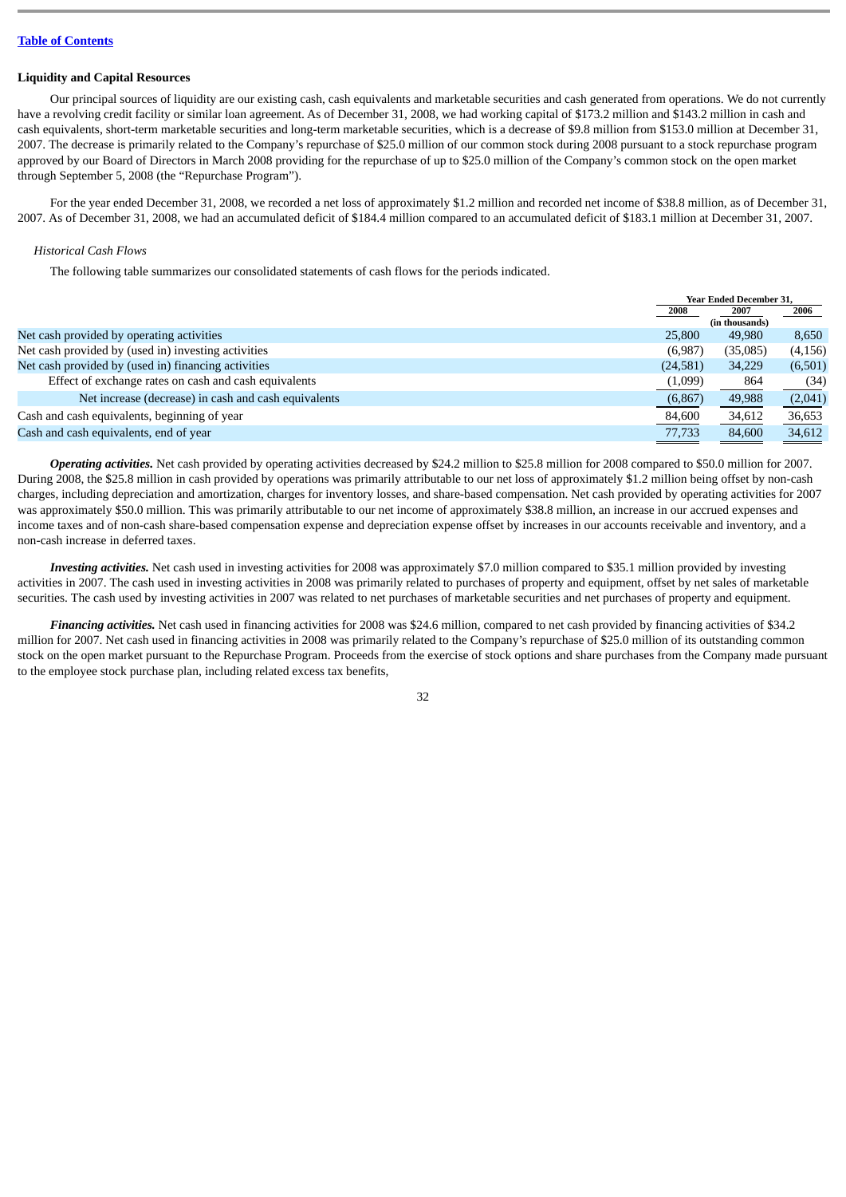[Table of Contents](#)

**Liquidity and Capital Resources**

Our principal sources of liquidity are our existing cash, cash equivalents and marketable securities and cash generated from operations. We do not currently have a revolving credit facility or similar loan agreement. As of December 31, 2008, we had working capital of $173.2 million and $143.2 million in cash and cash equivalents, short-term marketable securities and long-term marketable securities, which is a decrease of $9.8 million from $153.0 million at December 31, 2007. The decrease is primarily related to the Company's repurchase of $25.0 million of our common stock during 2008 pursuant to a stock repurchase program approved by our Board of Directors in March 2008 providing for the repurchase of up to $25.0 million of the Company's common stock on the open market through September 5, 2008 (the "Repurchase Program").

For the year ended December 31, 2008, we recorded a net loss of approximately $1.2 million and recorded net income of $38.8 million, as of December 31, 2007. As of December 31, 2008, we had an accumulated deficit of $184.4 million compared to an accumulated deficit of $183.1 million at December 31, 2007.

*Historical Cash Flows*

The following table summarizes our consolidated statements of cash flows for the periods indicated.

| | Year Ended December 31, | | |
|---|---|---|---|
| | 2008 | 2007 | 2006 |
| | | (in thousands) | |
| Net cash provided by operating activities | 25,800 | 49,980 | 8,650 |
| Net cash provided by (used in) investing activities | (6,987) | (35,085) | (4,156) |
| Net cash provided by (used in) financing activities | (24,581) | 34,229 | (6,501) |
| Effect of exchange rates on cash and cash equivalents | (1,099) | 864 | (34) |
| Net increase (decrease) in cash and cash equivalents | (6,867) | 49,988 | (2,041) |
| Cash and cash equivalents, beginning of year | 84,600 | 34,612 | 36,653 |
| Cash and cash equivalents, end of year | 77,733 | 84,600 | 34,612 |

***Operating activities.*** Net cash provided by operating activities decreased by $24.2 million to $25.8 million for 2008 compared to $50.0 million for 2007. During 2008, the $25.8 million in cash provided by operations was primarily attributable to our net loss of approximately $1.2 million being offset by non-cash charges, including depreciation and amortization, charges for inventory losses, and share-based compensation. Net cash provided by operating activities for 2007 was approximately $50.0 million. This was primarily attributable to our net income of approximately $38.8 million, an increase in our accrued expenses and income taxes and of non-cash share-based compensation expense and depreciation expense offset by increases in our accounts receivable and inventory, and a non-cash increase in deferred taxes.

***Investing activities.*** Net cash used in investing activities for 2008 was approximately $7.0 million compared to $35.1 million provided by investing activities in 2007. The cash used in investing activities in 2008 was primarily related to purchases of property and equipment, offset by net sales of marketable securities. The cash used by investing activities in 2007 was related to net purchases of marketable securities and net purchases of property and equipment.

***Financing activities.*** Net cash used in financing activities for 2008 was $24.6 million, compared to net cash provided by financing activities of $34.2 million for 2007. Net cash used in financing activities in 2008 was primarily related to the Company's repurchase of $25.0 million of its outstanding common stock on the open market pursuant to the Repurchase Program. Proceeds from the exercise of stock options and share purchases from the Company made pursuant to the employee stock purchase plan, including related excess tax benefits,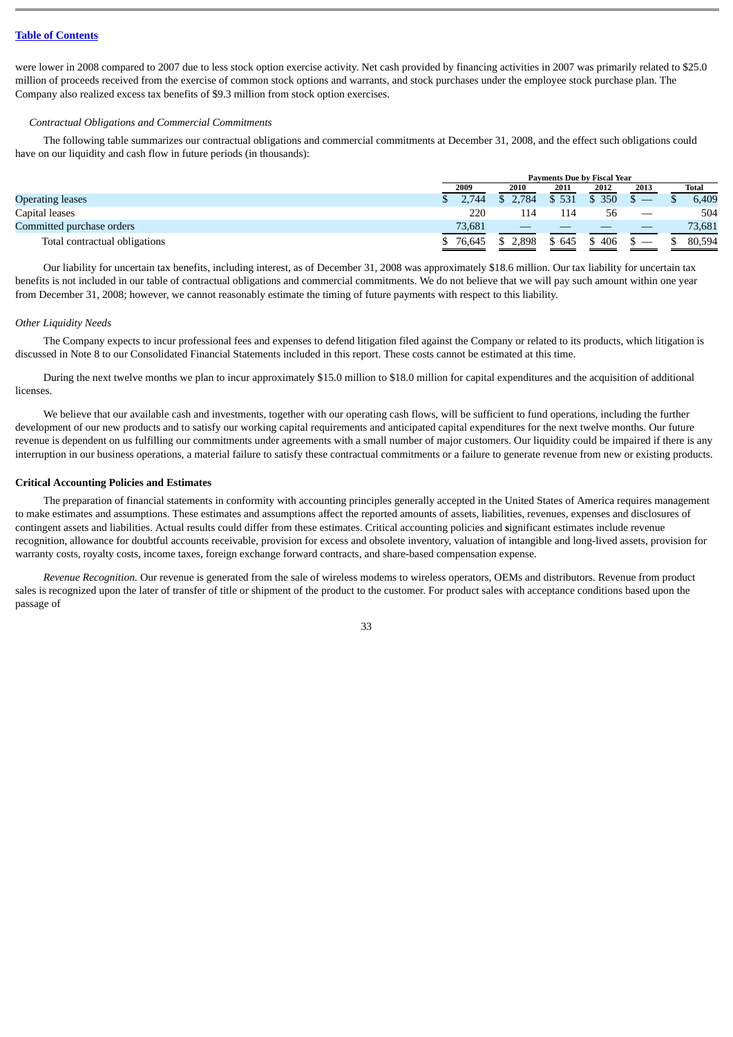were lower in 2008 compared to 2007 due to less stock option exercise activity. Net cash provided by financing activities in 2007 was primarily related to $25.0 million of proceeds received from the exercise of common stock options and warrants, and stock purchases under the employee stock purchase plan. The Company also realized excess tax benefits of $9.3 million from stock option exercises.

*Contractual Obligations and Commercial Commitments*

The following table summarizes our contractual obligations and commercial commitments at December 31, 2008, and the effect such obligations could have on our liquidity and cash flow in future periods (in thousands):

| | Payments Due by Fiscal Year | | | | | |
|---|---|---|---|---|---|---|
| | 2009 | 2010 | 2011 | 2012 | 2013 | Total |
| Operating leases | $ 2,744 | $ 2,784 | $ 531 | $ 350 | $ — | $ 6,409 |
| Capital leases | 220 | 114 | 114 | 56 | — | 504 |
| Committed purchase orders | 73,681 | — | — | — | — | 73,681 |
| Total contractual obligations | $ 76,645 | $ 2,898 | $ 645 | $ 406 | $ — | $ 80,594 |

Our liability for uncertain tax benefits, including interest, as of December 31, 2008 was approximately $18.6 million. Our tax liability for uncertain tax benefits is not included in our table of contractual obligations and commercial commitments. We do not believe that we will pay such amount within one year from December 31, 2008; however, we cannot reasonably estimate the timing of future payments with respect to this liability.

*Other Liquidity Needs*

The Company expects to incur professional fees and expenses to defend litigation filed against the Company or related to its products, which litigation is discussed in Note 8 to our Consolidated Financial Statements included in this report. These costs cannot be estimated at this time.

During the next twelve months we plan to incur approximately $15.0 million to $18.0 million for capital expenditures and the acquisition of additional licenses.

We believe that our available cash and investments, together with our operating cash flows, will be sufficient to fund operations, including the further development of our new products and to satisfy our working capital requirements and anticipated capital expenditures for the next twelve months. Our future revenue is dependent on us fulfilling our commitments under agreements with a small number of major customers. Our liquidity could be impaired if there is any interruption in our business operations, a material failure to satisfy these contractual commitments or a failure to generate revenue from new or existing products.

**Critical Accounting Policies and Estimates**

The preparation of financial statements in conformity with accounting principles generally accepted in the United States of America requires management to make estimates and assumptions. These estimates and assumptions affect the reported amounts of assets, liabilities, revenues, expenses and disclosures of contingent assets and liabilities. Actual results could differ from these estimates. Critical accounting policies and significant estimates include revenue recognition, allowance for doubtful accounts receivable, provision for excess and obsolete inventory, valuation of intangible and long-lived assets, provision for warranty costs, royalty costs, income taxes, foreign exchange forward contracts, and share-based compensation expense.

*Revenue Recognition.* Our revenue is generated from the sale of wireless modems to wireless operators, OEMs and distributors. Revenue from product sales is recognized upon the later of transfer of title or shipment of the product to the customer. For product sales with acceptance conditions based upon the passage of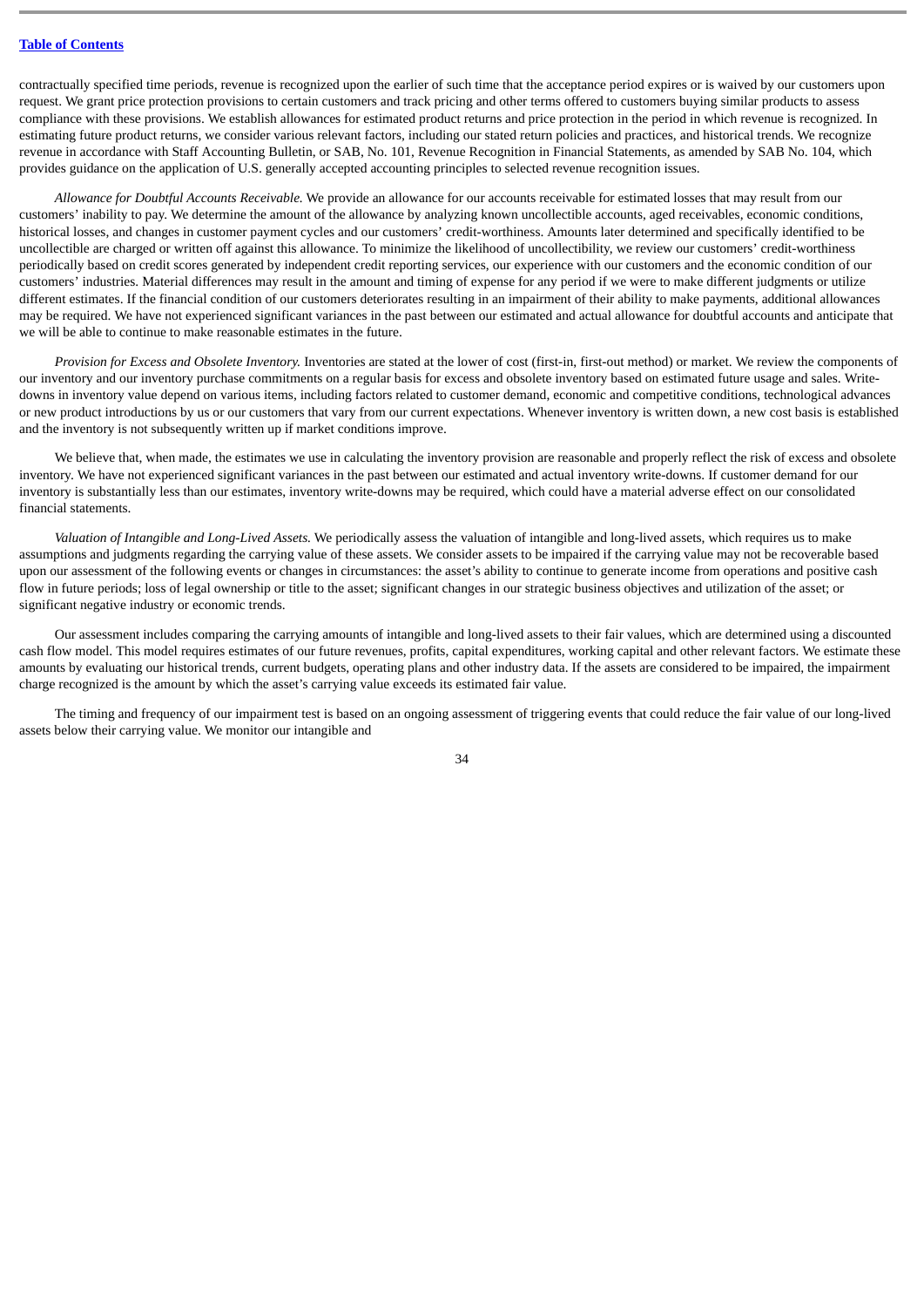contractually specified time periods, revenue is recognized upon the earlier of such time that the acceptance period expires or is waived by our customers upon request. We grant price protection provisions to certain customers and track pricing and other terms offered to customers buying similar products to assess compliance with these provisions. We establish allowances for estimated product returns and price protection in the period in which revenue is recognized. In estimating future product returns, we consider various relevant factors, including our stated return policies and practices, and historical trends. We recognize revenue in accordance with Staff Accounting Bulletin, or SAB, No. 101, Revenue Recognition in Financial Statements, as amended by SAB No. 104, which provides guidance on the application of U.S. generally accepted accounting principles to selected revenue recognition issues.

*Allowance for Doubtful Accounts Receivable.* We provide an allowance for our accounts receivable for estimated losses that may result from our customers' inability to pay. We determine the amount of the allowance by analyzing known uncollectible accounts, aged receivables, economic conditions, historical losses, and changes in customer payment cycles and our customers' credit-worthiness. Amounts later determined and specifically identified to be uncollectible are charged or written off against this allowance. To minimize the likelihood of uncollectibility, we review our customers' credit-worthiness periodically based on credit scores generated by independent credit reporting services, our experience with our customers and the economic condition of our customers' industries. Material differences may result in the amount and timing of expense for any period if we were to make different judgments or utilize different estimates. If the financial condition of our customers deteriorates resulting in an impairment of their ability to make payments, additional allowances may be required. We have not experienced significant variances in the past between our estimated and actual allowance for doubtful accounts and anticipate that we will be able to continue to make reasonable estimates in the future.

*Provision for Excess and Obsolete Inventory.* Inventories are stated at the lower of cost (first-in, first-out method) or market. We review the components of our inventory and our inventory purchase commitments on a regular basis for excess and obsolete inventory based on estimated future usage and sales. Write-downs in inventory value depend on various items, including factors related to customer demand, economic and competitive conditions, technological advances or new product introductions by us or our customers that vary from our current expectations. Whenever inventory is written down, a new cost basis is established and the inventory is not subsequently written up if market conditions improve.

We believe that, when made, the estimates we use in calculating the inventory provision are reasonable and properly reflect the risk of excess and obsolete inventory. We have not experienced significant variances in the past between our estimated and actual inventory write-downs. If customer demand for our inventory is substantially less than our estimates, inventory write-downs may be required, which could have a material adverse effect on our consolidated financial statements.

*Valuation of Intangible and Long-Lived Assets.* We periodically assess the valuation of intangible and long-lived assets, which requires us to make assumptions and judgments regarding the carrying value of these assets. We consider assets to be impaired if the carrying value may not be recoverable based upon our assessment of the following events or changes in circumstances: the asset's ability to continue to generate income from operations and positive cash flow in future periods; loss of legal ownership or title to the asset; significant changes in our strategic business objectives and utilization of the asset; or significant negative industry or economic trends.

Our assessment includes comparing the carrying amounts of intangible and long-lived assets to their fair values, which are determined using a discounted cash flow model. This model requires estimates of our future revenues, profits, capital expenditures, working capital and other relevant factors. We estimate these amounts by evaluating our historical trends, current budgets, operating plans and other industry data. If the assets are considered to be impaired, the impairment charge recognized is the amount by which the asset's carrying value exceeds its estimated fair value.

The timing and frequency of our impairment test is based on an ongoing assessment of triggering events that could reduce the fair value of our long-lived assets below their carrying value. We monitor our intangible and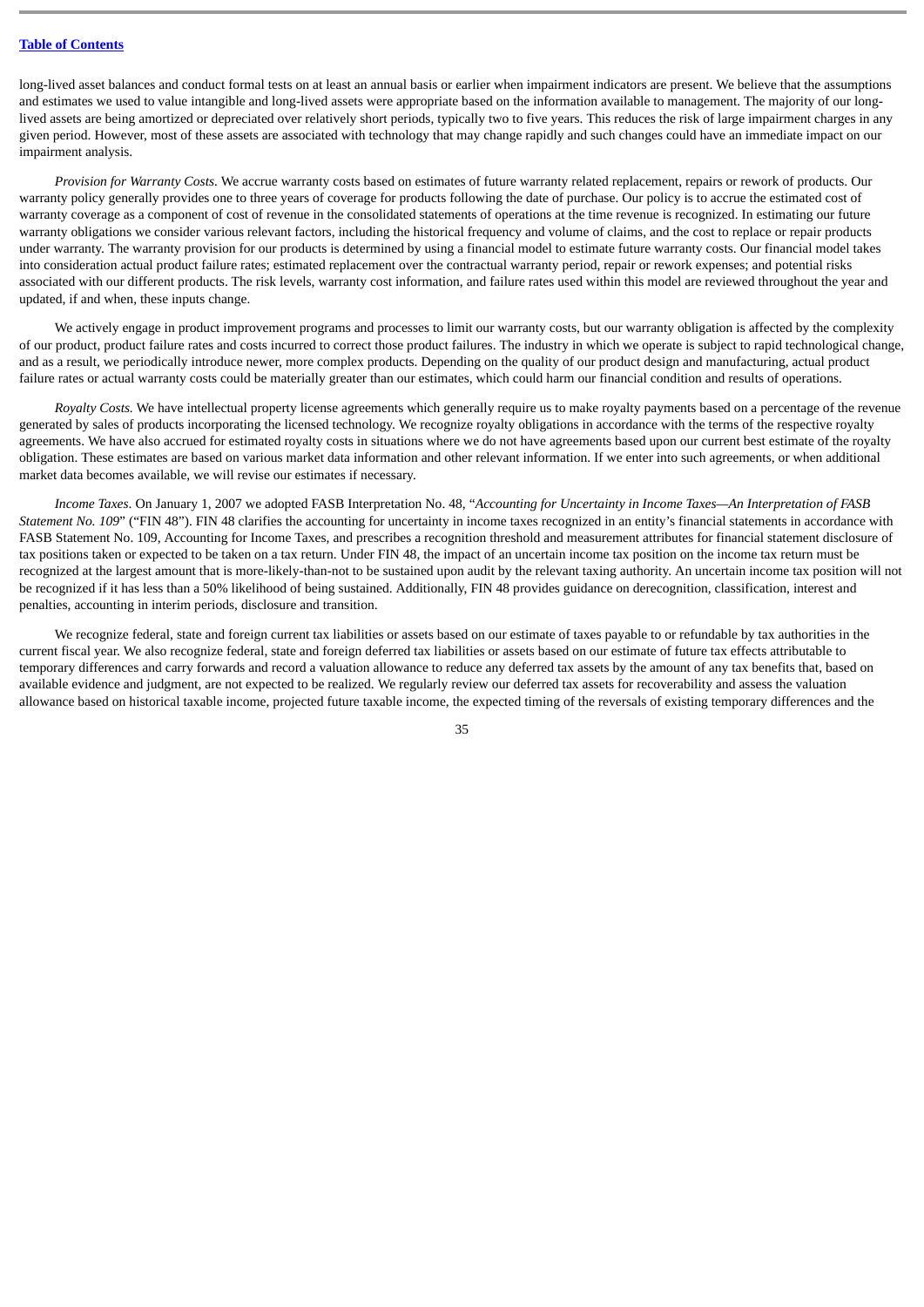long-lived asset balances and conduct formal tests on at least an annual basis or earlier when impairment indicators are present. We believe that the assumptions and estimates we used to value intangible and long-lived assets were appropriate based on the information available to management. The majority of our long-lived assets are being amortized or depreciated over relatively short periods, typically two to five years. This reduces the risk of large impairment charges in any given period. However, most of these assets are associated with technology that may change rapidly and such changes could have an immediate impact on our impairment analysis.

*Provision for Warranty Costs.* We accrue warranty costs based on estimates of future warranty related replacement, repairs or rework of products. Our warranty policy generally provides one to three years of coverage for products following the date of purchase. Our policy is to accrue the estimated cost of warranty coverage as a component of cost of revenue in the consolidated statements of operations at the time revenue is recognized. In estimating our future warranty obligations we consider various relevant factors, including the historical frequency and volume of claims, and the cost to replace or repair products under warranty. The warranty provision for our products is determined by using a financial model to estimate future warranty costs. Our financial model takes into consideration actual product failure rates; estimated replacement over the contractual warranty period, repair or rework expenses; and potential risks associated with our different products. The risk levels, warranty cost information, and failure rates used within this model are reviewed throughout the year and updated, if and when, these inputs change.

We actively engage in product improvement programs and processes to limit our warranty costs, but our warranty obligation is affected by the complexity of our product, product failure rates and costs incurred to correct those product failures. The industry in which we operate is subject to rapid technological change, and as a result, we periodically introduce newer, more complex products. Depending on the quality of our product design and manufacturing, actual product failure rates or actual warranty costs could be materially greater than our estimates, which could harm our financial condition and results of operations.

*Royalty Costs.* We have intellectual property license agreements which generally require us to make royalty payments based on a percentage of the revenue generated by sales of products incorporating the licensed technology. We recognize royalty obligations in accordance with the terms of the respective royalty agreements. We have also accrued for estimated royalty costs in situations where we do not have agreements based upon our current best estimate of the royalty obligation. These estimates are based on various market data information and other relevant information. If we enter into such agreements, or when additional market data becomes available, we will revise our estimates if necessary.

*Income Taxes.* On January 1, 2007 we adopted FASB Interpretation No. 48, "*Accounting for Uncertainty in Income Taxes—An Interpretation of FASB Statement No. 109*" ("FIN 48"). FIN 48 clarifies the accounting for uncertainty in income taxes recognized in an entity's financial statements in accordance with FASB Statement No. 109, Accounting for Income Taxes, and prescribes a recognition threshold and measurement attributes for financial statement disclosure of tax positions taken or expected to be taken on a tax return. Under FIN 48, the impact of an uncertain income tax position on the income tax return must be recognized at the largest amount that is more-likely-than-not to be sustained upon audit by the relevant taxing authority. An uncertain income tax position will not be recognized if it has less than a 50% likelihood of being sustained. Additionally, FIN 48 provides guidance on derecognition, classification, interest and penalties, accounting in interim periods, disclosure and transition.

We recognize federal, state and foreign current tax liabilities or assets based on our estimate of taxes payable to or refundable by tax authorities in the current fiscal year. We also recognize federal, state and foreign deferred tax liabilities or assets based on our estimate of future tax effects attributable to temporary differences and carry forwards and record a valuation allowance to reduce any deferred tax assets by the amount of any tax benefits that, based on available evidence and judgment, are not expected to be realized. We regularly review our deferred tax assets for recoverability and assess the valuation allowance based on historical taxable income, projected future taxable income, the expected timing of the reversals of existing temporary differences and the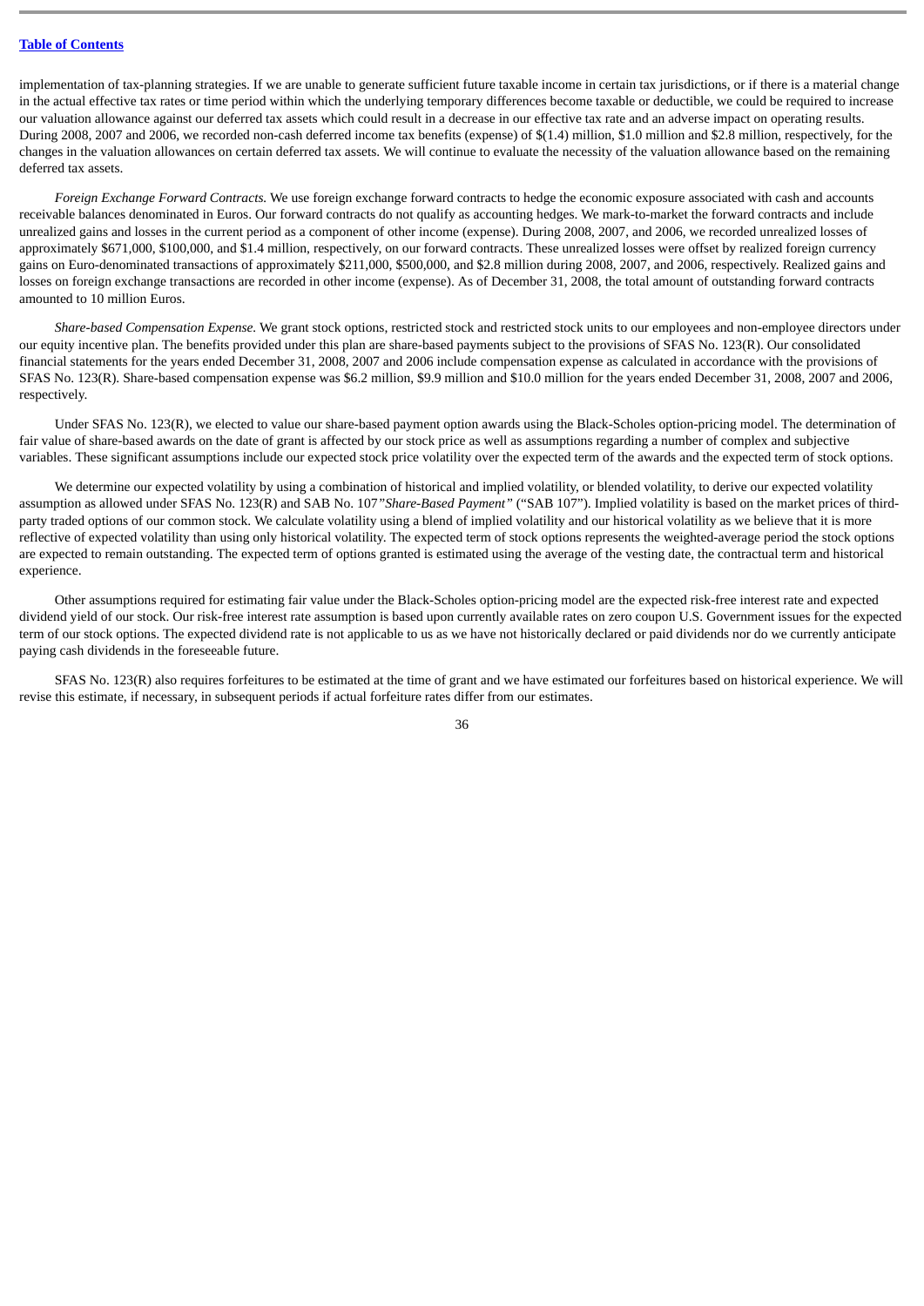implementation of tax-planning strategies. If we are unable to generate sufficient future taxable income in certain tax jurisdictions, or if there is a material change in the actual effective tax rates or time period within which the underlying temporary differences become taxable or deductible, we could be required to increase our valuation allowance against our deferred tax assets which could result in a decrease in our effective tax rate and an adverse impact on operating results. During 2008, 2007 and 2006, we recorded non-cash deferred income tax benefits (expense) of $(1.4) million, $1.0 million and $2.8 million, respectively, for the changes in the valuation allowances on certain deferred tax assets. We will continue to evaluate the necessity of the valuation allowance based on the remaining deferred tax assets.

*Foreign Exchange Forward Contracts.* We use foreign exchange forward contracts to hedge the economic exposure associated with cash and accounts receivable balances denominated in Euros. Our forward contracts do not qualify as accounting hedges. We mark-to-market the forward contracts and include unrealized gains and losses in the current period as a component of other income (expense). During 2008, 2007, and 2006, we recorded unrealized losses of approximately $671,000, $100,000, and $1.4 million, respectively, on our forward contracts. These unrealized losses were offset by realized foreign currency gains on Euro-denominated transactions of approximately $211,000, $500,000, and $2.8 million during 2008, 2007, and 2006, respectively. Realized gains and losses on foreign exchange transactions are recorded in other income (expense). As of December 31, 2008, the total amount of outstanding forward contracts amounted to 10 million Euros.

*Share-based Compensation Expense.* We grant stock options, restricted stock and restricted stock units to our employees and non-employee directors under our equity incentive plan. The benefits provided under this plan are share-based payments subject to the provisions of SFAS No. 123(R). Our consolidated financial statements for the years ended December 31, 2008, 2007 and 2006 include compensation expense as calculated in accordance with the provisions of SFAS No. 123(R). Share-based compensation expense was $6.2 million, $9.9 million and $10.0 million for the years ended December 31, 2008, 2007 and 2006, respectively.

Under SFAS No. 123(R), we elected to value our share-based payment option awards using the Black-Scholes option-pricing model. The determination of fair value of share-based awards on the date of grant is affected by our stock price as well as assumptions regarding a number of complex and subjective variables. These significant assumptions include our expected stock price volatility over the expected term of the awards and the expected term of stock options.

We determine our expected volatility by using a combination of historical and implied volatility, or blended volatility, to derive our expected volatility assumption as allowed under SFAS No. 123(R) and SAB No. 107*"Share-Based Payment"* ("SAB 107"). Implied volatility is based on the market prices of third-party traded options of our common stock. We calculate volatility using a blend of implied volatility and our historical volatility as we believe that it is more reflective of expected volatility than using only historical volatility. The expected term of stock options represents the weighted-average period the stock options are expected to remain outstanding. The expected term of options granted is estimated using the average of the vesting date, the contractual term and historical experience.

Other assumptions required for estimating fair value under the Black-Scholes option-pricing model are the expected risk-free interest rate and expected dividend yield of our stock. Our risk-free interest rate assumption is based upon currently available rates on zero coupon U.S. Government issues for the expected term of our stock options. The expected dividend rate is not applicable to us as we have not historically declared or paid dividends nor do we currently anticipate paying cash dividends in the foreseeable future.

SFAS No. 123(R) also requires forfeitures to be estimated at the time of grant and we have estimated our forfeitures based on historical experience. We will revise this estimate, if necessary, in subsequent periods if actual forfeiture rates differ from our estimates.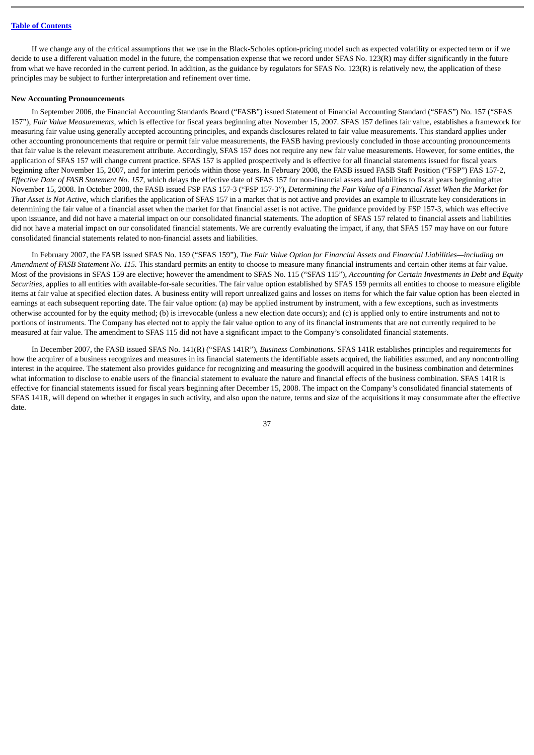If we change any of the critical assumptions that we use in the Black-Scholes option-pricing model such as expected volatility or expected term or if we decide to use a different valuation model in the future, the compensation expense that we record under SFAS No. 123(R) may differ significantly in the future from what we have recorded in the current period. In addition, as the guidance by regulators for SFAS No. 123(R) is relatively new, the application of these principles may be subject to further interpretation and refinement over time.

**New Accounting Pronouncements**

In September 2006, the Financial Accounting Standards Board ("FASB") issued Statement of Financial Accounting Standard ("SFAS") No. 157 ("SFAS 157"), *Fair Value Measurements*, which is effective for fiscal years beginning after November 15, 2007. SFAS 157 defines fair value, establishes a framework for measuring fair value using generally accepted accounting principles, and expands disclosures related to fair value measurements. This standard applies under other accounting pronouncements that require or permit fair value measurements, the FASB having previously concluded in those accounting pronouncements that fair value is the relevant measurement attribute. Accordingly, SFAS 157 does not require any new fair value measurements. However, for some entities, the application of SFAS 157 will change current practice. SFAS 157 is applied prospectively and is effective for all financial statements issued for fiscal years beginning after November 15, 2007, and for interim periods within those years. In February 2008, the FASB issued FASB Staff Position ("FSP") FAS 157-2, *Effective Date of FASB Statement No. 157*, which delays the effective date of SFAS 157 for non-financial assets and liabilities to fiscal years beginning after November 15, 2008. In October 2008, the FASB issued FSP FAS 157-3 ("FSP 157-3"), *Determining the Fair Value of a Financial Asset When the Market for That Asset is Not Active*, which clarifies the application of SFAS 157 in a market that is not active and provides an example to illustrate key considerations in determining the fair value of a financial asset when the market for that financial asset is not active. The guidance provided by FSP 157-3, which was effective upon issuance, and did not have a material impact on our consolidated financial statements. The adoption of SFAS 157 related to financial assets and liabilities did not have a material impact on our consolidated financial statements. We are currently evaluating the impact, if any, that SFAS 157 may have on our future consolidated financial statements related to non-financial assets and liabilities.

In February 2007, the FASB issued SFAS No. 159 ("SFAS 159"), *The Fair Value Option for Financial Assets and Financial Liabilities—including an Amendment of FASB Statement No. 115.* This standard permits an entity to choose to measure many financial instruments and certain other items at fair value. Most of the provisions in SFAS 159 are elective; however the amendment to SFAS No. 115 ("SFAS 115"), *Accounting for Certain Investments in Debt and Equity Securities*, applies to all entities with available-for-sale securities. The fair value option established by SFAS 159 permits all entities to choose to measure eligible items at fair value at specified election dates. A business entity will report unrealized gains and losses on items for which the fair value option has been elected in earnings at each subsequent reporting date. The fair value option: (a) may be applied instrument by instrument, with a few exceptions, such as investments otherwise accounted for by the equity method; (b) is irrevocable (unless a new election date occurs); and (c) is applied only to entire instruments and not to portions of instruments. The Company has elected not to apply the fair value option to any of its financial instruments that are not currently required to be measured at fair value. The amendment to SFAS 115 did not have a significant impact to the Company's consolidated financial statements.

In December 2007, the FASB issued SFAS No. 141(R) ("SFAS 141R"), *Business Combinations.* SFAS 141R establishes principles and requirements for how the acquirer of a business recognizes and measures in its financial statements the identifiable assets acquired, the liabilities assumed, and any noncontrolling interest in the acquiree. The statement also provides guidance for recognizing and measuring the goodwill acquired in the business combination and determines what information to disclose to enable users of the financial statement to evaluate the nature and financial effects of the business combination. SFAS 141R is effective for financial statements issued for fiscal years beginning after December 15, 2008. The impact on the Company's consolidated financial statements of SFAS 141R, will depend on whether it engages in such activity, and also upon the nature, terms and size of the acquisitions it may consummate after the effective date.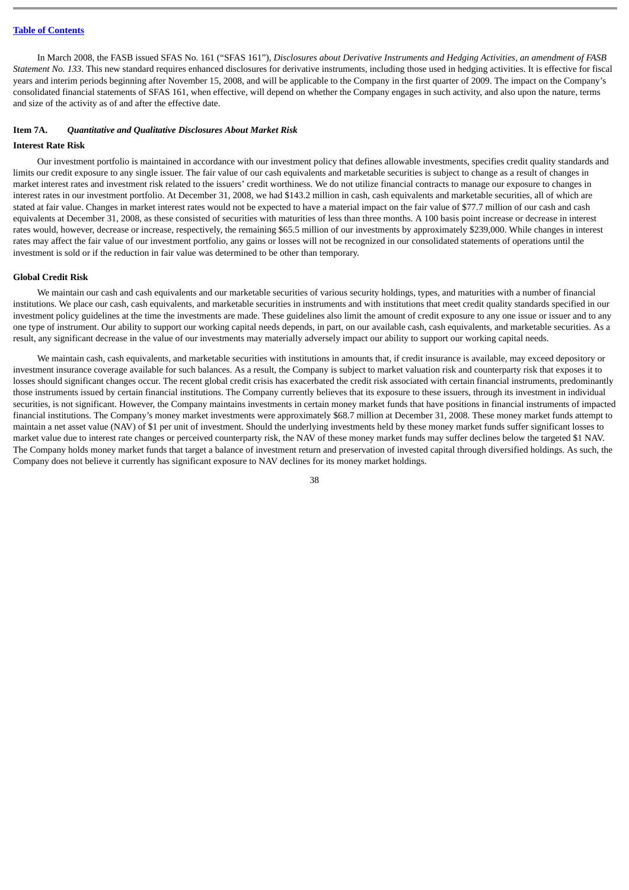In March 2008, the FASB issued SFAS No. 161 ("SFAS 161"), *Disclosures about Derivative Instruments and Hedging Activities, an amendment of FASB Statement No. 133*. This new standard requires enhanced disclosures for derivative instruments, including those used in hedging activities. It is effective for fiscal years and interim periods beginning after November 15, 2008, and will be applicable to the Company in the first quarter of 2009. The impact on the Company's consolidated financial statements of SFAS 161, when effective, will depend on whether the Company engages in such activity, and also upon the nature, terms and size of the activity as of and after the effective date.

## Item 7A. *Quantitative and Qualitative Disclosures About Market Risk*

### Interest Rate Risk

Our investment portfolio is maintained in accordance with our investment policy that defines allowable investments, specifies credit quality standards and limits our credit exposure to any single issuer. The fair value of our cash equivalents and marketable securities is subject to change as a result of changes in market interest rates and investment risk related to the issuers' credit worthiness. We do not utilize financial contracts to manage our exposure to changes in interest rates in our investment portfolio. At December 31, 2008, we had $143.2 million in cash, cash equivalents and marketable securities, all of which are stated at fair value. Changes in market interest rates would not be expected to have a material impact on the fair value of $77.7 million of our cash and cash equivalents at December 31, 2008, as these consisted of securities with maturities of less than three months. A 100 basis point increase or decrease in interest rates would, however, decrease or increase, respectively, the remaining $65.5 million of our investments by approximately $239,000. While changes in interest rates may affect the fair value of our investment portfolio, any gains or losses will not be recognized in our consolidated statements of operations until the investment is sold or if the reduction in fair value was determined to be other than temporary.

### Global Credit Risk

We maintain our cash and cash equivalents and our marketable securities of various security holdings, types, and maturities with a number of financial institutions. We place our cash, cash equivalents, and marketable securities in instruments and with institutions that meet credit quality standards specified in our investment policy guidelines at the time the investments are made. These guidelines also limit the amount of credit exposure to any one issue or issuer and to any one type of instrument. Our ability to support our working capital needs depends, in part, on our available cash, cash equivalents, and marketable securities. As a result, any significant decrease in the value of our investments may materially adversely impact our ability to support our working capital needs.

We maintain cash, cash equivalents, and marketable securities with institutions in amounts that, if credit insurance is available, may exceed depository or investment insurance coverage available for such balances. As a result, the Company is subject to market valuation risk and counterparty risk that exposes it to losses should significant changes occur. The recent global credit crisis has exacerbated the credit risk associated with certain financial instruments, predominantly those instruments issued by certain financial institutions. The Company currently believes that its exposure to these issuers, through its investment in individual securities, is not significant. However, the Company maintains investments in certain money market funds that have positions in financial instruments of impacted financial institutions. The Company's money market investments were approximately $68.7 million at December 31, 2008. These money market funds attempt to maintain a net asset value (NAV) of $1 per unit of investment. Should the underlying investments held by these money market funds suffer significant losses to market value due to interest rate changes or perceived counterparty risk, the NAV of these money market funds may suffer declines below the targeted $1 NAV. The Company holds money market funds that target a balance of investment return and preservation of invested capital through diversified holdings. As such, the Company does not believe it currently has significant exposure to NAV declines for its money market holdings.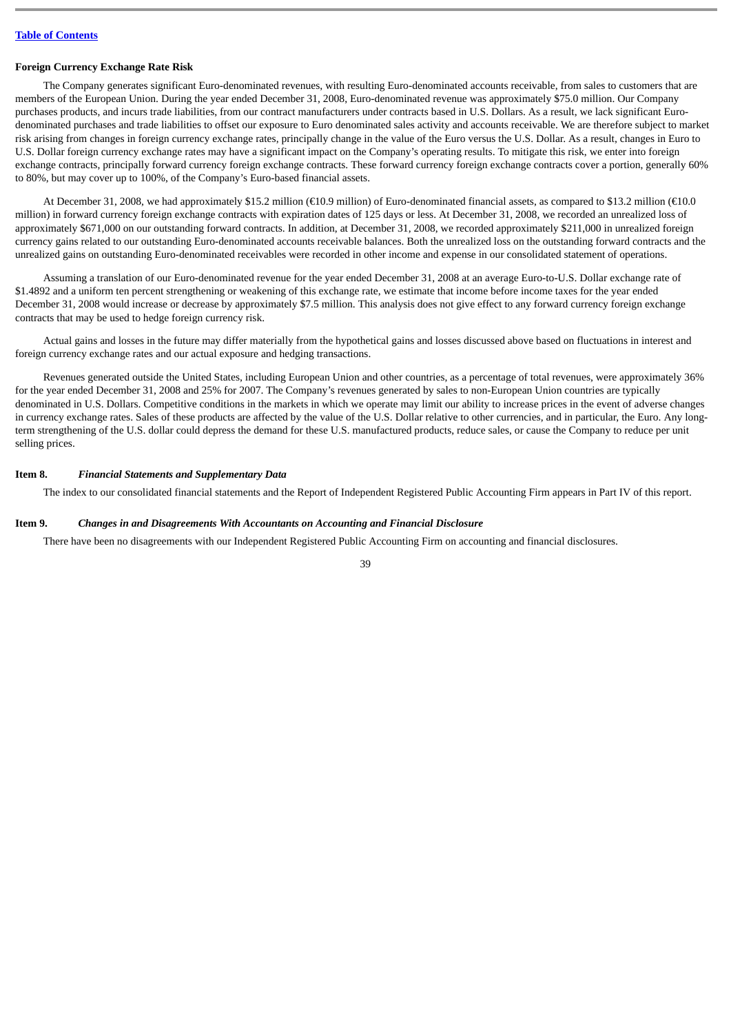Table of Contents

**Foreign Currency Exchange Rate Risk**

The Company generates significant Euro-denominated revenues, with resulting Euro-denominated accounts receivable, from sales to customers that are members of the European Union. During the year ended December 31, 2008, Euro-denominated revenue was approximately $75.0 million. Our Company purchases products, and incurs trade liabilities, from our contract manufacturers under contracts based in U.S. Dollars. As a result, we lack significant Euro-denominated purchases and trade liabilities to offset our exposure to Euro denominated sales activity and accounts receivable. We are therefore subject to market risk arising from changes in foreign currency exchange rates, principally change in the value of the Euro versus the U.S. Dollar. As a result, changes in Euro to U.S. Dollar foreign currency exchange rates may have a significant impact on the Company's operating results. To mitigate this risk, we enter into foreign exchange contracts, principally forward currency foreign exchange contracts. These forward currency foreign exchange contracts cover a portion, generally 60% to 80%, but may cover up to 100%, of the Company's Euro-based financial assets.

At December 31, 2008, we had approximately $15.2 million (€10.9 million) of Euro-denominated financial assets, as compared to $13.2 million (€10.0 million) in forward currency foreign exchange contracts with expiration dates of 125 days or less. At December 31, 2008, we recorded an unrealized loss of approximately $671,000 on our outstanding forward contracts. In addition, at December 31, 2008, we recorded approximately $211,000 in unrealized foreign currency gains related to our outstanding Euro-denominated accounts receivable balances. Both the unrealized loss on the outstanding forward contracts and the unrealized gains on outstanding Euro-denominated receivables were recorded in other income and expense in our consolidated statement of operations.

Assuming a translation of our Euro-denominated revenue for the year ended December 31, 2008 at an average Euro-to-U.S. Dollar exchange rate of $1.4892 and a uniform ten percent strengthening or weakening of this exchange rate, we estimate that income before income taxes for the year ended December 31, 2008 would increase or decrease by approximately $7.5 million. This analysis does not give effect to any forward currency foreign exchange contracts that may be used to hedge foreign currency risk.

Actual gains and losses in the future may differ materially from the hypothetical gains and losses discussed above based on fluctuations in interest and foreign currency exchange rates and our actual exposure and hedging transactions.

Revenues generated outside the United States, including European Union and other countries, as a percentage of total revenues, were approximately 36% for the year ended December 31, 2008 and 25% for 2007. The Company's revenues generated by sales to non-European Union countries are typically denominated in U.S. Dollars. Competitive conditions in the markets in which we operate may limit our ability to increase prices in the event of adverse changes in currency exchange rates. Sales of these products are affected by the value of the U.S. Dollar relative to other currencies, and in particular, the Euro. Any long-term strengthening of the U.S. dollar could depress the demand for these U.S. manufactured products, reduce sales, or cause the Company to reduce per unit selling prices.

**Item 8.** ***Financial Statements and Supplementary Data***

The index to our consolidated financial statements and the Report of Independent Registered Public Accounting Firm appears in Part IV of this report.

**Item 9.** ***Changes in and Disagreements With Accountants on Accounting and Financial Disclosure***

There have been no disagreements with our Independent Registered Public Accounting Firm on accounting and financial disclosures.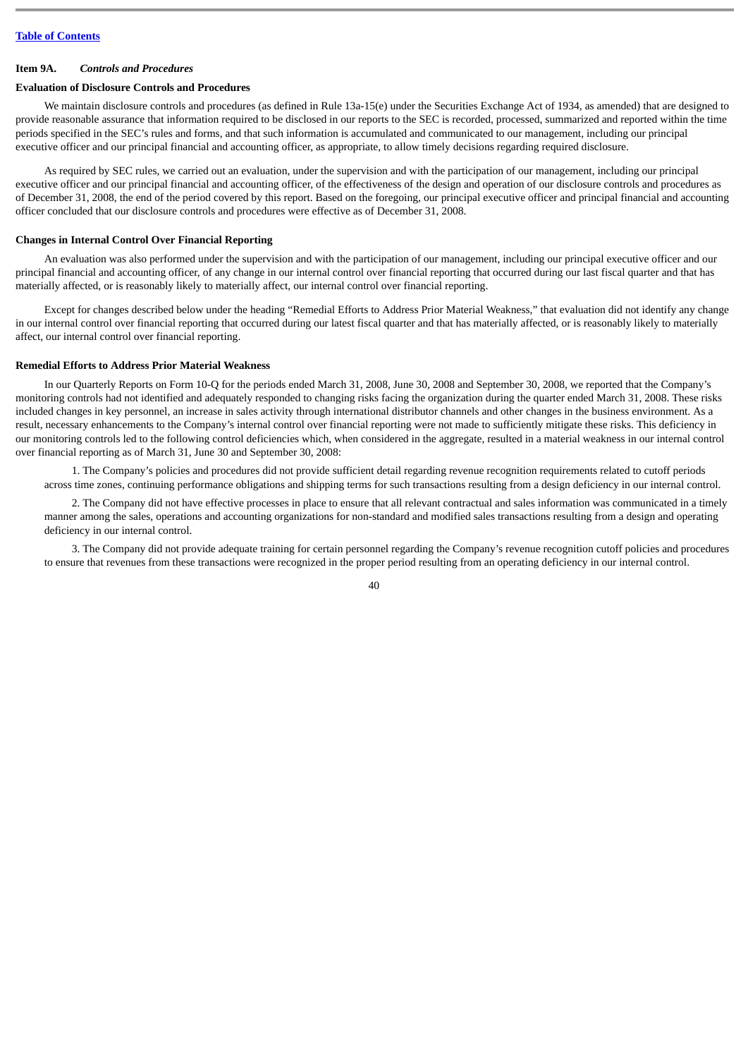### Item 9A. *Controls and Procedures*

**Evaluation of Disclosure Controls and Procedures**

We maintain disclosure controls and procedures (as defined in Rule 13a-15(e) under the Securities Exchange Act of 1934, as amended) that are designed to provide reasonable assurance that information required to be disclosed in our reports to the SEC is recorded, processed, summarized and reported within the time periods specified in the SEC's rules and forms, and that such information is accumulated and communicated to our management, including our principal executive officer and our principal financial and accounting officer, as appropriate, to allow timely decisions regarding required disclosure.

As required by SEC rules, we carried out an evaluation, under the supervision and with the participation of our management, including our principal executive officer and our principal financial and accounting officer, of the effectiveness of the design and operation of our disclosure controls and procedures as of December 31, 2008, the end of the period covered by this report. Based on the foregoing, our principal executive officer and principal financial and accounting officer concluded that our disclosure controls and procedures were effective as of December 31, 2008.

**Changes in Internal Control Over Financial Reporting**

An evaluation was also performed under the supervision and with the participation of our management, including our principal executive officer and our principal financial and accounting officer, of any change in our internal control over financial reporting that occurred during our last fiscal quarter and that has materially affected, or is reasonably likely to materially affect, our internal control over financial reporting.

Except for changes described below under the heading "Remedial Efforts to Address Prior Material Weakness," that evaluation did not identify any change in our internal control over financial reporting that occurred during our latest fiscal quarter and that has materially affected, or is reasonably likely to materially affect, our internal control over financial reporting.

**Remedial Efforts to Address Prior Material Weakness**

In our Quarterly Reports on Form 10-Q for the periods ended March 31, 2008, June 30, 2008 and September 30, 2008, we reported that the Company's monitoring controls had not identified and adequately responded to changing risks facing the organization during the quarter ended March 31, 2008. These risks included changes in key personnel, an increase in sales activity through international distributor channels and other changes in the business environment. As a result, necessary enhancements to the Company's internal control over financial reporting were not made to sufficiently mitigate these risks. This deficiency in our monitoring controls led to the following control deficiencies which, when considered in the aggregate, resulted in a material weakness in our internal control over financial reporting as of March 31, June 30 and September 30, 2008:

1. The Company's policies and procedures did not provide sufficient detail regarding revenue recognition requirements related to cutoff periods across time zones, continuing performance obligations and shipping terms for such transactions resulting from a design deficiency in our internal control.

2. The Company did not have effective processes in place to ensure that all relevant contractual and sales information was communicated in a timely manner among the sales, operations and accounting organizations for non-standard and modified sales transactions resulting from a design and operating deficiency in our internal control.

3. The Company did not provide adequate training for certain personnel regarding the Company's revenue recognition cutoff policies and procedures to ensure that revenues from these transactions were recognized in the proper period resulting from an operating deficiency in our internal control.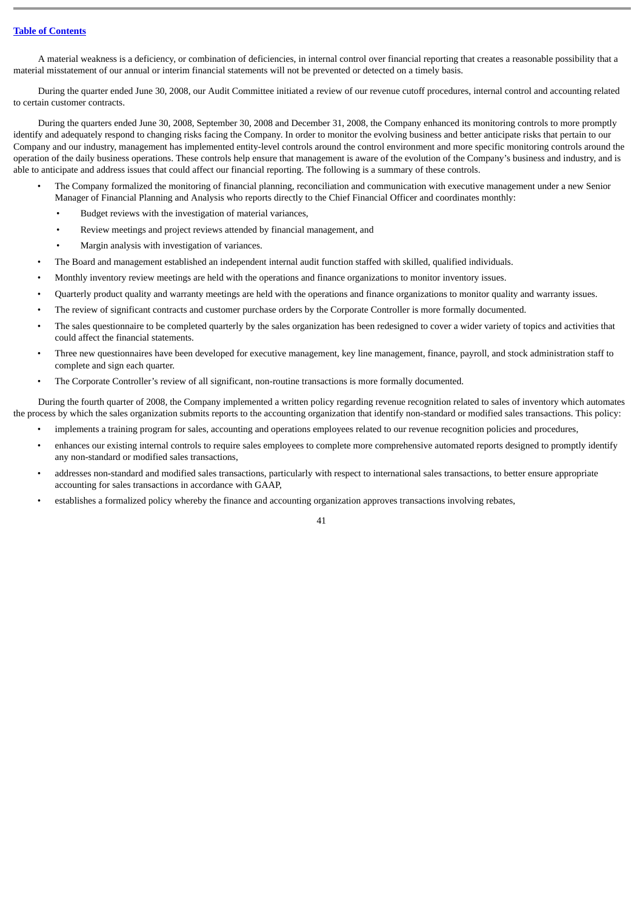A material weakness is a deficiency, or combination of deficiencies, in internal control over financial reporting that creates a reasonable possibility that a material misstatement of our annual or interim financial statements will not be prevented or detected on a timely basis.

During the quarter ended June 30, 2008, our Audit Committee initiated a review of our revenue cutoff procedures, internal control and accounting related to certain customer contracts.

During the quarters ended June 30, 2008, September 30, 2008 and December 31, 2008, the Company enhanced its monitoring controls to more promptly identify and adequately respond to changing risks facing the Company. In order to monitor the evolving business and better anticipate risks that pertain to our Company and our industry, management has implemented entity-level controls around the control environment and more specific monitoring controls around the operation of the daily business operations. These controls help ensure that management is aware of the evolution of the Company's business and industry, and is able to anticipate and address issues that could affect our financial reporting. The following is a summary of these controls.

- The Company formalized the monitoring of financial planning, reconciliation and communication with executive management under a new Senior Manager of Financial Planning and Analysis who reports directly to the Chief Financial Officer and coordinates monthly:
  - Budget reviews with the investigation of material variances,
  - Review meetings and project reviews attended by financial management, and
  - Margin analysis with investigation of variances.
- The Board and management established an independent internal audit function staffed with skilled, qualified individuals.
- Monthly inventory review meetings are held with the operations and finance organizations to monitor inventory issues.
- Quarterly product quality and warranty meetings are held with the operations and finance organizations to monitor quality and warranty issues.
- The review of significant contracts and customer purchase orders by the Corporate Controller is more formally documented.
- The sales questionnaire to be completed quarterly by the sales organization has been redesigned to cover a wider variety of topics and activities that could affect the financial statements.
- Three new questionnaires have been developed for executive management, key line management, finance, payroll, and stock administration staff to complete and sign each quarter.
- The Corporate Controller's review of all significant, non-routine transactions is more formally documented.

During the fourth quarter of 2008, the Company implemented a written policy regarding revenue recognition related to sales of inventory which automates the process by which the sales organization submits reports to the accounting organization that identify non-standard or modified sales transactions. This policy:

- implements a training program for sales, accounting and operations employees related to our revenue recognition policies and procedures,
- enhances our existing internal controls to require sales employees to complete more comprehensive automated reports designed to promptly identify any non-standard or modified sales transactions,
- addresses non-standard and modified sales transactions, particularly with respect to international sales transactions, to better ensure appropriate accounting for sales transactions in accordance with GAAP,
- establishes a formalized policy whereby the finance and accounting organization approves transactions involving rebates,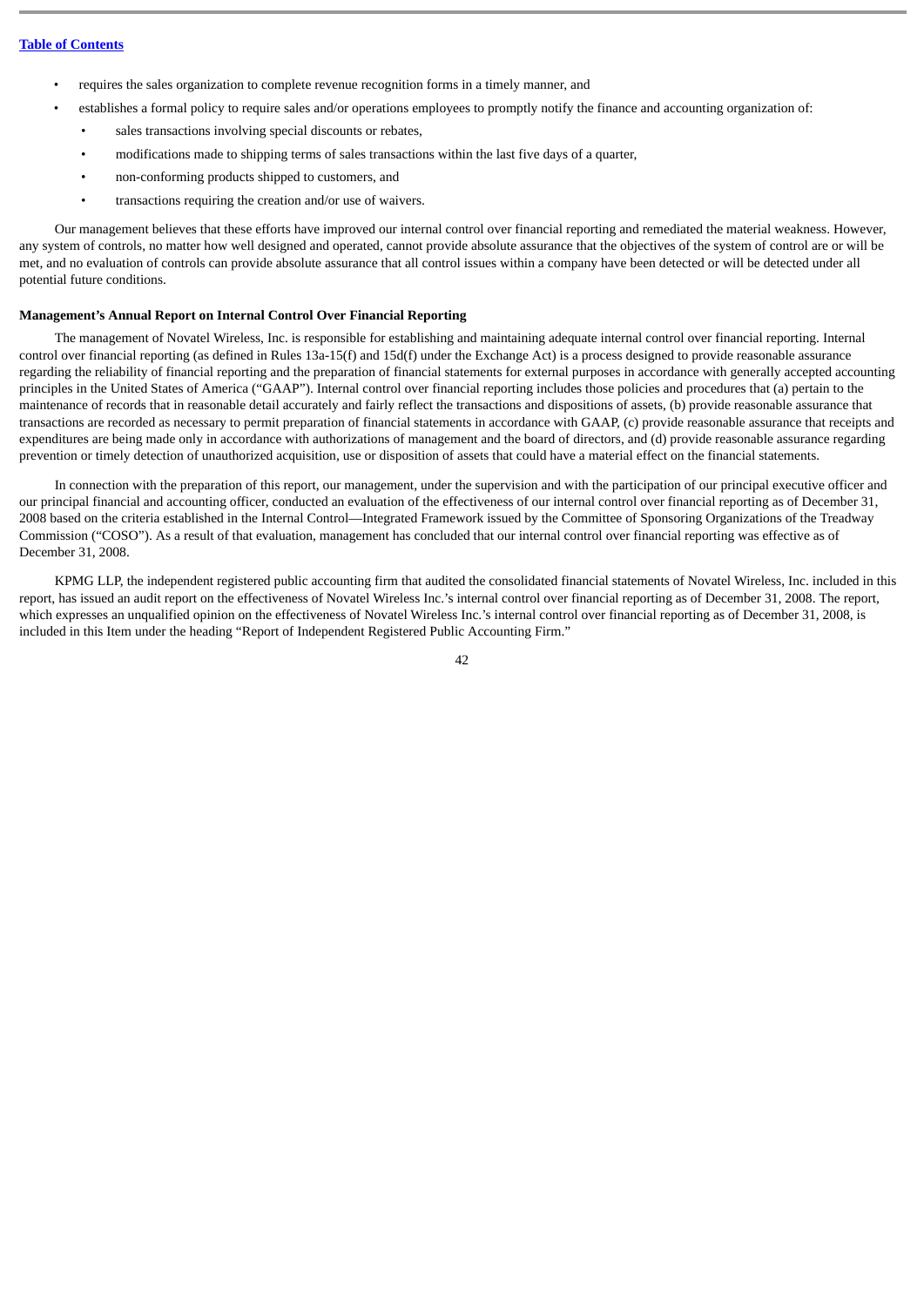- requires the sales organization to complete revenue recognition forms in a timely manner, and
- establishes a formal policy to require sales and/or operations employees to promptly notify the finance and accounting organization of:
  - sales transactions involving special discounts or rebates,
  - modifications made to shipping terms of sales transactions within the last five days of a quarter,
  - non-conforming products shipped to customers, and
  - transactions requiring the creation and/or use of waivers.

Our management believes that these efforts have improved our internal control over financial reporting and remediated the material weakness. However, any system of controls, no matter how well designed and operated, cannot provide absolute assurance that the objectives of the system of control are or will be met, and no evaluation of controls can provide absolute assurance that all control issues within a company have been detected or will be detected under all potential future conditions.

**Management's Annual Report on Internal Control Over Financial Reporting**

The management of Novatel Wireless, Inc. is responsible for establishing and maintaining adequate internal control over financial reporting. Internal control over financial reporting (as defined in Rules 13a-15(f) and 15d(f) under the Exchange Act) is a process designed to provide reasonable assurance regarding the reliability of financial reporting and the preparation of financial statements for external purposes in accordance with generally accepted accounting principles in the United States of America ("GAAP"). Internal control over financial reporting includes those policies and procedures that (a) pertain to the maintenance of records that in reasonable detail accurately and fairly reflect the transactions and dispositions of assets, (b) provide reasonable assurance that transactions are recorded as necessary to permit preparation of financial statements in accordance with GAAP, (c) provide reasonable assurance that receipts and expenditures are being made only in accordance with authorizations of management and the board of directors, and (d) provide reasonable assurance regarding prevention or timely detection of unauthorized acquisition, use or disposition of assets that could have a material effect on the financial statements.

In connection with the preparation of this report, our management, under the supervision and with the participation of our principal executive officer and our principal financial and accounting officer, conducted an evaluation of the effectiveness of our internal control over financial reporting as of December 31, 2008 based on the criteria established in the Internal Control—Integrated Framework issued by the Committee of Sponsoring Organizations of the Treadway Commission ("COSO"). As a result of that evaluation, management has concluded that our internal control over financial reporting was effective as of December 31, 2008.

KPMG LLP, the independent registered public accounting firm that audited the consolidated financial statements of Novatel Wireless, Inc. included in this report, has issued an audit report on the effectiveness of Novatel Wireless Inc.'s internal control over financial reporting as of December 31, 2008. The report, which expresses an unqualified opinion on the effectiveness of Novatel Wireless Inc.'s internal control over financial reporting as of December 31, 2008, is included in this Item under the heading "Report of Independent Registered Public Accounting Firm."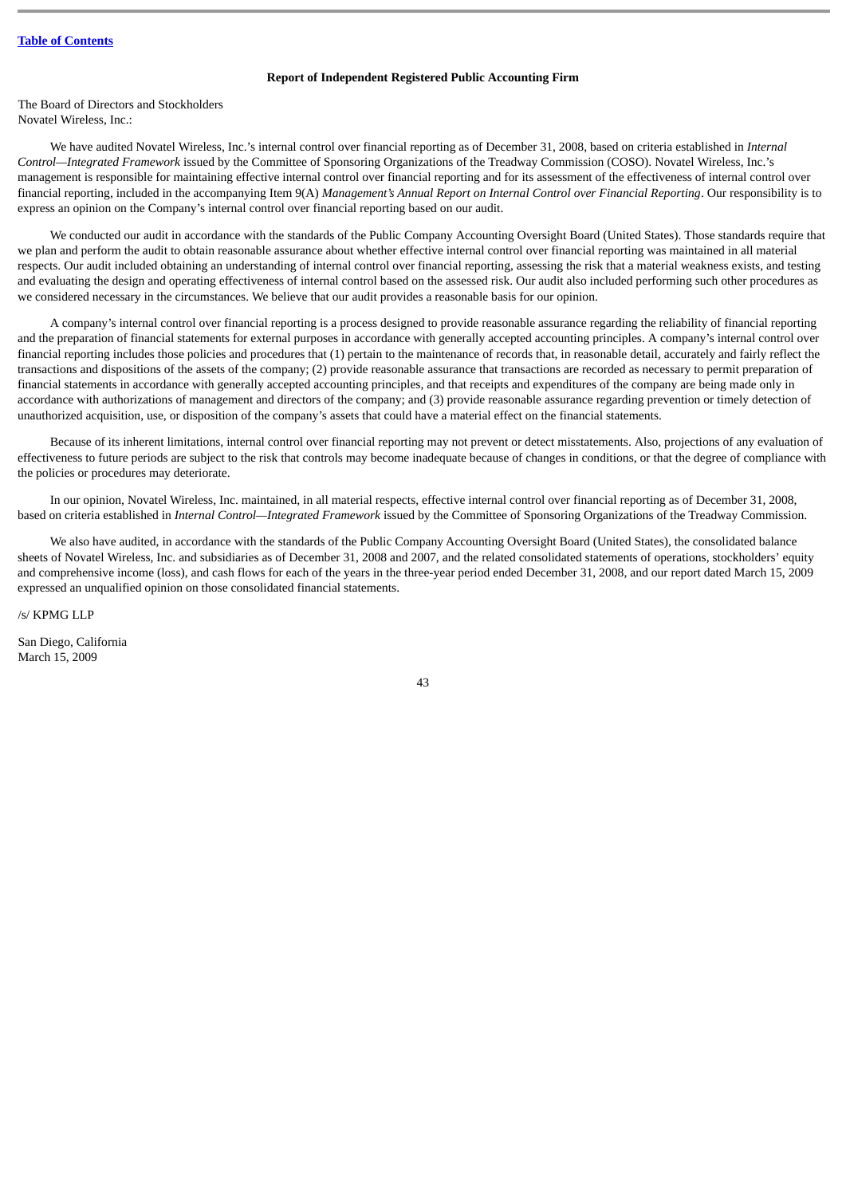[Table of Contents](#)

## Report of Independent Registered Public Accounting Firm

The Board of Directors and Stockholders
Novatel Wireless, Inc.:

We have audited Novatel Wireless, Inc.'s internal control over financial reporting as of December 31, 2008, based on criteria established in *Internal Control—Integrated Framework* issued by the Committee of Sponsoring Organizations of the Treadway Commission (COSO). Novatel Wireless, Inc.'s management is responsible for maintaining effective internal control over financial reporting and for its assessment of the effectiveness of internal control over financial reporting, included in the accompanying Item 9(A) *Management's Annual Report on Internal Control over Financial Reporting*. Our responsibility is to express an opinion on the Company's internal control over financial reporting based on our audit.

We conducted our audit in accordance with the standards of the Public Company Accounting Oversight Board (United States). Those standards require that we plan and perform the audit to obtain reasonable assurance about whether effective internal control over financial reporting was maintained in all material respects. Our audit included obtaining an understanding of internal control over financial reporting, assessing the risk that a material weakness exists, and testing and evaluating the design and operating effectiveness of internal control based on the assessed risk. Our audit also included performing such other procedures as we considered necessary in the circumstances. We believe that our audit provides a reasonable basis for our opinion.

A company's internal control over financial reporting is a process designed to provide reasonable assurance regarding the reliability of financial reporting and the preparation of financial statements for external purposes in accordance with generally accepted accounting principles. A company's internal control over financial reporting includes those policies and procedures that (1) pertain to the maintenance of records that, in reasonable detail, accurately and fairly reflect the transactions and dispositions of the assets of the company; (2) provide reasonable assurance that transactions are recorded as necessary to permit preparation of financial statements in accordance with generally accepted accounting principles, and that receipts and expenditures of the company are being made only in accordance with authorizations of management and directors of the company; and (3) provide reasonable assurance regarding prevention or timely detection of unauthorized acquisition, use, or disposition of the company's assets that could have a material effect on the financial statements.

Because of its inherent limitations, internal control over financial reporting may not prevent or detect misstatements. Also, projections of any evaluation of effectiveness to future periods are subject to the risk that controls may become inadequate because of changes in conditions, or that the degree of compliance with the policies or procedures may deteriorate.

In our opinion, Novatel Wireless, Inc. maintained, in all material respects, effective internal control over financial reporting as of December 31, 2008, based on criteria established in *Internal Control—Integrated Framework* issued by the Committee of Sponsoring Organizations of the Treadway Commission.

We also have audited, in accordance with the standards of the Public Company Accounting Oversight Board (United States), the consolidated balance sheets of Novatel Wireless, Inc. and subsidiaries as of December 31, 2008 and 2007, and the related consolidated statements of operations, stockholders' equity and comprehensive income (loss), and cash flows for each of the years in the three-year period ended December 31, 2008, and our report dated March 15, 2009 expressed an unqualified opinion on those consolidated financial statements.

/s/ KPMG LLP

San Diego, California
March 15, 2009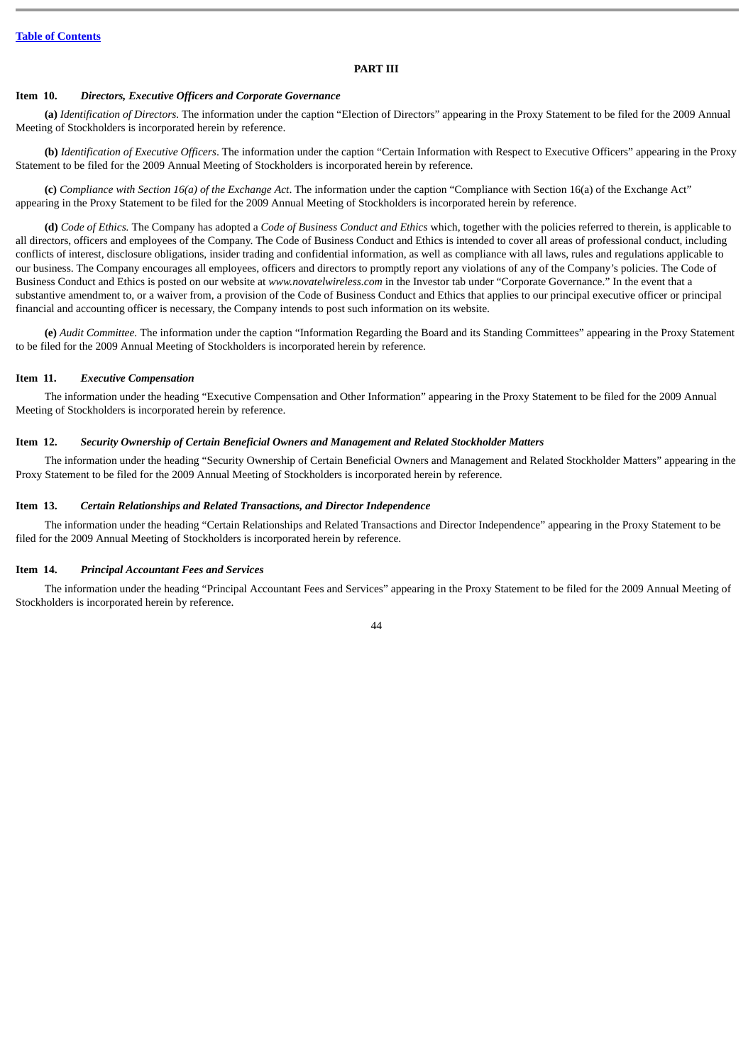# PART III

## Item 10. *Directors, Executive Officers and Corporate Governance*

**(a)** *Identification of Directors*. The information under the caption "Election of Directors" appearing in the Proxy Statement to be filed for the 2009 Annual Meeting of Stockholders is incorporated herein by reference.

**(b)** *Identification of Executive Officers*. The information under the caption "Certain Information with Respect to Executive Officers" appearing in the Proxy Statement to be filed for the 2009 Annual Meeting of Stockholders is incorporated herein by reference.

**(c)** *Compliance with Section 16(a) of the Exchange Act*. The information under the caption "Compliance with Section 16(a) of the Exchange Act" appearing in the Proxy Statement to be filed for the 2009 Annual Meeting of Stockholders is incorporated herein by reference.

**(d)** *Code of Ethics.* The Company has adopted a *Code of Business Conduct and Ethics* which, together with the policies referred to therein, is applicable to all directors, officers and employees of the Company. The Code of Business Conduct and Ethics is intended to cover all areas of professional conduct, including conflicts of interest, disclosure obligations, insider trading and confidential information, as well as compliance with all laws, rules and regulations applicable to our business. The Company encourages all employees, officers and directors to promptly report any violations of any of the Company's policies. The Code of Business Conduct and Ethics is posted on our website at *www.novatelwireless.com* in the Investor tab under "Corporate Governance." In the event that a substantive amendment to, or a waiver from, a provision of the Code of Business Conduct and Ethics that applies to our principal executive officer or principal financial and accounting officer is necessary, the Company intends to post such information on its website.

**(e)** *Audit Committee.* The information under the caption "Information Regarding the Board and its Standing Committees" appearing in the Proxy Statement to be filed for the 2009 Annual Meeting of Stockholders is incorporated herein by reference.

## Item 11. *Executive Compensation*

The information under the heading "Executive Compensation and Other Information" appearing in the Proxy Statement to be filed for the 2009 Annual Meeting of Stockholders is incorporated herein by reference.

## Item 12. *Security Ownership of Certain Beneficial Owners and Management and Related Stockholder Matters*

The information under the heading "Security Ownership of Certain Beneficial Owners and Management and Related Stockholder Matters" appearing in the Proxy Statement to be filed for the 2009 Annual Meeting of Stockholders is incorporated herein by reference.

## Item 13. *Certain Relationships and Related Transactions, and Director Independence*

The information under the heading "Certain Relationships and Related Transactions and Director Independence" appearing in the Proxy Statement to be filed for the 2009 Annual Meeting of Stockholders is incorporated herein by reference.

## Item 14. *Principal Accountant Fees and Services*

The information under the heading "Principal Accountant Fees and Services" appearing in the Proxy Statement to be filed for the 2009 Annual Meeting of Stockholders is incorporated herein by reference.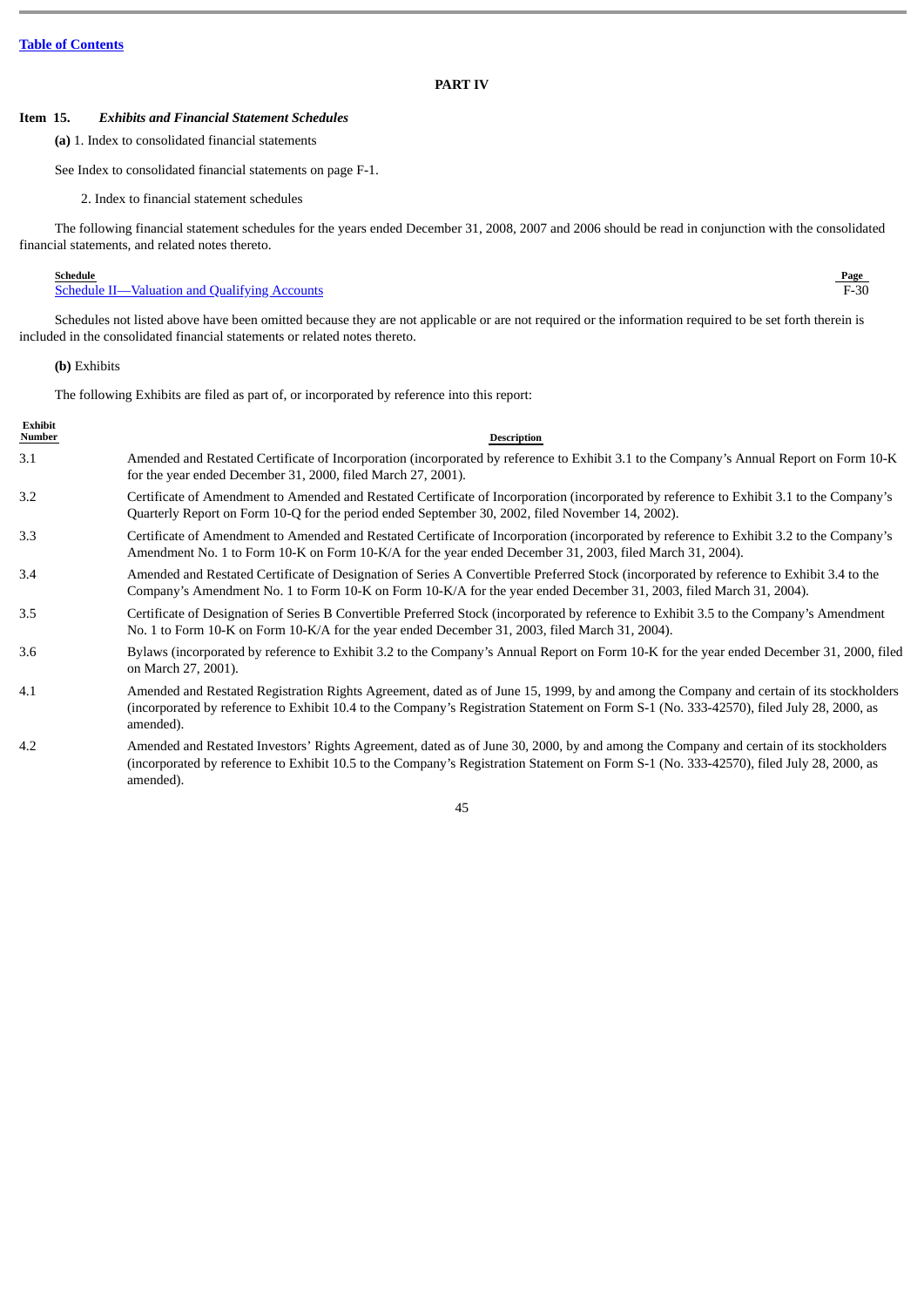## PART IV

### Item 15. *Exhibits and Financial Statement Schedules*

**(a)** 1. Index to consolidated financial statements

See Index to consolidated financial statements on page F-1.

2. Index to financial statement schedules

The following financial statement schedules for the years ended December 31, 2008, 2007 and 2006 should be read in conjunction with the consolidated financial statements, and related notes thereto.

| Schedule | Page |
|---|---|
| Schedule II—Valuation and Qualifying Accounts | F-30 |

Schedules not listed above have been omitted because they are not applicable or are not required or the information required to be set forth therein is included in the consolidated financial statements or related notes thereto.

**(b)** Exhibits

The following Exhibits are filed as part of, or incorporated by reference into this report:

| Exhibit Number | Description |
|---|---|
| 3.1 | Amended and Restated Certificate of Incorporation (incorporated by reference to Exhibit 3.1 to the Company's Annual Report on Form 10-K for the year ended December 31, 2000, filed March 27, 2001). |
| 3.2 | Certificate of Amendment to Amended and Restated Certificate of Incorporation (incorporated by reference to Exhibit 3.1 to the Company's Quarterly Report on Form 10-Q for the period ended September 30, 2002, filed November 14, 2002). |
| 3.3 | Certificate of Amendment to Amended and Restated Certificate of Incorporation (incorporated by reference to Exhibit 3.2 to the Company's Amendment No. 1 to Form 10-K on Form 10-K/A for the year ended December 31, 2003, filed March 31, 2004). |
| 3.4 | Amended and Restated Certificate of Designation of Series A Convertible Preferred Stock (incorporated by reference to Exhibit 3.4 to the Company's Amendment No. 1 to Form 10-K on Form 10-K/A for the year ended December 31, 2003, filed March 31, 2004). |
| 3.5 | Certificate of Designation of Series B Convertible Preferred Stock (incorporated by reference to Exhibit 3.5 to the Company's Amendment No. 1 to Form 10-K on Form 10-K/A for the year ended December 31, 2003, filed March 31, 2004). |
| 3.6 | Bylaws (incorporated by reference to Exhibit 3.2 to the Company's Annual Report on Form 10-K for the year ended December 31, 2000, filed on March 27, 2001). |
| 4.1 | Amended and Restated Registration Rights Agreement, dated as of June 15, 1999, by and among the Company and certain of its stockholders (incorporated by reference to Exhibit 10.4 to the Company's Registration Statement on Form S-1 (No. 333-42570), filed July 28, 2000, as amended). |
| 4.2 | Amended and Restated Investors' Rights Agreement, dated as of June 30, 2000, by and among the Company and certain of its stockholders (incorporated by reference to Exhibit 10.5 to the Company's Registration Statement on Form S-1 (No. 333-42570), filed July 28, 2000, as amended). |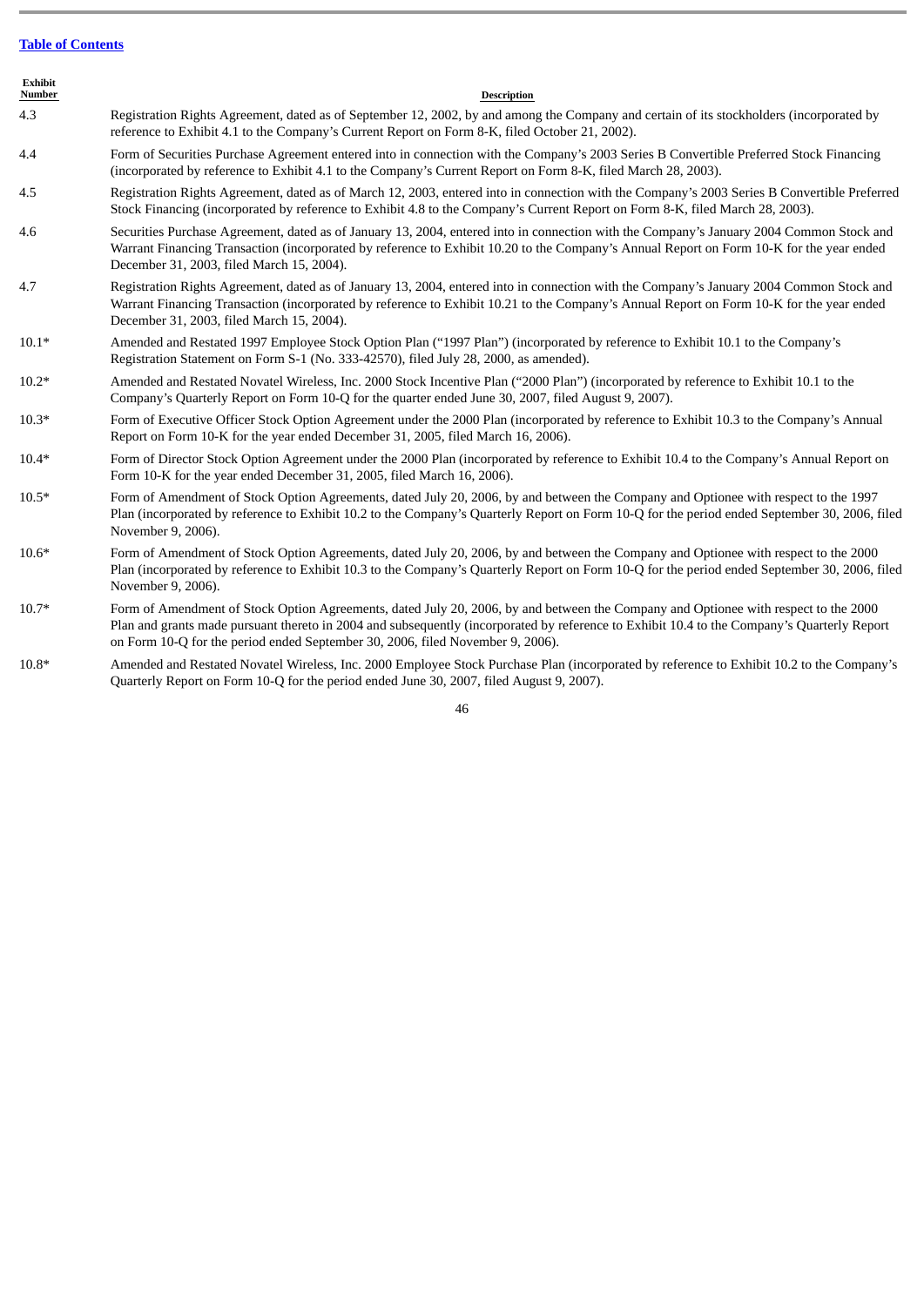[Table of Contents](#)

| Exhibit Number | Description |
|---|---|
| 4.3 | Registration Rights Agreement, dated as of September 12, 2002, by and among the Company and certain of its stockholders (incorporated by reference to Exhibit 4.1 to the Company's Current Report on Form 8-K, filed October 21, 2002). |
| 4.4 | Form of Securities Purchase Agreement entered into in connection with the Company's 2003 Series B Convertible Preferred Stock Financing (incorporated by reference to Exhibit 4.1 to the Company's Current Report on Form 8-K, filed March 28, 2003). |
| 4.5 | Registration Rights Agreement, dated as of March 12, 2003, entered into in connection with the Company's 2003 Series B Convertible Preferred Stock Financing (incorporated by reference to Exhibit 4.8 to the Company's Current Report on Form 8-K, filed March 28, 2003). |
| 4.6 | Securities Purchase Agreement, dated as of January 13, 2004, entered into in connection with the Company's January 2004 Common Stock and Warrant Financing Transaction (incorporated by reference to Exhibit 10.20 to the Company's Annual Report on Form 10-K for the year ended December 31, 2003, filed March 15, 2004). |
| 4.7 | Registration Rights Agreement, dated as of January 13, 2004, entered into in connection with the Company's January 2004 Common Stock and Warrant Financing Transaction (incorporated by reference to Exhibit 10.21 to the Company's Annual Report on Form 10-K for the year ended December 31, 2003, filed March 15, 2004). |
| 10.1* | Amended and Restated 1997 Employee Stock Option Plan ("1997 Plan") (incorporated by reference to Exhibit 10.1 to the Company's Registration Statement on Form S-1 (No. 333-42570), filed July 28, 2000, as amended). |
| 10.2* | Amended and Restated Novatel Wireless, Inc. 2000 Stock Incentive Plan ("2000 Plan") (incorporated by reference to Exhibit 10.1 to the Company's Quarterly Report on Form 10-Q for the quarter ended June 30, 2007, filed August 9, 2007). |
| 10.3* | Form of Executive Officer Stock Option Agreement under the 2000 Plan (incorporated by reference to Exhibit 10.3 to the Company's Annual Report on Form 10-K for the year ended December 31, 2005, filed March 16, 2006). |
| 10.4* | Form of Director Stock Option Agreement under the 2000 Plan (incorporated by reference to Exhibit 10.4 to the Company's Annual Report on Form 10-K for the year ended December 31, 2005, filed March 16, 2006). |
| 10.5* | Form of Amendment of Stock Option Agreements, dated July 20, 2006, by and between the Company and Optionee with respect to the 1997 Plan (incorporated by reference to Exhibit 10.2 to the Company's Quarterly Report on Form 10-Q for the period ended September 30, 2006, filed November 9, 2006). |
| 10.6* | Form of Amendment of Stock Option Agreements, dated July 20, 2006, by and between the Company and Optionee with respect to the 2000 Plan (incorporated by reference to Exhibit 10.3 to the Company's Quarterly Report on Form 10-Q for the period ended September 30, 2006, filed November 9, 2006). |
| 10.7* | Form of Amendment of Stock Option Agreements, dated July 20, 2006, by and between the Company and Optionee with respect to the 2000 Plan and grants made pursuant thereto in 2004 and subsequently (incorporated by reference to Exhibit 10.4 to the Company's Quarterly Report on Form 10-Q for the period ended September 30, 2006, filed November 9, 2006). |
| 10.8* | Amended and Restated Novatel Wireless, Inc. 2000 Employee Stock Purchase Plan (incorporated by reference to Exhibit 10.2 to the Company's Quarterly Report on Form 10-Q for the period ended June 30, 2007, filed August 9, 2007). |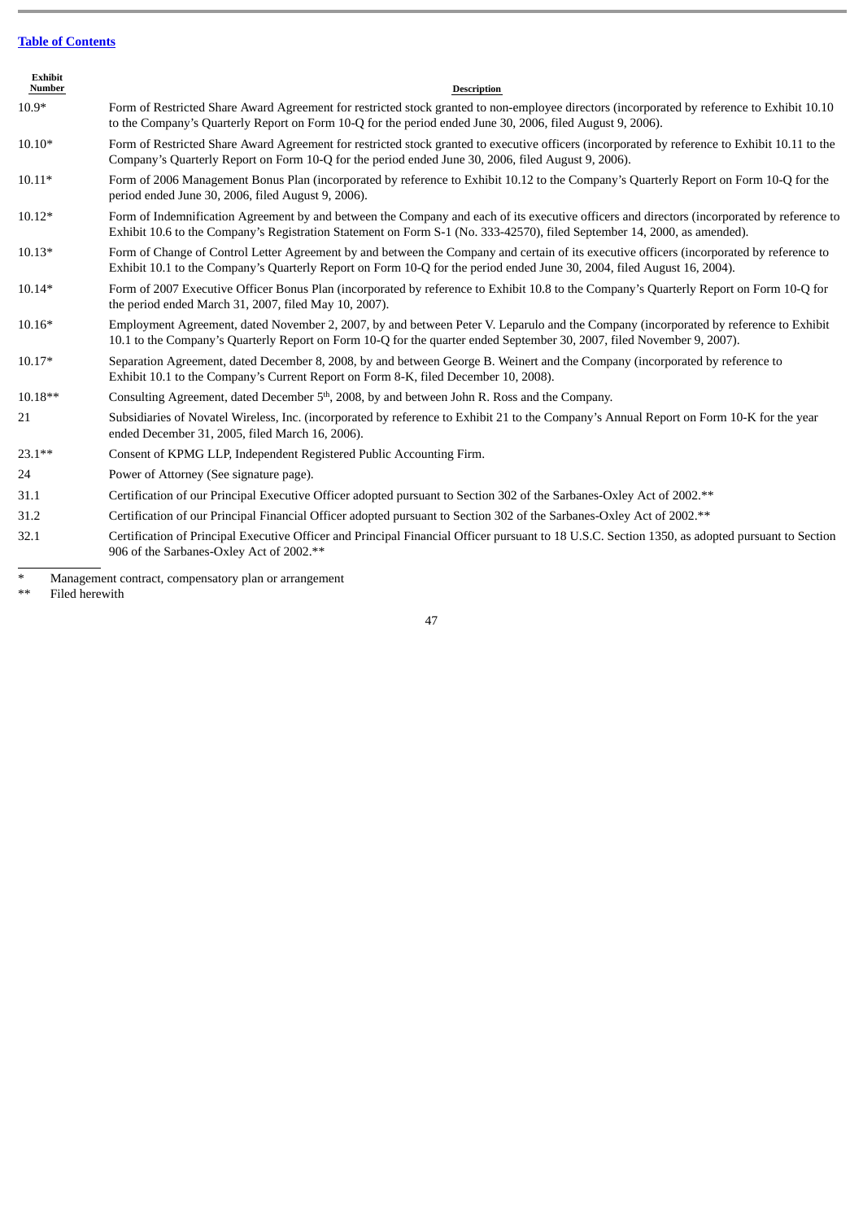| Exhibit Number | Description |
|---|---|
| 10.9* | Form of Restricted Share Award Agreement for restricted stock granted to non-employee directors (incorporated by reference to Exhibit 10.10 to the Company's Quarterly Report on Form 10-Q for the period ended June 30, 2006, filed August 9, 2006). |
| 10.10* | Form of Restricted Share Award Agreement for restricted stock granted to executive officers (incorporated by reference to Exhibit 10.11 to the Company's Quarterly Report on Form 10-Q for the period ended June 30, 2006, filed August 9, 2006). |
| 10.11* | Form of 2006 Management Bonus Plan (incorporated by reference to Exhibit 10.12 to the Company's Quarterly Report on Form 10-Q for the period ended June 30, 2006, filed August 9, 2006). |
| 10.12* | Form of Indemnification Agreement by and between the Company and each of its executive officers and directors (incorporated by reference to Exhibit 10.6 to the Company's Registration Statement on Form S-1 (No. 333-42570), filed September 14, 2000, as amended). |
| 10.13* | Form of Change of Control Letter Agreement by and between the Company and certain of its executive officers (incorporated by reference to Exhibit 10.1 to the Company's Quarterly Report on Form 10-Q for the period ended June 30, 2004, filed August 16, 2004). |
| 10.14* | Form of 2007 Executive Officer Bonus Plan (incorporated by reference to Exhibit 10.8 to the Company's Quarterly Report on Form 10-Q for the period ended March 31, 2007, filed May 10, 2007). |
| 10.16* | Employment Agreement, dated November 2, 2007, by and between Peter V. Leparulo and the Company (incorporated by reference to Exhibit 10.1 to the Company's Quarterly Report on Form 10-Q for the quarter ended September 30, 2007, filed November 9, 2007). |
| 10.17* | Separation Agreement, dated December 8, 2008, by and between George B. Weinert and the Company (incorporated by reference to Exhibit 10.1 to the Company's Current Report on Form 8-K, filed December 10, 2008). |
| 10.18** | Consulting Agreement, dated December 5th, 2008, by and between John R. Ross and the Company. |
| 21 | Subsidiaries of Novatel Wireless, Inc. (incorporated by reference to Exhibit 21 to the Company's Annual Report on Form 10-K for the year ended December 31, 2005, filed March 16, 2006). |
| 23.1** | Consent of KPMG LLP, Independent Registered Public Accounting Firm. |
| 24 | Power of Attorney (See signature page). |
| 31.1 | Certification of our Principal Executive Officer adopted pursuant to Section 302 of the Sarbanes-Oxley Act of 2002.** |
| 31.2 | Certification of our Principal Financial Officer adopted pursuant to Section 302 of the Sarbanes-Oxley Act of 2002.** |
| 32.1 | Certification of Principal Executive Officer and Principal Financial Officer pursuant to 18 U.S.C. Section 1350, as adopted pursuant to Section 906 of the Sarbanes-Oxley Act of 2002.** |

\* Management contract, compensatory plan or arrangement

** Filed herewith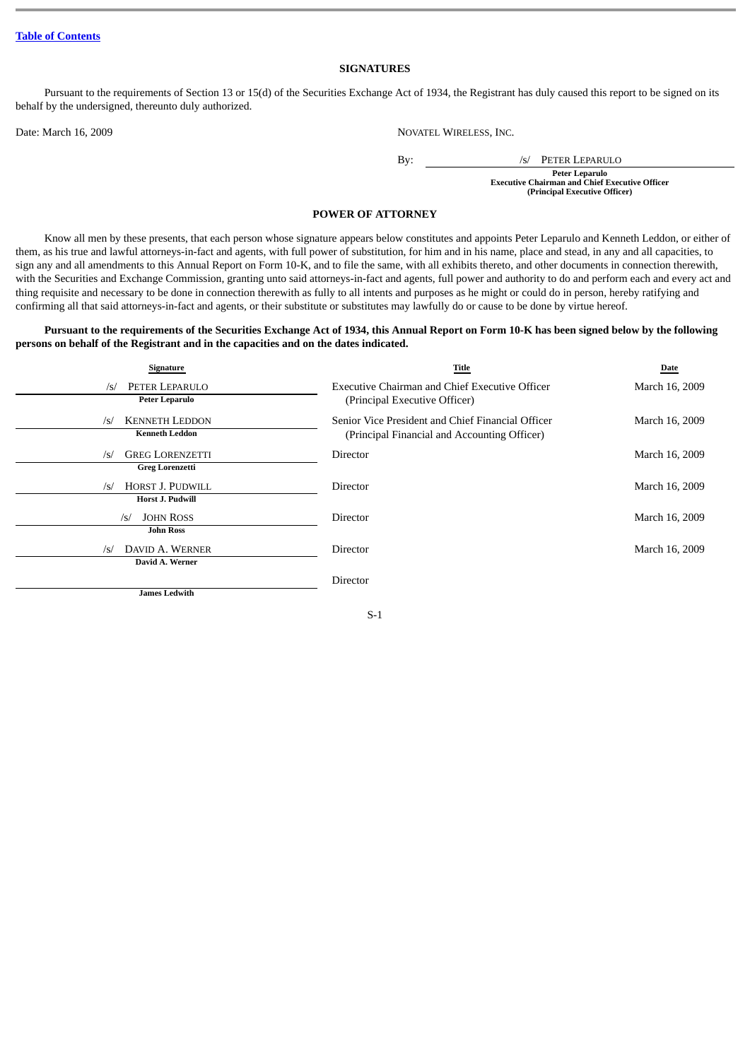[Table of Contents]

## SIGNATURES

Pursuant to the requirements of Section 13 or 15(d) of the Securities Exchange Act of 1934, the Registrant has duly caused this report to be signed on its behalf by the undersigned, thereunto duly authorized.

Date: March 16, 2009

NOVATEL WIRELESS, INC.

By: /s/ PETER LEPARULO

**Peter Leparulo**
**Executive Chairman and Chief Executive Officer**
**(Principal Executive Officer)**

## POWER OF ATTORNEY

Know all men by these presents, that each person whose signature appears below constitutes and appoints Peter Leparulo and Kenneth Leddon, or either of them, as his true and lawful attorneys-in-fact and agents, with full power of substitution, for him and in his name, place and stead, in any and all capacities, to sign any and all amendments to this Annual Report on Form 10-K, and to file the same, with all exhibits thereto, and other documents in connection therewith, with the Securities and Exchange Commission, granting unto said attorneys-in-fact and agents, full power and authority to do and perform each and every act and thing requisite and necessary to be done in connection therewith as fully to all intents and purposes as he might or could do in person, hereby ratifying and confirming all that said attorneys-in-fact and agents, or their substitute or substitutes may lawfully do or cause to be done by virtue hereof.

**Pursuant to the requirements of the Securities Exchange Act of 1934, this Annual Report on Form 10-K has been signed below by the following persons on behalf of the Registrant and in the capacities and on the dates indicated.**

| Signature | Title | Date |
|---|---|---|
| /s/ PETER LEPARULO<br>**Peter Leparulo** | Executive Chairman and Chief Executive Officer (Principal Executive Officer) | March 16, 2009 |
| /s/ KENNETH LEDDON<br>**Kenneth Leddon** | Senior Vice President and Chief Financial Officer (Principal Financial and Accounting Officer) | March 16, 2009 |
| /s/ GREG LORENZETTI<br>**Greg Lorenzetti** | Director | March 16, 2009 |
| /s/ HORST J. PUDWILL<br>**Horst J. Pudwill** | Director | March 16, 2009 |
| /s/ JOHN ROSS<br>**John Ross** | Director | March 16, 2009 |
| /s/ DAVID A. WERNER<br>**David A. Werner** | Director | March 16, 2009 |
| **James Ledwith** | Director | |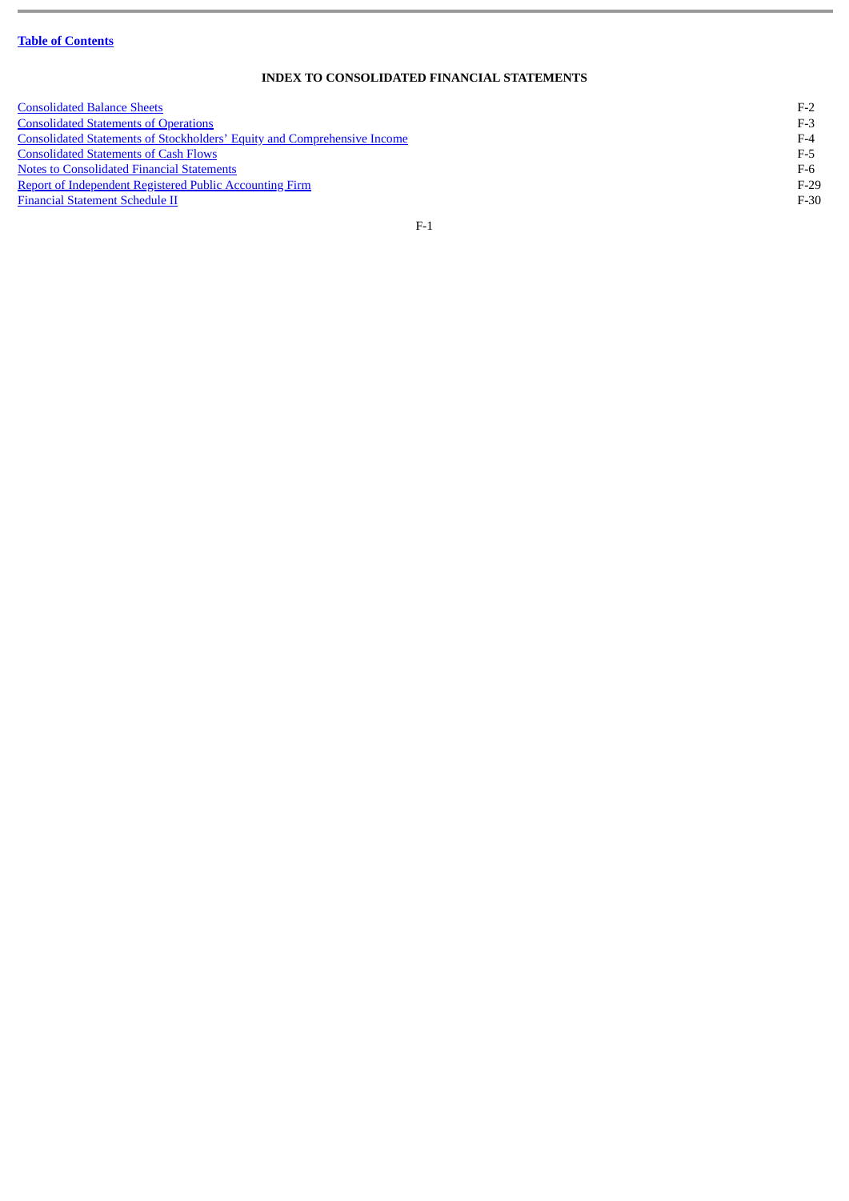Table of Contents

## INDEX TO CONSOLIDATED FINANCIAL STATEMENTS

| | |
|---|---|
| Consolidated Balance Sheets | F-2 |
| Consolidated Statements of Operations | F-3 |
| Consolidated Statements of Stockholders' Equity and Comprehensive Income | F-4 |
| Consolidated Statements of Cash Flows | F-5 |
| Notes to Consolidated Financial Statements | F-6 |
| Report of Independent Registered Public Accounting Firm | F-29 |
| Financial Statement Schedule II | F-30 |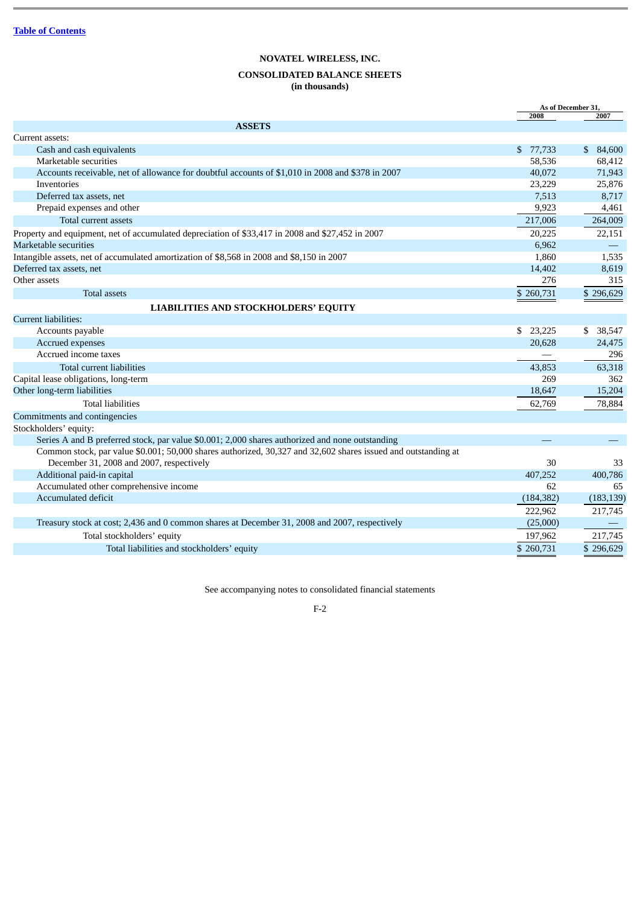[Table of Contents]

**NOVATEL WIRELESS, INC.**

**CONSOLIDATED BALANCE SHEETS**

**(in thousands)**

| | As of December 31, 2008 | As of December 31, 2007 |
|---|---|---|
| **ASSETS** | | |
| Current assets: | | |
| Cash and cash equivalents | $ 77,733 | $ 84,600 |
| Marketable securities | 58,536 | 68,412 |
| Accounts receivable, net of allowance for doubtful accounts of $1,010 in 2008 and $378 in 2007 | 40,072 | 71,943 |
| Inventories | 23,229 | 25,876 |
| Deferred tax assets, net | 7,513 | 8,717 |
| Prepaid expenses and other | 9,923 | 4,461 |
| Total current assets | 217,006 | 264,009 |
| Property and equipment, net of accumulated depreciation of $33,417 in 2008 and $27,452 in 2007 | 20,225 | 22,151 |
| Marketable securities | 6,962 | — |
| Intangible assets, net of accumulated amortization of $8,568 in 2008 and $8,150 in 2007 | 1,860 | 1,535 |
| Deferred tax assets, net | 14,402 | 8,619 |
| Other assets | 276 | 315 |
| Total assets | $ 260,731 | $ 296,629 |
| **LIABILITIES AND STOCKHOLDERS' EQUITY** | | |
| Current liabilities: | | |
| Accounts payable | $ 23,225 | $ 38,547 |
| Accrued expenses | 20,628 | 24,475 |
| Accrued income taxes | — | 296 |
| Total current liabilities | 43,853 | 63,318 |
| Capital lease obligations, long-term | 269 | 362 |
| Other long-term liabilities | 18,647 | 15,204 |
| Total liabilities | 62,769 | 78,884 |
| Commitments and contingencies | | |
| Stockholders' equity: | | |
| Series A and B preferred stock, par value $0.001; 2,000 shares authorized and none outstanding | — | — |
| Common stock, par value $0.001; 50,000 shares authorized, 30,327 and 32,602 shares issued and outstanding at December 31, 2008 and 2007, respectively | 30 | 33 |
| Additional paid-in capital | 407,252 | 400,786 |
| Accumulated other comprehensive income | 62 | 65 |
| Accumulated deficit | (184,382) | (183,139) |
| | 222,962 | 217,745 |
| Treasury stock at cost; 2,436 and 0 common shares at December 31, 2008 and 2007, respectively | (25,000) | — |
| Total stockholders' equity | 197,962 | 217,745 |
| Total liabilities and stockholders' equity | $ 260,731 | $ 296,629 |

See accompanying notes to consolidated financial statements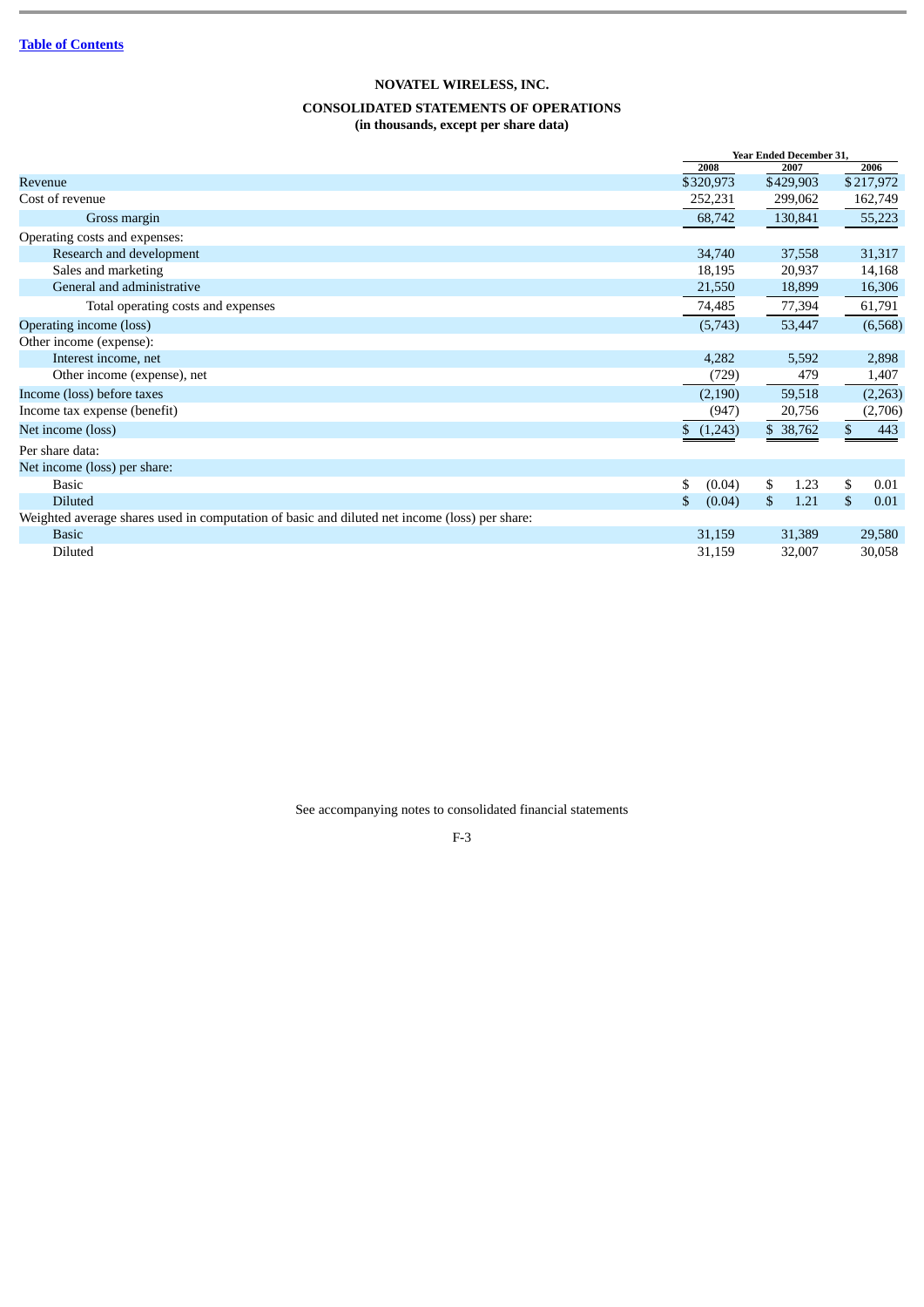[Table of Contents](#)

# NOVATEL WIRELESS, INC.

## CONSOLIDATED STATEMENTS OF OPERATIONS

**(in thousands, except per share data)**

| | Year Ended December 31, | | |
|---|---|---|---|
| | 2008 | 2007 | 2006 |
| Revenue | $320,973 | $429,903 | $217,972 |
| Cost of revenue | 252,231 | 299,062 | 162,749 |
| Gross margin | 68,742 | 130,841 | 55,223 |
| Operating costs and expenses: | | | |
| Research and development | 34,740 | 37,558 | 31,317 |
| Sales and marketing | 18,195 | 20,937 | 14,168 |
| General and administrative | 21,550 | 18,899 | 16,306 |
| Total operating costs and expenses | 74,485 | 77,394 | 61,791 |
| Operating income (loss) | (5,743) | 53,447 | (6,568) |
| Other income (expense): | | | |
| Interest income, net | 4,282 | 5,592 | 2,898 |
| Other income (expense), net | (729) | 479 | 1,407 |
| Income (loss) before taxes | (2,190) | 59,518 | (2,263) |
| Income tax expense (benefit) | (947) | 20,756 | (2,706) |
| Net income (loss) | $ (1,243) | $ 38,762 | $ 443 |
| Per share data: | | | |
| Net income (loss) per share: | | | |
| Basic | $ (0.04) | $ 1.23 | $ 0.01 |
| Diluted | $ (0.04) | $ 1.21 | $ 0.01 |
| Weighted average shares used in computation of basic and diluted net income (loss) per share: | | | |
| Basic | 31,159 | 31,389 | 29,580 |
| Diluted | 31,159 | 32,007 | 30,058 |

See accompanying notes to consolidated financial statements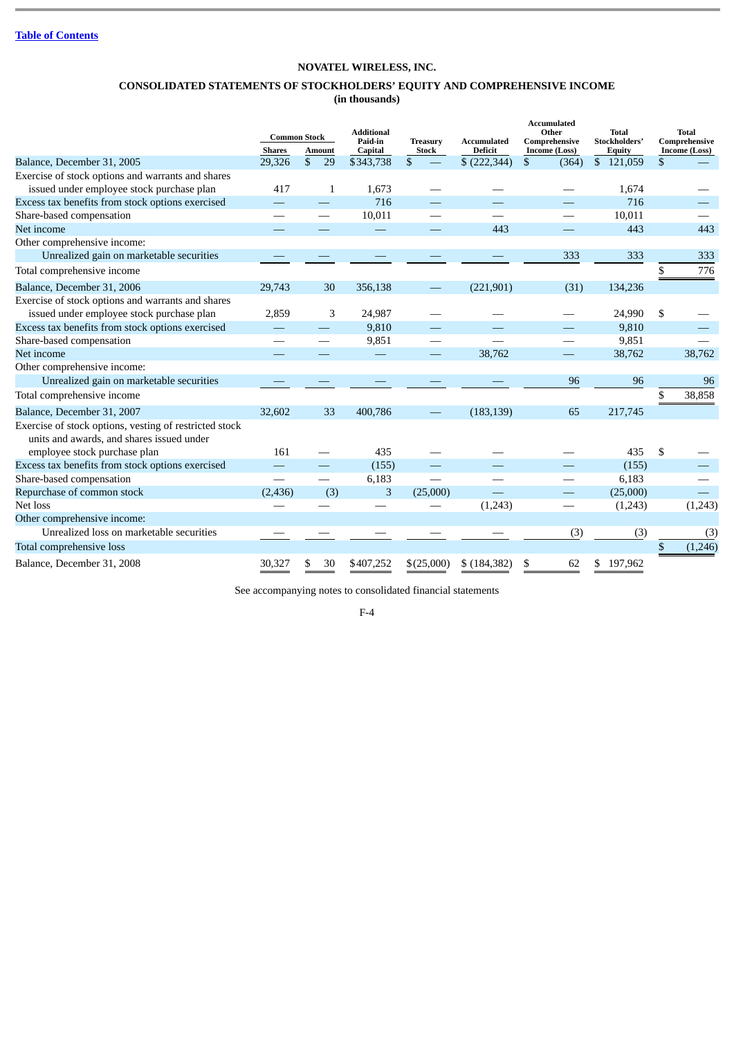[Table of Contents](#)

**NOVATEL WIRELESS, INC.**

**CONSOLIDATED STATEMENTS OF STOCKHOLDERS' EQUITY AND COMPREHENSIVE INCOME**
**(in thousands)**

| | Common Stock | | Additional Paid-in Capital | Treasury Stock | Accumulated Deficit | Accumulated Other Comprehensive Income (Loss) | Total Stockholders' Equity | Total Comprehensive Income (Loss) |
|---|---|---|---|---|---|---|---|---|
| | Shares | Amount | | | | | | |
| Balance, December 31, 2005 | 29,326 | $ 29 | $343,738 | $ — | $ (222,344) | $ (364) | $ 121,059 | $ — |
| Exercise of stock options and warrants and shares issued under employee stock purchase plan | 417 | 1 | 1,673 | — | — | — | 1,674 | — |
| Excess tax benefits from stock options exercised | — | — | 716 | — | — | — | 716 | — |
| Share-based compensation | — | — | 10,011 | — | — | — | 10,011 | — |
| Net income | — | — | — | — | 443 | — | 443 | 443 |
| Other comprehensive income: | | | | | | | | |
| Unrealized gain on marketable securities | — | — | — | — | — | 333 | 333 | 333 |
| Total comprehensive income | | | | | | | | $ 776 |
| Balance, December 31, 2006 | 29,743 | 30 | 356,138 | — | (221,901) | (31) | 134,236 | |
| Exercise of stock options and warrants and shares issued under employee stock purchase plan | 2,859 | 3 | 24,987 | — | — | — | 24,990 | $ — |
| Excess tax benefits from stock options exercised | — | — | 9,810 | — | — | — | 9,810 | — |
| Share-based compensation | — | — | 9,851 | — | — | — | 9,851 | — |
| Net income | — | — | — | — | 38,762 | — | 38,762 | 38,762 |
| Other comprehensive income: | | | | | | | | |
| Unrealized gain on marketable securities | — | — | — | — | — | 96 | 96 | 96 |
| Total comprehensive income | | | | | | | | $ 38,858 |
| Balance, December 31, 2007 | 32,602 | 33 | 400,786 | — | (183,139) | 65 | 217,745 | |
| Exercise of stock options, vesting of restricted stock units and awards, and shares issued under employee stock purchase plan | 161 | — | 435 | — | — | — | 435 | $ — |
| Excess tax benefits from stock options exercised | — | — | (155) | — | — | — | (155) | — |
| Share-based compensation | — | — | 6,183 | — | — | — | 6,183 | — |
| Repurchase of common stock | (2,436) | (3) | 3 | (25,000) | — | — | (25,000) | — |
| Net loss | — | — | — | — | (1,243) | — | (1,243) | (1,243) |
| Other comprehensive income: | | | | | | | | |
| Unrealized loss on marketable securities | — | — | — | — | — | (3) | (3) | (3) |
| Total comprehensive loss | | | | | | | | $ (1,246) |
| Balance, December 31, 2008 | 30,327 | $ 30 | $407,252 | $(25,000) | $ (184,382) | $ 62 | $ 197,962 | |

See accompanying notes to consolidated financial statements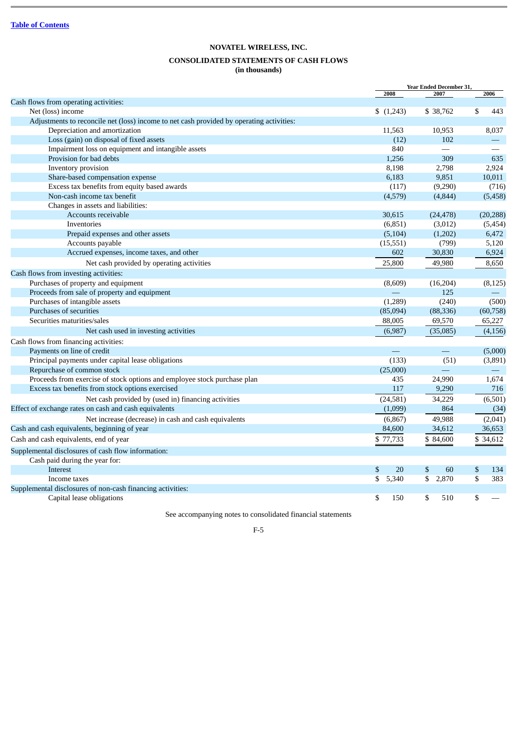[Table of Contents]

**NOVATEL WIRELESS, INC.**

**CONSOLIDATED STATEMENTS OF CASH FLOWS**

**(in thousands)**

| | Year Ended December 31, | | |
|---|---|---|---|
| | 2008 | 2007 | 2006 |
| Cash flows from operating activities: | | | |
| Net (loss) income | $ (1,243) | $ 38,762 | $ 443 |
| Adjustments to reconcile net (loss) income to net cash provided by operating activities: | | | |
| Depreciation and amortization | 11,563 | 10,953 | 8,037 |
| Loss (gain) on disposal of fixed assets | (12) | 102 | — |
| Impairment loss on equipment and intangible assets | 840 | — | — |
| Provision for bad debts | 1,256 | 309 | 635 |
| Inventory provision | 8,198 | 2,798 | 2,924 |
| Share-based compensation expense | 6,183 | 9,851 | 10,011 |
| Excess tax benefits from equity based awards | (117) | (9,290) | (716) |
| Non-cash income tax benefit | (4,579) | (4,844) | (5,458) |
| Changes in assets and liabilities: | | | |
| Accounts receivable | 30,615 | (24,478) | (20,288) |
| Inventories | (6,851) | (3,012) | (5,454) |
| Prepaid expenses and other assets | (5,104) | (1,202) | 6,472 |
| Accounts payable | (15,551) | (799) | 5,120 |
| Accrued expenses, income taxes, and other | 602 | 30,830 | 6,924 |
| Net cash provided by operating activities | 25,800 | 49,980 | 8,650 |
| Cash flows from investing activities: | | | |
| Purchases of property and equipment | (8,609) | (16,204) | (8,125) |
| Proceeds from sale of property and equipment | — | 125 | — |
| Purchases of intangible assets | (1,289) | (240) | (500) |
| Purchases of securities | (85,094) | (88,336) | (60,758) |
| Securities maturities/sales | 88,005 | 69,570 | 65,227 |
| Net cash used in investing activities | (6,987) | (35,085) | (4,156) |
| Cash flows from financing activities: | | | |
| Payments on line of credit | — | — | (5,000) |
| Principal payments under capital lease obligations | (133) | (51) | (3,891) |
| Repurchase of common stock | (25,000) | — | — |
| Proceeds from exercise of stock options and employee stock purchase plan | 435 | 24,990 | 1,674 |
| Excess tax benefits from stock options exercised | 117 | 9,290 | 716 |
| Net cash provided by (used in) financing activities | (24,581) | 34,229 | (6,501) |
| Effect of exchange rates on cash and cash equivalents | (1,099) | 864 | (34) |
| Net increase (decrease) in cash and cash equivalents | (6,867) | 49,988 | (2,041) |
| Cash and cash equivalents, beginning of year | 84,600 | 34,612 | 36,653 |
| Cash and cash equivalents, end of year | $ 77,733 | $ 84,600 | $ 34,612 |
| Supplemental disclosures of cash flow information: | | | |
| Cash paid during the year for: | | | |
| Interest | $ 20 | $ 60 | $ 134 |
| Income taxes | $ 5,340 | $ 2,870 | $ 383 |
| Supplemental disclosures of non-cash financing activities: | | | |
| Capital lease obligations | $ 150 | $ 510 | $ — |

See accompanying notes to consolidated financial statements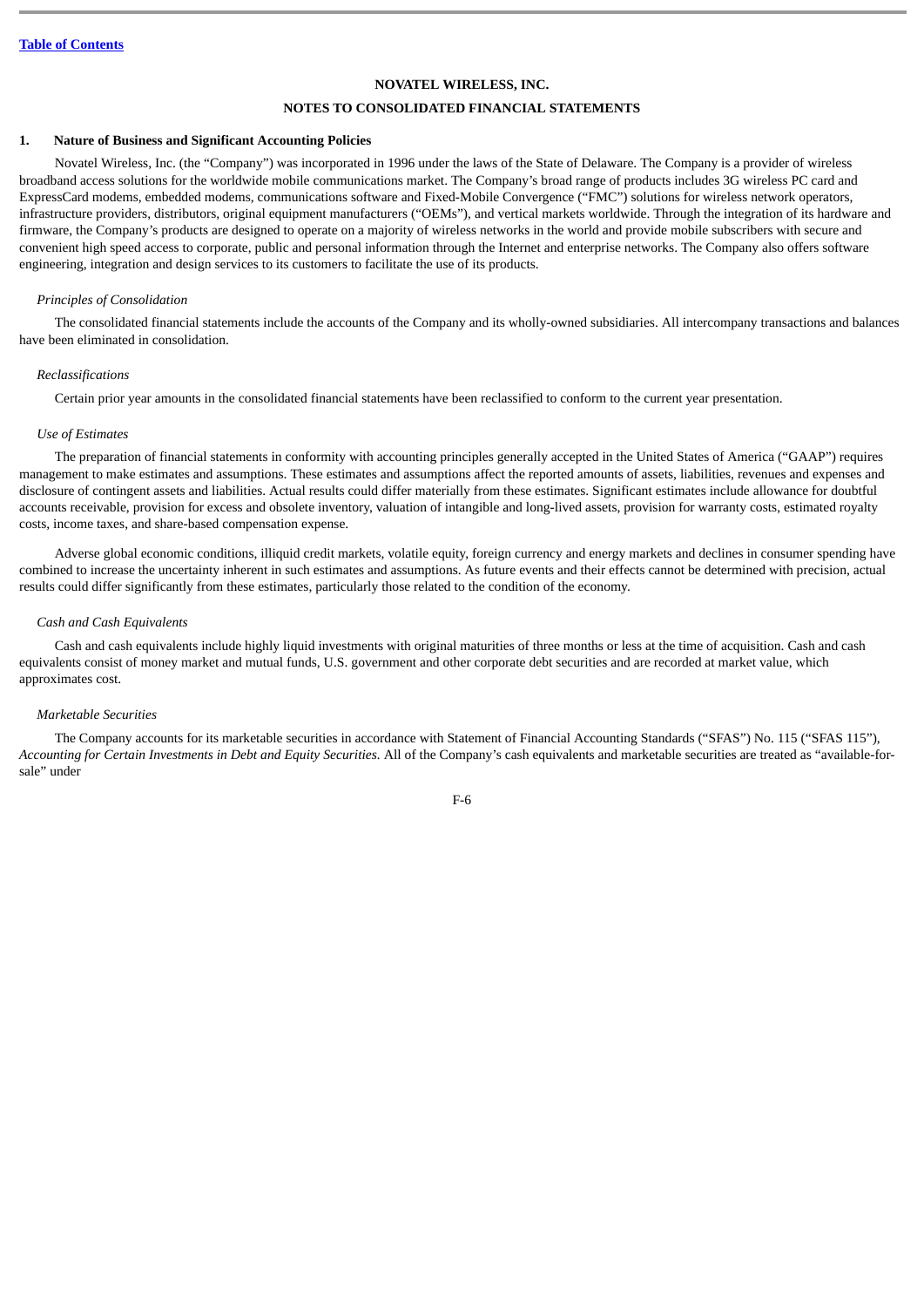## NOVATEL WIRELESS, INC.

## NOTES TO CONSOLIDATED FINANCIAL STATEMENTS

### 1. Nature of Business and Significant Accounting Policies

Novatel Wireless, Inc. (the "Company") was incorporated in 1996 under the laws of the State of Delaware. The Company is a provider of wireless broadband access solutions for the worldwide mobile communications market. The Company's broad range of products includes 3G wireless PC card and ExpressCard modems, embedded modems, communications software and Fixed-Mobile Convergence ("FMC") solutions for wireless network operators, infrastructure providers, distributors, original equipment manufacturers ("OEMs"), and vertical markets worldwide. Through the integration of its hardware and firmware, the Company's products are designed to operate on a majority of wireless networks in the world and provide mobile subscribers with secure and convenient high speed access to corporate, public and personal information through the Internet and enterprise networks. The Company also offers software engineering, integration and design services to its customers to facilitate the use of its products.

*Principles of Consolidation*

The consolidated financial statements include the accounts of the Company and its wholly-owned subsidiaries. All intercompany transactions and balances have been eliminated in consolidation.

*Reclassifications*

Certain prior year amounts in the consolidated financial statements have been reclassified to conform to the current year presentation.

*Use of Estimates*

The preparation of financial statements in conformity with accounting principles generally accepted in the United States of America ("GAAP") requires management to make estimates and assumptions. These estimates and assumptions affect the reported amounts of assets, liabilities, revenues and expenses and disclosure of contingent assets and liabilities. Actual results could differ materially from these estimates. Significant estimates include allowance for doubtful accounts receivable, provision for excess and obsolete inventory, valuation of intangible and long-lived assets, provision for warranty costs, estimated royalty costs, income taxes, and share-based compensation expense.

Adverse global economic conditions, illiquid credit markets, volatile equity, foreign currency and energy markets and declines in consumer spending have combined to increase the uncertainty inherent in such estimates and assumptions. As future events and their effects cannot be determined with precision, actual results could differ significantly from these estimates, particularly those related to the condition of the economy.

*Cash and Cash Equivalents*

Cash and cash equivalents include highly liquid investments with original maturities of three months or less at the time of acquisition. Cash and cash equivalents consist of money market and mutual funds, U.S. government and other corporate debt securities and are recorded at market value, which approximates cost.

*Marketable Securities*

The Company accounts for its marketable securities in accordance with Statement of Financial Accounting Standards ("SFAS") No. 115 ("SFAS 115"), *Accounting for Certain Investments in Debt and Equity Securities.* All of the Company's cash equivalents and marketable securities are treated as "available-for-sale" under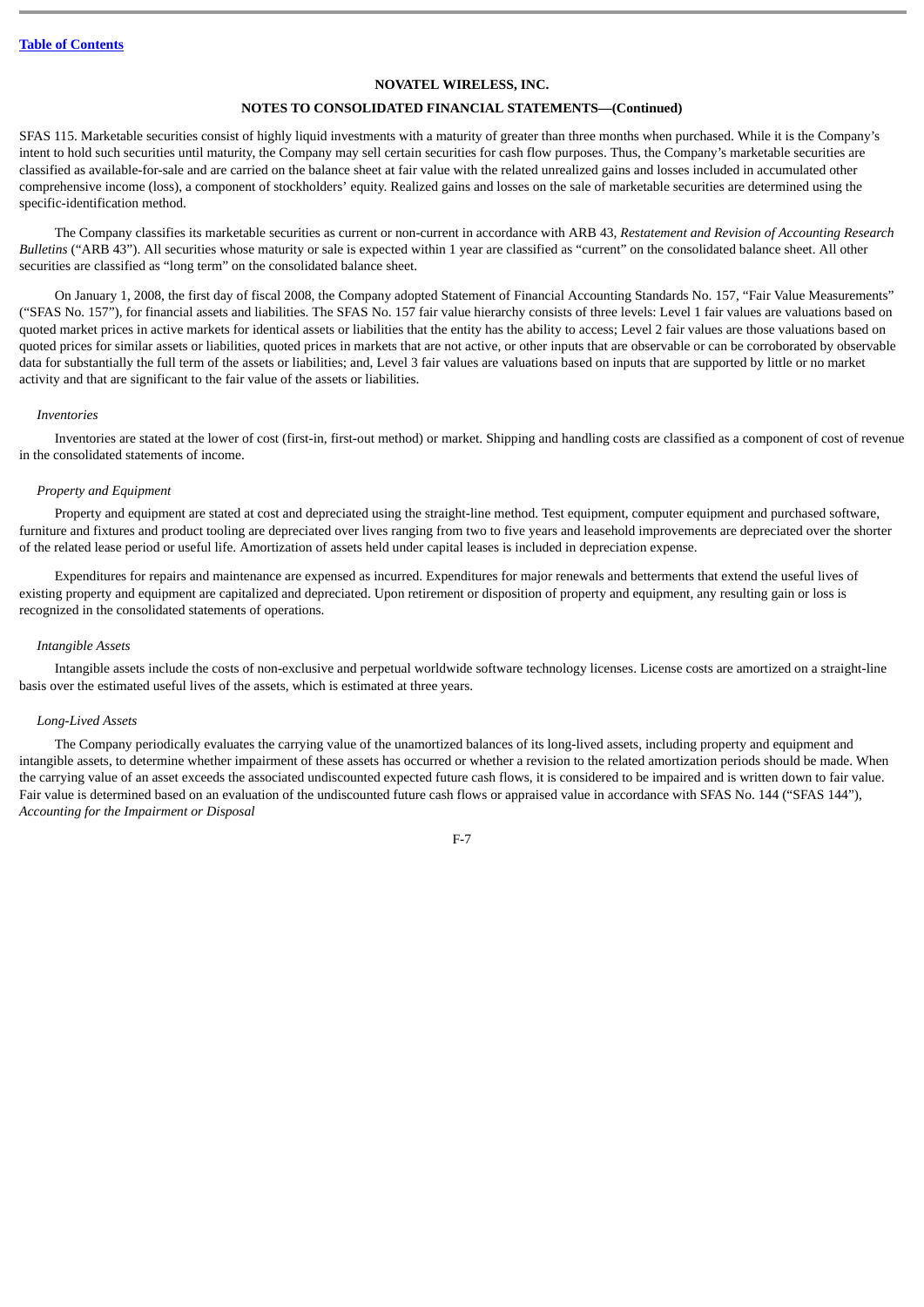NOVATEL WIRELESS, INC.

NOTES TO CONSOLIDATED FINANCIAL STATEMENTS—(Continued)

SFAS 115. Marketable securities consist of highly liquid investments with a maturity of greater than three months when purchased. While it is the Company's intent to hold such securities until maturity, the Company may sell certain securities for cash flow purposes. Thus, the Company's marketable securities are classified as available-for-sale and are carried on the balance sheet at fair value with the related unrealized gains and losses included in accumulated other comprehensive income (loss), a component of stockholders' equity. Realized gains and losses on the sale of marketable securities are determined using the specific-identification method.

The Company classifies its marketable securities as current or non-current in accordance with ARB 43, *Restatement and Revision of Accounting Research Bulletins* ("ARB 43"). All securities whose maturity or sale is expected within 1 year are classified as "current" on the consolidated balance sheet. All other securities are classified as "long term" on the consolidated balance sheet.

On January 1, 2008, the first day of fiscal 2008, the Company adopted Statement of Financial Accounting Standards No. 157, "Fair Value Measurements" ("SFAS No. 157"), for financial assets and liabilities. The SFAS No. 157 fair value hierarchy consists of three levels: Level 1 fair values are valuations based on quoted market prices in active markets for identical assets or liabilities that the entity has the ability to access; Level 2 fair values are those valuations based on quoted prices for similar assets or liabilities, quoted prices in markets that are not active, or other inputs that are observable or can be corroborated by observable data for substantially the full term of the assets or liabilities; and, Level 3 fair values are valuations based on inputs that are supported by little or no market activity and that are significant to the fair value of the assets or liabilities.

*Inventories*

Inventories are stated at the lower of cost (first-in, first-out method) or market. Shipping and handling costs are classified as a component of cost of revenue in the consolidated statements of income.

*Property and Equipment*

Property and equipment are stated at cost and depreciated using the straight-line method. Test equipment, computer equipment and purchased software, furniture and fixtures and product tooling are depreciated over lives ranging from two to five years and leasehold improvements are depreciated over the shorter of the related lease period or useful life. Amortization of assets held under capital leases is included in depreciation expense.

Expenditures for repairs and maintenance are expensed as incurred. Expenditures for major renewals and betterments that extend the useful lives of existing property and equipment are capitalized and depreciated. Upon retirement or disposition of property and equipment, any resulting gain or loss is recognized in the consolidated statements of operations.

*Intangible Assets*

Intangible assets include the costs of non-exclusive and perpetual worldwide software technology licenses. License costs are amortized on a straight-line basis over the estimated useful lives of the assets, which is estimated at three years.

*Long-Lived Assets*

The Company periodically evaluates the carrying value of the unamortized balances of its long-lived assets, including property and equipment and intangible assets, to determine whether impairment of these assets has occurred or whether a revision to the related amortization periods should be made. When the carrying value of an asset exceeds the associated undiscounted expected future cash flows, it is considered to be impaired and is written down to fair value. Fair value is determined based on an evaluation of the undiscounted future cash flows or appraised value in accordance with SFAS No. 144 ("SFAS 144"), *Accounting for the Impairment or Disposal*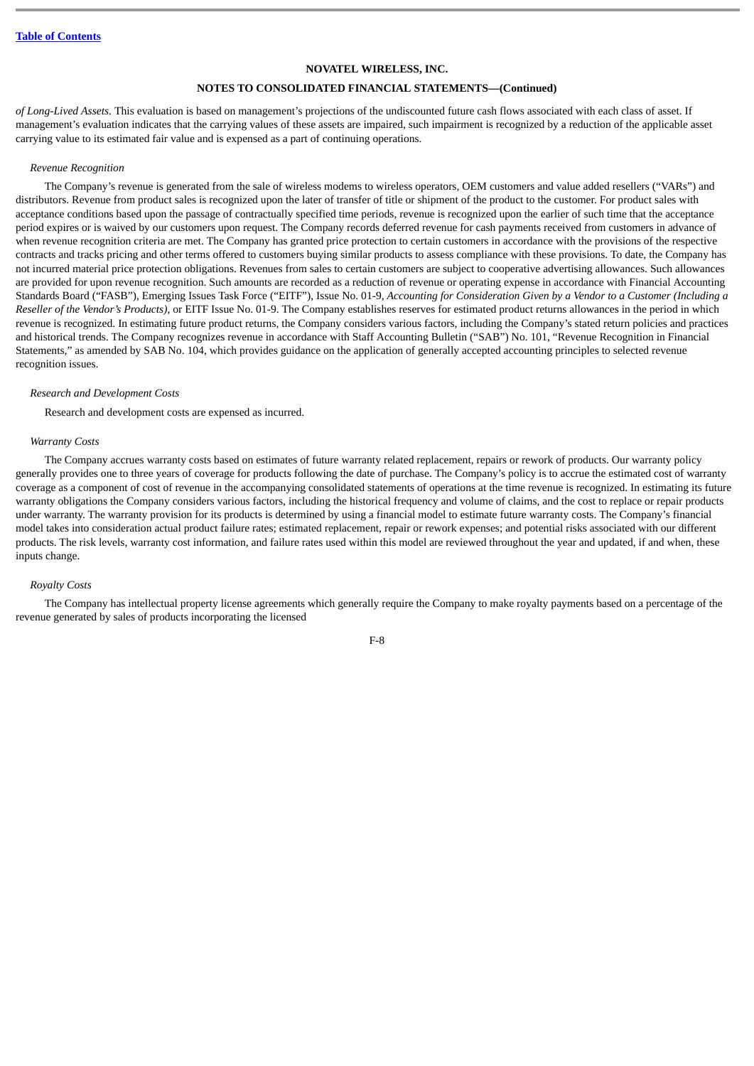*of Long-Lived Assets.* This evaluation is based on management's projections of the undiscounted future cash flows associated with each class of asset. If management's evaluation indicates that the carrying values of these assets are impaired, such impairment is recognized by a reduction of the applicable asset carrying value to its estimated fair value and is expensed as a part of continuing operations.

*Revenue Recognition*

The Company's revenue is generated from the sale of wireless modems to wireless operators, OEM customers and value added resellers ("VARs") and distributors. Revenue from product sales is recognized upon the later of transfer of title or shipment of the product to the customer. For product sales with acceptance conditions based upon the passage of contractually specified time periods, revenue is recognized upon the earlier of such time that the acceptance period expires or is waived by our customers upon request. The Company records deferred revenue for cash payments received from customers in advance of when revenue recognition criteria are met. The Company has granted price protection to certain customers in accordance with the provisions of the respective contracts and tracks pricing and other terms offered to customers buying similar products to assess compliance with these provisions. To date, the Company has not incurred material price protection obligations. Revenues from sales to certain customers are subject to cooperative advertising allowances. Such allowances are provided for upon revenue recognition. Such amounts are recorded as a reduction of revenue or operating expense in accordance with Financial Accounting Standards Board ("FASB"), Emerging Issues Task Force ("EITF"), Issue No. 01-9, *Accounting for Consideration Given by a Vendor to a Customer (Including a Reseller of the Vendor's Products)*, or EITF Issue No. 01-9. The Company establishes reserves for estimated product returns allowances in the period in which revenue is recognized. In estimating future product returns, the Company considers various factors, including the Company's stated return policies and practices and historical trends. The Company recognizes revenue in accordance with Staff Accounting Bulletin ("SAB") No. 101, "Revenue Recognition in Financial Statements," as amended by SAB No. 104, which provides guidance on the application of generally accepted accounting principles to selected revenue recognition issues.

*Research and Development Costs*

Research and development costs are expensed as incurred.

*Warranty Costs*

The Company accrues warranty costs based on estimates of future warranty related replacement, repairs or rework of products. Our warranty policy generally provides one to three years of coverage for products following the date of purchase. The Company's policy is to accrue the estimated cost of warranty coverage as a component of cost of revenue in the accompanying consolidated statements of operations at the time revenue is recognized. In estimating its future warranty obligations the Company considers various factors, including the historical frequency and volume of claims, and the cost to replace or repair products under warranty. The warranty provision for its products is determined by using a financial model to estimate future warranty costs. The Company's financial model takes into consideration actual product failure rates; estimated replacement, repair or rework expenses; and potential risks associated with our different products. The risk levels, warranty cost information, and failure rates used within this model are reviewed throughout the year and updated, if and when, these inputs change.

*Royalty Costs*

The Company has intellectual property license agreements which generally require the Company to make royalty payments based on a percentage of the revenue generated by sales of products incorporating the licensed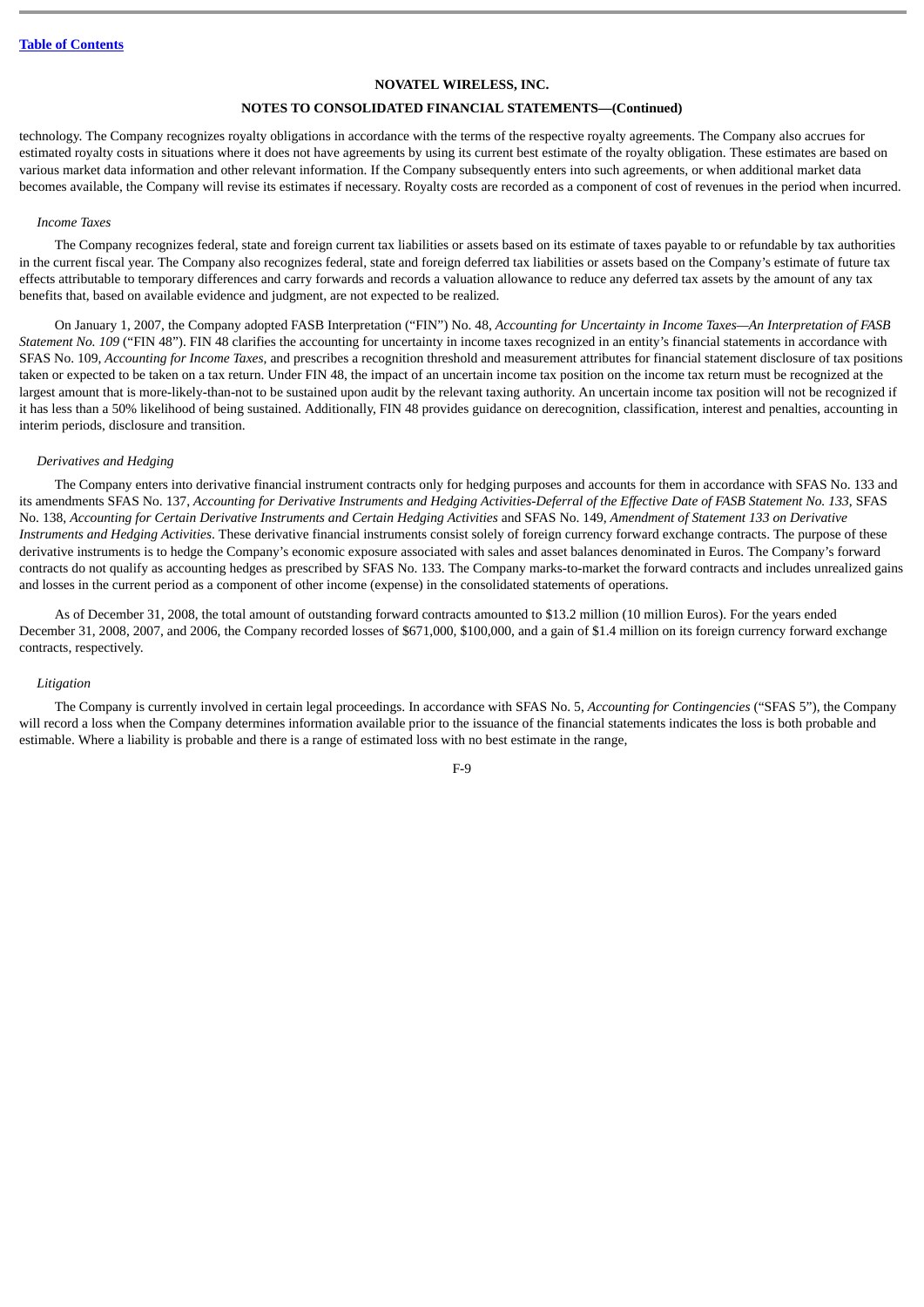technology. The Company recognizes royalty obligations in accordance with the terms of the respective royalty agreements. The Company also accrues for estimated royalty costs in situations where it does not have agreements by using its current best estimate of the royalty obligation. These estimates are based on various market data information and other relevant information. If the Company subsequently enters into such agreements, or when additional market data becomes available, the Company will revise its estimates if necessary. Royalty costs are recorded as a component of cost of revenues in the period when incurred.

*Income Taxes*

The Company recognizes federal, state and foreign current tax liabilities or assets based on its estimate of taxes payable to or refundable by tax authorities in the current fiscal year. The Company also recognizes federal, state and foreign deferred tax liabilities or assets based on the Company's estimate of future tax effects attributable to temporary differences and carry forwards and records a valuation allowance to reduce any deferred tax assets by the amount of any tax benefits that, based on available evidence and judgment, are not expected to be realized.

On January 1, 2007, the Company adopted FASB Interpretation ("FIN") No. 48, *Accounting for Uncertainty in Income Taxes—An Interpretation of FASB Statement No. 109* ("FIN 48"). FIN 48 clarifies the accounting for uncertainty in income taxes recognized in an entity's financial statements in accordance with SFAS No. 109, *Accounting for Income Taxes*, and prescribes a recognition threshold and measurement attributes for financial statement disclosure of tax positions taken or expected to be taken on a tax return. Under FIN 48, the impact of an uncertain income tax position on the income tax return must be recognized at the largest amount that is more-likely-than-not to be sustained upon audit by the relevant taxing authority. An uncertain income tax position will not be recognized if it has less than a 50% likelihood of being sustained. Additionally, FIN 48 provides guidance on derecognition, classification, interest and penalties, accounting in interim periods, disclosure and transition.

*Derivatives and Hedging*

The Company enters into derivative financial instrument contracts only for hedging purposes and accounts for them in accordance with SFAS No. 133 and its amendments SFAS No. 137, *Accounting for Derivative Instruments and Hedging Activities-Deferral of the Effective Date of FASB Statement No. 133*, SFAS No. 138, *Accounting for Certain Derivative Instruments and Certain Hedging Activities* and SFAS No. 149, *Amendment of Statement 133 on Derivative Instruments and Hedging Activities*. These derivative financial instruments consist solely of foreign currency forward exchange contracts. The purpose of these derivative instruments is to hedge the Company's economic exposure associated with sales and asset balances denominated in Euros. The Company's forward contracts do not qualify as accounting hedges as prescribed by SFAS No. 133. The Company marks-to-market the forward contracts and includes unrealized gains and losses in the current period as a component of other income (expense) in the consolidated statements of operations.

As of December 31, 2008, the total amount of outstanding forward contracts amounted to $13.2 million (10 million Euros). For the years ended December 31, 2008, 2007, and 2006, the Company recorded losses of $671,000, $100,000, and a gain of $1.4 million on its foreign currency forward exchange contracts, respectively.

*Litigation*

The Company is currently involved in certain legal proceedings. In accordance with SFAS No. 5, *Accounting for Contingencies* ("SFAS 5"), the Company will record a loss when the Company determines information available prior to the issuance of the financial statements indicates the loss is both probable and estimable. Where a liability is probable and there is a range of estimated loss with no best estimate in the range,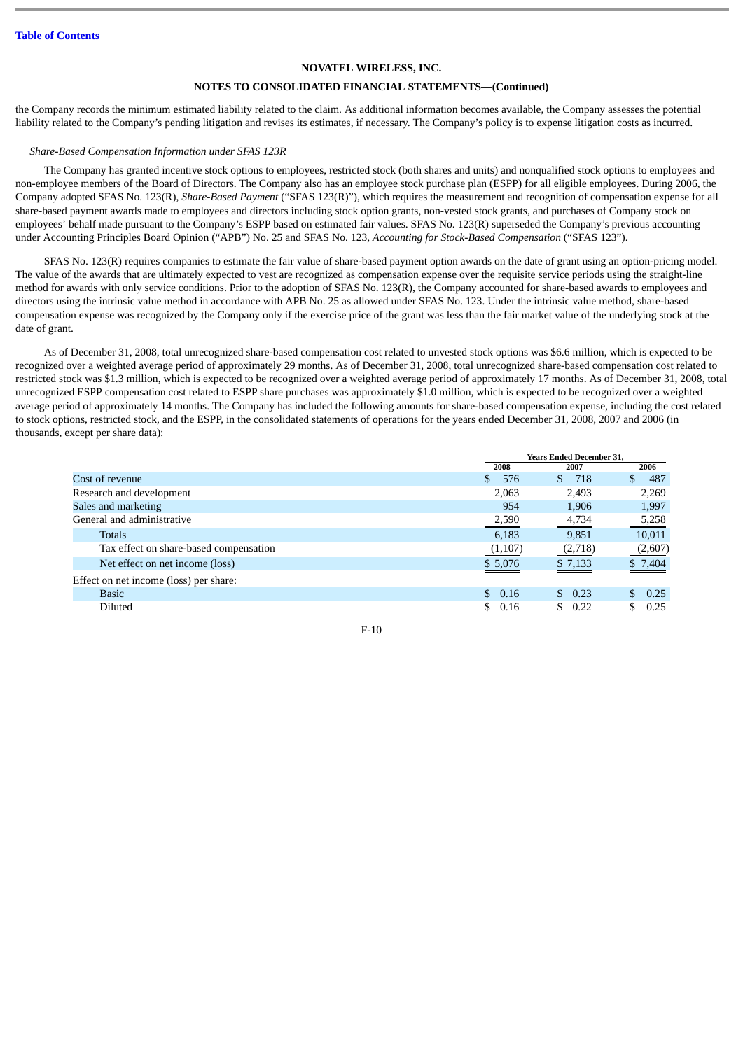NOVATEL WIRELESS, INC.

NOTES TO CONSOLIDATED FINANCIAL STATEMENTS—(Continued)

the Company records the minimum estimated liability related to the claim. As additional information becomes available, the Company assesses the potential liability related to the Company's pending litigation and revises its estimates, if necessary. The Company's policy is to expense litigation costs as incurred.

*Share-Based Compensation Information under SFAS 123R*

The Company has granted incentive stock options to employees, restricted stock (both shares and units) and nonqualified stock options to employees and non-employee members of the Board of Directors. The Company also has an employee stock purchase plan (ESPP) for all eligible employees. During 2006, the Company adopted SFAS No. 123(R), *Share-Based Payment* ("SFAS 123(R)"), which requires the measurement and recognition of compensation expense for all share-based payment awards made to employees and directors including stock option grants, non-vested stock grants, and purchases of Company stock on employees' behalf made pursuant to the Company's ESPP based on estimated fair values. SFAS No. 123(R) superseded the Company's previous accounting under Accounting Principles Board Opinion ("APB") No. 25 and SFAS No. 123, *Accounting for Stock-Based Compensation* ("SFAS 123").

SFAS No. 123(R) requires companies to estimate the fair value of share-based payment option awards on the date of grant using an option-pricing model. The value of the awards that are ultimately expected to vest are recognized as compensation expense over the requisite service periods using the straight-line method for awards with only service conditions. Prior to the adoption of SFAS No. 123(R), the Company accounted for share-based awards to employees and directors using the intrinsic value method in accordance with APB No. 25 as allowed under SFAS No. 123. Under the intrinsic value method, share-based compensation expense was recognized by the Company only if the exercise price of the grant was less than the fair market value of the underlying stock at the date of grant.

As of December 31, 2008, total unrecognized share-based compensation cost related to unvested stock options was $6.6 million, which is expected to be recognized over a weighted average period of approximately 29 months. As of December 31, 2008, total unrecognized share-based compensation cost related to restricted stock was $1.3 million, which is expected to be recognized over a weighted average period of approximately 17 months. As of December 31, 2008, total unrecognized ESPP compensation cost related to ESPP share purchases was approximately $1.0 million, which is expected to be recognized over a weighted average period of approximately 14 months. The Company has included the following amounts for share-based compensation expense, including the cost related to stock options, restricted stock, and the ESPP, in the consolidated statements of operations for the years ended December 31, 2008, 2007 and 2006 (in thousands, except per share data):

| | Years Ended December 31, | | |
|---|---|---|---|
| | 2008 | 2007 | 2006 |
| Cost of revenue | $ 576 | $ 718 | $ 487 |
| Research and development | 2,063 | 2,493 | 2,269 |
| Sales and marketing | 954 | 1,906 | 1,997 |
| General and administrative | 2,590 | 4,734 | 5,258 |
| Totals | 6,183 | 9,851 | 10,011 |
| Tax effect on share-based compensation | (1,107) | (2,718) | (2,607) |
| Net effect on net income (loss) | $ 5,076 | $ 7,133 | $ 7,404 |
| Effect on net income (loss) per share: | | | |
| Basic | $ 0.16 | $ 0.23 | $ 0.25 |
| Diluted | $ 0.16 | $ 0.22 | $ 0.25 |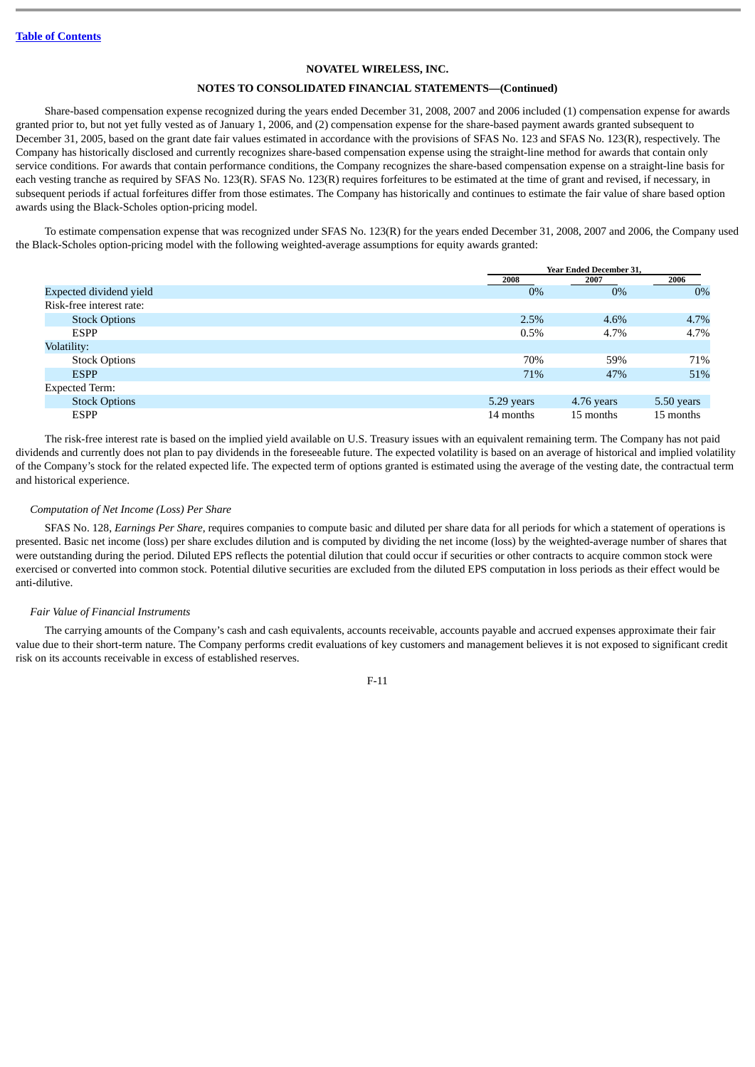**NOVATEL WIRELESS, INC.**

**NOTES TO CONSOLIDATED FINANCIAL STATEMENTS—(Continued)**

Share-based compensation expense recognized during the years ended December 31, 2008, 2007 and 2006 included (1) compensation expense for awards granted prior to, but not yet fully vested as of January 1, 2006, and (2) compensation expense for the share-based payment awards granted subsequent to December 31, 2005, based on the grant date fair values estimated in accordance with the provisions of SFAS No. 123 and SFAS No. 123(R), respectively. The Company has historically disclosed and currently recognizes share-based compensation expense using the straight-line method for awards that contain only service conditions. For awards that contain performance conditions, the Company recognizes the share-based compensation expense on a straight-line basis for each vesting tranche as required by SFAS No. 123(R). SFAS No. 123(R) requires forfeitures to be estimated at the time of grant and revised, if necessary, in subsequent periods if actual forfeitures differ from those estimates. The Company has historically and continues to estimate the fair value of share based option awards using the Black-Scholes option-pricing model.

To estimate compensation expense that was recognized under SFAS No. 123(R) for the years ended December 31, 2008, 2007 and 2006, the Company used the Black-Scholes option-pricing model with the following weighted-average assumptions for equity awards granted:

| | Year Ended December 31, | | |
|---|---|---|---|
| | 2008 | 2007 | 2006 |
| Expected dividend yield | 0% | 0% | 0% |
| Risk-free interest rate: | | | |
| Stock Options | 2.5% | 4.6% | 4.7% |
| ESPP | 0.5% | 4.7% | 4.7% |
| Volatility: | | | |
| Stock Options | 70% | 59% | 71% |
| ESPP | 71% | 47% | 51% |
| Expected Term: | | | |
| Stock Options | 5.29 years | 4.76 years | 5.50 years |
| ESPP | 14 months | 15 months | 15 months |

The risk-free interest rate is based on the implied yield available on U.S. Treasury issues with an equivalent remaining term. The Company has not paid dividends and currently does not plan to pay dividends in the foreseeable future. The expected volatility is based on an average of historical and implied volatility of the Company's stock for the related expected life. The expected term of options granted is estimated using the average of the vesting date, the contractual term and historical experience.

*Computation of Net Income (Loss) Per Share*

SFAS No. 128, *Earnings Per Share*, requires companies to compute basic and diluted per share data for all periods for which a statement of operations is presented. Basic net income (loss) per share excludes dilution and is computed by dividing the net income (loss) by the weighted-average number of shares that were outstanding during the period. Diluted EPS reflects the potential dilution that could occur if securities or other contracts to acquire common stock were exercised or converted into common stock. Potential dilutive securities are excluded from the diluted EPS computation in loss periods as their effect would be anti-dilutive.

*Fair Value of Financial Instruments*

The carrying amounts of the Company's cash and cash equivalents, accounts receivable, accounts payable and accrued expenses approximate their fair value due to their short-term nature. The Company performs credit evaluations of key customers and management believes it is not exposed to significant credit risk on its accounts receivable in excess of established reserves.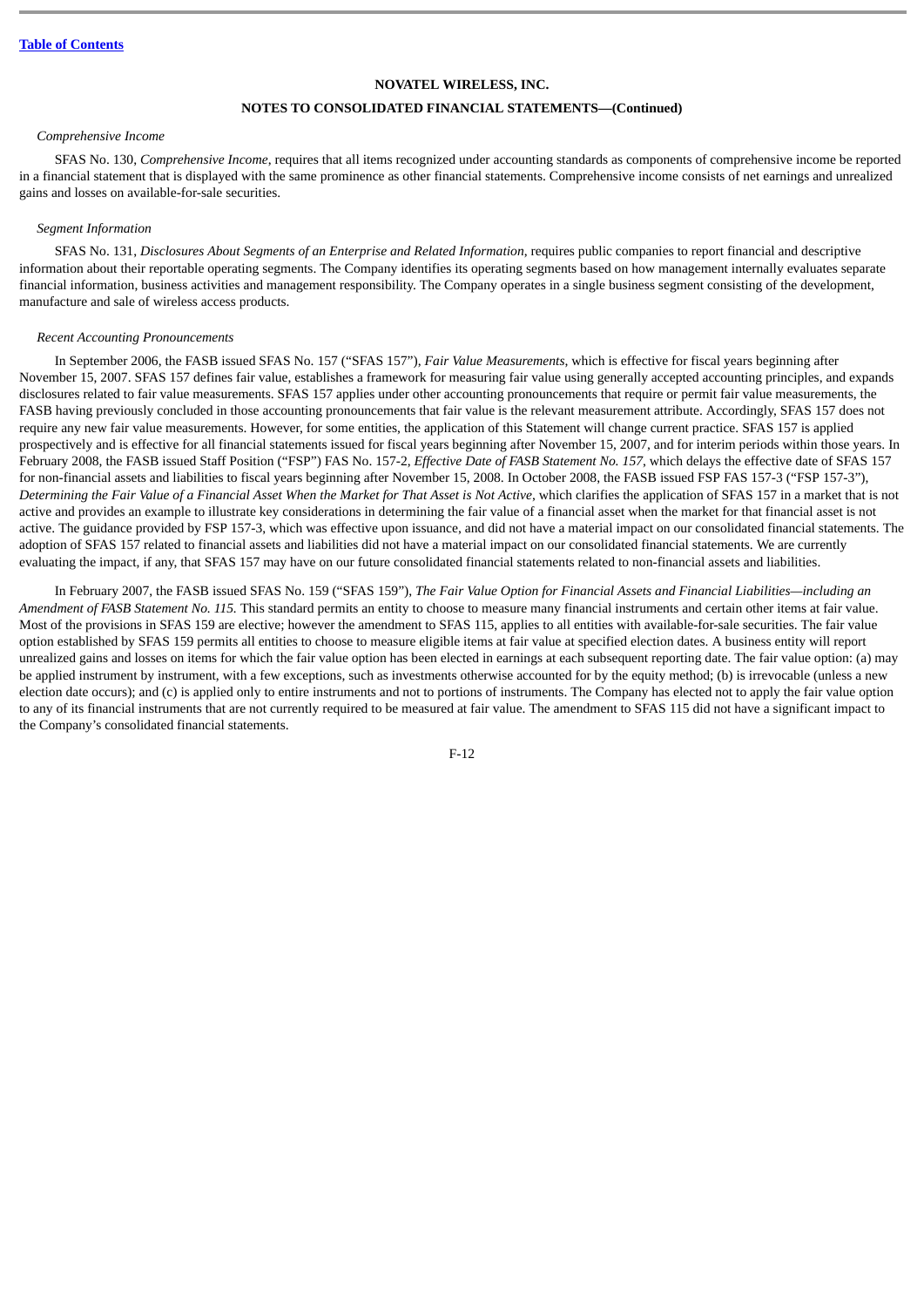### NOVATEL WIRELESS, INC.

### NOTES TO CONSOLIDATED FINANCIAL STATEMENTS—(Continued)

*Comprehensive Income*

SFAS No. 130, *Comprehensive Income*, requires that all items recognized under accounting standards as components of comprehensive income be reported in a financial statement that is displayed with the same prominence as other financial statements. Comprehensive income consists of net earnings and unrealized gains and losses on available-for-sale securities.

*Segment Information*

SFAS No. 131, *Disclosures About Segments of an Enterprise and Related Information*, requires public companies to report financial and descriptive information about their reportable operating segments. The Company identifies its operating segments based on how management internally evaluates separate financial information, business activities and management responsibility. The Company operates in a single business segment consisting of the development, manufacture and sale of wireless access products.

*Recent Accounting Pronouncements*

In September 2006, the FASB issued SFAS No. 157 ("SFAS 157"), *Fair Value Measurements*, which is effective for fiscal years beginning after November 15, 2007. SFAS 157 defines fair value, establishes a framework for measuring fair value using generally accepted accounting principles, and expands disclosures related to fair value measurements. SFAS 157 applies under other accounting pronouncements that require or permit fair value measurements, the FASB having previously concluded in those accounting pronouncements that fair value is the relevant measurement attribute. Accordingly, SFAS 157 does not require any new fair value measurements. However, for some entities, the application of this Statement will change current practice. SFAS 157 is applied prospectively and is effective for all financial statements issued for fiscal years beginning after November 15, 2007, and for interim periods within those years. In February 2008, the FASB issued Staff Position ("FSP") FAS No. 157-2, *Effective Date of FASB Statement No. 157*, which delays the effective date of SFAS 157 for non-financial assets and liabilities to fiscal years beginning after November 15, 2008. In October 2008, the FASB issued FSP FAS 157-3 ("FSP 157-3"), *Determining the Fair Value of a Financial Asset When the Market for That Asset is Not Active*, which clarifies the application of SFAS 157 in a market that is not active and provides an example to illustrate key considerations in determining the fair value of a financial asset when the market for that financial asset is not active. The guidance provided by FSP 157-3, which was effective upon issuance, and did not have a material impact on our consolidated financial statements. The adoption of SFAS 157 related to financial assets and liabilities did not have a material impact on our consolidated financial statements. We are currently evaluating the impact, if any, that SFAS 157 may have on our future consolidated financial statements related to non-financial assets and liabilities.

In February 2007, the FASB issued SFAS No. 159 ("SFAS 159"), *The Fair Value Option for Financial Assets and Financial Liabilities—including an Amendment of FASB Statement No. 115.* This standard permits an entity to choose to measure many financial instruments and certain other items at fair value. Most of the provisions in SFAS 159 are elective; however the amendment to SFAS 115, applies to all entities with available-for-sale securities. The fair value option established by SFAS 159 permits all entities to choose to measure eligible items at fair value at specified election dates. A business entity will report unrealized gains and losses on items for which the fair value option has been elected in earnings at each subsequent reporting date. The fair value option: (a) may be applied instrument by instrument, with a few exceptions, such as investments otherwise accounted for by the equity method; (b) is irrevocable (unless a new election date occurs); and (c) is applied only to entire instruments and not to portions of instruments. The Company has elected not to apply the fair value option to any of its financial instruments that are not currently required to be measured at fair value. The amendment to SFAS 115 did not have a significant impact to the Company's consolidated financial statements.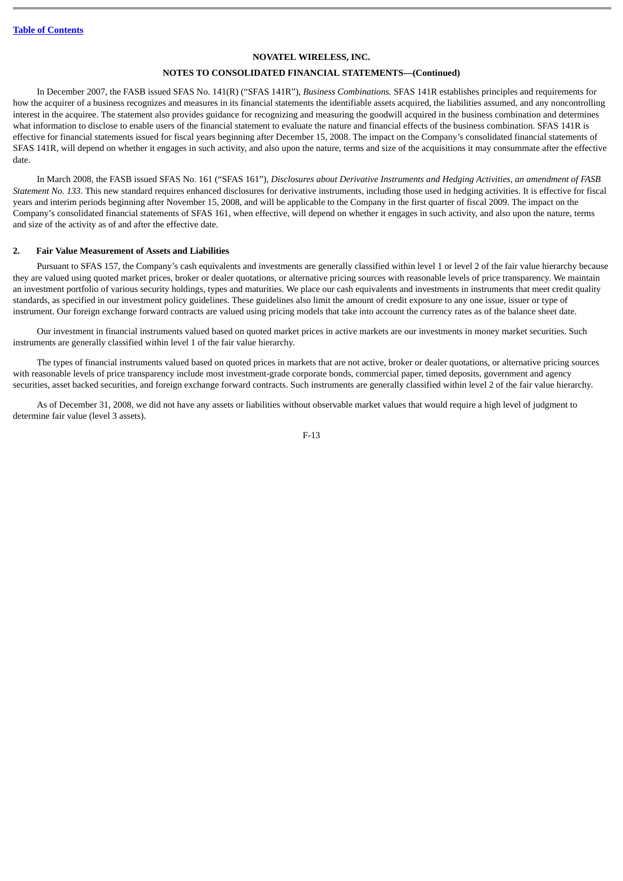**NOVATEL WIRELESS, INC.**

**NOTES TO CONSOLIDATED FINANCIAL STATEMENTS—(Continued)**

In December 2007, the FASB issued SFAS No. 141(R) ("SFAS 141R"), *Business Combinations.* SFAS 141R establishes principles and requirements for how the acquirer of a business recognizes and measures in its financial statements the identifiable assets acquired, the liabilities assumed, and any noncontrolling interest in the acquiree. The statement also provides guidance for recognizing and measuring the goodwill acquired in the business combination and determines what information to disclose to enable users of the financial statement to evaluate the nature and financial effects of the business combination. SFAS 141R is effective for financial statements issued for fiscal years beginning after December 15, 2008. The impact on the Company's consolidated financial statements of SFAS 141R, will depend on whether it engages in such activity, and also upon the nature, terms and size of the acquisitions it may consummate after the effective date.

In March 2008, the FASB issued SFAS No. 161 ("SFAS 161"), *Disclosures about Derivative Instruments and Hedging Activities, an amendment of FASB Statement No. 133*. This new standard requires enhanced disclosures for derivative instruments, including those used in hedging activities. It is effective for fiscal years and interim periods beginning after November 15, 2008, and will be applicable to the Company in the first quarter of fiscal 2009. The impact on the Company's consolidated financial statements of SFAS 161, when effective, will depend on whether it engages in such activity, and also upon the nature, terms and size of the activity as of and after the effective date.

## 2. Fair Value Measurement of Assets and Liabilities

Pursuant to SFAS 157, the Company's cash equivalents and investments are generally classified within level 1 or level 2 of the fair value hierarchy because they are valued using quoted market prices, broker or dealer quotations, or alternative pricing sources with reasonable levels of price transparency. We maintain an investment portfolio of various security holdings, types and maturities. We place our cash equivalents and investments in instruments that meet credit quality standards, as specified in our investment policy guidelines. These guidelines also limit the amount of credit exposure to any one issue, issuer or type of instrument. Our foreign exchange forward contracts are valued using pricing models that take into account the currency rates as of the balance sheet date.

Our investment in financial instruments valued based on quoted market prices in active markets are our investments in money market securities. Such instruments are generally classified within level 1 of the fair value hierarchy.

The types of financial instruments valued based on quoted prices in markets that are not active, broker or dealer quotations, or alternative pricing sources with reasonable levels of price transparency include most investment-grade corporate bonds, commercial paper, timed deposits, government and agency securities, asset backed securities, and foreign exchange forward contracts. Such instruments are generally classified within level 2 of the fair value hierarchy.

As of December 31, 2008, we did not have any assets or liabilities without observable market values that would require a high level of judgment to determine fair value (level 3 assets).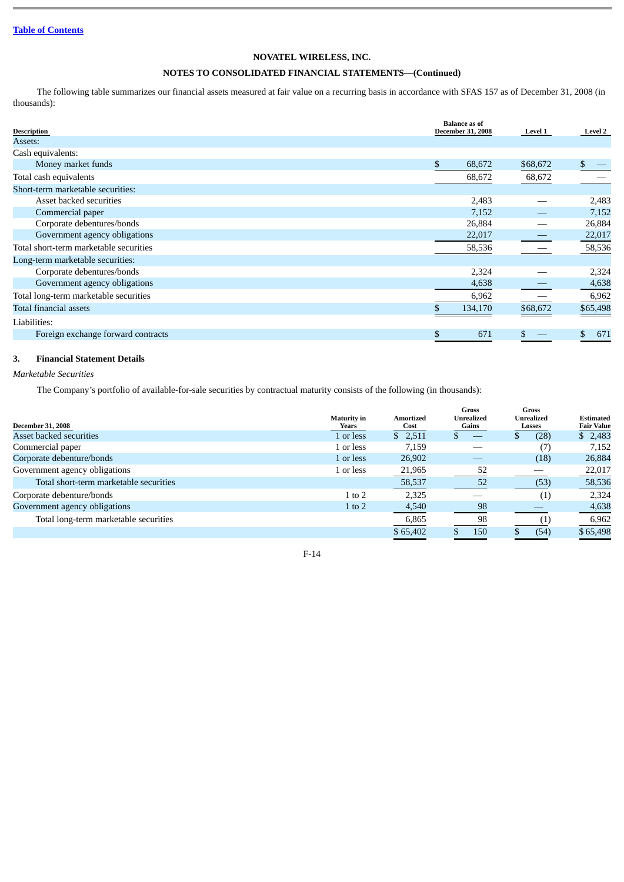NOVATEL WIRELESS, INC.

NOTES TO CONSOLIDATED FINANCIAL STATEMENTS—(Continued)

The following table summarizes our financial assets measured at fair value on a recurring basis in accordance with SFAS 157 as of December 31, 2008 (in thousands):

| Description | Balance as of December 31, 2008 | Level 1 | Level 2 |
|---|---|---|---|
| Assets: | | | |
| Cash equivalents: | | | |
| Money market funds | $ 68,672 | $68,672 | $ — |
| Total cash equivalents | 68,672 | 68,672 | — |
| Short-term marketable securities: | | | |
| Asset backed securities | 2,483 | — | 2,483 |
| Commercial paper | 7,152 | — | 7,152 |
| Corporate debentures/bonds | 26,884 | — | 26,884 |
| Government agency obligations | 22,017 | — | 22,017 |
| Total short-term marketable securities | 58,536 | — | 58,536 |
| Long-term marketable securities: | | | |
| Corporate debentures/bonds | 2,324 | — | 2,324 |
| Government agency obligations | 4,638 | — | 4,638 |
| Total long-term marketable securities | 6,962 | — | 6,962 |
| Total financial assets | $ 134,170 | $68,672 | $65,498 |
| Liabilities: | | | |
| Foreign exchange forward contracts | $ 671 | $ — | $ 671 |

## 3. Financial Statement Details

*Marketable Securities*

The Company's portfolio of available-for-sale securities by contractual maturity consists of the following (in thousands):

| December 31, 2008 | Maturity in Years | Amortized Cost | Gross Unrealized Gains | Gross Unrealized Losses | Estimated Fair Value |
|---|---|---|---|---|---|
| Asset backed securities | 1 or less | $ 2,511 | $ — | $ (28) | $ 2,483 |
| Commercial paper | 1 or less | 7,159 | — | (7) | 7,152 |
| Corporate debenture/bonds | 1 or less | 26,902 | — | (18) | 26,884 |
| Government agency obligations | 1 or less | 21,965 | 52 | — | 22,017 |
| Total short-term marketable securities | | 58,537 | 52 | (53) | 58,536 |
| Corporate debenture/bonds | 1 to 2 | 2,325 | — | (1) | 2,324 |
| Government agency obligations | 1 to 2 | 4,540 | 98 | — | 4,638 |
| Total long-term marketable securities | | 6,865 | 98 | (1) | 6,962 |
| | | $ 65,402 | $ 150 | $ (54) | $ 65,498 |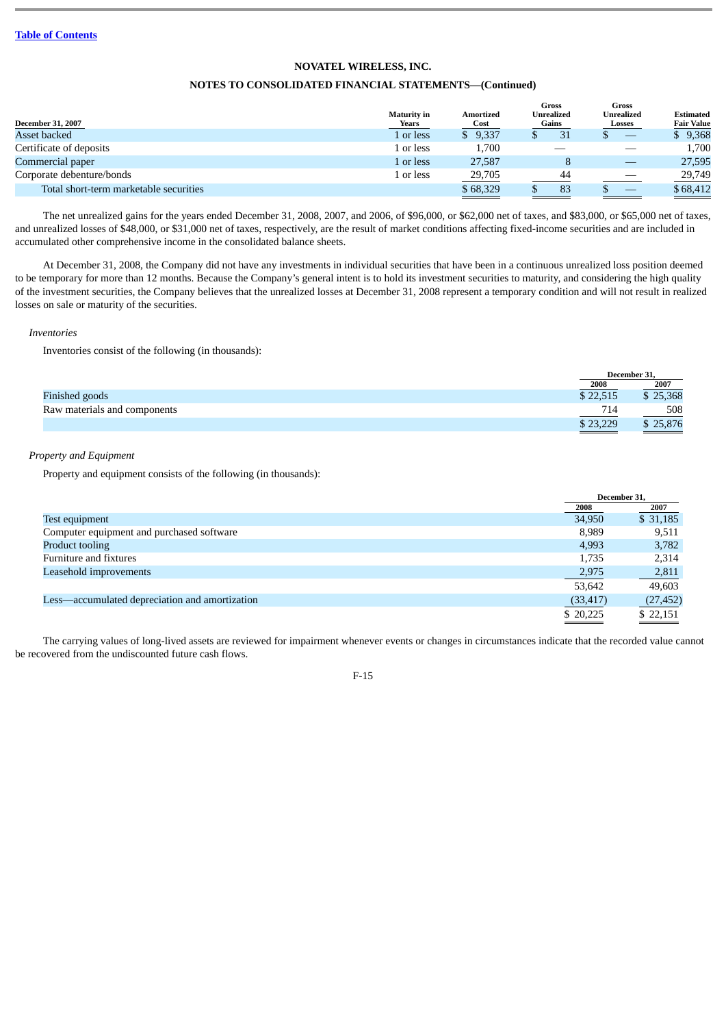Table of Contents

**NOVATEL WIRELESS, INC.**

**NOTES TO CONSOLIDATED FINANCIAL STATEMENTS—(Continued)**

| December 31, 2007 | Maturity in Years | Amortized Cost | Gross Unrealized Gains | Gross Unrealized Losses | Estimated Fair Value |
|---|---|---|---|---|---|
| Asset backed | 1 or less | $ 9,337 | $ 31 | $ — | $ 9,368 |
| Certificate of deposits | 1 or less | 1,700 | — | — | 1,700 |
| Commercial paper | 1 or less | 27,587 | 8 | — | 27,595 |
| Corporate debenture/bonds | 1 or less | 29,705 | 44 | — | 29,749 |
| Total short-term marketable securities | | $ 68,329 | $ 83 | $ — | $ 68,412 |

The net unrealized gains for the years ended December 31, 2008, 2007, and 2006, of $96,000, or $62,000 net of taxes, and $83,000, or $65,000 net of taxes, and unrealized losses of $48,000, or $31,000 net of taxes, respectively, are the result of market conditions affecting fixed-income securities and are included in accumulated other comprehensive income in the consolidated balance sheets.

At December 31, 2008, the Company did not have any investments in individual securities that have been in a continuous unrealized loss position deemed to be temporary for more than 12 months. Because the Company's general intent is to hold its investment securities to maturity, and considering the high quality of the investment securities, the Company believes that the unrealized losses at December 31, 2008 represent a temporary condition and will not result in realized losses on sale or maturity of the securities.

*Inventories*

Inventories consist of the following (in thousands):

| | December 31, | |
|---|---|---|
| | 2008 | 2007 |
| Finished goods | $ 22,515 | $ 25,368 |
| Raw materials and components | 714 | 508 |
| | $ 23,229 | $ 25,876 |

*Property and Equipment*

Property and equipment consists of the following (in thousands):

| | December 31, | |
|---|---|---|
| | 2008 | 2007 |
| Test equipment | 34,950 | $ 31,185 |
| Computer equipment and purchased software | 8,989 | 9,511 |
| Product tooling | 4,993 | 3,782 |
| Furniture and fixtures | 1,735 | 2,314 |
| Leasehold improvements | 2,975 | 2,811 |
| | 53,642 | 49,603 |
| Less—accumulated depreciation and amortization | (33,417) | (27,452) |
| | $ 20,225 | $ 22,151 |

The carrying values of long-lived assets are reviewed for impairment whenever events or changes in circumstances indicate that the recorded value cannot be recovered from the undiscounted future cash flows.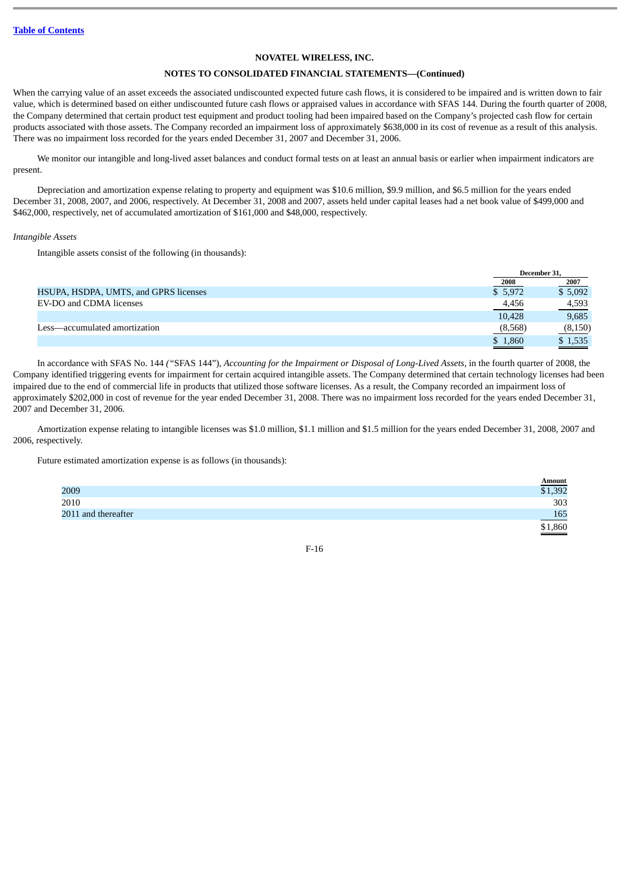**NOVATEL WIRELESS, INC.**

**NOTES TO CONSOLIDATED FINANCIAL STATEMENTS—(Continued)**

When the carrying value of an asset exceeds the associated undiscounted expected future cash flows, it is considered to be impaired and is written down to fair value, which is determined based on either undiscounted future cash flows or appraised values in accordance with SFAS 144. During the fourth quarter of 2008, the Company determined that certain product test equipment and product tooling had been impaired based on the Company's projected cash flow for certain products associated with those assets. The Company recorded an impairment loss of approximately $638,000 in its cost of revenue as a result of this analysis. There was no impairment loss recorded for the years ended December 31, 2007 and December 31, 2006.

We monitor our intangible and long-lived asset balances and conduct formal tests on at least an annual basis or earlier when impairment indicators are present.

Depreciation and amortization expense relating to property and equipment was $10.6 million, $9.9 million, and $6.5 million for the years ended December 31, 2008, 2007, and 2006, respectively. At December 31, 2008 and 2007, assets held under capital leases had a net book value of $499,000 and $462,000, respectively, net of accumulated amortization of $161,000 and $48,000, respectively.

*Intangible Assets*

Intangible assets consist of the following (in thousands):

| | December 31, | |
|---|---|---|
| | 2008 | 2007 |
| HSUPA, HSDPA, UMTS, and GPRS licenses | $ 5,972 | $ 5,092 |
| EV-DO and CDMA licenses | 4,456 | 4,593 |
| | 10,428 | 9,685 |
| Less—accumulated amortization | (8,568) | (8,150) |
| | $ 1,860 | $ 1,535 |

In accordance with SFAS No. 144 ("SFAS 144"), *Accounting for the Impairment or Disposal of Long-Lived Assets*, in the fourth quarter of 2008, the Company identified triggering events for impairment for certain acquired intangible assets. The Company determined that certain technology licenses had been impaired due to the end of commercial life in products that utilized those software licenses. As a result, the Company recorded an impairment loss of approximately $202,000 in cost of revenue for the year ended December 31, 2008. There was no impairment loss recorded for the years ended December 31, 2007 and December 31, 2006.

Amortization expense relating to intangible licenses was $1.0 million, $1.1 million and $1.5 million for the years ended December 31, 2008, 2007 and 2006, respectively.

Future estimated amortization expense is as follows (in thousands):

| | Amount |
|---|---|
| 2009 | $1,392 |
| 2010 | 303 |
| 2011 and thereafter | 165 |
| | $1,860 |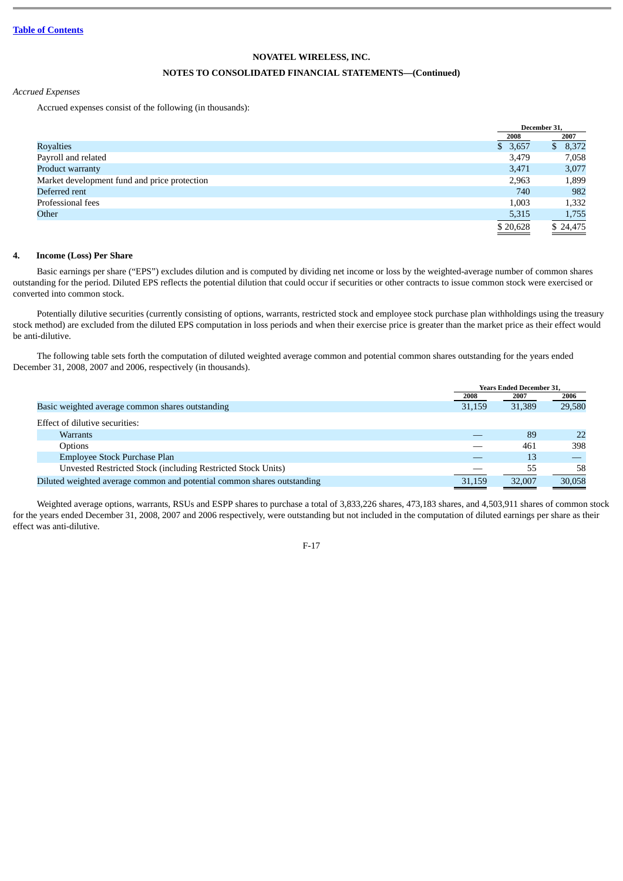NOVATEL WIRELESS, INC.

NOTES TO CONSOLIDATED FINANCIAL STATEMENTS—(Continued)

*Accrued Expenses*

Accrued expenses consist of the following (in thousands):

| | December 31, | |
|---|---|---|
| | 2008 | 2007 |
| Royalties | $ 3,657 | $ 8,372 |
| Payroll and related | 3,479 | 7,058 |
| Product warranty | 3,471 | 3,077 |
| Market development fund and price protection | 2,963 | 1,899 |
| Deferred rent | 740 | 982 |
| Professional fees | 1,003 | 1,332 |
| Other | 5,315 | 1,755 |
| | $ 20,628 | $ 24,475 |

## 4. Income (Loss) Per Share

Basic earnings per share ("EPS") excludes dilution and is computed by dividing net income or loss by the weighted-average number of common shares outstanding for the period. Diluted EPS reflects the potential dilution that could occur if securities or other contracts to issue common stock were exercised or converted into common stock.

Potentially dilutive securities (currently consisting of options, warrants, restricted stock and employee stock purchase plan withholdings using the treasury stock method) are excluded from the diluted EPS computation in loss periods and when their exercise price is greater than the market price as their effect would be anti-dilutive.

The following table sets forth the computation of diluted weighted average common and potential common shares outstanding for the years ended December 31, 2008, 2007 and 2006, respectively (in thousands).

| | Years Ended December 31, | | |
|---|---|---|---|
| | 2008 | 2007 | 2006 |
| Basic weighted average common shares outstanding | 31,159 | 31,389 | 29,580 |
| Effect of dilutive securities: | | | |
| Warrants | — | 89 | 22 |
| Options | — | 461 | 398 |
| Employee Stock Purchase Plan | — | 13 | — |
| Unvested Restricted Stock (including Restricted Stock Units) | — | 55 | 58 |
| Diluted weighted average common and potential common shares outstanding | 31,159 | 32,007 | 30,058 |

Weighted average options, warrants, RSUs and ESPP shares to purchase a total of 3,833,226 shares, 473,183 shares, and 4,503,911 shares of common stock for the years ended December 31, 2008, 2007 and 2006 respectively, were outstanding but not included in the computation of diluted earnings per share as their effect was anti-dilutive.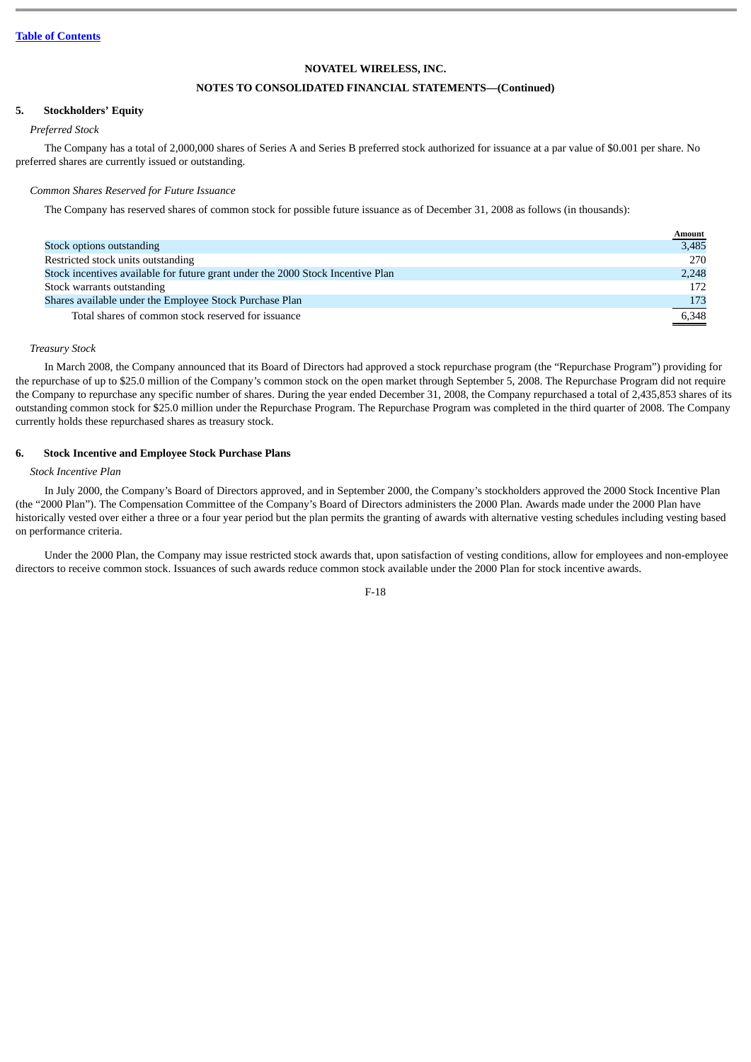**NOVATEL WIRELESS, INC.**

**NOTES TO CONSOLIDATED FINANCIAL STATEMENTS—(Continued)**

## 5. Stockholders' Equity

*Preferred Stock*

The Company has a total of 2,000,000 shares of Series A and Series B preferred stock authorized for issuance at a par value of $0.001 per share. No preferred shares are currently issued or outstanding.

*Common Shares Reserved for Future Issuance*

The Company has reserved shares of common stock for possible future issuance as of December 31, 2008 as follows (in thousands):

| | Amount |
|---|---|
| Stock options outstanding | 3,485 |
| Restricted stock units outstanding | 270 |
| Stock incentives available for future grant under the 2000 Stock Incentive Plan | 2,248 |
| Stock warrants outstanding | 172 |
| Shares available under the Employee Stock Purchase Plan | 173 |
| Total shares of common stock reserved for issuance | 6,348 |

*Treasury Stock*

In March 2008, the Company announced that its Board of Directors had approved a stock repurchase program (the "Repurchase Program") providing for the repurchase of up to $25.0 million of the Company's common stock on the open market through September 5, 2008. The Repurchase Program did not require the Company to repurchase any specific number of shares. During the year ended December 31, 2008, the Company repurchased a total of 2,435,853 shares of its outstanding common stock for $25.0 million under the Repurchase Program. The Repurchase Program was completed in the third quarter of 2008. The Company currently holds these repurchased shares as treasury stock.

## 6. Stock Incentive and Employee Stock Purchase Plans

*Stock Incentive Plan*

In July 2000, the Company's Board of Directors approved, and in September 2000, the Company's stockholders approved the 2000 Stock Incentive Plan (the "2000 Plan"). The Compensation Committee of the Company's Board of Directors administers the 2000 Plan. Awards made under the 2000 Plan have historically vested over either a three or a four year period but the plan permits the granting of awards with alternative vesting schedules including vesting based on performance criteria.

Under the 2000 Plan, the Company may issue restricted stock awards that, upon satisfaction of vesting conditions, allow for employees and non-employee directors to receive common stock. Issuances of such awards reduce common stock available under the 2000 Plan for stock incentive awards.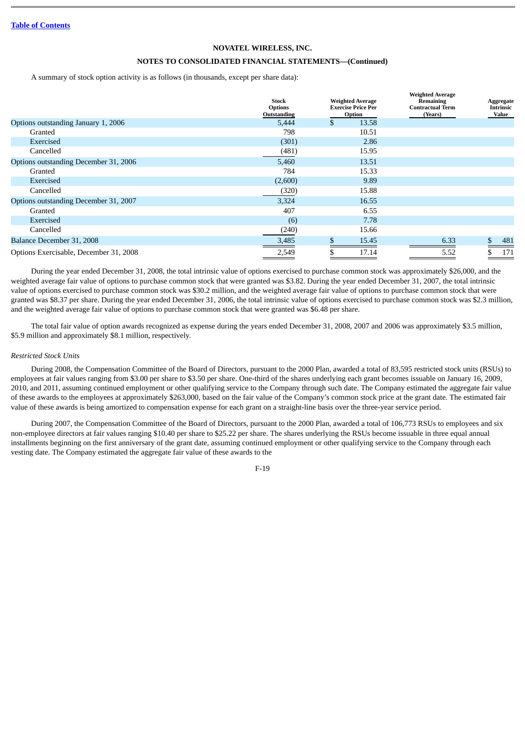NOVATEL WIRELESS, INC.

NOTES TO CONSOLIDATED FINANCIAL STATEMENTS—(Continued)

A summary of stock option activity is as follows (in thousands, except per share data):

| | Stock Options Outstanding | Weighted Average Exercise Price Per Option | Weighted Average Remaining Contractual Term (Years) | Aggregate Intrinsic Value |
|---|---|---|---|---|
| Options outstanding January 1, 2006 | 5,444 | $ 13.58 | | |
| Granted | 798 | 10.51 | | |
| Exercised | (301) | 2.86 | | |
| Cancelled | (481) | 15.95 | | |
| Options outstanding December 31, 2006 | 5,460 | 13.51 | | |
| Granted | 784 | 15.33 | | |
| Exercised | (2,600) | 9.89 | | |
| Cancelled | (320) | 15.88 | | |
| Options outstanding December 31, 2007 | 3,324 | 16.55 | | |
| Granted | 407 | 6.55 | | |
| Exercised | (6) | 7.78 | | |
| Cancelled | (240) | 15.66 | | |
| Balance December 31, 2008 | 3,485 | $ 15.45 | 6.33 | $ 481 |
| Options Exercisable, December 31, 2008 | 2,549 | $ 17.14 | 5.52 | $ 171 |

During the year ended December 31, 2008, the total intrinsic value of options exercised to purchase common stock was approximately $26,000, and the weighted average fair value of options to purchase common stock that were granted was $3.82. During the year ended December 31, 2007, the total intrinsic value of options exercised to purchase common stock was $30.2 million, and the weighted average fair value of options to purchase common stock that were granted was $8.37 per share. During the year ended December 31, 2006, the total intrinsic value of options exercised to purchase common stock was $2.3 million, and the weighted average fair value of options to purchase common stock that were granted was $6.48 per share.

The total fair value of option awards recognized as expense during the years ended December 31, 2008, 2007 and 2006 was approximately $3.5 million, $5.9 million and approximately $8.1 million, respectively.

*Restricted Stock Units*

During 2008, the Compensation Committee of the Board of Directors, pursuant to the 2000 Plan, awarded a total of 83,595 restricted stock units (RSUs) to employees at fair values ranging from $3.00 per share to $3.50 per share. One-third of the shares underlying each grant becomes issuable on January 16, 2009, 2010, and 2011, assuming continued employment or other qualifying service to the Company through such date. The Company estimated the aggregate fair value of these awards to the employees at approximately $263,000, based on the fair value of the Company's common stock price at the grant date. The estimated fair value of these awards is being amortized to compensation expense for each grant on a straight-line basis over the three-year service period.

During 2007, the Compensation Committee of the Board of Directors, pursuant to the 2000 Plan, awarded a total of 106,773 RSUs to employees and six non-employee directors at fair values ranging $10.40 per share to $25.22 per share. The shares underlying the RSUs become issuable in three equal annual installments beginning on the first anniversary of the grant date, assuming continued employment or other qualifying service to the Company through each vesting date. The Company estimated the aggregate fair value of these awards to the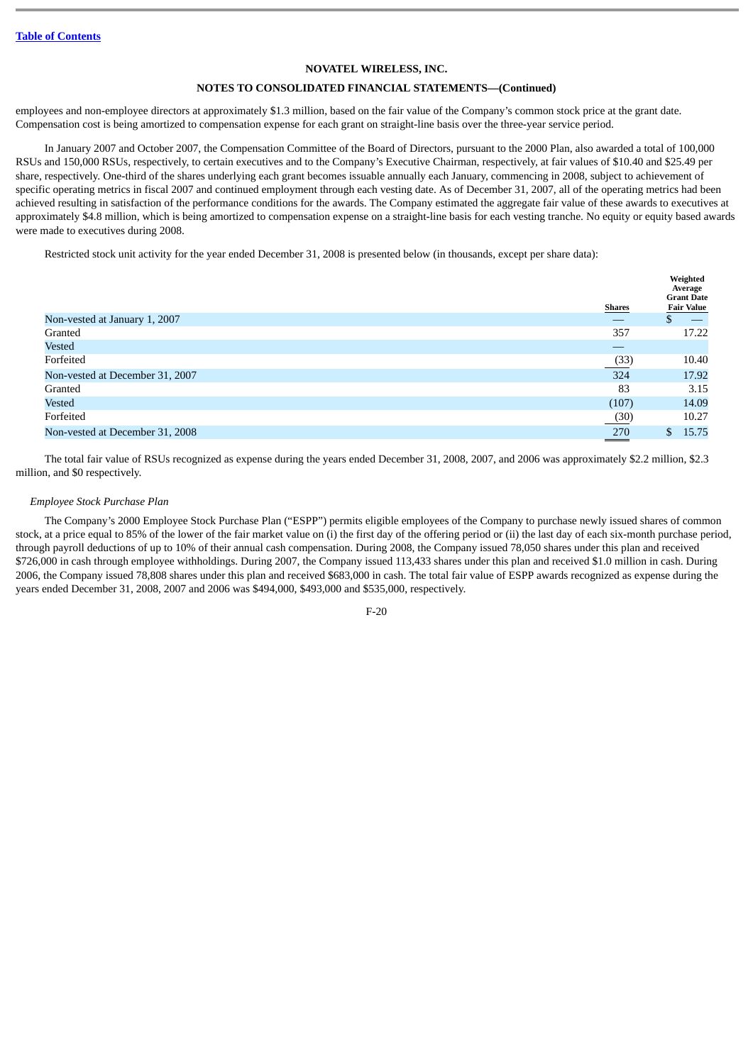employees and non-employee directors at approximately $1.3 million, based on the fair value of the Company's common stock price at the grant date. Compensation cost is being amortized to compensation expense for each grant on straight-line basis over the three-year service period.

In January 2007 and October 2007, the Compensation Committee of the Board of Directors, pursuant to the 2000 Plan, also awarded a total of 100,000 RSUs and 150,000 RSUs, respectively, to certain executives and to the Company's Executive Chairman, respectively, at fair values of $10.40 and $25.49 per share, respectively. One-third of the shares underlying each grant becomes issuable annually each January, commencing in 2008, subject to achievement of specific operating metrics in fiscal 2007 and continued employment through each vesting date. As of December 31, 2007, all of the operating metrics had been achieved resulting in satisfaction of the performance conditions for the awards. The Company estimated the aggregate fair value of these awards to executives at approximately $4.8 million, which is being amortized to compensation expense on a straight-line basis for each vesting tranche. No equity or equity based awards were made to executives during 2008.

Restricted stock unit activity for the year ended December 31, 2008 is presented below (in thousands, except per share data):

| | Shares | Weighted Average Grant Date Fair Value |
|---|---|---|
| Non-vested at January 1, 2007 | — | $ — |
| Granted | 357 | 17.22 |
| Vested | — | |
| Forfeited | (33) | 10.40 |
| Non-vested at December 31, 2007 | 324 | 17.92 |
| Granted | 83 | 3.15 |
| Vested | (107) | 14.09 |
| Forfeited | (30) | 10.27 |
| Non-vested at December 31, 2008 | 270 | $ 15.75 |

The total fair value of RSUs recognized as expense during the years ended December 31, 2008, 2007, and 2006 was approximately $2.2 million, $2.3 million, and $0 respectively.

*Employee Stock Purchase Plan*

The Company's 2000 Employee Stock Purchase Plan ("ESPP") permits eligible employees of the Company to purchase newly issued shares of common stock, at a price equal to 85% of the lower of the fair market value on (i) the first day of the offering period or (ii) the last day of each six-month purchase period, through payroll deductions of up to 10% of their annual cash compensation. During 2008, the Company issued 78,050 shares under this plan and received $726,000 in cash through employee withholdings. During 2007, the Company issued 113,433 shares under this plan and received $1.0 million in cash. During 2006, the Company issued 78,808 shares under this plan and received $683,000 in cash. The total fair value of ESPP awards recognized as expense during the years ended December 31, 2008, 2007 and 2006 was $494,000, $493,000 and $535,000, respectively.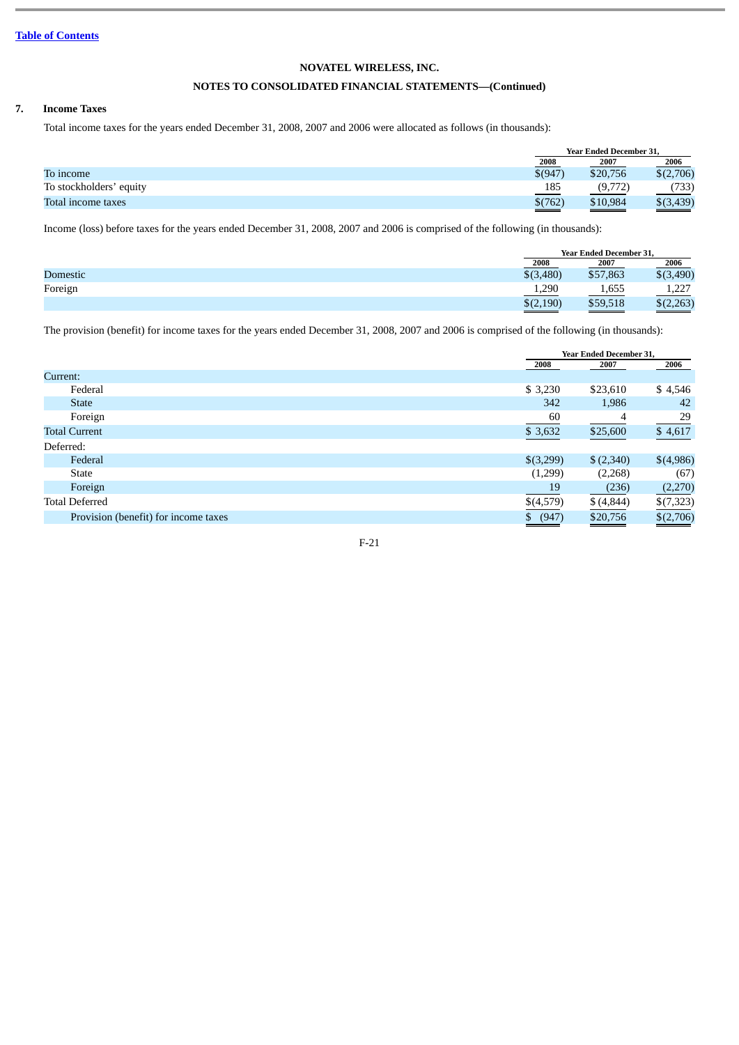NOVATEL WIRELESS, INC.

NOTES TO CONSOLIDATED FINANCIAL STATEMENTS—(Continued)

**7. Income Taxes**

Total income taxes for the years ended December 31, 2008, 2007 and 2006 were allocated as follows (in thousands):

| | Year Ended December 31, | | |
|---|---|---|---|
| | 2008 | 2007 | 2006 |
| To income | $(947) | $20,756 | $(2,706) |
| To stockholders' equity | 185 | (9,772) | (733) |
| Total income taxes | $(762) | $10,984 | $(3,439) |

Income (loss) before taxes for the years ended December 31, 2008, 2007 and 2006 is comprised of the following (in thousands):

| | Year Ended December 31, | | |
|---|---|---|---|
| | 2008 | 2007 | 2006 |
| Domestic | $(3,480) | $57,863 | $(3,490) |
| Foreign | 1,290 | 1,655 | 1,227 |
| | $(2,190) | $59,518 | $(2,263) |

The provision (benefit) for income taxes for the years ended December 31, 2008, 2007 and 2006 is comprised of the following (in thousands):

| | Year Ended December 31, | | |
|---|---|---|---|
| | 2008 | 2007 | 2006 |
| Current: | | | |
| Federal | $ 3,230 | $23,610 | $ 4,546 |
| State | 342 | 1,986 | 42 |
| Foreign | 60 | 4 | 29 |
| Total Current | $ 3,632 | $25,600 | $ 4,617 |
| Deferred: | | | |
| Federal | $(3,299) | $ (2,340) | $(4,986) |
| State | (1,299) | (2,268) | (67) |
| Foreign | 19 | (236) | (2,270) |
| Total Deferred | $(4,579) | $ (4,844) | $(7,323) |
| Provision (benefit) for income taxes | $ (947) | $20,756 | $(2,706) |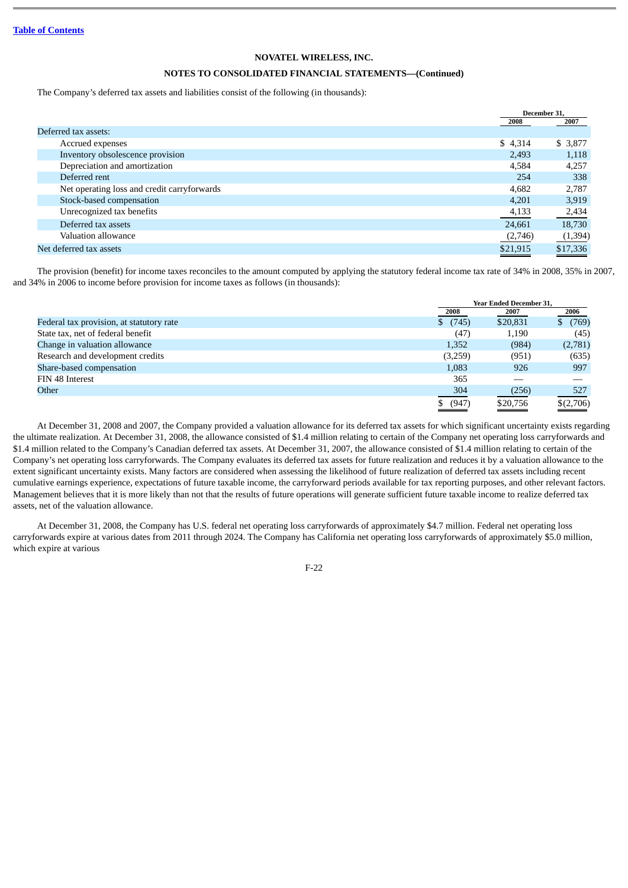NOVATEL WIRELESS, INC.

NOTES TO CONSOLIDATED FINANCIAL STATEMENTS—(Continued)

The Company's deferred tax assets and liabilities consist of the following (in thousands):

| | December 31, 2008 | December 31, 2007 |
|---|---|---|
| Deferred tax assets: | | |
| Accrued expenses | $ 4,314 | $ 3,877 |
| Inventory obsolescence provision | 2,493 | 1,118 |
| Depreciation and amortization | 4,584 | 4,257 |
| Deferred rent | 254 | 338 |
| Net operating loss and credit carryforwards | 4,682 | 2,787 |
| Stock-based compensation | 4,201 | 3,919 |
| Unrecognized tax benefits | 4,133 | 2,434 |
| Deferred tax assets | 24,661 | 18,730 |
| Valuation allowance | (2,746) | (1,394) |
| Net deferred tax assets | $21,915 | $17,336 |

The provision (benefit) for income taxes reconciles to the amount computed by applying the statutory federal income tax rate of 34% in 2008, 35% in 2007, and 34% in 2006 to income before provision for income taxes as follows (in thousands):

| | Year Ended December 31, 2008 | 2007 | 2006 |
|---|---|---|---|
| Federal tax provision, at statutory rate | $ (745) | $20,831 | $ (769) |
| State tax, net of federal benefit | (47) | 1,190 | (45) |
| Change in valuation allowance | 1,352 | (984) | (2,781) |
| Research and development credits | (3,259) | (951) | (635) |
| Share-based compensation | 1,083 | 926 | 997 |
| FIN 48 Interest | 365 | — | — |
| Other | 304 | (256) | 527 |
| | $ (947) | $20,756 | $(2,706) |

At December 31, 2008 and 2007, the Company provided a valuation allowance for its deferred tax assets for which significant uncertainty exists regarding the ultimate realization. At December 31, 2008, the allowance consisted of $1.4 million relating to certain of the Company net operating loss carryforwards and $1.4 million related to the Company's Canadian deferred tax assets. At December 31, 2007, the allowance consisted of $1.4 million relating to certain of the Company's net operating loss carryforwards. The Company evaluates its deferred tax assets for future realization and reduces it by a valuation allowance to the extent significant uncertainty exists. Many factors are considered when assessing the likelihood of future realization of deferred tax assets including recent cumulative earnings experience, expectations of future taxable income, the carryforward periods available for tax reporting purposes, and other relevant factors. Management believes that it is more likely than not that the results of future operations will generate sufficient future taxable income to realize deferred tax assets, net of the valuation allowance.

At December 31, 2008, the Company has U.S. federal net operating loss carryforwards of approximately $4.7 million. Federal net operating loss carryforwards expire at various dates from 2011 through 2024. The Company has California net operating loss carryforwards of approximately $5.0 million, which expire at various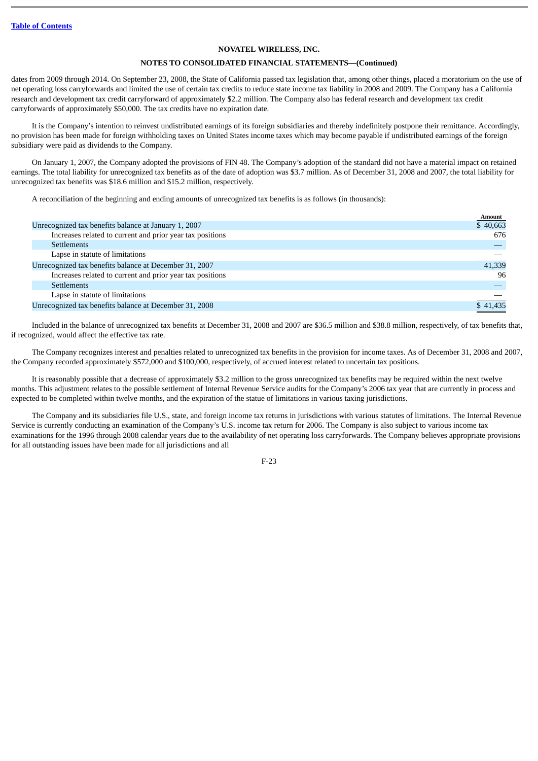dates from 2009 through 2014. On September 23, 2008, the State of California passed tax legislation that, among other things, placed a moratorium on the use of net operating loss carryforwards and limited the use of certain tax credits to reduce state income tax liability in 2008 and 2009. The Company has a California research and development tax credit carryforward of approximately $2.2 million. The Company also has federal research and development tax credit carryforwards of approximately $50,000. The tax credits have no expiration date.

It is the Company's intention to reinvest undistributed earnings of its foreign subsidiaries and thereby indefinitely postpone their remittance. Accordingly, no provision has been made for foreign withholding taxes on United States income taxes which may become payable if undistributed earnings of the foreign subsidiary were paid as dividends to the Company.

On January 1, 2007, the Company adopted the provisions of FIN 48. The Company's adoption of the standard did not have a material impact on retained earnings. The total liability for unrecognized tax benefits as of the date of adoption was $3.7 million. As of December 31, 2008 and 2007, the total liability for unrecognized tax benefits was $18.6 million and $15.2 million, respectively.

A reconciliation of the beginning and ending amounts of unrecognized tax benefits is as follows (in thousands):

| | Amount |
|---|---|
| Unrecognized tax benefits balance at January 1, 2007 | $ 40,663 |
| Increases related to current and prior year tax positions | 676 |
| Settlements | — |
| Lapse in statute of limitations | — |
| Unrecognized tax benefits balance at December 31, 2007 | 41,339 |
| Increases related to current and prior year tax positions | 96 |
| Settlements | — |
| Lapse in statute of limitations | — |
| Unrecognized tax benefits balance at December 31, 2008 | $ 41,435 |

Included in the balance of unrecognized tax benefits at December 31, 2008 and 2007 are $36.5 million and $38.8 million, respectively, of tax benefits that, if recognized, would affect the effective tax rate.

The Company recognizes interest and penalties related to unrecognized tax benefits in the provision for income taxes. As of December 31, 2008 and 2007, the Company recorded approximately $572,000 and $100,000, respectively, of accrued interest related to uncertain tax positions.

It is reasonably possible that a decrease of approximately $3.2 million to the gross unrecognized tax benefits may be required within the next twelve months. This adjustment relates to the possible settlement of Internal Revenue Service audits for the Company's 2006 tax year that are currently in process and expected to be completed within twelve months, and the expiration of the statue of limitations in various taxing jurisdictions.

The Company and its subsidiaries file U.S., state, and foreign income tax returns in jurisdictions with various statutes of limitations. The Internal Revenue Service is currently conducting an examination of the Company's U.S. income tax return for 2006. The Company is also subject to various income tax examinations for the 1996 through 2008 calendar years due to the availability of net operating loss carryforwards. The Company believes appropriate provisions for all outstanding issues have been made for all jurisdictions and all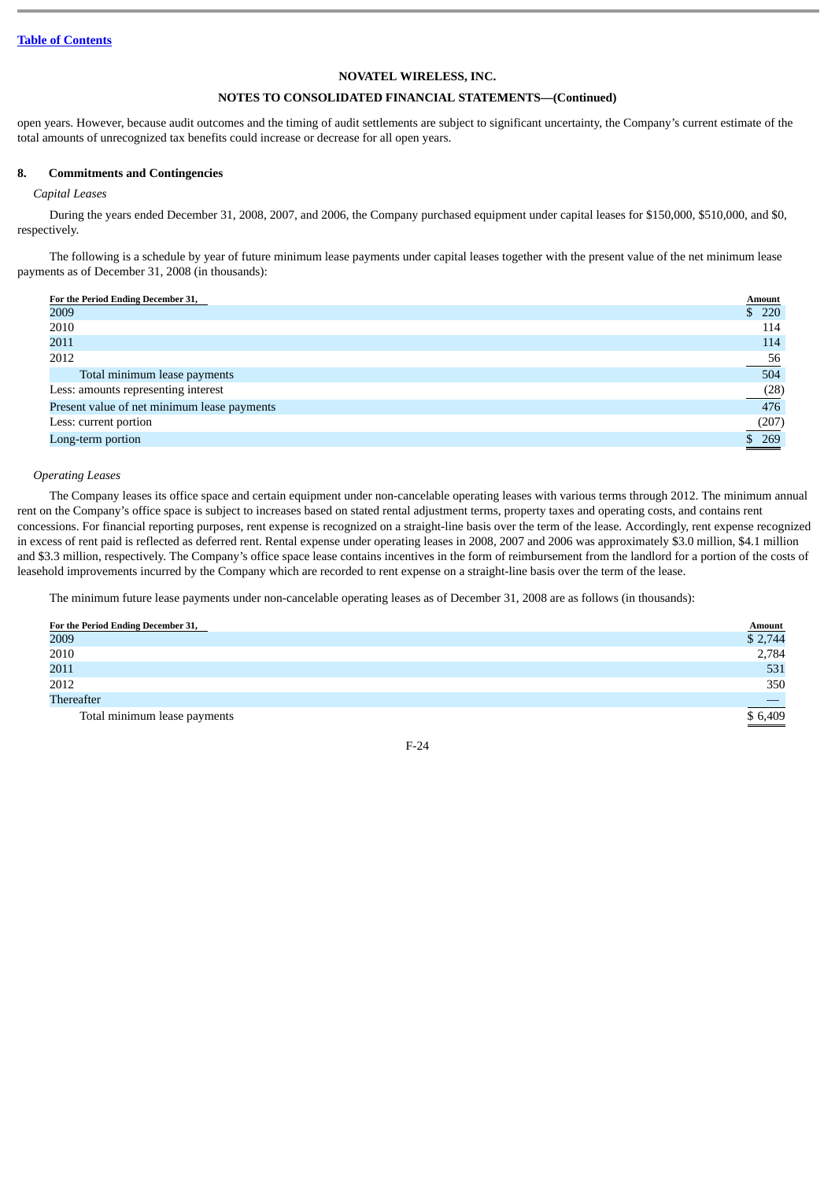open years. However, because audit outcomes and the timing of audit settlements are subject to significant uncertainty, the Company's current estimate of the total amounts of unrecognized tax benefits could increase or decrease for all open years.

## 8. Commitments and Contingencies

*Capital Leases*

During the years ended December 31, 2008, 2007, and 2006, the Company purchased equipment under capital leases for $150,000, $510,000, and $0, respectively.

The following is a schedule by year of future minimum lease payments under capital leases together with the present value of the net minimum lease payments as of December 31, 2008 (in thousands):

| For the Period Ending December 31, | Amount |
|---|---|
| 2009 | $ 220 |
| 2010 | 114 |
| 2011 | 114 |
| 2012 | 56 |
| Total minimum lease payments | 504 |
| Less: amounts representing interest | (28) |
| Present value of net minimum lease payments | 476 |
| Less: current portion | (207) |
| Long-term portion | $ 269 |

*Operating Leases*

The Company leases its office space and certain equipment under non-cancelable operating leases with various terms through 2012. The minimum annual rent on the Company's office space is subject to increases based on stated rental adjustment terms, property taxes and operating costs, and contains rent concessions. For financial reporting purposes, rent expense is recognized on a straight-line basis over the term of the lease. Accordingly, rent expense recognized in excess of rent paid is reflected as deferred rent. Rental expense under operating leases in 2008, 2007 and 2006 was approximately $3.0 million, $4.1 million and $3.3 million, respectively. The Company's office space lease contains incentives in the form of reimbursement from the landlord for a portion of the costs of leasehold improvements incurred by the Company which are recorded to rent expense on a straight-line basis over the term of the lease.

The minimum future lease payments under non-cancelable operating leases as of December 31, 2008 are as follows (in thousands):

| For the Period Ending December 31, | Amount |
|---|---|
| 2009 | $ 2,744 |
| 2010 | 2,784 |
| 2011 | 531 |
| 2012 | 350 |
| Thereafter | — |
| Total minimum lease payments | $ 6,409 |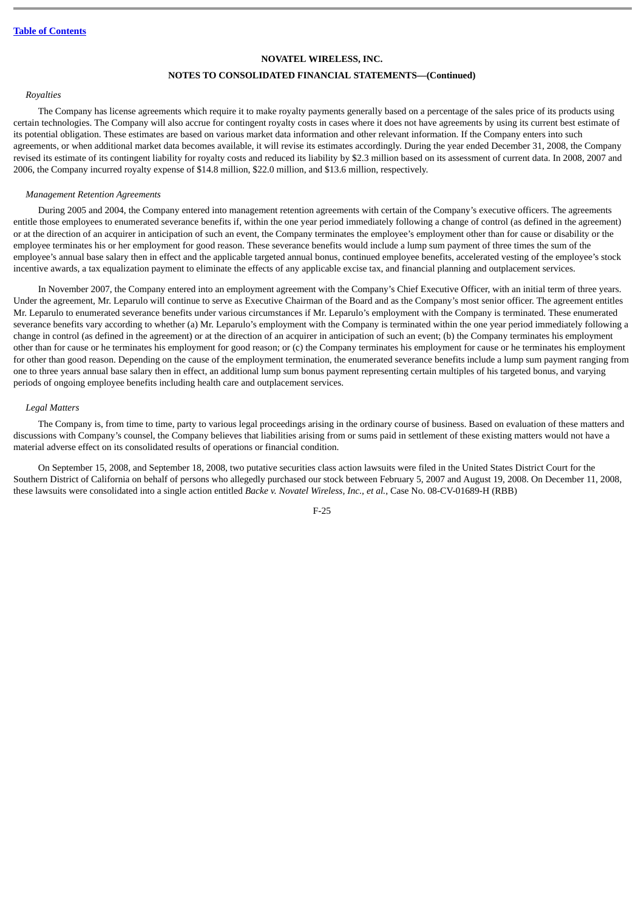*Royalties*

The Company has license agreements which require it to make royalty payments generally based on a percentage of the sales price of its products using certain technologies. The Company will also accrue for contingent royalty costs in cases where it does not have agreements by using its current best estimate of its potential obligation. These estimates are based on various market data information and other relevant information. If the Company enters into such agreements, or when additional market data becomes available, it will revise its estimates accordingly. During the year ended December 31, 2008, the Company revised its estimate of its contingent liability for royalty costs and reduced its liability by $2.3 million based on its assessment of current data. In 2008, 2007 and 2006, the Company incurred royalty expense of $14.8 million, $22.0 million, and $13.6 million, respectively.

*Management Retention Agreements*

During 2005 and 2004, the Company entered into management retention agreements with certain of the Company's executive officers. The agreements entitle those employees to enumerated severance benefits if, within the one year period immediately following a change of control (as defined in the agreement) or at the direction of an acquirer in anticipation of such an event, the Company terminates the employee's employment other than for cause or disability or the employee terminates his or her employment for good reason. These severance benefits would include a lump sum payment of three times the sum of the employee's annual base salary then in effect and the applicable targeted annual bonus, continued employee benefits, accelerated vesting of the employee's stock incentive awards, a tax equalization payment to eliminate the effects of any applicable excise tax, and financial planning and outplacement services.

In November 2007, the Company entered into an employment agreement with the Company's Chief Executive Officer, with an initial term of three years. Under the agreement, Mr. Leparulo will continue to serve as Executive Chairman of the Board and as the Company's most senior officer. The agreement entitles Mr. Leparulo to enumerated severance benefits under various circumstances if Mr. Leparulo's employment with the Company is terminated. These enumerated severance benefits vary according to whether (a) Mr. Leparulo's employment with the Company is terminated within the one year period immediately following a change in control (as defined in the agreement) or at the direction of an acquirer in anticipation of such an event; (b) the Company terminates his employment other than for cause or he terminates his employment for good reason; or (c) the Company terminates his employment for cause or he terminates his employment for other than good reason. Depending on the cause of the employment termination, the enumerated severance benefits include a lump sum payment ranging from one to three years annual base salary then in effect, an additional lump sum bonus payment representing certain multiples of his targeted bonus, and varying periods of ongoing employee benefits including health care and outplacement services.

*Legal Matters*

The Company is, from time to time, party to various legal proceedings arising in the ordinary course of business. Based on evaluation of these matters and discussions with Company's counsel, the Company believes that liabilities arising from or sums paid in settlement of these existing matters would not have a material adverse effect on its consolidated results of operations or financial condition.

On September 15, 2008, and September 18, 2008, two putative securities class action lawsuits were filed in the United States District Court for the Southern District of California on behalf of persons who allegedly purchased our stock between February 5, 2007 and August 19, 2008. On December 11, 2008, these lawsuits were consolidated into a single action entitled *Backe v. Novatel Wireless, Inc., et al.*, Case No. 08-CV-01689-H (RBB)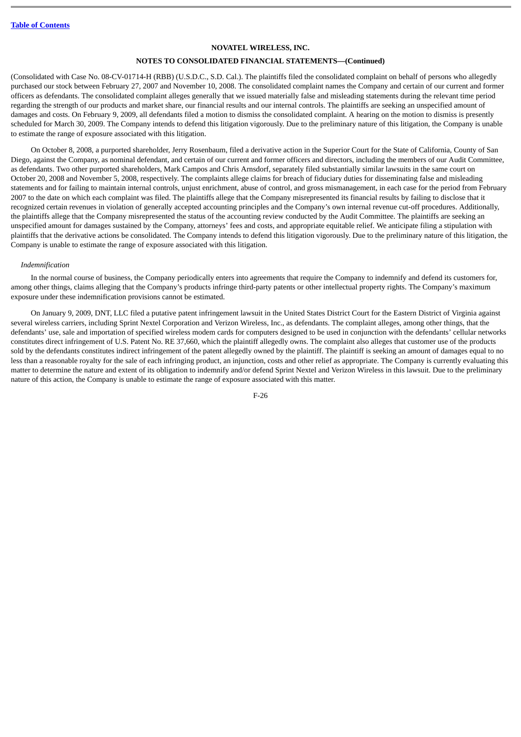(Consolidated with Case No. 08-CV-01714-H (RBB) (U.S.D.C., S.D. Cal.). The plaintiffs filed the consolidated complaint on behalf of persons who allegedly purchased our stock between February 27, 2007 and November 10, 2008. The consolidated complaint names the Company and certain of our current and former officers as defendants. The consolidated complaint alleges generally that we issued materially false and misleading statements during the relevant time period regarding the strength of our products and market share, our financial results and our internal controls. The plaintiffs are seeking an unspecified amount of damages and costs. On February 9, 2009, all defendants filed a motion to dismiss the consolidated complaint. A hearing on the motion to dismiss is presently scheduled for March 30, 2009. The Company intends to defend this litigation vigorously. Due to the preliminary nature of this litigation, the Company is unable to estimate the range of exposure associated with this litigation.

On October 8, 2008, a purported shareholder, Jerry Rosenbaum, filed a derivative action in the Superior Court for the State of California, County of San Diego, against the Company, as nominal defendant, and certain of our current and former officers and directors, including the members of our Audit Committee, as defendants. Two other purported shareholders, Mark Campos and Chris Arnsdorf, separately filed substantially similar lawsuits in the same court on October 20, 2008 and November 5, 2008, respectively. The complaints allege claims for breach of fiduciary duties for disseminating false and misleading statements and for failing to maintain internal controls, unjust enrichment, abuse of control, and gross mismanagement, in each case for the period from February 2007 to the date on which each complaint was filed. The plaintiffs allege that the Company misrepresented its financial results by failing to disclose that it recognized certain revenues in violation of generally accepted accounting principles and the Company's own internal revenue cut-off procedures. Additionally, the plaintiffs allege that the Company misrepresented the status of the accounting review conducted by the Audit Committee. The plaintiffs are seeking an unspecified amount for damages sustained by the Company, attorneys' fees and costs, and appropriate equitable relief. We anticipate filing a stipulation with plaintiffs that the derivative actions be consolidated. The Company intends to defend this litigation vigorously. Due to the preliminary nature of this litigation, the Company is unable to estimate the range of exposure associated with this litigation.

*Indemnification*

In the normal course of business, the Company periodically enters into agreements that require the Company to indemnify and defend its customers for, among other things, claims alleging that the Company's products infringe third-party patents or other intellectual property rights. The Company's maximum exposure under these indemnification provisions cannot be estimated.

On January 9, 2009, DNT, LLC filed a putative patent infringement lawsuit in the United States District Court for the Eastern District of Virginia against several wireless carriers, including Sprint Nextel Corporation and Verizon Wireless, Inc., as defendants. The complaint alleges, among other things, that the defendants' use, sale and importation of specified wireless modem cards for computers designed to be used in conjunction with the defendants' cellular networks constitutes direct infringement of U.S. Patent No. RE 37,660, which the plaintiff allegedly owns. The complaint also alleges that customer use of the products sold by the defendants constitutes indirect infringement of the patent allegedly owned by the plaintiff. The plaintiff is seeking an amount of damages equal to no less than a reasonable royalty for the sale of each infringing product, an injunction, costs and other relief as appropriate. The Company is currently evaluating this matter to determine the nature and extent of its obligation to indemnify and/or defend Sprint Nextel and Verizon Wireless in this lawsuit. Due to the preliminary nature of this action, the Company is unable to estimate the range of exposure associated with this matter.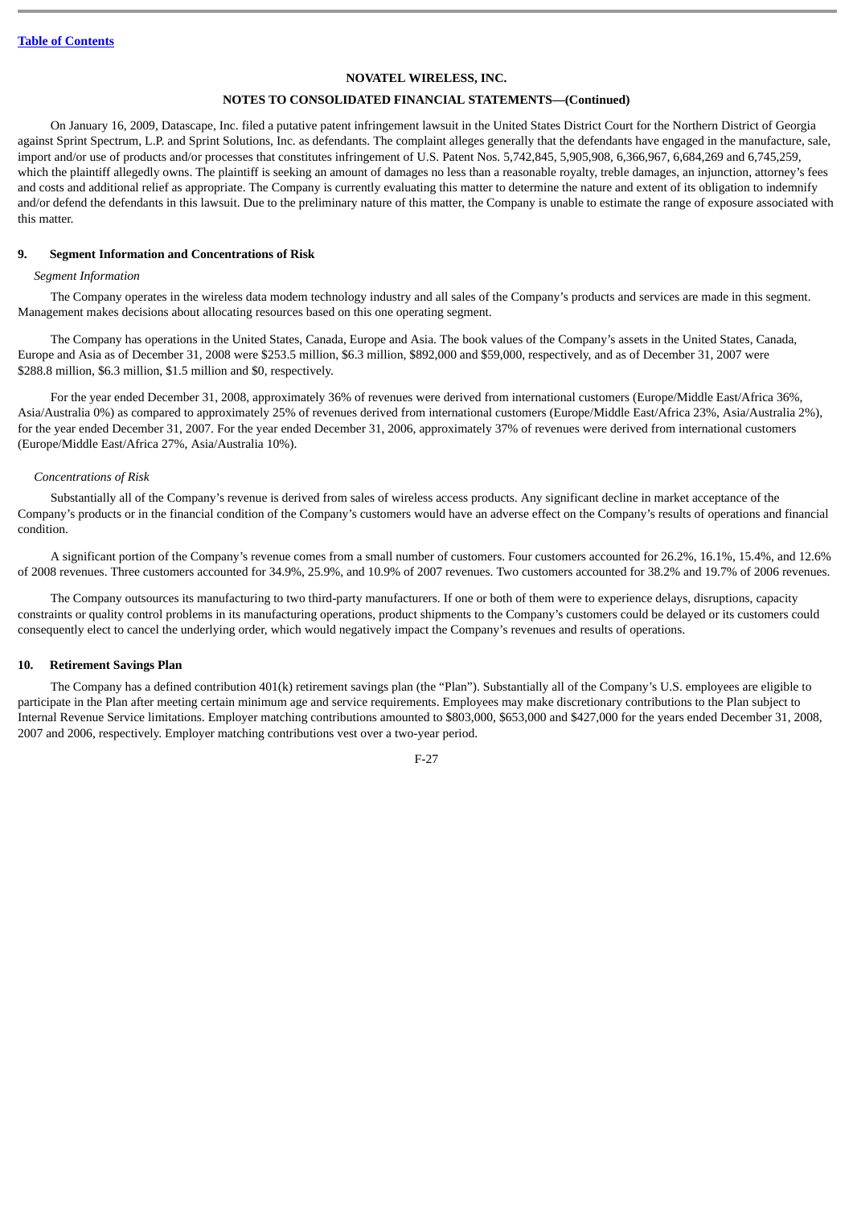On January 16, 2009, Datascape, Inc. filed a putative patent infringement lawsuit in the United States District Court for the Northern District of Georgia against Sprint Spectrum, L.P. and Sprint Solutions, Inc. as defendants. The complaint alleges generally that the defendants have engaged in the manufacture, sale, import and/or use of products and/or processes that constitutes infringement of U.S. Patent Nos. 5,742,845, 5,905,908, 6,366,967, 6,684,269 and 6,745,259, which the plaintiff allegedly owns. The plaintiff is seeking an amount of damages no less than a reasonable royalty, treble damages, an injunction, attorney's fees and costs and additional relief as appropriate. The Company is currently evaluating this matter to determine the nature and extent of its obligation to indemnify and/or defend the defendants in this lawsuit. Due to the preliminary nature of this matter, the Company is unable to estimate the range of exposure associated with this matter.

## 9. Segment Information and Concentrations of Risk

*Segment Information*

The Company operates in the wireless data modem technology industry and all sales of the Company's products and services are made in this segment. Management makes decisions about allocating resources based on this one operating segment.

The Company has operations in the United States, Canada, Europe and Asia. The book values of the Company's assets in the United States, Canada, Europe and Asia as of December 31, 2008 were $253.5 million, $6.3 million, $892,000 and $59,000, respectively, and as of December 31, 2007 were $288.8 million, $6.3 million, $1.5 million and $0, respectively.

For the year ended December 31, 2008, approximately 36% of revenues were derived from international customers (Europe/Middle East/Africa 36%, Asia/Australia 0%) as compared to approximately 25% of revenues derived from international customers (Europe/Middle East/Africa 23%, Asia/Australia 2%), for the year ended December 31, 2007. For the year ended December 31, 2006, approximately 37% of revenues were derived from international customers (Europe/Middle East/Africa 27%, Asia/Australia 10%).

*Concentrations of Risk*

Substantially all of the Company's revenue is derived from sales of wireless access products. Any significant decline in market acceptance of the Company's products or in the financial condition of the Company's customers would have an adverse effect on the Company's results of operations and financial condition.

A significant portion of the Company's revenue comes from a small number of customers. Four customers accounted for 26.2%, 16.1%, 15.4%, and 12.6% of 2008 revenues. Three customers accounted for 34.9%, 25.9%, and 10.9% of 2007 revenues. Two customers accounted for 38.2% and 19.7% of 2006 revenues.

The Company outsources its manufacturing to two third-party manufacturers. If one or both of them were to experience delays, disruptions, capacity constraints or quality control problems in its manufacturing operations, product shipments to the Company's customers could be delayed or its customers could consequently elect to cancel the underlying order, which would negatively impact the Company's revenues and results of operations.

## 10. Retirement Savings Plan

The Company has a defined contribution 401(k) retirement savings plan (the "Plan"). Substantially all of the Company's U.S. employees are eligible to participate in the Plan after meeting certain minimum age and service requirements. Employees may make discretionary contributions to the Plan subject to Internal Revenue Service limitations. Employer matching contributions amounted to $803,000, $653,000 and $427,000 for the years ended December 31, 2008, 2007 and 2006, respectively. Employer matching contributions vest over a two-year period.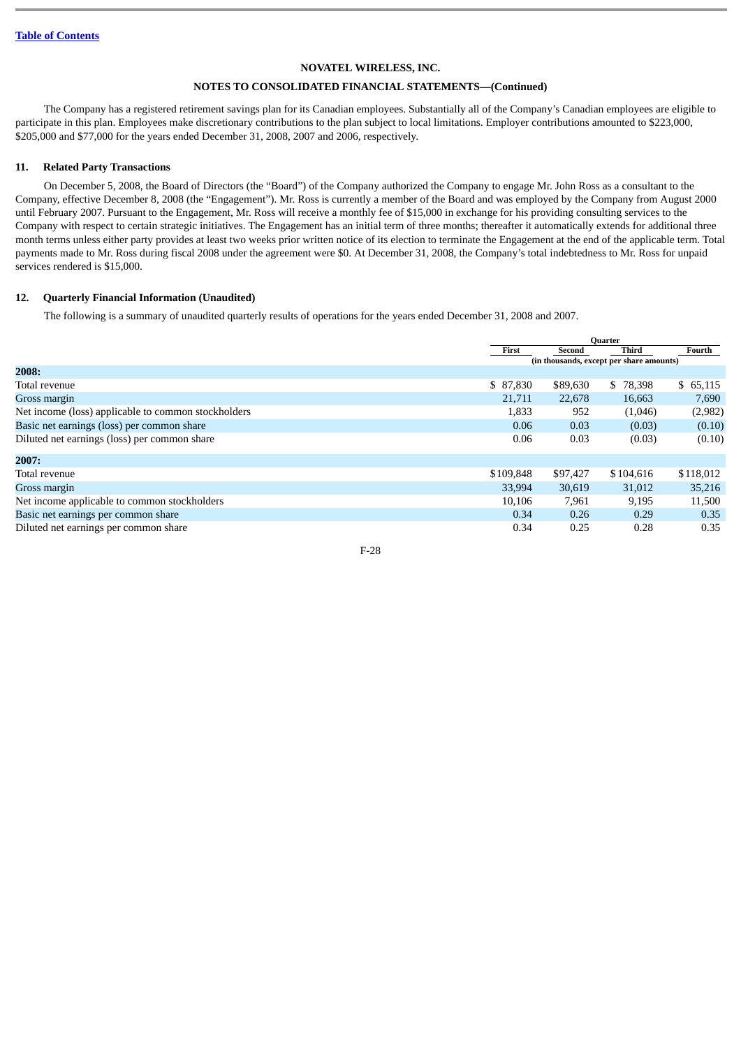NOVATEL WIRELESS, INC.

NOTES TO CONSOLIDATED FINANCIAL STATEMENTS—(Continued)

The Company has a registered retirement savings plan for its Canadian employees. Substantially all of the Company's Canadian employees are eligible to participate in this plan. Employees make discretionary contributions to the plan subject to local limitations. Employer contributions amounted to $223,000, $205,000 and $77,000 for the years ended December 31, 2008, 2007 and 2006, respectively.

### 11. Related Party Transactions

On December 5, 2008, the Board of Directors (the "Board") of the Company authorized the Company to engage Mr. John Ross as a consultant to the Company, effective December 8, 2008 (the "Engagement"). Mr. Ross is currently a member of the Board and was employed by the Company from August 2000 until February 2007. Pursuant to the Engagement, Mr. Ross will receive a monthly fee of $15,000 in exchange for his providing consulting services to the Company with respect to certain strategic initiatives. The Engagement has an initial term of three months; thereafter it automatically extends for additional three month terms unless either party provides at least two weeks prior written notice of its election to terminate the Engagement at the end of the applicable term. Total payments made to Mr. Ross during fiscal 2008 under the agreement were $0. At December 31, 2008, the Company's total indebtedness to Mr. Ross for unpaid services rendered is $15,000.

### 12. Quarterly Financial Information (Unaudited)

The following is a summary of unaudited quarterly results of operations for the years ended December 31, 2008 and 2007.

| | Quarter | | | |
|---|---|---|---|---|
| | First | Second | Third | Fourth |
| | (in thousands, except per share amounts) | | | |
| **2008:** | | | | |
| Total revenue | $ 87,830 | $89,630 | $ 78,398 | $ 65,115 |
| Gross margin | 21,711 | 22,678 | 16,663 | 7,690 |
| Net income (loss) applicable to common stockholders | 1,833 | 952 | (1,046) | (2,982) |
| Basic net earnings (loss) per common share | 0.06 | 0.03 | (0.03) | (0.10) |
| Diluted net earnings (loss) per common share | 0.06 | 0.03 | (0.03) | (0.10) |
| **2007:** | | | | |
| Total revenue | $109,848 | $97,427 | $104,616 | $118,012 |
| Gross margin | 33,994 | 30,619 | 31,012 | 35,216 |
| Net income applicable to common stockholders | 10,106 | 7,961 | 9,195 | 11,500 |
| Basic net earnings per common share | 0.34 | 0.26 | 0.29 | 0.35 |
| Diluted net earnings per common share | 0.34 | 0.25 | 0.28 | 0.35 |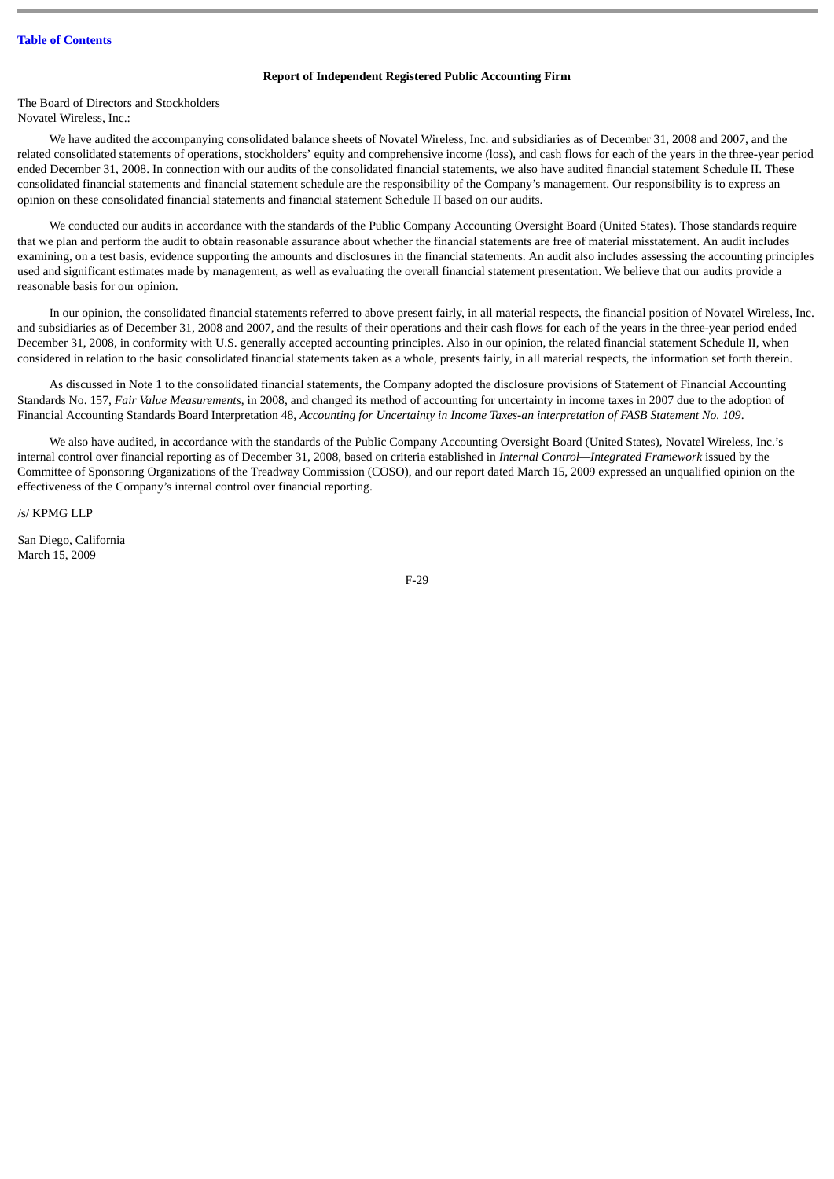### Report of Independent Registered Public Accounting Firm

The Board of Directors and Stockholders
Novatel Wireless, Inc.:

We have audited the accompanying consolidated balance sheets of Novatel Wireless, Inc. and subsidiaries as of December 31, 2008 and 2007, and the related consolidated statements of operations, stockholders' equity and comprehensive income (loss), and cash flows for each of the years in the three-year period ended December 31, 2008. In connection with our audits of the consolidated financial statements, we also have audited financial statement Schedule II. These consolidated financial statements and financial statement schedule are the responsibility of the Company's management. Our responsibility is to express an opinion on these consolidated financial statements and financial statement Schedule II based on our audits.

We conducted our audits in accordance with the standards of the Public Company Accounting Oversight Board (United States). Those standards require that we plan and perform the audit to obtain reasonable assurance about whether the financial statements are free of material misstatement. An audit includes examining, on a test basis, evidence supporting the amounts and disclosures in the financial statements. An audit also includes assessing the accounting principles used and significant estimates made by management, as well as evaluating the overall financial statement presentation. We believe that our audits provide a reasonable basis for our opinion.

In our opinion, the consolidated financial statements referred to above present fairly, in all material respects, the financial position of Novatel Wireless, Inc. and subsidiaries as of December 31, 2008 and 2007, and the results of their operations and their cash flows for each of the years in the three-year period ended December 31, 2008, in conformity with U.S. generally accepted accounting principles. Also in our opinion, the related financial statement Schedule II, when considered in relation to the basic consolidated financial statements taken as a whole, presents fairly, in all material respects, the information set forth therein.

As discussed in Note 1 to the consolidated financial statements, the Company adopted the disclosure provisions of Statement of Financial Accounting Standards No. 157, *Fair Value Measurements*, in 2008, and changed its method of accounting for uncertainty in income taxes in 2007 due to the adoption of Financial Accounting Standards Board Interpretation 48, *Accounting for Uncertainty in Income Taxes-an interpretation of FASB Statement No. 109*.

We also have audited, in accordance with the standards of the Public Company Accounting Oversight Board (United States), Novatel Wireless, Inc.'s internal control over financial reporting as of December 31, 2008, based on criteria established in *Internal Control—Integrated Framework* issued by the Committee of Sponsoring Organizations of the Treadway Commission (COSO), and our report dated March 15, 2009 expressed an unqualified opinion on the effectiveness of the Company's internal control over financial reporting.

/s/ KPMG LLP

San Diego, California
March 15, 2009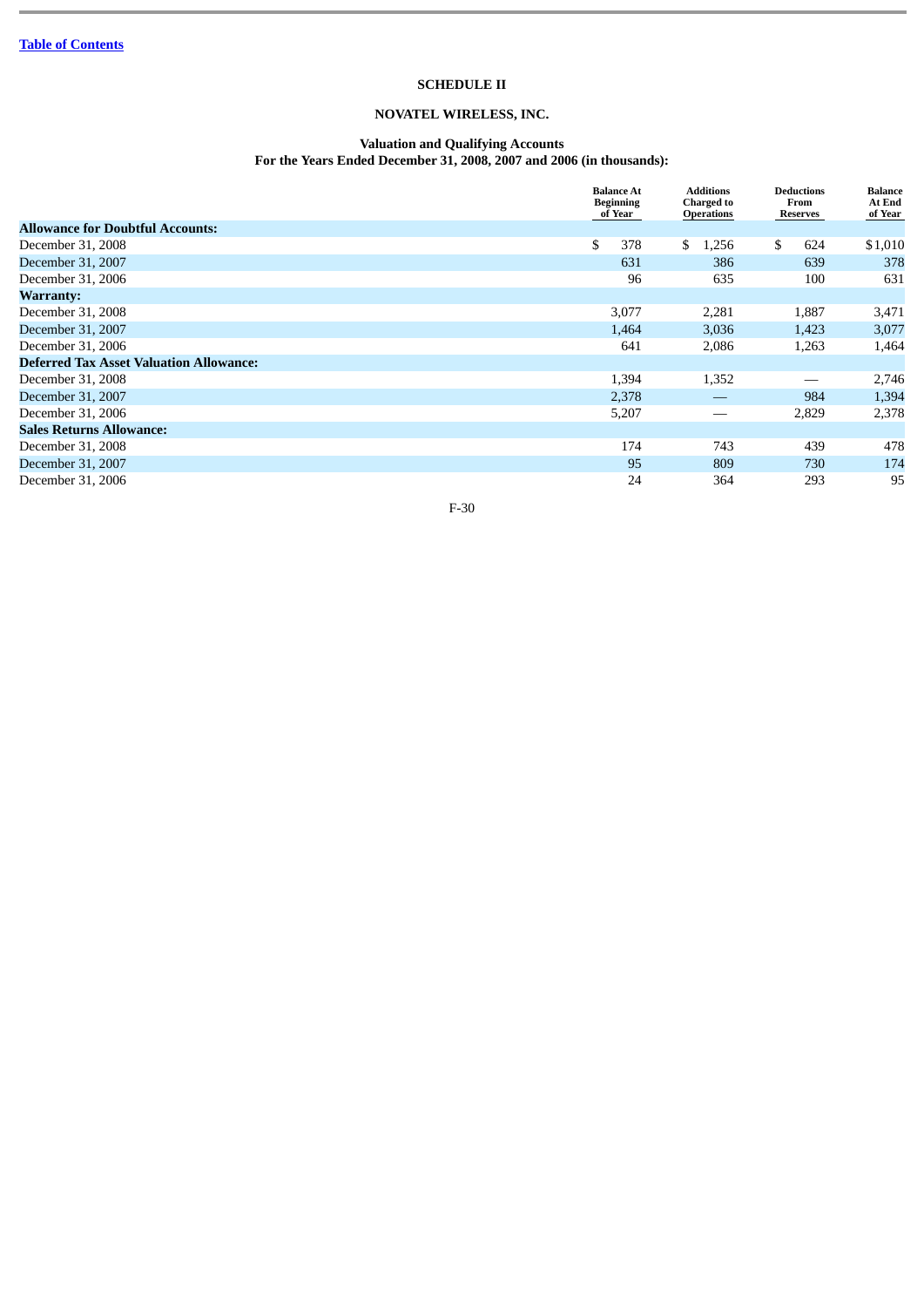Table of Contents

## SCHEDULE II

## NOVATEL WIRELESS, INC.

### Valuation and Qualifying Accounts
### For the Years Ended December 31, 2008, 2007 and 2006 (in thousands):

| | Balance At Beginning of Year | Additions Charged to Operations | Deductions From Reserves | Balance At End of Year |
|---|---|---|---|---|
| **Allowance for Doubtful Accounts:** | | | | |
| December 31, 2008 | $ 378 | $ 1,256 | $ 624 | $1,010 |
| December 31, 2007 | 631 | 386 | 639 | 378 |
| December 31, 2006 | 96 | 635 | 100 | 631 |
| **Warranty:** | | | | |
| December 31, 2008 | 3,077 | 2,281 | 1,887 | 3,471 |
| December 31, 2007 | 1,464 | 3,036 | 1,423 | 3,077 |
| December 31, 2006 | 641 | 2,086 | 1,263 | 1,464 |
| **Deferred Tax Asset Valuation Allowance:** | | | | |
| December 31, 2008 | 1,394 | 1,352 | — | 2,746 |
| December 31, 2007 | 2,378 | — | 984 | 1,394 |
| December 31, 2006 | 5,207 | — | 2,829 | 2,378 |
| **Sales Returns Allowance:** | | | | |
| December 31, 2008 | 174 | 743 | 439 | 478 |
| December 31, 2007 | 95 | 809 | 730 | 174 |
| December 31, 2006 | 24 | 364 | 293 | 95 |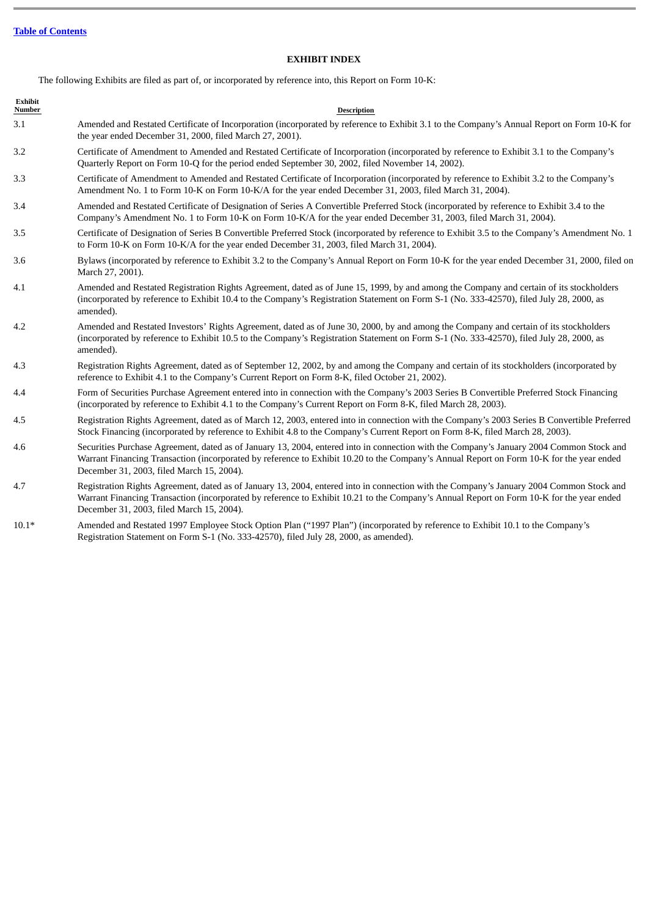[Table of Contents](#)

## EXHIBIT INDEX

The following Exhibits are filed as part of, or incorporated by reference into, this Report on Form 10-K:

| Exhibit Number | Description |
|---|---|
| 3.1 | Amended and Restated Certificate of Incorporation (incorporated by reference to Exhibit 3.1 to the Company's Annual Report on Form 10-K for the year ended December 31, 2000, filed March 27, 2001). |
| 3.2 | Certificate of Amendment to Amended and Restated Certificate of Incorporation (incorporated by reference to Exhibit 3.1 to the Company's Quarterly Report on Form 10-Q for the period ended September 30, 2002, filed November 14, 2002). |
| 3.3 | Certificate of Amendment to Amended and Restated Certificate of Incorporation (incorporated by reference to Exhibit 3.2 to the Company's Amendment No. 1 to Form 10-K on Form 10-K/A for the year ended December 31, 2003, filed March 31, 2004). |
| 3.4 | Amended and Restated Certificate of Designation of Series A Convertible Preferred Stock (incorporated by reference to Exhibit 3.4 to the Company's Amendment No. 1 to Form 10-K on Form 10-K/A for the year ended December 31, 2003, filed March 31, 2004). |
| 3.5 | Certificate of Designation of Series B Convertible Preferred Stock (incorporated by reference to Exhibit 3.5 to the Company's Amendment No. 1 to Form 10-K on Form 10-K/A for the year ended December 31, 2003, filed March 31, 2004). |
| 3.6 | Bylaws (incorporated by reference to Exhibit 3.2 to the Company's Annual Report on Form 10-K for the year ended December 31, 2000, filed on March 27, 2001). |
| 4.1 | Amended and Restated Registration Rights Agreement, dated as of June 15, 1999, by and among the Company and certain of its stockholders (incorporated by reference to Exhibit 10.4 to the Company's Registration Statement on Form S-1 (No. 333-42570), filed July 28, 2000, as amended). |
| 4.2 | Amended and Restated Investors' Rights Agreement, dated as of June 30, 2000, by and among the Company and certain of its stockholders (incorporated by reference to Exhibit 10.5 to the Company's Registration Statement on Form S-1 (No. 333-42570), filed July 28, 2000, as amended). |
| 4.3 | Registration Rights Agreement, dated as of September 12, 2002, by and among the Company and certain of its stockholders (incorporated by reference to Exhibit 4.1 to the Company's Current Report on Form 8-K, filed October 21, 2002). |
| 4.4 | Form of Securities Purchase Agreement entered into in connection with the Company's 2003 Series B Convertible Preferred Stock Financing (incorporated by reference to Exhibit 4.1 to the Company's Current Report on Form 8-K, filed March 28, 2003). |
| 4.5 | Registration Rights Agreement, dated as of March 12, 2003, entered into in connection with the Company's 2003 Series B Convertible Preferred Stock Financing (incorporated by reference to Exhibit 4.8 to the Company's Current Report on Form 8-K, filed March 28, 2003). |
| 4.6 | Securities Purchase Agreement, dated as of January 13, 2004, entered into in connection with the Company's January 2004 Common Stock and Warrant Financing Transaction (incorporated by reference to Exhibit 10.20 to the Company's Annual Report on Form 10-K for the year ended December 31, 2003, filed March 15, 2004). |
| 4.7 | Registration Rights Agreement, dated as of January 13, 2004, entered into in connection with the Company's January 2004 Common Stock and Warrant Financing Transaction (incorporated by reference to Exhibit 10.21 to the Company's Annual Report on Form 10-K for the year ended December 31, 2003, filed March 15, 2004). |
| 10.1* | Amended and Restated 1997 Employee Stock Option Plan ("1997 Plan") (incorporated by reference to Exhibit 10.1 to the Company's Registration Statement on Form S-1 (No. 333-42570), filed July 28, 2000, as amended). |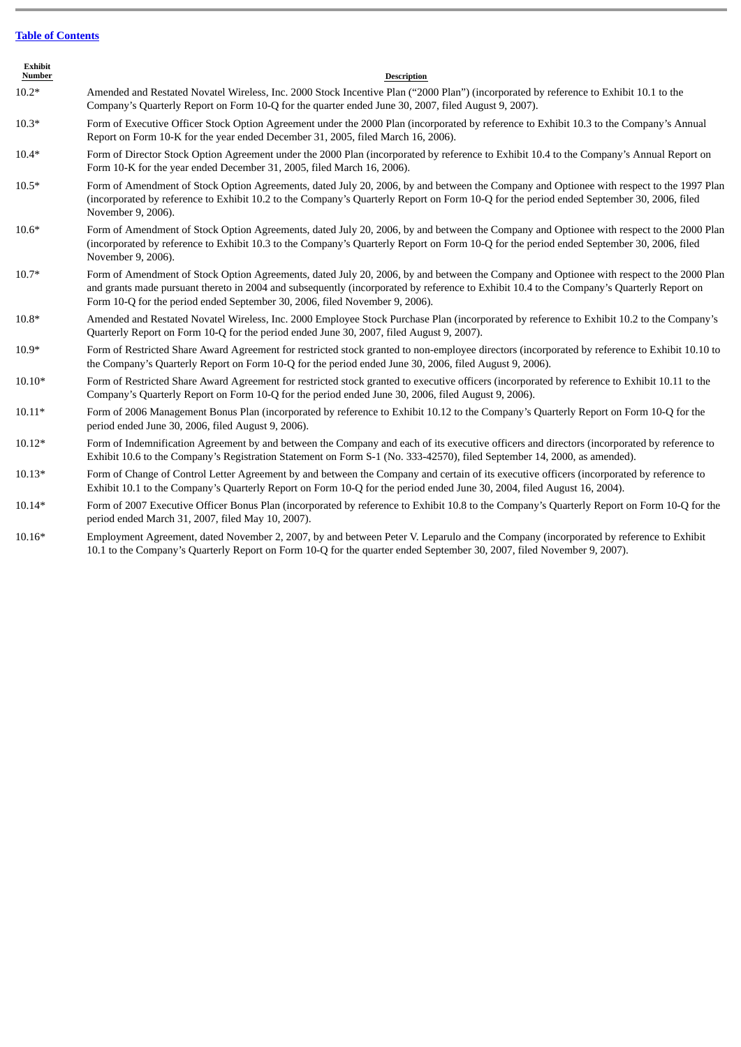[Table of Contents](#)

| Exhibit Number | Description |
|---|---|
| 10.2* | Amended and Restated Novatel Wireless, Inc. 2000 Stock Incentive Plan ("2000 Plan") (incorporated by reference to Exhibit 10.1 to the Company's Quarterly Report on Form 10-Q for the quarter ended June 30, 2007, filed August 9, 2007). |
| 10.3* | Form of Executive Officer Stock Option Agreement under the 2000 Plan (incorporated by reference to Exhibit 10.3 to the Company's Annual Report on Form 10-K for the year ended December 31, 2005, filed March 16, 2006). |
| 10.4* | Form of Director Stock Option Agreement under the 2000 Plan (incorporated by reference to Exhibit 10.4 to the Company's Annual Report on Form 10-K for the year ended December 31, 2005, filed March 16, 2006). |
| 10.5* | Form of Amendment of Stock Option Agreements, dated July 20, 2006, by and between the Company and Optionee with respect to the 1997 Plan (incorporated by reference to Exhibit 10.2 to the Company's Quarterly Report on Form 10-Q for the period ended September 30, 2006, filed November 9, 2006). |
| 10.6* | Form of Amendment of Stock Option Agreements, dated July 20, 2006, by and between the Company and Optionee with respect to the 2000 Plan (incorporated by reference to Exhibit 10.3 to the Company's Quarterly Report on Form 10-Q for the period ended September 30, 2006, filed November 9, 2006). |
| 10.7* | Form of Amendment of Stock Option Agreements, dated July 20, 2006, by and between the Company and Optionee with respect to the 2000 Plan and grants made pursuant thereto in 2004 and subsequently (incorporated by reference to Exhibit 10.4 to the Company's Quarterly Report on Form 10-Q for the period ended September 30, 2006, filed November 9, 2006). |
| 10.8* | Amended and Restated Novatel Wireless, Inc. 2000 Employee Stock Purchase Plan (incorporated by reference to Exhibit 10.2 to the Company's Quarterly Report on Form 10-Q for the period ended June 30, 2007, filed August 9, 2007). |
| 10.9* | Form of Restricted Share Award Agreement for restricted stock granted to non-employee directors (incorporated by reference to Exhibit 10.10 to the Company's Quarterly Report on Form 10-Q for the period ended June 30, 2006, filed August 9, 2006). |
| 10.10* | Form of Restricted Share Award Agreement for restricted stock granted to executive officers (incorporated by reference to Exhibit 10.11 to the Company's Quarterly Report on Form 10-Q for the period ended June 30, 2006, filed August 9, 2006). |
| 10.11* | Form of 2006 Management Bonus Plan (incorporated by reference to Exhibit 10.12 to the Company's Quarterly Report on Form 10-Q for the period ended June 30, 2006, filed August 9, 2006). |
| 10.12* | Form of Indemnification Agreement by and between the Company and each of its executive officers and directors (incorporated by reference to Exhibit 10.6 to the Company's Registration Statement on Form S-1 (No. 333-42570), filed September 14, 2000, as amended). |
| 10.13* | Form of Change of Control Letter Agreement by and between the Company and certain of its executive officers (incorporated by reference to Exhibit 10.1 to the Company's Quarterly Report on Form 10-Q for the period ended June 30, 2004, filed August 16, 2004). |
| 10.14* | Form of 2007 Executive Officer Bonus Plan (incorporated by reference to Exhibit 10.8 to the Company's Quarterly Report on Form 10-Q for the period ended March 31, 2007, filed May 10, 2007). |
| 10.16* | Employment Agreement, dated November 2, 2007, by and between Peter V. Leparulo and the Company (incorporated by reference to Exhibit 10.1 to the Company's Quarterly Report on Form 10-Q for the quarter ended September 30, 2007, filed November 9, 2007). |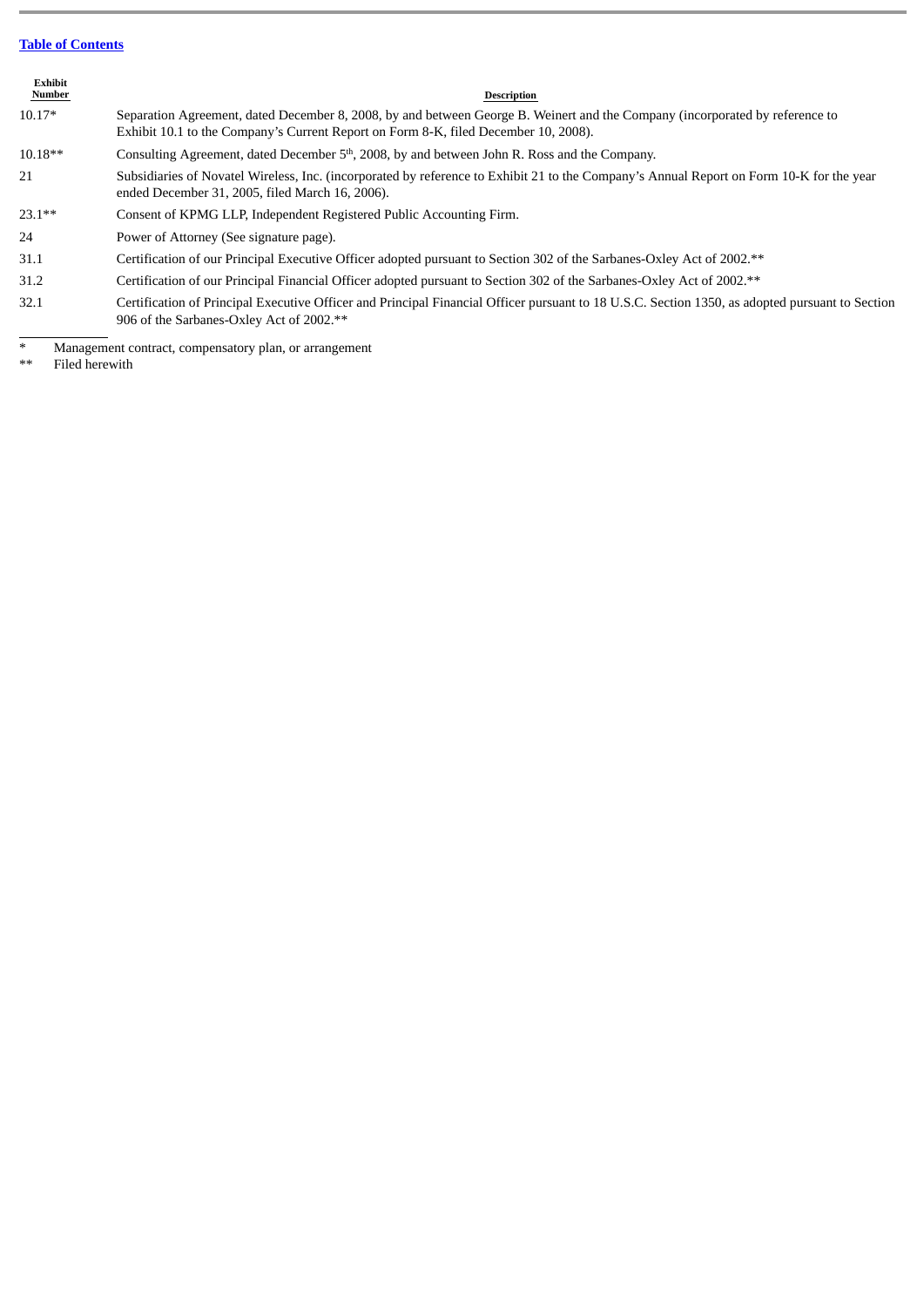[Table of Contents](#)

| Exhibit Number | Description |
| --- | --- |
| 10.17* | Separation Agreement, dated December 8, 2008, by and between George B. Weinert and the Company (incorporated by reference to Exhibit 10.1 to the Company's Current Report on Form 8-K, filed December 10, 2008). |
| 10.18** | Consulting Agreement, dated December 5th, 2008, by and between John R. Ross and the Company. |
| 21 | Subsidiaries of Novatel Wireless, Inc. (incorporated by reference to Exhibit 21 to the Company's Annual Report on Form 10-K for the year ended December 31, 2005, filed March 16, 2006). |
| 23.1** | Consent of KPMG LLP, Independent Registered Public Accounting Firm. |
| 24 | Power of Attorney (See signature page). |
| 31.1 | Certification of our Principal Executive Officer adopted pursuant to Section 302 of the Sarbanes-Oxley Act of 2002.** |
| 31.2 | Certification of our Principal Financial Officer adopted pursuant to Section 302 of the Sarbanes-Oxley Act of 2002.** |
| 32.1 | Certification of Principal Executive Officer and Principal Financial Officer pursuant to 18 U.S.C. Section 1350, as adopted pursuant to Section 906 of the Sarbanes-Oxley Act of 2002.** |

\* Management contract, compensatory plan, or arrangement

** Filed herewith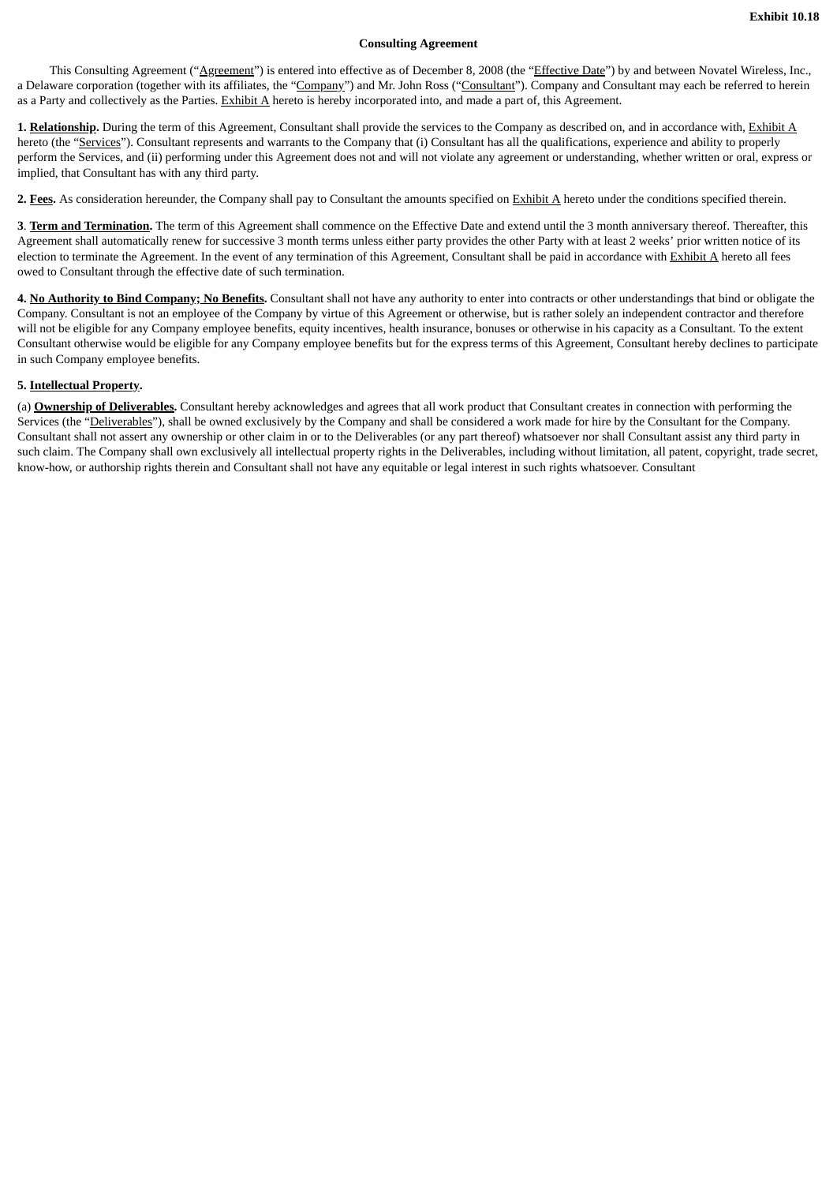**Exhibit 10.18**

**Consulting Agreement**

This Consulting Agreement ("Agreement") is entered into effective as of December 8, 2008 (the "Effective Date") by and between Novatel Wireless, Inc., a Delaware corporation (together with its affiliates, the "Company") and Mr. John Ross ("Consultant"). Company and Consultant may each be referred to herein as a Party and collectively as the Parties. Exhibit A hereto is hereby incorporated into, and made a part of, this Agreement.

**1. Relationship.** During the term of this Agreement, Consultant shall provide the services to the Company as described on, and in accordance with, Exhibit A hereto (the "Services"). Consultant represents and warrants to the Company that (i) Consultant has all the qualifications, experience and ability to properly perform the Services, and (ii) performing under this Agreement does not and will not violate any agreement or understanding, whether written or oral, express or implied, that Consultant has with any third party.

**2. Fees.** As consideration hereunder, the Company shall pay to Consultant the amounts specified on Exhibit A hereto under the conditions specified therein.

**3**. **Term and Termination.** The term of this Agreement shall commence on the Effective Date and extend until the 3 month anniversary thereof. Thereafter, this Agreement shall automatically renew for successive 3 month terms unless either party provides the other Party with at least 2 weeks' prior written notice of its election to terminate the Agreement. In the event of any termination of this Agreement, Consultant shall be paid in accordance with Exhibit A hereto all fees owed to Consultant through the effective date of such termination.

**4. No Authority to Bind Company; No Benefits.** Consultant shall not have any authority to enter into contracts or other understandings that bind or obligate the Company. Consultant is not an employee of the Company by virtue of this Agreement or otherwise, but is rather solely an independent contractor and therefore will not be eligible for any Company employee benefits, equity incentives, health insurance, bonuses or otherwise in his capacity as a Consultant. To the extent Consultant otherwise would be eligible for any Company employee benefits but for the express terms of this Agreement, Consultant hereby declines to participate in such Company employee benefits.

**5. Intellectual Property.**

(a) **Ownership of Deliverables.** Consultant hereby acknowledges and agrees that all work product that Consultant creates in connection with performing the Services (the "Deliverables"), shall be owned exclusively by the Company and shall be considered a work made for hire by the Consultant for the Company. Consultant shall not assert any ownership or other claim in or to the Deliverables (or any part thereof) whatsoever nor shall Consultant assist any third party in such claim. The Company shall own exclusively all intellectual property rights in the Deliverables, including without limitation, all patent, copyright, trade secret, know-how, or authorship rights therein and Consultant shall not have any equitable or legal interest in such rights whatsoever. Consultant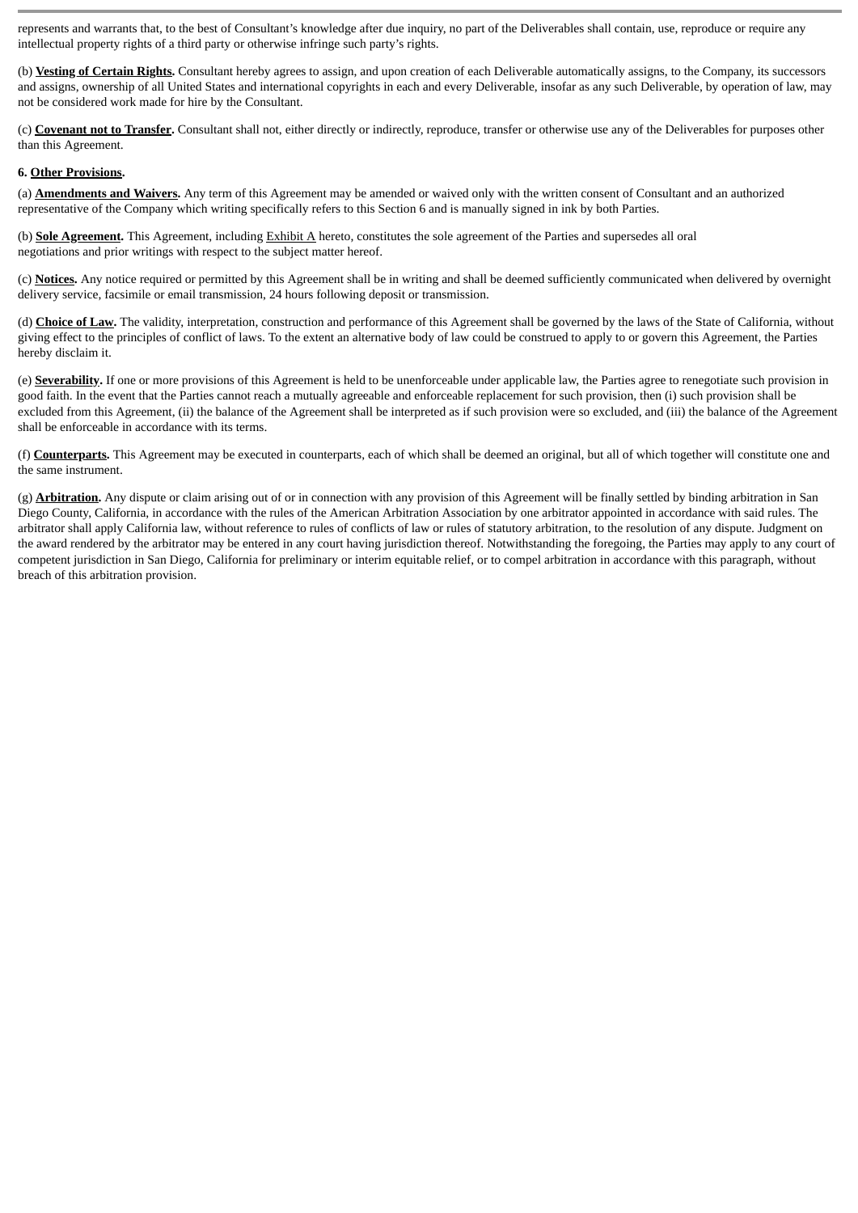represents and warrants that, to the best of Consultant's knowledge after due inquiry, no part of the Deliverables shall contain, use, reproduce or require any intellectual property rights of a third party or otherwise infringe such party's rights.

(b) **Vesting of Certain Rights.** Consultant hereby agrees to assign, and upon creation of each Deliverable automatically assigns, to the Company, its successors and assigns, ownership of all United States and international copyrights in each and every Deliverable, insofar as any such Deliverable, by operation of law, may not be considered work made for hire by the Consultant.

(c) **Covenant not to Transfer.** Consultant shall not, either directly or indirectly, reproduce, transfer or otherwise use any of the Deliverables for purposes other than this Agreement.

**6. Other Provisions.**

(a) **Amendments and Waivers.** Any term of this Agreement may be amended or waived only with the written consent of Consultant and an authorized representative of the Company which writing specifically refers to this Section 6 and is manually signed in ink by both Parties.

(b) **Sole Agreement.** This Agreement, including Exhibit A hereto, constitutes the sole agreement of the Parties and supersedes all oral negotiations and prior writings with respect to the subject matter hereof.

(c) **Notices.** Any notice required or permitted by this Agreement shall be in writing and shall be deemed sufficiently communicated when delivered by overnight delivery service, facsimile or email transmission, 24 hours following deposit or transmission.

(d) **Choice of Law.** The validity, interpretation, construction and performance of this Agreement shall be governed by the laws of the State of California, without giving effect to the principles of conflict of laws. To the extent an alternative body of law could be construed to apply to or govern this Agreement, the Parties hereby disclaim it.

(e) **Severability.** If one or more provisions of this Agreement is held to be unenforceable under applicable law, the Parties agree to renegotiate such provision in good faith. In the event that the Parties cannot reach a mutually agreeable and enforceable replacement for such provision, then (i) such provision shall be excluded from this Agreement, (ii) the balance of the Agreement shall be interpreted as if such provision were so excluded, and (iii) the balance of the Agreement shall be enforceable in accordance with its terms.

(f) **Counterparts.** This Agreement may be executed in counterparts, each of which shall be deemed an original, but all of which together will constitute one and the same instrument.

(g) **Arbitration.** Any dispute or claim arising out of or in connection with any provision of this Agreement will be finally settled by binding arbitration in San Diego County, California, in accordance with the rules of the American Arbitration Association by one arbitrator appointed in accordance with said rules. The arbitrator shall apply California law, without reference to rules of conflicts of law or rules of statutory arbitration, to the resolution of any dispute. Judgment on the award rendered by the arbitrator may be entered in any court having jurisdiction thereof. Notwithstanding the foregoing, the Parties may apply to any court of competent jurisdiction in San Diego, California for preliminary or interim equitable relief, or to compel arbitration in accordance with this paragraph, without breach of this arbitration provision.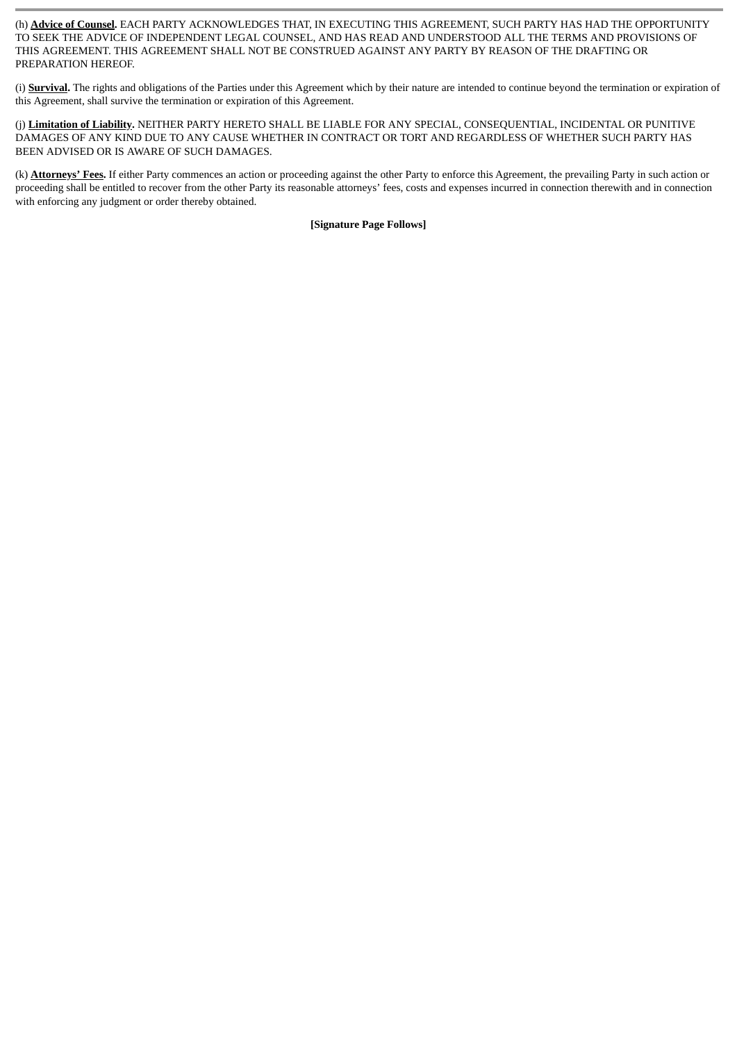(h) **Advice of Counsel.** EACH PARTY ACKNOWLEDGES THAT, IN EXECUTING THIS AGREEMENT, SUCH PARTY HAS HAD THE OPPORTUNITY TO SEEK THE ADVICE OF INDEPENDENT LEGAL COUNSEL, AND HAS READ AND UNDERSTOOD ALL THE TERMS AND PROVISIONS OF THIS AGREEMENT. THIS AGREEMENT SHALL NOT BE CONSTRUED AGAINST ANY PARTY BY REASON OF THE DRAFTING OR PREPARATION HEREOF.

(i) **Survival.** The rights and obligations of the Parties under this Agreement which by their nature are intended to continue beyond the termination or expiration of this Agreement, shall survive the termination or expiration of this Agreement.

(j) **Limitation of Liability.** NEITHER PARTY HERETO SHALL BE LIABLE FOR ANY SPECIAL, CONSEQUENTIAL, INCIDENTAL OR PUNITIVE DAMAGES OF ANY KIND DUE TO ANY CAUSE WHETHER IN CONTRACT OR TORT AND REGARDLESS OF WHETHER SUCH PARTY HAS BEEN ADVISED OR IS AWARE OF SUCH DAMAGES.

(k) **Attorneys' Fees.** If either Party commences an action or proceeding against the other Party to enforce this Agreement, the prevailing Party in such action or proceeding shall be entitled to recover from the other Party its reasonable attorneys' fees, costs and expenses incurred in connection therewith and in connection with enforcing any judgment or order thereby obtained.

**[Signature Page Follows]**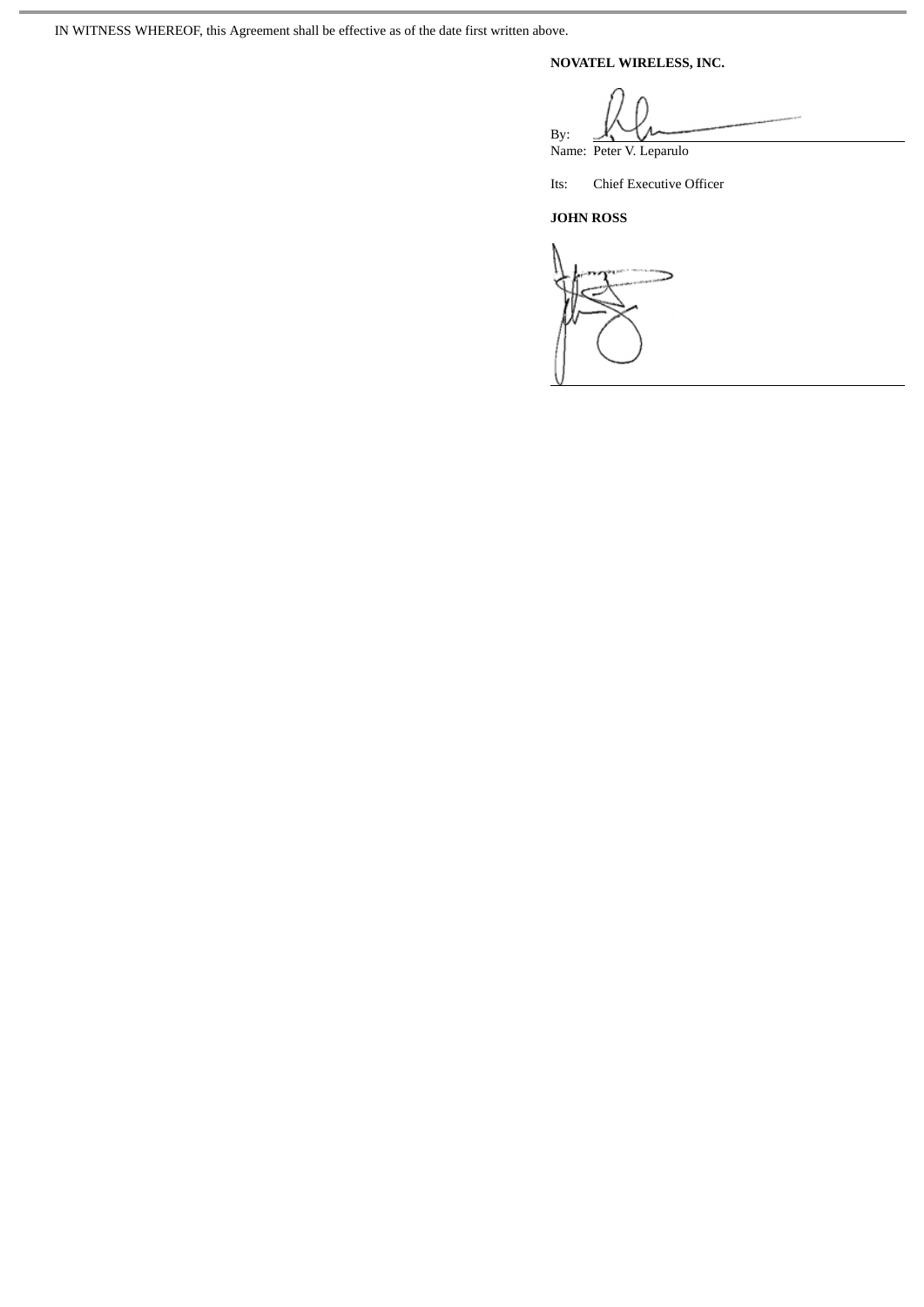IN WITNESS WHEREOF, this Agreement shall be effective as of the date first written above.

**NOVATEL WIRELESS, INC.**

By: ______________________________

Name: Peter V. Leparulo

Its: Chief Executive Officer

**JOHN ROSS**

______________________________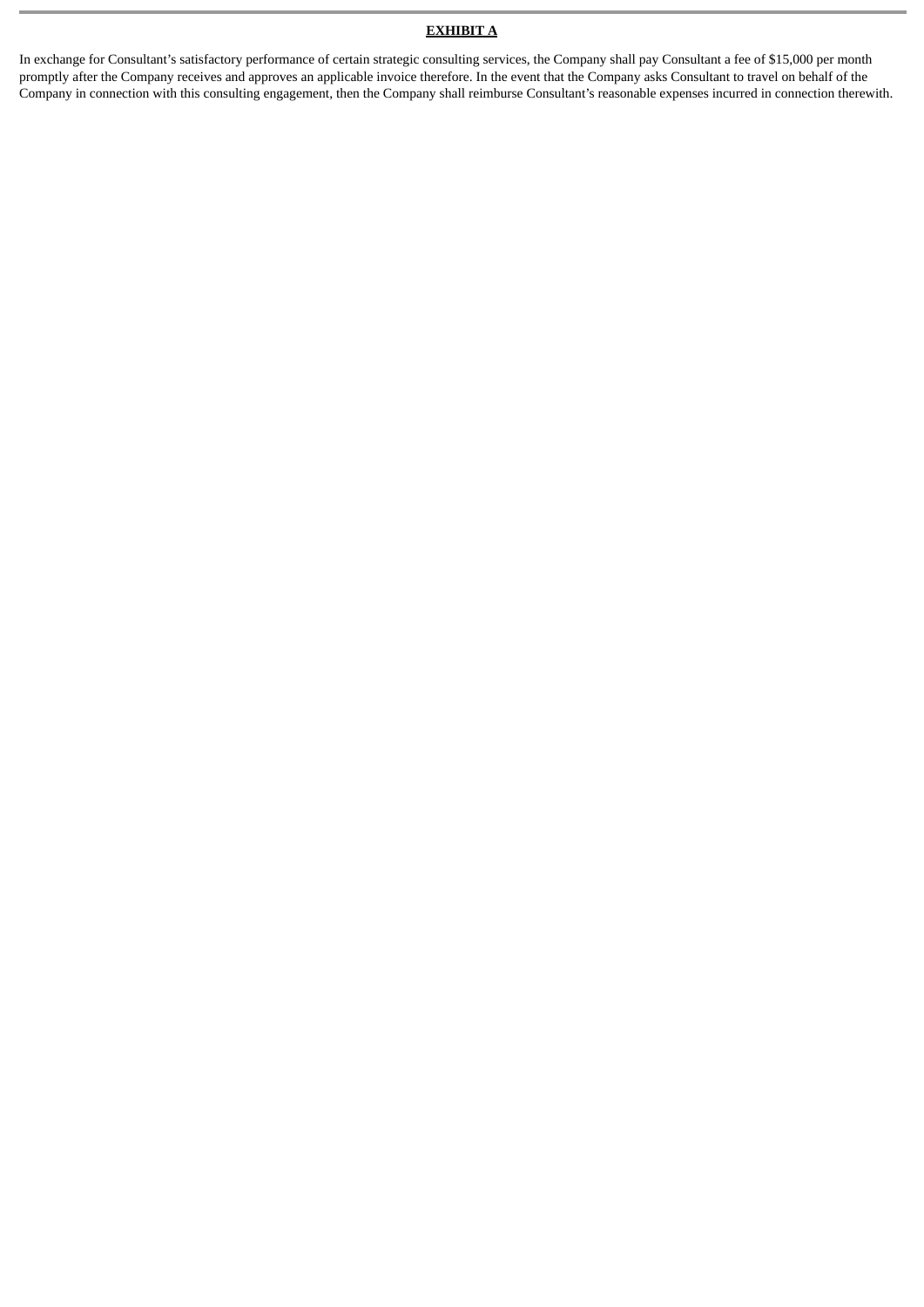**EXHIBIT A**

In exchange for Consultant's satisfactory performance of certain strategic consulting services, the Company shall pay Consultant a fee of $15,000 per month promptly after the Company receives and approves an applicable invoice therefore. In the event that the Company asks Consultant to travel on behalf of the Company in connection with this consulting engagement, then the Company shall reimburse Consultant's reasonable expenses incurred in connection therewith.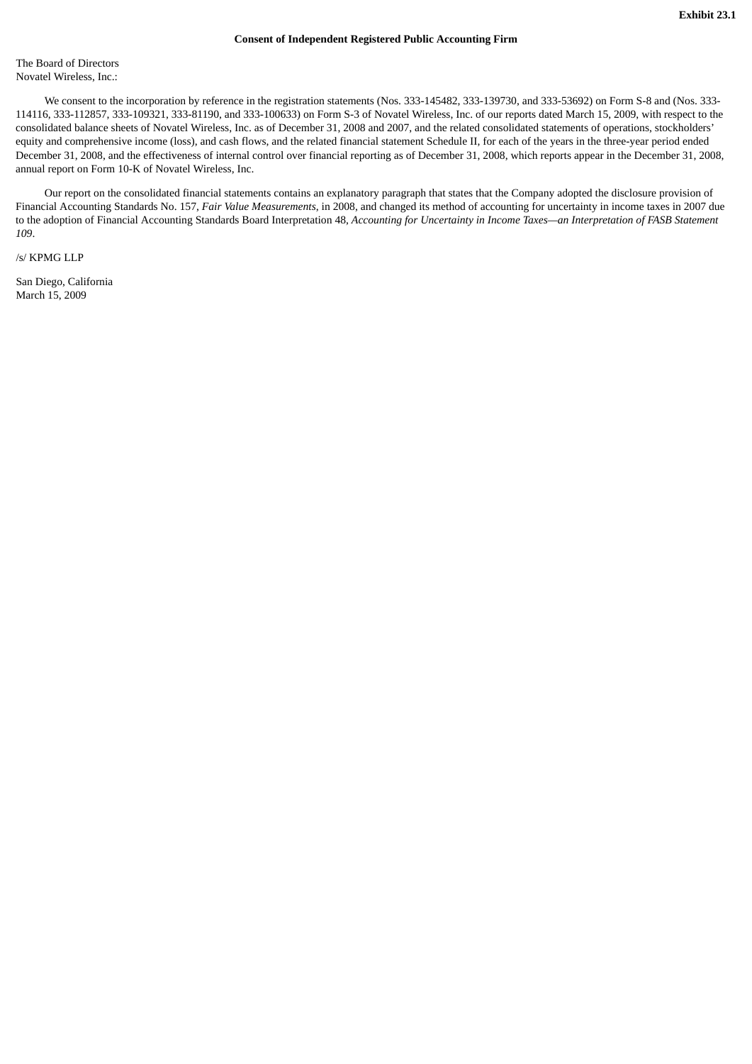**Exhibit 23.1**

**Consent of Independent Registered Public Accounting Firm**

The Board of Directors
Novatel Wireless, Inc.:

We consent to the incorporation by reference in the registration statements (Nos. 333-145482, 333-139730, and 333-53692) on Form S-8 and (Nos. 333-114116, 333-112857, 333-109321, 333-81190, and 333-100633) on Form S-3 of Novatel Wireless, Inc. of our reports dated March 15, 2009, with respect to the consolidated balance sheets of Novatel Wireless, Inc. as of December 31, 2008 and 2007, and the related consolidated statements of operations, stockholders' equity and comprehensive income (loss), and cash flows, and the related financial statement Schedule II, for each of the years in the three-year period ended December 31, 2008, and the effectiveness of internal control over financial reporting as of December 31, 2008, which reports appear in the December 31, 2008, annual report on Form 10-K of Novatel Wireless, Inc.

Our report on the consolidated financial statements contains an explanatory paragraph that states that the Company adopted the disclosure provision of Financial Accounting Standards No. 157, *Fair Value Measurements*, in 2008, and changed its method of accounting for uncertainty in income taxes in 2007 due to the adoption of Financial Accounting Standards Board Interpretation 48, *Accounting for Uncertainty in Income Taxes—an Interpretation of FASB Statement 109*.

/s/ KPMG LLP

San Diego, California
March 15, 2009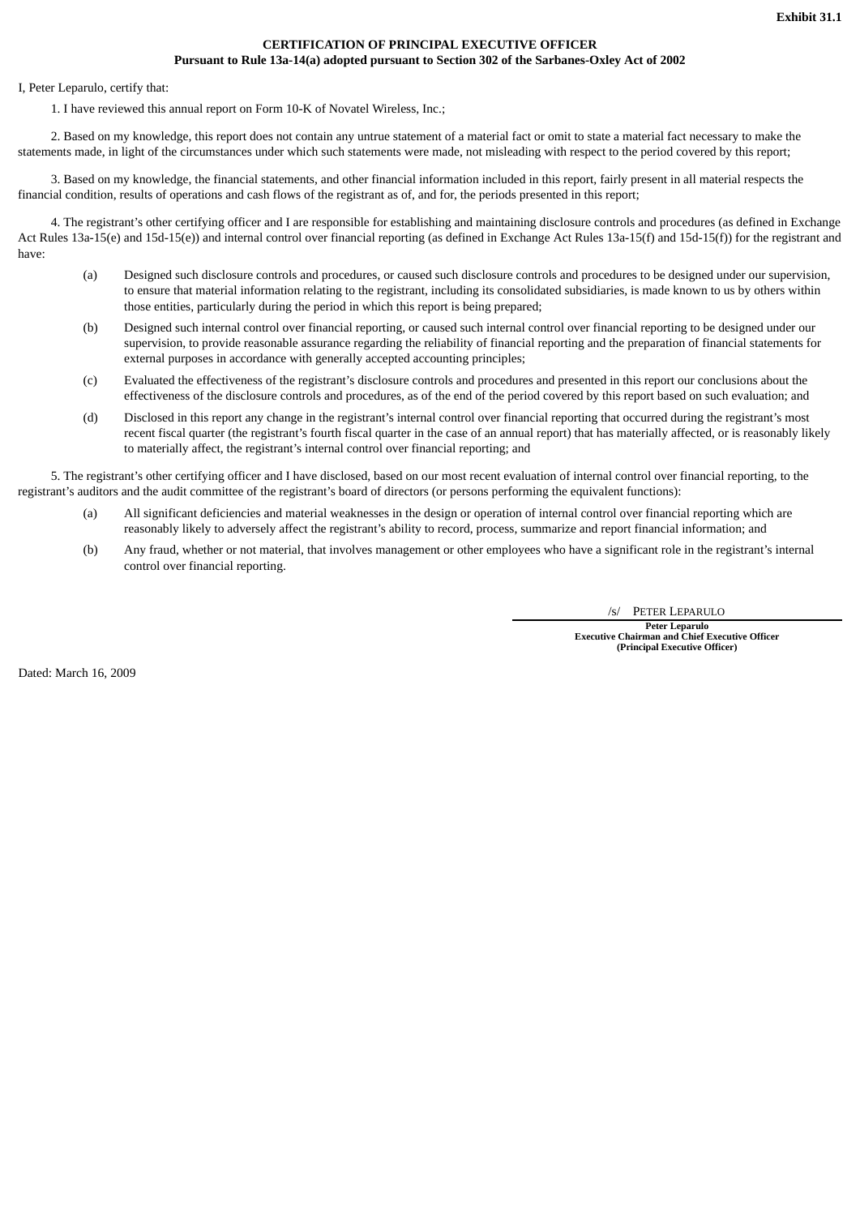**Exhibit 31.1**

**CERTIFICATION OF PRINCIPAL EXECUTIVE OFFICER**
**Pursuant to Rule 13a-14(a) adopted pursuant to Section 302 of the Sarbanes-Oxley Act of 2002**

I, Peter Leparulo, certify that:

1. I have reviewed this annual report on Form 10-K of Novatel Wireless, Inc.;

2. Based on my knowledge, this report does not contain any untrue statement of a material fact or omit to state a material fact necessary to make the statements made, in light of the circumstances under which such statements were made, not misleading with respect to the period covered by this report;

3. Based on my knowledge, the financial statements, and other financial information included in this report, fairly present in all material respects the financial condition, results of operations and cash flows of the registrant as of, and for, the periods presented in this report;

4. The registrant's other certifying officer and I are responsible for establishing and maintaining disclosure controls and procedures (as defined in Exchange Act Rules 13a-15(e) and 15d-15(e)) and internal control over financial reporting (as defined in Exchange Act Rules 13a-15(f) and 15d-15(f)) for the registrant and have:

(a) Designed such disclosure controls and procedures, or caused such disclosure controls and procedures to be designed under our supervision, to ensure that material information relating to the registrant, including its consolidated subsidiaries, is made known to us by others within those entities, particularly during the period in which this report is being prepared;

(b) Designed such internal control over financial reporting, or caused such internal control over financial reporting to be designed under our supervision, to provide reasonable assurance regarding the reliability of financial reporting and the preparation of financial statements for external purposes in accordance with generally accepted accounting principles;

(c) Evaluated the effectiveness of the registrant's disclosure controls and procedures and presented in this report our conclusions about the effectiveness of the disclosure controls and procedures, as of the end of the period covered by this report based on such evaluation; and

(d) Disclosed in this report any change in the registrant's internal control over financial reporting that occurred during the registrant's most recent fiscal quarter (the registrant's fourth fiscal quarter in the case of an annual report) that has materially affected, or is reasonably likely to materially affect, the registrant's internal control over financial reporting; and

5. The registrant's other certifying officer and I have disclosed, based on our most recent evaluation of internal control over financial reporting, to the registrant's auditors and the audit committee of the registrant's board of directors (or persons performing the equivalent functions):

(a) All significant deficiencies and material weaknesses in the design or operation of internal control over financial reporting which are reasonably likely to adversely affect the registrant's ability to record, process, summarize and report financial information; and

(b) Any fraud, whether or not material, that involves management or other employees who have a significant role in the registrant's internal control over financial reporting.

/s/ PETER LEPARULO

**Peter Leparulo**
**Executive Chairman and Chief Executive Officer**
**(Principal Executive Officer)**

Dated: March 16, 2009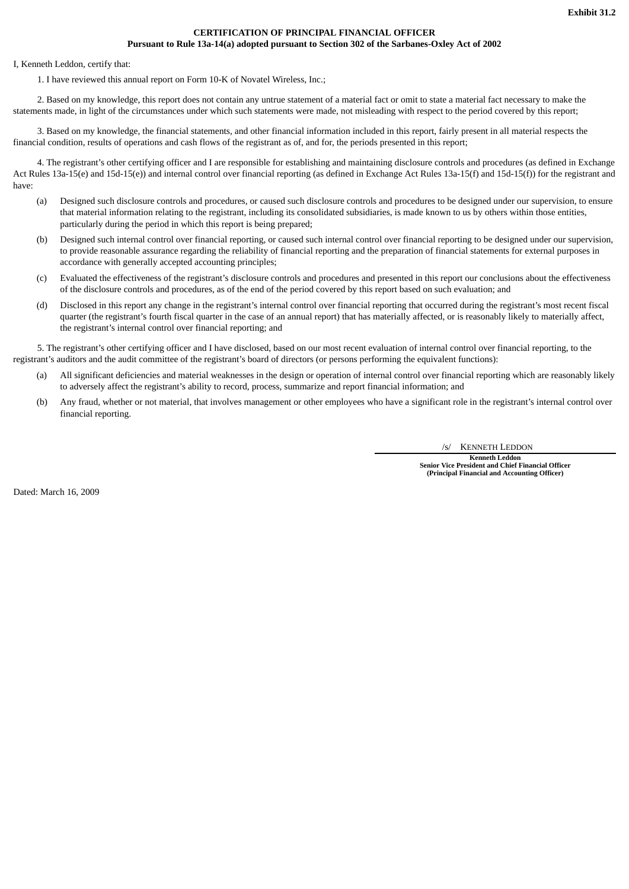**Exhibit 31.2**

**CERTIFICATION OF PRINCIPAL FINANCIAL OFFICER**
**Pursuant to Rule 13a-14(a) adopted pursuant to Section 302 of the Sarbanes-Oxley Act of 2002**

I, Kenneth Leddon, certify that:

1. I have reviewed this annual report on Form 10-K of Novatel Wireless, Inc.;

2. Based on my knowledge, this report does not contain any untrue statement of a material fact or omit to state a material fact necessary to make the statements made, in light of the circumstances under which such statements were made, not misleading with respect to the period covered by this report;

3. Based on my knowledge, the financial statements, and other financial information included in this report, fairly present in all material respects the financial condition, results of operations and cash flows of the registrant as of, and for, the periods presented in this report;

4. The registrant's other certifying officer and I are responsible for establishing and maintaining disclosure controls and procedures (as defined in Exchange Act Rules 13a-15(e) and 15d-15(e)) and internal control over financial reporting (as defined in Exchange Act Rules 13a-15(f) and 15d-15(f)) for the registrant and have:

(a) Designed such disclosure controls and procedures, or caused such disclosure controls and procedures to be designed under our supervision, to ensure that material information relating to the registrant, including its consolidated subsidiaries, is made known to us by others within those entities, particularly during the period in which this report is being prepared;

(b) Designed such internal control over financial reporting, or caused such internal control over financial reporting to be designed under our supervision, to provide reasonable assurance regarding the reliability of financial reporting and the preparation of financial statements for external purposes in accordance with generally accepted accounting principles;

(c) Evaluated the effectiveness of the registrant's disclosure controls and procedures and presented in this report our conclusions about the effectiveness of the disclosure controls and procedures, as of the end of the period covered by this report based on such evaluation; and

(d) Disclosed in this report any change in the registrant's internal control over financial reporting that occurred during the registrant's most recent fiscal quarter (the registrant's fourth fiscal quarter in the case of an annual report) that has materially affected, or is reasonably likely to materially affect, the registrant's internal control over financial reporting; and

5. The registrant's other certifying officer and I have disclosed, based on our most recent evaluation of internal control over financial reporting, to the registrant's auditors and the audit committee of the registrant's board of directors (or persons performing the equivalent functions):

(a) All significant deficiencies and material weaknesses in the design or operation of internal control over financial reporting which are reasonably likely to adversely affect the registrant's ability to record, process, summarize and report financial information; and

(b) Any fraud, whether or not material, that involves management or other employees who have a significant role in the registrant's internal control over financial reporting.

/s/ KENNETH LEDDON

**Kenneth Leddon**
**Senior Vice President and Chief Financial Officer**
**(Principal Financial and Accounting Officer)**

Dated: March 16, 2009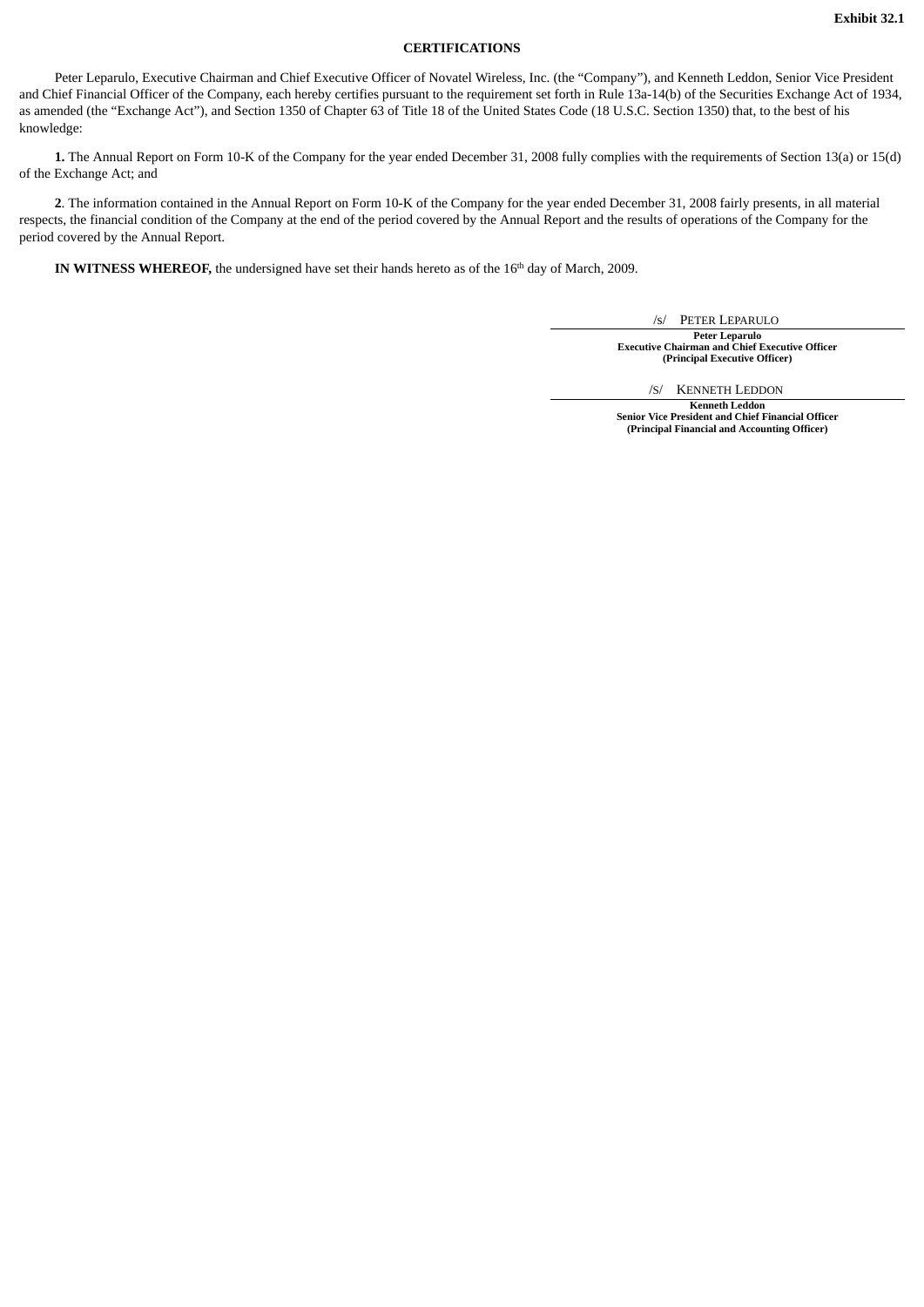**Exhibit 32.1**

**CERTIFICATIONS**

Peter Leparulo, Executive Chairman and Chief Executive Officer of Novatel Wireless, Inc. (the "Company"), and Kenneth Leddon, Senior Vice President and Chief Financial Officer of the Company, each hereby certifies pursuant to the requirement set forth in Rule 13a-14(b) of the Securities Exchange Act of 1934, as amended (the "Exchange Act"), and Section 1350 of Chapter 63 of Title 18 of the United States Code (18 U.S.C. Section 1350) that, to the best of his knowledge:

**1.** The Annual Report on Form 10-K of the Company for the year ended December 31, 2008 fully complies with the requirements of Section 13(a) or 15(d) of the Exchange Act; and

**2**. The information contained in the Annual Report on Form 10-K of the Company for the year ended December 31, 2008 fairly presents, in all material respects, the financial condition of the Company at the end of the period covered by the Annual Report and the results of operations of the Company for the period covered by the Annual Report.

**IN WITNESS WHEREOF,** the undersigned have set their hands hereto as of the 16th day of March, 2009.

/s/ PETER LEPARULO

**Peter Leparulo**
**Executive Chairman and Chief Executive Officer**
**(Principal Executive Officer)**

/S/ KENNETH LEDDON

**Kenneth Leddon**
**Senior Vice President and Chief Financial Officer**
**(Principal Financial and Accounting Officer)**